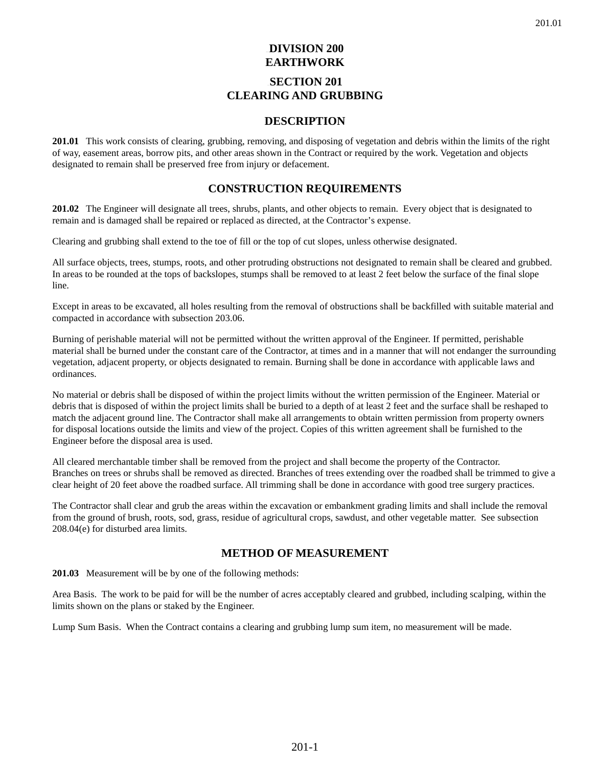# DIVISION 200
# EARTHWORK

## SECTION 201
## CLEARING AND GRUBBING

### DESCRIPTION

**201.01** This work consists of clearing, grubbing, removing, and disposing of vegetation and debris within the limits of the right of way, easement areas, borrow pits, and other areas shown in the Contract or required by the work. Vegetation and objects designated to remain shall be preserved free from injury or defacement.

### CONSTRUCTION REQUIREMENTS

**201.02** The Engineer will designate all trees, shrubs, plants, and other objects to remain. Every object that is designated to remain and is damaged shall be repaired or replaced as directed, at the Contractor's expense.

Clearing and grubbing shall extend to the toe of fill or the top of cut slopes, unless otherwise designated.

All surface objects, trees, stumps, roots, and other protruding obstructions not designated to remain shall be cleared and grubbed. In areas to be rounded at the tops of backslopes, stumps shall be removed to at least 2 feet below the surface of the final slope line.

Except in areas to be excavated, all holes resulting from the removal of obstructions shall be backfilled with suitable material and compacted in accordance with subsection 203.06.

Burning of perishable material will not be permitted without the written approval of the Engineer. If permitted, perishable material shall be burned under the constant care of the Contractor, at times and in a manner that will not endanger the surrounding vegetation, adjacent property, or objects designated to remain. Burning shall be done in accordance with applicable laws and ordinances.

No material or debris shall be disposed of within the project limits without the written permission of the Engineer. Material or debris that is disposed of within the project limits shall be buried to a depth of at least 2 feet and the surface shall be reshaped to match the adjacent ground line. The Contractor shall make all arrangements to obtain written permission from property owners for disposal locations outside the limits and view of the project. Copies of this written agreement shall be furnished to the Engineer before the disposal area is used.

All cleared merchantable timber shall be removed from the project and shall become the property of the Contractor. Branches on trees or shrubs shall be removed as directed. Branches of trees extending over the roadbed shall be trimmed to give a clear height of 20 feet above the roadbed surface. All trimming shall be done in accordance with good tree surgery practices.

The Contractor shall clear and grub the areas within the excavation or embankment grading limits and shall include the removal from the ground of brush, roots, sod, grass, residue of agricultural crops, sawdust, and other vegetable matter. See subsection 208.04(e) for disturbed area limits.

### METHOD OF MEASUREMENT

**201.03** Measurement will be by one of the following methods:

Area Basis. The work to be paid for will be the number of acres acceptably cleared and grubbed, including scalping, within the limits shown on the plans or staked by the Engineer.

Lump Sum Basis. When the Contract contains a clearing and grubbing lump sum item, no measurement will be made.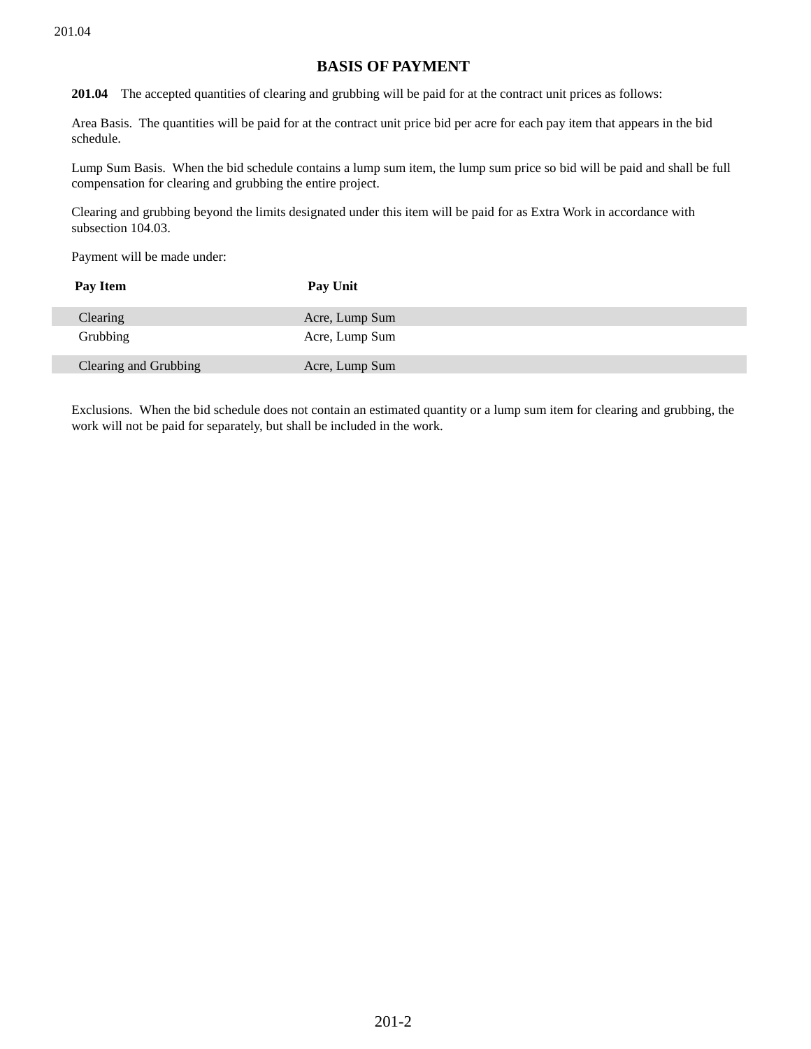## BASIS OF PAYMENT

**201.04** The accepted quantities of clearing and grubbing will be paid for at the contract unit prices as follows:

Area Basis. The quantities will be paid for at the contract unit price bid per acre for each pay item that appears in the bid schedule.

Lump Sum Basis. When the bid schedule contains a lump sum item, the lump sum price so bid will be paid and shall be full compensation for clearing and grubbing the entire project.

Clearing and grubbing beyond the limits designated under this item will be paid for as Extra Work in accordance with subsection 104.03.

Payment will be made under:

| Pay Item | Pay Unit |
|---|---|
| Clearing | Acre, Lump Sum |
| Grubbing | Acre, Lump Sum |
| Clearing and Grubbing | Acre, Lump Sum |

Exclusions. When the bid schedule does not contain an estimated quantity or a lump sum item for clearing and grubbing, the work will not be paid for separately, but shall be included in the work.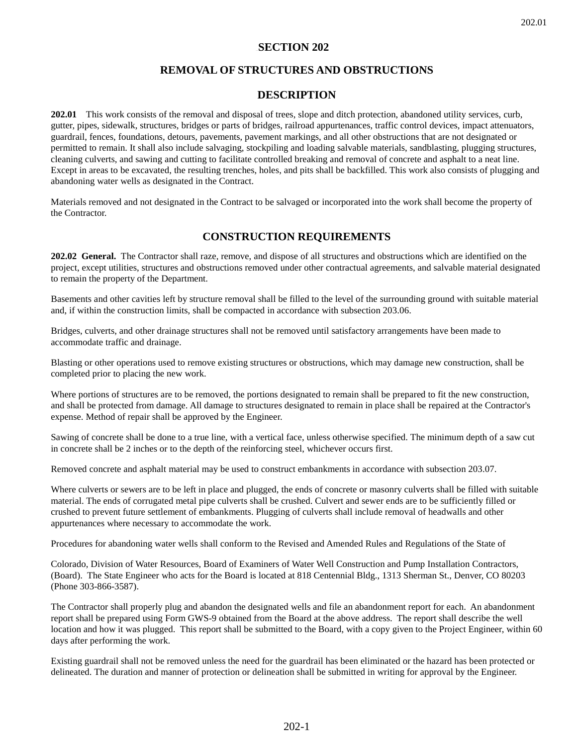# SECTION 202

## REMOVAL OF STRUCTURES AND OBSTRUCTIONS

## DESCRIPTION

**202.01** This work consists of the removal and disposal of trees, slope and ditch protection, abandoned utility services, curb, gutter, pipes, sidewalk, structures, bridges or parts of bridges, railroad appurtenances, traffic control devices, impact attenuators, guardrail, fences, foundations, detours, pavements, pavement markings, and all other obstructions that are not designated or permitted to remain. It shall also include salvaging, stockpiling and loading salvable materials, sandblasting, plugging structures, cleaning culverts, and sawing and cutting to facilitate controlled breaking and removal of concrete and asphalt to a neat line. Except in areas to be excavated, the resulting trenches, holes, and pits shall be backfilled. This work also consists of plugging and abandoning water wells as designated in the Contract.

Materials removed and not designated in the Contract to be salvaged or incorporated into the work shall become the property of the Contractor.

## CONSTRUCTION REQUIREMENTS

**202.02 General.** The Contractor shall raze, remove, and dispose of all structures and obstructions which are identified on the project, except utilities, structures and obstructions removed under other contractual agreements, and salvable material designated to remain the property of the Department.

Basements and other cavities left by structure removal shall be filled to the level of the surrounding ground with suitable material and, if within the construction limits, shall be compacted in accordance with subsection 203.06.

Bridges, culverts, and other drainage structures shall not be removed until satisfactory arrangements have been made to accommodate traffic and drainage.

Blasting or other operations used to remove existing structures or obstructions, which may damage new construction, shall be completed prior to placing the new work.

Where portions of structures are to be removed, the portions designated to remain shall be prepared to fit the new construction, and shall be protected from damage. All damage to structures designated to remain in place shall be repaired at the Contractor's expense. Method of repair shall be approved by the Engineer.

Sawing of concrete shall be done to a true line, with a vertical face, unless otherwise specified. The minimum depth of a saw cut in concrete shall be 2 inches or to the depth of the reinforcing steel, whichever occurs first.

Removed concrete and asphalt material may be used to construct embankments in accordance with subsection 203.07.

Where culverts or sewers are to be left in place and plugged, the ends of concrete or masonry culverts shall be filled with suitable material. The ends of corrugated metal pipe culverts shall be crushed. Culvert and sewer ends are to be sufficiently filled or crushed to prevent future settlement of embankments. Plugging of culverts shall include removal of headwalls and other appurtenances where necessary to accommodate the work.

Procedures for abandoning water wells shall conform to the Revised and Amended Rules and Regulations of the State of

Colorado, Division of Water Resources, Board of Examiners of Water Well Construction and Pump Installation Contractors, (Board). The State Engineer who acts for the Board is located at 818 Centennial Bldg., 1313 Sherman St., Denver, CO 80203 (Phone 303-866-3587).

The Contractor shall properly plug and abandon the designated wells and file an abandonment report for each. An abandonment report shall be prepared using Form GWS-9 obtained from the Board at the above address. The report shall describe the well location and how it was plugged. This report shall be submitted to the Board, with a copy given to the Project Engineer, within 60 days after performing the work.

Existing guardrail shall not be removed unless the need for the guardrail has been eliminated or the hazard has been protected or delineated. The duration and manner of protection or delineation shall be submitted in writing for approval by the Engineer.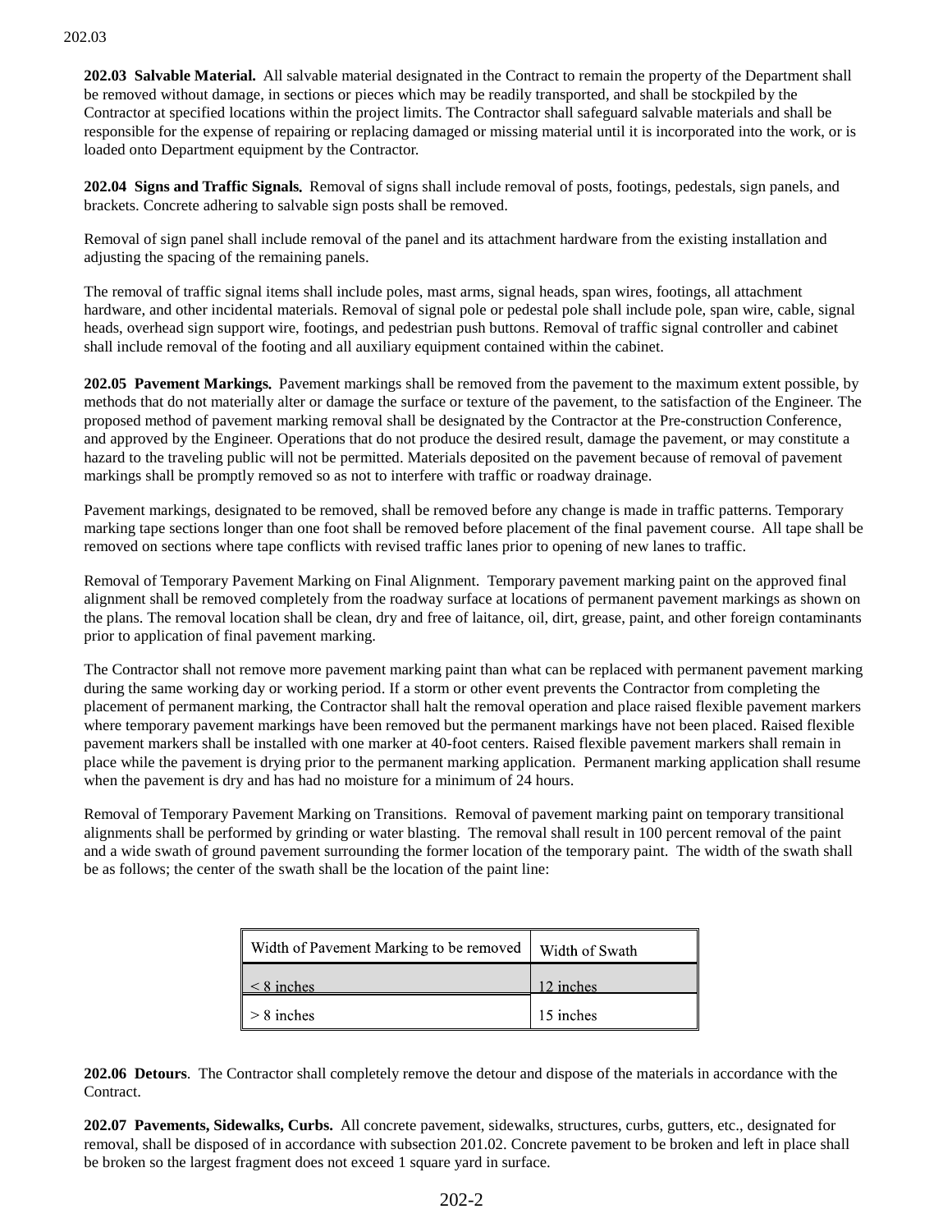**202.03 Salvable Material.** All salvable material designated in the Contract to remain the property of the Department shall be removed without damage, in sections or pieces which may be readily transported, and shall be stockpiled by the Contractor at specified locations within the project limits. The Contractor shall safeguard salvable materials and shall be responsible for the expense of repairing or replacing damaged or missing material until it is incorporated into the work, or is loaded onto Department equipment by the Contractor.

**202.04 Signs and Traffic Signals.** Removal of signs shall include removal of posts, footings, pedestals, sign panels, and brackets. Concrete adhering to salvable sign posts shall be removed.

Removal of sign panel shall include removal of the panel and its attachment hardware from the existing installation and adjusting the spacing of the remaining panels.

The removal of traffic signal items shall include poles, mast arms, signal heads, span wires, footings, all attachment hardware, and other incidental materials. Removal of signal pole or pedestal pole shall include pole, span wire, cable, signal heads, overhead sign support wire, footings, and pedestrian push buttons. Removal of traffic signal controller and cabinet shall include removal of the footing and all auxiliary equipment contained within the cabinet.

**202.05 Pavement Markings.** Pavement markings shall be removed from the pavement to the maximum extent possible, by methods that do not materially alter or damage the surface or texture of the pavement, to the satisfaction of the Engineer. The proposed method of pavement marking removal shall be designated by the Contractor at the Pre-construction Conference, and approved by the Engineer. Operations that do not produce the desired result, damage the pavement, or may constitute a hazard to the traveling public will not be permitted. Materials deposited on the pavement because of removal of pavement markings shall be promptly removed so as not to interfere with traffic or roadway drainage.

Pavement markings, designated to be removed, shall be removed before any change is made in traffic patterns. Temporary marking tape sections longer than one foot shall be removed before placement of the final pavement course. All tape shall be removed on sections where tape conflicts with revised traffic lanes prior to opening of new lanes to traffic.

Removal of Temporary Pavement Marking on Final Alignment. Temporary pavement marking paint on the approved final alignment shall be removed completely from the roadway surface at locations of permanent pavement markings as shown on the plans. The removal location shall be clean, dry and free of laitance, oil, dirt, grease, paint, and other foreign contaminants prior to application of final pavement marking.

The Contractor shall not remove more pavement marking paint than what can be replaced with permanent pavement marking during the same working day or working period. If a storm or other event prevents the Contractor from completing the placement of permanent marking, the Contractor shall halt the removal operation and place raised flexible pavement markers where temporary pavement markings have been removed but the permanent markings have not been placed. Raised flexible pavement markers shall be installed with one marker at 40-foot centers. Raised flexible pavement markers shall remain in place while the pavement is drying prior to the permanent marking application. Permanent marking application shall resume when the pavement is dry and has had no moisture for a minimum of 24 hours.

Removal of Temporary Pavement Marking on Transitions. Removal of pavement marking paint on temporary transitional alignments shall be performed by grinding or water blasting. The removal shall result in 100 percent removal of the paint and a wide swath of ground pavement surrounding the former location of the temporary paint. The width of the swath shall be as follows; the center of the swath shall be the location of the paint line:

| Width of Pavement Marking to be removed | Width of Swath |
|---|---|
| < 8 inches | 12 inches |
| > 8 inches | 15 inches |

**202.06 Detours**. The Contractor shall completely remove the detour and dispose of the materials in accordance with the Contract.

**202.07 Pavements, Sidewalks, Curbs.** All concrete pavement, sidewalks, structures, curbs, gutters, etc., designated for removal, shall be disposed of in accordance with subsection 201.02. Concrete pavement to be broken and left in place shall be broken so the largest fragment does not exceed 1 square yard in surface.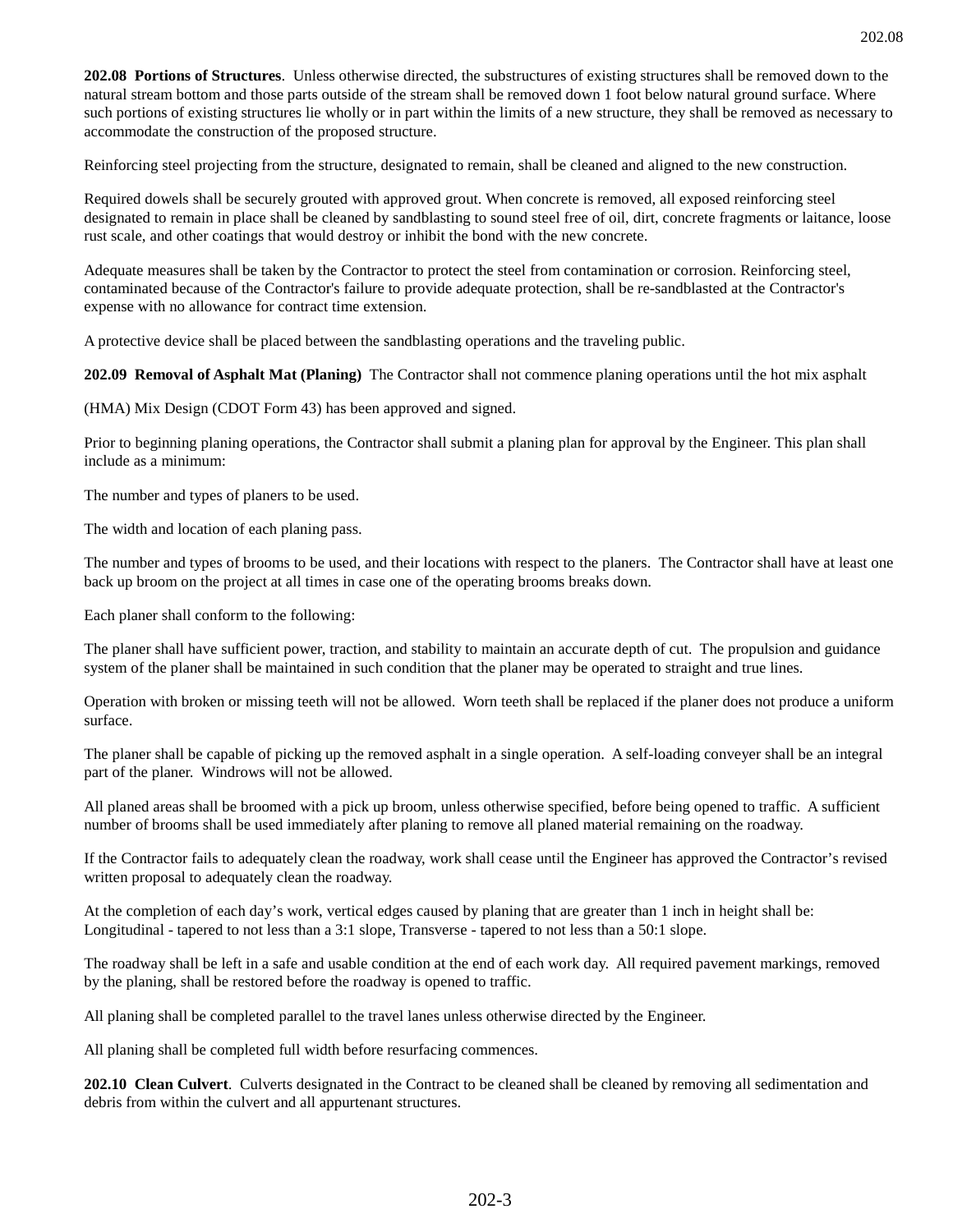**202.08 Portions of Structures**. Unless otherwise directed, the substructures of existing structures shall be removed down to the natural stream bottom and those parts outside of the stream shall be removed down 1 foot below natural ground surface. Where such portions of existing structures lie wholly or in part within the limits of a new structure, they shall be removed as necessary to accommodate the construction of the proposed structure.

Reinforcing steel projecting from the structure, designated to remain, shall be cleaned and aligned to the new construction.

Required dowels shall be securely grouted with approved grout. When concrete is removed, all exposed reinforcing steel designated to remain in place shall be cleaned by sandblasting to sound steel free of oil, dirt, concrete fragments or laitance, loose rust scale, and other coatings that would destroy or inhibit the bond with the new concrete.

Adequate measures shall be taken by the Contractor to protect the steel from contamination or corrosion. Reinforcing steel, contaminated because of the Contractor's failure to provide adequate protection, shall be re-sandblasted at the Contractor's expense with no allowance for contract time extension.

A protective device shall be placed between the sandblasting operations and the traveling public.

**202.09 Removal of Asphalt Mat (Planing)** The Contractor shall not commence planing operations until the hot mix asphalt

(HMA) Mix Design (CDOT Form 43) has been approved and signed.

Prior to beginning planing operations, the Contractor shall submit a planing plan for approval by the Engineer. This plan shall include as a minimum:

The number and types of planers to be used.

The width and location of each planing pass.

The number and types of brooms to be used, and their locations with respect to the planers. The Contractor shall have at least one back up broom on the project at all times in case one of the operating brooms breaks down.

Each planer shall conform to the following:

The planer shall have sufficient power, traction, and stability to maintain an accurate depth of cut. The propulsion and guidance system of the planer shall be maintained in such condition that the planer may be operated to straight and true lines.

Operation with broken or missing teeth will not be allowed. Worn teeth shall be replaced if the planer does not produce a uniform surface.

The planer shall be capable of picking up the removed asphalt in a single operation. A self-loading conveyer shall be an integral part of the planer. Windrows will not be allowed.

All planed areas shall be broomed with a pick up broom, unless otherwise specified, before being opened to traffic. A sufficient number of brooms shall be used immediately after planing to remove all planed material remaining on the roadway.

If the Contractor fails to adequately clean the roadway, work shall cease until the Engineer has approved the Contractor's revised written proposal to adequately clean the roadway.

At the completion of each day's work, vertical edges caused by planing that are greater than 1 inch in height shall be: Longitudinal - tapered to not less than a 3:1 slope, Transverse - tapered to not less than a 50:1 slope.

The roadway shall be left in a safe and usable condition at the end of each work day. All required pavement markings, removed by the planing, shall be restored before the roadway is opened to traffic.

All planing shall be completed parallel to the travel lanes unless otherwise directed by the Engineer.

All planing shall be completed full width before resurfacing commences.

**202.10 Clean Culvert**. Culverts designated in the Contract to be cleaned shall be cleaned by removing all sedimentation and debris from within the culvert and all appurtenant structures.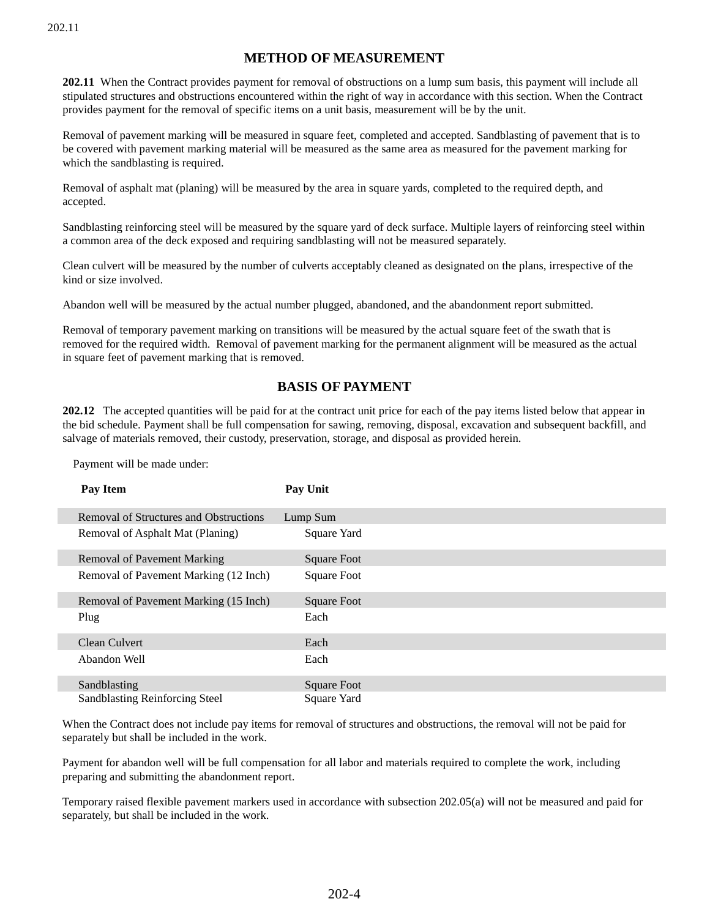## METHOD OF MEASUREMENT

**202.11** When the Contract provides payment for removal of obstructions on a lump sum basis, this payment will include all stipulated structures and obstructions encountered within the right of way in accordance with this section. When the Contract provides payment for the removal of specific items on a unit basis, measurement will be by the unit.

Removal of pavement marking will be measured in square feet, completed and accepted. Sandblasting of pavement that is to be covered with pavement marking material will be measured as the same area as measured for the pavement marking for which the sandblasting is required.

Removal of asphalt mat (planing) will be measured by the area in square yards, completed to the required depth, and accepted.

Sandblasting reinforcing steel will be measured by the square yard of deck surface. Multiple layers of reinforcing steel within a common area of the deck exposed and requiring sandblasting will not be measured separately.

Clean culvert will be measured by the number of culverts acceptably cleaned as designated on the plans, irrespective of the kind or size involved.

Abandon well will be measured by the actual number plugged, abandoned, and the abandonment report submitted.

Removal of temporary pavement marking on transitions will be measured by the actual square feet of the swath that is removed for the required width. Removal of pavement marking for the permanent alignment will be measured as the actual in square feet of pavement marking that is removed.

## BASIS OF PAYMENT

**202.12** The accepted quantities will be paid for at the contract unit price for each of the pay items listed below that appear in the bid schedule. Payment shall be full compensation for sawing, removing, disposal, excavation and subsequent backfill, and salvage of materials removed, their custody, preservation, storage, and disposal as provided herein.

Payment will be made under:

| Pay Item | Pay Unit |
|---|---|
| Removal of Structures and Obstructions | Lump Sum |
| Removal of Asphalt Mat (Planing) | Square Yard |
| Removal of Pavement Marking | Square Foot |
| Removal of Pavement Marking (12 Inch) | Square Foot |
| Removal of Pavement Marking (15 Inch) | Square Foot |
| Plug | Each |
| Clean Culvert | Each |
| Abandon Well | Each |
| Sandblasting | Square Foot |
| Sandblasting Reinforcing Steel | Square Yard |

When the Contract does not include pay items for removal of structures and obstructions, the removal will not be paid for separately but shall be included in the work.

Payment for abandon well will be full compensation for all labor and materials required to complete the work, including preparing and submitting the abandonment report.

Temporary raised flexible pavement markers used in accordance with subsection 202.05(a) will not be measured and paid for separately, but shall be included in the work.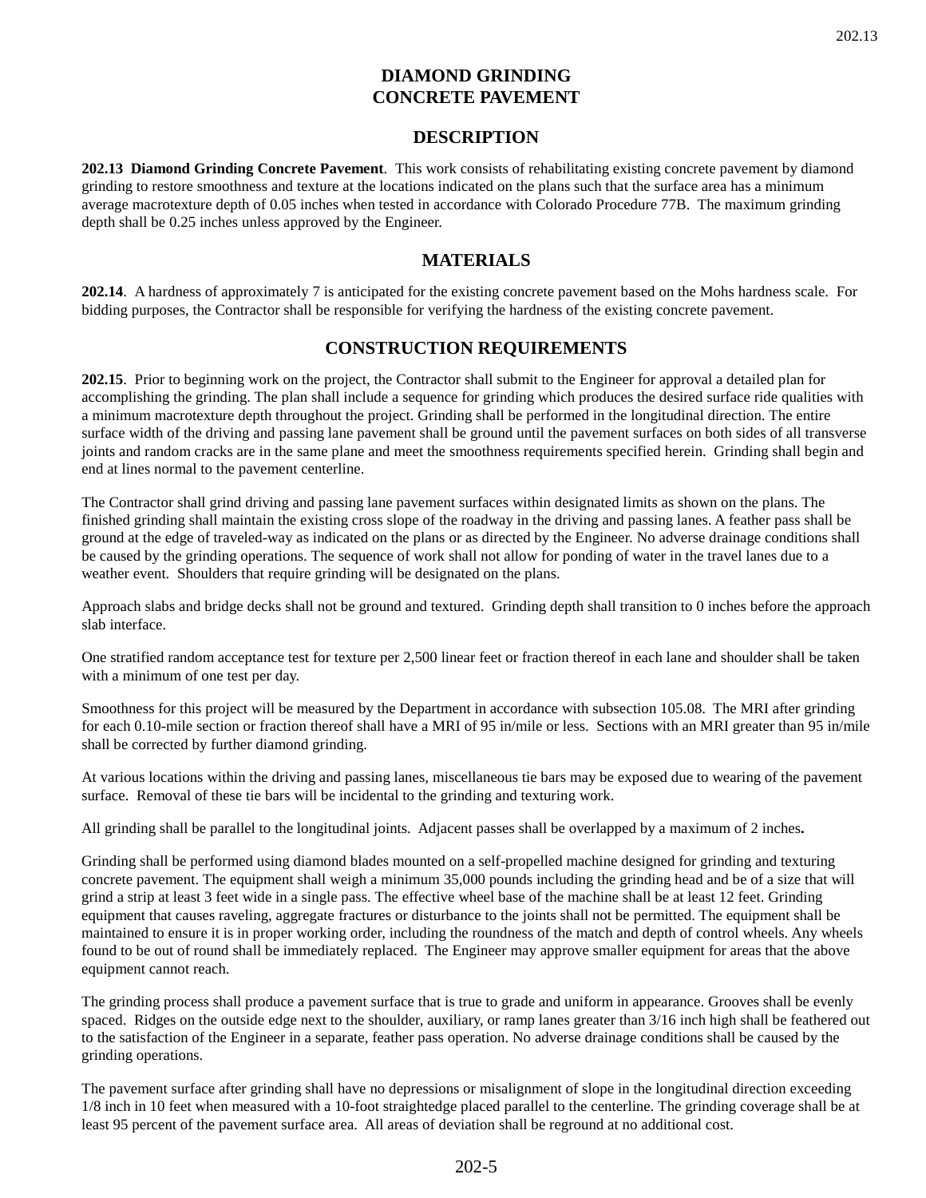# DIAMOND GRINDING CONCRETE PAVEMENT

## DESCRIPTION

**202.13 Diamond Grinding Concrete Pavement**. This work consists of rehabilitating existing concrete pavement by diamond grinding to restore smoothness and texture at the locations indicated on the plans such that the surface area has a minimum average macrotexture depth of 0.05 inches when tested in accordance with Colorado Procedure 77B. The maximum grinding depth shall be 0.25 inches unless approved by the Engineer.

## MATERIALS

**202.14**. A hardness of approximately 7 is anticipated for the existing concrete pavement based on the Mohs hardness scale. For bidding purposes, the Contractor shall be responsible for verifying the hardness of the existing concrete pavement.

## CONSTRUCTION REQUIREMENTS

**202.15**. Prior to beginning work on the project, the Contractor shall submit to the Engineer for approval a detailed plan for accomplishing the grinding. The plan shall include a sequence for grinding which produces the desired surface ride qualities with a minimum macrotexture depth throughout the project. Grinding shall be performed in the longitudinal direction. The entire surface width of the driving and passing lane pavement shall be ground until the pavement surfaces on both sides of all transverse joints and random cracks are in the same plane and meet the smoothness requirements specified herein. Grinding shall begin and end at lines normal to the pavement centerline.

The Contractor shall grind driving and passing lane pavement surfaces within designated limits as shown on the plans. The finished grinding shall maintain the existing cross slope of the roadway in the driving and passing lanes. A feather pass shall be ground at the edge of traveled-way as indicated on the plans or as directed by the Engineer. No adverse drainage conditions shall be caused by the grinding operations. The sequence of work shall not allow for ponding of water in the travel lanes due to a weather event. Shoulders that require grinding will be designated on the plans.

Approach slabs and bridge decks shall not be ground and textured. Grinding depth shall transition to 0 inches before the approach slab interface.

One stratified random acceptance test for texture per 2,500 linear feet or fraction thereof in each lane and shoulder shall be taken with a minimum of one test per day.

Smoothness for this project will be measured by the Department in accordance with subsection 105.08. The MRI after grinding for each 0.10-mile section or fraction thereof shall have a MRI of 95 in/mile or less. Sections with an MRI greater than 95 in/mile shall be corrected by further diamond grinding.

At various locations within the driving and passing lanes, miscellaneous tie bars may be exposed due to wearing of the pavement surface. Removal of these tie bars will be incidental to the grinding and texturing work.

All grinding shall be parallel to the longitudinal joints. Adjacent passes shall be overlapped by a maximum of 2 inches**.**

Grinding shall be performed using diamond blades mounted on a self-propelled machine designed for grinding and texturing concrete pavement. The equipment shall weigh a minimum 35,000 pounds including the grinding head and be of a size that will grind a strip at least 3 feet wide in a single pass. The effective wheel base of the machine shall be at least 12 feet. Grinding equipment that causes raveling, aggregate fractures or disturbance to the joints shall not be permitted. The equipment shall be maintained to ensure it is in proper working order, including the roundness of the match and depth of control wheels. Any wheels found to be out of round shall be immediately replaced. The Engineer may approve smaller equipment for areas that the above equipment cannot reach.

The grinding process shall produce a pavement surface that is true to grade and uniform in appearance. Grooves shall be evenly spaced. Ridges on the outside edge next to the shoulder, auxiliary, or ramp lanes greater than 3/16 inch high shall be feathered out to the satisfaction of the Engineer in a separate, feather pass operation. No adverse drainage conditions shall be caused by the grinding operations.

The pavement surface after grinding shall have no depressions or misalignment of slope in the longitudinal direction exceeding 1/8 inch in 10 feet when measured with a 10-foot straightedge placed parallel to the centerline. The grinding coverage shall be at least 95 percent of the pavement surface area. All areas of deviation shall be reground at no additional cost.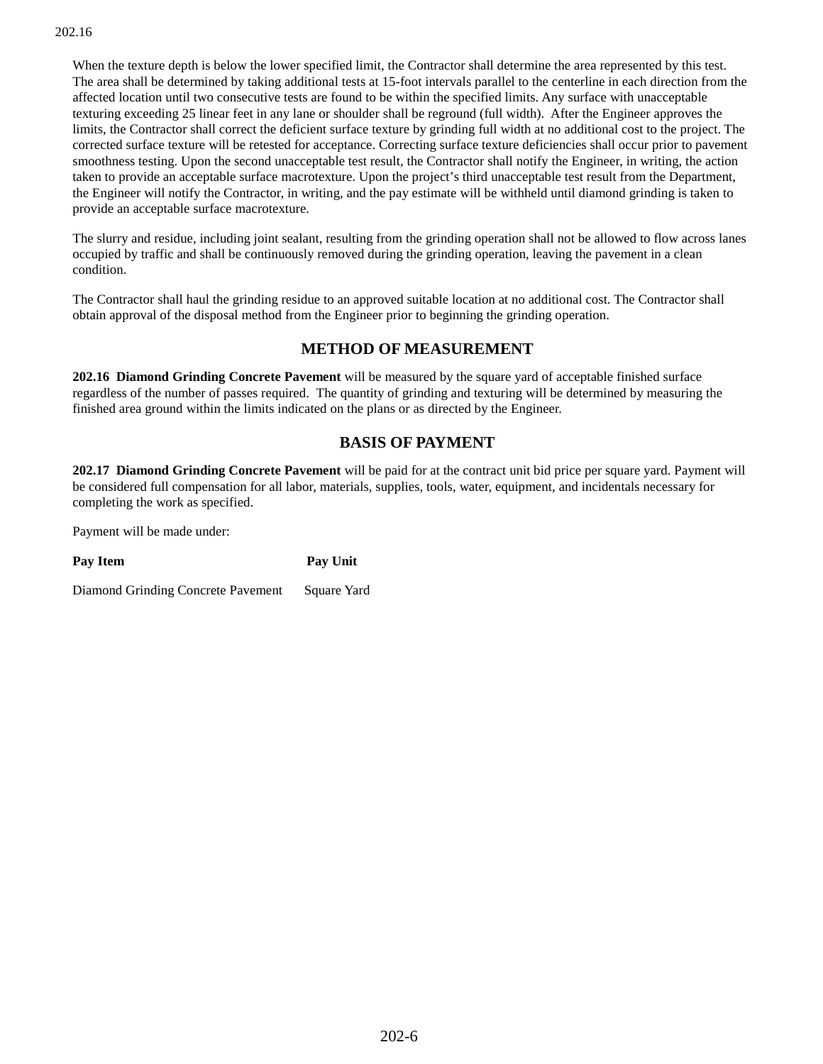When the texture depth is below the lower specified limit, the Contractor shall determine the area represented by this test. The area shall be determined by taking additional tests at 15-foot intervals parallel to the centerline in each direction from the affected location until two consecutive tests are found to be within the specified limits. Any surface with unacceptable texturing exceeding 25 linear feet in any lane or shoulder shall be reground (full width). After the Engineer approves the limits, the Contractor shall correct the deficient surface texture by grinding full width at no additional cost to the project. The corrected surface texture will be retested for acceptance. Correcting surface texture deficiencies shall occur prior to pavement smoothness testing. Upon the second unacceptable test result, the Contractor shall notify the Engineer, in writing, the action taken to provide an acceptable surface macrotexture. Upon the project's third unacceptable test result from the Department, the Engineer will notify the Contractor, in writing, and the pay estimate will be withheld until diamond grinding is taken to provide an acceptable surface macrotexture.

The slurry and residue, including joint sealant, resulting from the grinding operation shall not be allowed to flow across lanes occupied by traffic and shall be continuously removed during the grinding operation, leaving the pavement in a clean condition.

The Contractor shall haul the grinding residue to an approved suitable location at no additional cost. The Contractor shall obtain approval of the disposal method from the Engineer prior to beginning the grinding operation.

## METHOD OF MEASUREMENT

**202.16 Diamond Grinding Concrete Pavement** will be measured by the square yard of acceptable finished surface regardless of the number of passes required. The quantity of grinding and texturing will be determined by measuring the finished area ground within the limits indicated on the plans or as directed by the Engineer.

## BASIS OF PAYMENT

**202.17 Diamond Grinding Concrete Pavement** will be paid for at the contract unit bid price per square yard. Payment will be considered full compensation for all labor, materials, supplies, tools, water, equipment, and incidentals necessary for completing the work as specified.

Payment will be made under:

| Pay Item | Pay Unit |
|---|---|
| Diamond Grinding Concrete Pavement | Square Yard |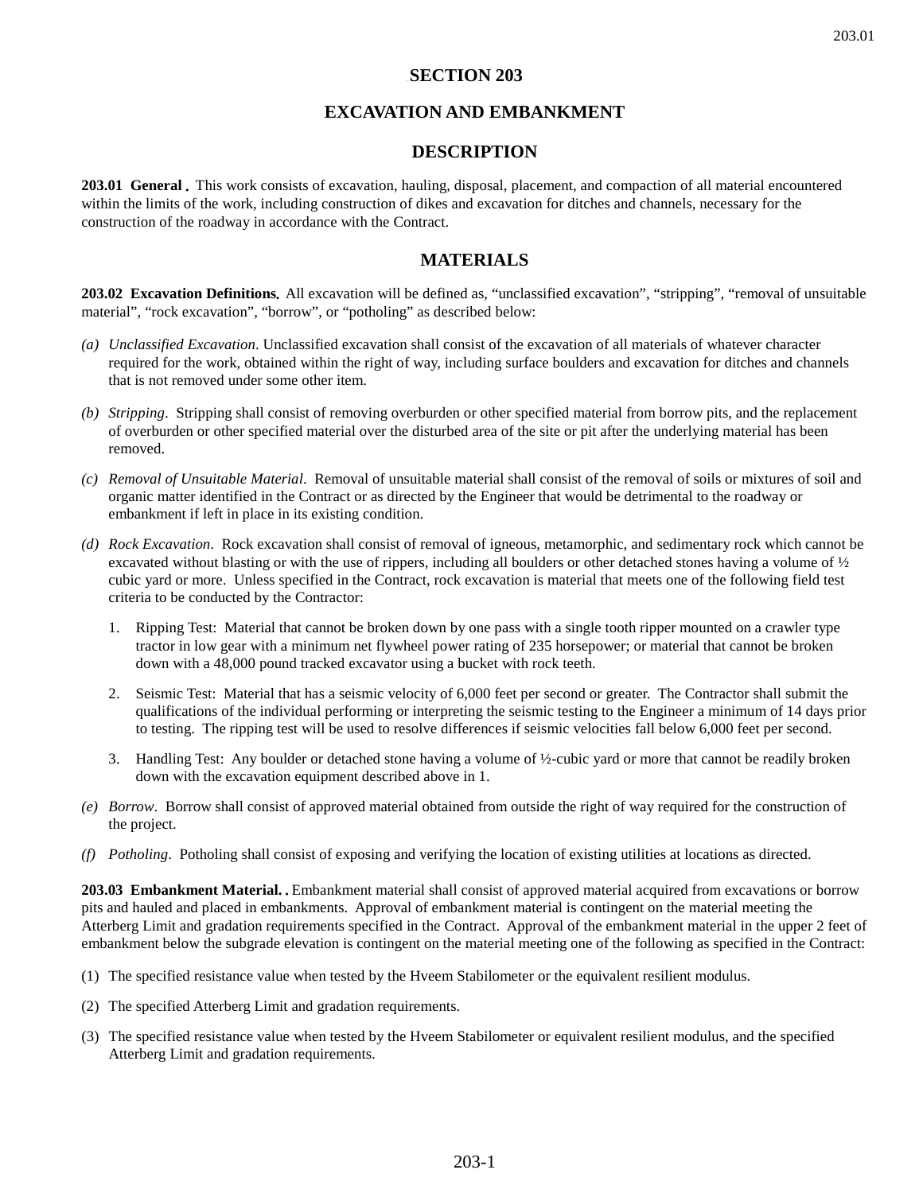# SECTION 203

# EXCAVATION AND EMBANKMENT

## DESCRIPTION

**203.01 General.** This work consists of excavation, hauling, disposal, placement, and compaction of all material encountered within the limits of the work, including construction of dikes and excavation for ditches and channels, necessary for the construction of the roadway in accordance with the Contract.

## MATERIALS

**203.02 Excavation Definitions.** All excavation will be defined as, "unclassified excavation", "stripping", "removal of unsuitable material", "rock excavation", "borrow", or "potholing" as described below:

(a) *Unclassified Excavation*. Unclassified excavation shall consist of the excavation of all materials of whatever character required for the work, obtained within the right of way, including surface boulders and excavation for ditches and channels that is not removed under some other item.

(b) *Stripping*. Stripping shall consist of removing overburden or other specified material from borrow pits, and the replacement of overburden or other specified material over the disturbed area of the site or pit after the underlying material has been removed.

(c) *Removal of Unsuitable Material*. Removal of unsuitable material shall consist of the removal of soils or mixtures of soil and organic matter identified in the Contract or as directed by the Engineer that would be detrimental to the roadway or embankment if left in place in its existing condition.

(d) *Rock Excavation*. Rock excavation shall consist of removal of igneous, metamorphic, and sedimentary rock which cannot be excavated without blasting or with the use of rippers, including all boulders or other detached stones having a volume of ½ cubic yard or more. Unless specified in the Contract, rock excavation is material that meets one of the following field test criteria to be conducted by the Contractor:

   1. Ripping Test: Material that cannot be broken down by one pass with a single tooth ripper mounted on a crawler type tractor in low gear with a minimum net flywheel power rating of 235 horsepower; or material that cannot be broken down with a 48,000 pound tracked excavator using a bucket with rock teeth.

   2. Seismic Test: Material that has a seismic velocity of 6,000 feet per second or greater. The Contractor shall submit the qualifications of the individual performing or interpreting the seismic testing to the Engineer a minimum of 14 days prior to testing. The ripping test will be used to resolve differences if seismic velocities fall below 6,000 feet per second.

   3. Handling Test: Any boulder or detached stone having a volume of ½-cubic yard or more that cannot be readily broken down with the excavation equipment described above in 1.

(e) *Borrow*. Borrow shall consist of approved material obtained from outside the right of way required for the construction of the project.

(f) *Potholing*. Potholing shall consist of exposing and verifying the location of existing utilities at locations as directed.

**203.03 Embankment Material.** Embankment material shall consist of approved material acquired from excavations or borrow pits and hauled and placed in embankments. Approval of embankment material is contingent on the material meeting the Atterberg Limit and gradation requirements specified in the Contract. Approval of the embankment material in the upper 2 feet of embankment below the subgrade elevation is contingent on the material meeting one of the following as specified in the Contract:

(1) The specified resistance value when tested by the Hveem Stabilometer or the equivalent resilient modulus.

(2) The specified Atterberg Limit and gradation requirements.

(3) The specified resistance value when tested by the Hveem Stabilometer or equivalent resilient modulus, and the specified Atterberg Limit and gradation requirements.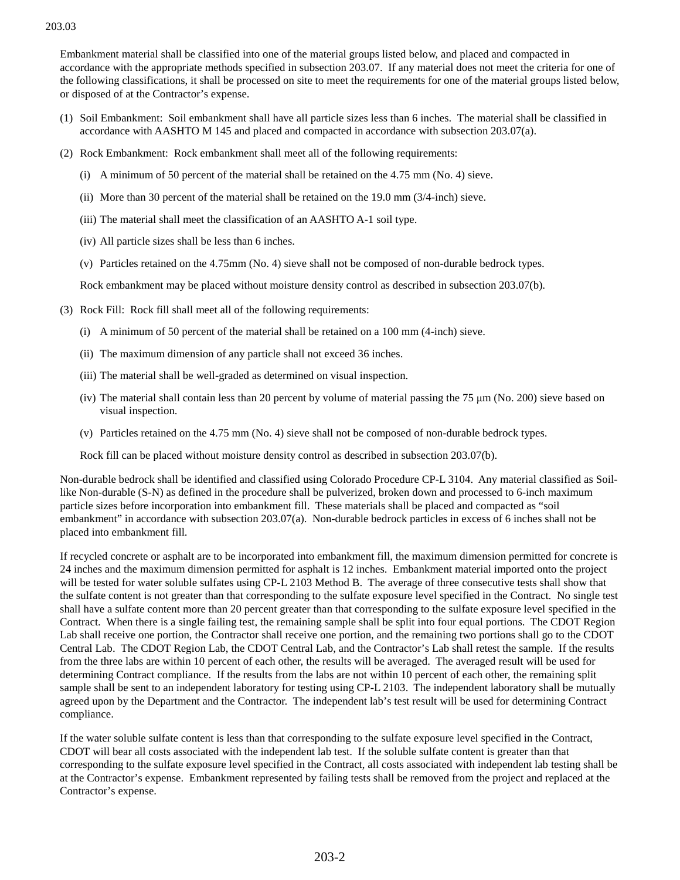Embankment material shall be classified into one of the material groups listed below, and placed and compacted in accordance with the appropriate methods specified in subsection 203.07. If any material does not meet the criteria for one of the following classifications, it shall be processed on site to meet the requirements for one of the material groups listed below, or disposed of at the Contractor's expense.

(1) Soil Embankment: Soil embankment shall have all particle sizes less than 6 inches. The material shall be classified in accordance with AASHTO M 145 and placed and compacted in accordance with subsection 203.07(a).

(2) Rock Embankment: Rock embankment shall meet all of the following requirements:

   (i) A minimum of 50 percent of the material shall be retained on the 4.75 mm (No. 4) sieve.

   (ii) More than 30 percent of the material shall be retained on the 19.0 mm (3/4-inch) sieve.

   (iii) The material shall meet the classification of an AASHTO A-1 soil type.

   (iv) All particle sizes shall be less than 6 inches.

   (v) Particles retained on the 4.75mm (No. 4) sieve shall not be composed of non-durable bedrock types.

   Rock embankment may be placed without moisture density control as described in subsection 203.07(b).

(3) Rock Fill: Rock fill shall meet all of the following requirements:

   (i) A minimum of 50 percent of the material shall be retained on a 100 mm (4-inch) sieve.

   (ii) The maximum dimension of any particle shall not exceed 36 inches.

   (iii) The material shall be well-graded as determined on visual inspection.

   (iv) The material shall contain less than 20 percent by volume of material passing the 75 µm (No. 200) sieve based on visual inspection.

   (v) Particles retained on the 4.75 mm (No. 4) sieve shall not be composed of non-durable bedrock types.

   Rock fill can be placed without moisture density control as described in subsection 203.07(b).

Non-durable bedrock shall be identified and classified using Colorado Procedure CP-L 3104. Any material classified as Soil-like Non-durable (S-N) as defined in the procedure shall be pulverized, broken down and processed to 6-inch maximum particle sizes before incorporation into embankment fill. These materials shall be placed and compacted as "soil embankment" in accordance with subsection 203.07(a). Non-durable bedrock particles in excess of 6 inches shall not be placed into embankment fill.

If recycled concrete or asphalt are to be incorporated into embankment fill, the maximum dimension permitted for concrete is 24 inches and the maximum dimension permitted for asphalt is 12 inches. Embankment material imported onto the project will be tested for water soluble sulfates using CP-L 2103 Method B. The average of three consecutive tests shall show that the sulfate content is not greater than that corresponding to the sulfate exposure level specified in the Contract. No single test shall have a sulfate content more than 20 percent greater than that corresponding to the sulfate exposure level specified in the Contract. When there is a single failing test, the remaining sample shall be split into four equal portions. The CDOT Region Lab shall receive one portion, the Contractor shall receive one portion, and the remaining two portions shall go to the CDOT Central Lab. The CDOT Region Lab, the CDOT Central Lab, and the Contractor's Lab shall retest the sample. If the results from the three labs are within 10 percent of each other, the results will be averaged. The averaged result will be used for determining Contract compliance. If the results from the labs are not within 10 percent of each other, the remaining split sample shall be sent to an independent laboratory for testing using CP-L 2103. The independent laboratory shall be mutually agreed upon by the Department and the Contractor. The independent lab's test result will be used for determining Contract compliance.

If the water soluble sulfate content is less than that corresponding to the sulfate exposure level specified in the Contract, CDOT will bear all costs associated with the independent lab test. If the soluble sulfate content is greater than that corresponding to the sulfate exposure level specified in the Contract, all costs associated with independent lab testing shall be at the Contractor's expense. Embankment represented by failing tests shall be removed from the project and replaced at the Contractor's expense.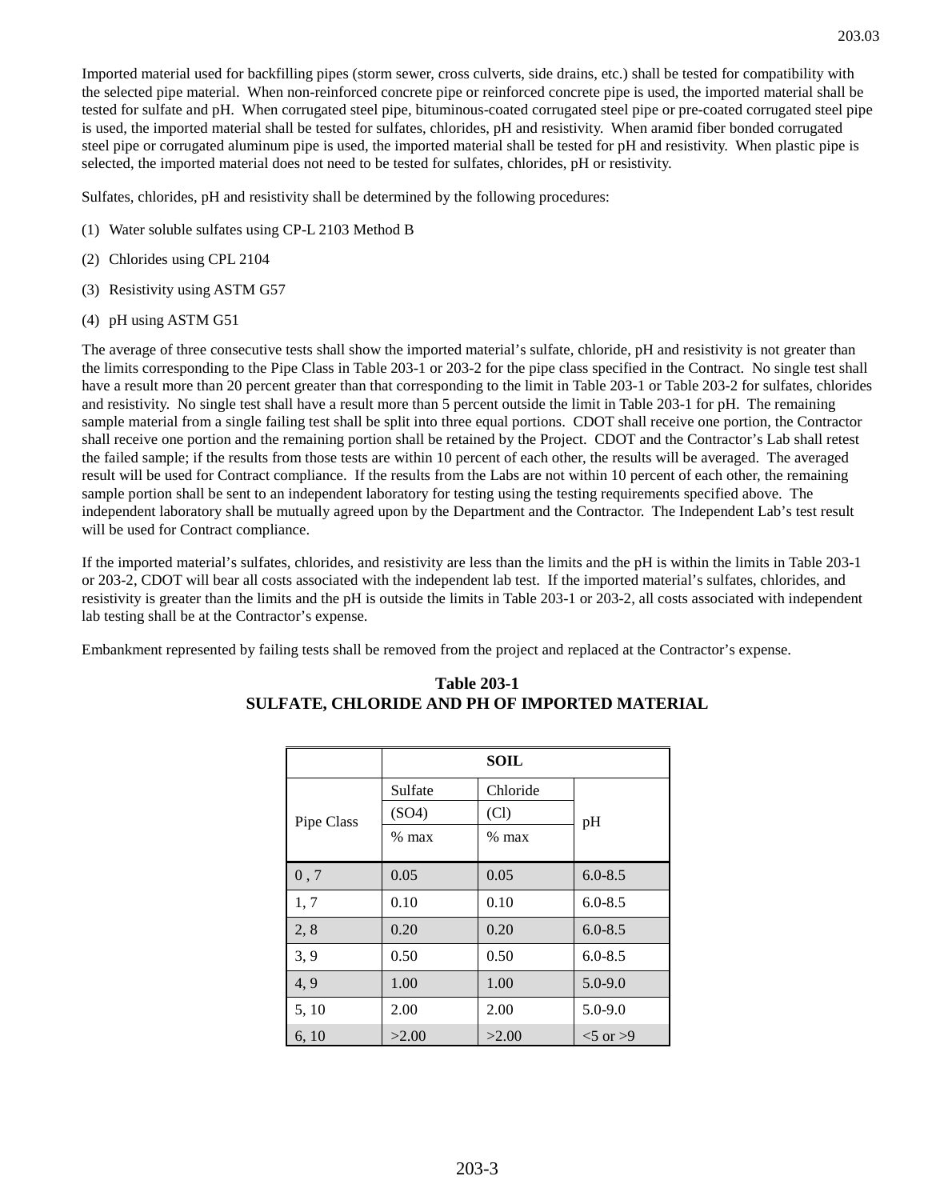Imported material used for backfilling pipes (storm sewer, cross culverts, side drains, etc.) shall be tested for compatibility with the selected pipe material. When non-reinforced concrete pipe or reinforced concrete pipe is used, the imported material shall be tested for sulfate and pH. When corrugated steel pipe, bituminous-coated corrugated steel pipe or pre-coated corrugated steel pipe is used, the imported material shall be tested for sulfates, chlorides, pH and resistivity. When aramid fiber bonded corrugated steel pipe or corrugated aluminum pipe is used, the imported material shall be tested for pH and resistivity. When plastic pipe is selected, the imported material does not need to be tested for sulfates, chlorides, pH or resistivity.

Sulfates, chlorides, pH and resistivity shall be determined by the following procedures:

(1) Water soluble sulfates using CP-L 2103 Method B

(2) Chlorides using CPL 2104

(3) Resistivity using ASTM G57

(4) pH using ASTM G51

The average of three consecutive tests shall show the imported material's sulfate, chloride, pH and resistivity is not greater than the limits corresponding to the Pipe Class in Table 203-1 or 203-2 for the pipe class specified in the Contract. No single test shall have a result more than 20 percent greater than that corresponding to the limit in Table 203-1 or Table 203-2 for sulfates, chlorides and resistivity. No single test shall have a result more than 5 percent outside the limit in Table 203-1 for pH. The remaining sample material from a single failing test shall be split into three equal portions. CDOT shall receive one portion, the Contractor shall receive one portion and the remaining portion shall be retained by the Project. CDOT and the Contractor's Lab shall retest the failed sample; if the results from those tests are within 10 percent of each other, the results will be averaged. The averaged result will be used for Contract compliance. If the results from the Labs are not within 10 percent of each other, the remaining sample portion shall be sent to an independent laboratory for testing using the testing requirements specified above. The independent laboratory shall be mutually agreed upon by the Department and the Contractor. The Independent Lab's test result will be used for Contract compliance.

If the imported material's sulfates, chlorides, and resistivity are less than the limits and the pH is within the limits in Table 203-1 or 203-2, CDOT will bear all costs associated with the independent lab test. If the imported material's sulfates, chlorides, and resistivity is greater than the limits and the pH is outside the limits in Table 203-1 or 203-2, all costs associated with independent lab testing shall be at the Contractor's expense.

Embankment represented by failing tests shall be removed from the project and replaced at the Contractor's expense.

**Table 203-1**
**SULFATE, CHLORIDE AND PH OF IMPORTED MATERIAL**

| | SOIL | | |
|---|---|---|---|
| Pipe Class | Sulfate (SO4) % max | Chloride (Cl) % max | pH |
| 0 , 7 | 0.05 | 0.05 | 6.0-8.5 |
| 1, 7 | 0.10 | 0.10 | 6.0-8.5 |
| 2, 8 | 0.20 | 0.20 | 6.0-8.5 |
| 3, 9 | 0.50 | 0.50 | 6.0-8.5 |
| 4, 9 | 1.00 | 1.00 | 5.0-9.0 |
| 5, 10 | 2.00 | 2.00 | 5.0-9.0 |
| 6, 10 | >2.00 | >2.00 | <5 or >9 |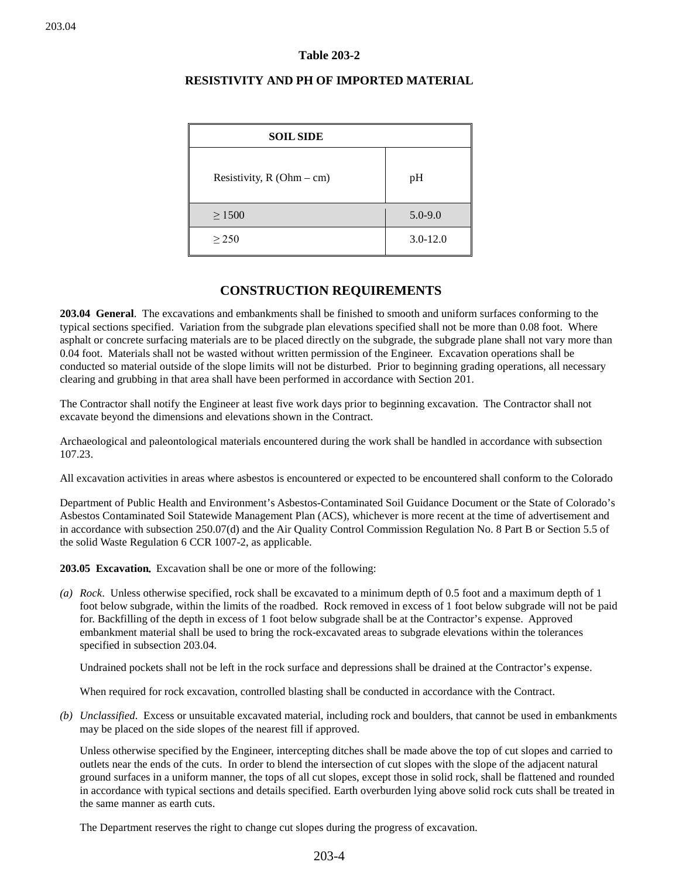**Table 203-2**

**RESISTIVITY AND PH OF IMPORTED MATERIAL**

| **SOIL SIDE** | |
|---|---|
| Resistivity, R (Ohm – cm) | pH |
| ≥ 1500 | 5.0-9.0 |
| ≥ 250 | 3.0-12.0 |

## CONSTRUCTION REQUIREMENTS

**203.04 General**. The excavations and embankments shall be finished to smooth and uniform surfaces conforming to the typical sections specified. Variation from the subgrade plan elevations specified shall not be more than 0.08 foot. Where asphalt or concrete surfacing materials are to be placed directly on the subgrade, the subgrade plane shall not vary more than 0.04 foot. Materials shall not be wasted without written permission of the Engineer. Excavation operations shall be conducted so material outside of the slope limits will not be disturbed. Prior to beginning grading operations, all necessary clearing and grubbing in that area shall have been performed in accordance with Section 201.

The Contractor shall notify the Engineer at least five work days prior to beginning excavation. The Contractor shall not excavate beyond the dimensions and elevations shown in the Contract.

Archaeological and paleontological materials encountered during the work shall be handled in accordance with subsection 107.23.

All excavation activities in areas where asbestos is encountered or expected to be encountered shall conform to the Colorado

Department of Public Health and Environment's Asbestos-Contaminated Soil Guidance Document or the State of Colorado's Asbestos Contaminated Soil Statewide Management Plan (ACS), whichever is more recent at the time of advertisement and in accordance with subsection 250.07(d) and the Air Quality Control Commission Regulation No. 8 Part B or Section 5.5 of the solid Waste Regulation 6 CCR 1007-2, as applicable.

**203.05 Excavation.** Excavation shall be one or more of the following:

*(a) Rock*. Unless otherwise specified, rock shall be excavated to a minimum depth of 0.5 foot and a maximum depth of 1 foot below subgrade, within the limits of the roadbed. Rock removed in excess of 1 foot below subgrade will not be paid for. Backfilling of the depth in excess of 1 foot below subgrade shall be at the Contractor's expense. Approved embankment material shall be used to bring the rock-excavated areas to subgrade elevations within the tolerances specified in subsection 203.04.

Undrained pockets shall not be left in the rock surface and depressions shall be drained at the Contractor's expense.

When required for rock excavation, controlled blasting shall be conducted in accordance with the Contract.

*(b) Unclassified*. Excess or unsuitable excavated material, including rock and boulders, that cannot be used in embankments may be placed on the side slopes of the nearest fill if approved.

Unless otherwise specified by the Engineer, intercepting ditches shall be made above the top of cut slopes and carried to outlets near the ends of the cuts. In order to blend the intersection of cut slopes with the slope of the adjacent natural ground surfaces in a uniform manner, the tops of all cut slopes, except those in solid rock, shall be flattened and rounded in accordance with typical sections and details specified. Earth overburden lying above solid rock cuts shall be treated in the same manner as earth cuts.

The Department reserves the right to change cut slopes during the progress of excavation.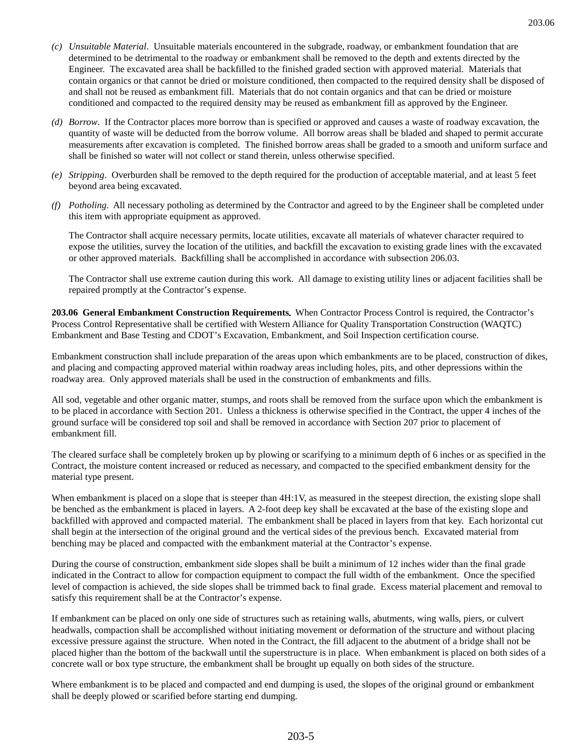(c) *Unsuitable Material*. Unsuitable materials encountered in the subgrade, roadway, or embankment foundation that are determined to be detrimental to the roadway or embankment shall be removed to the depth and extents directed by the Engineer. The excavated area shall be backfilled to the finished graded section with approved material. Materials that contain organics or that cannot be dried or moisture conditioned, then compacted to the required density shall be disposed of and shall not be reused as embankment fill. Materials that do not contain organics and that can be dried or moisture conditioned and compacted to the required density may be reused as embankment fill as approved by the Engineer.

(d) *Borrow*. If the Contractor places more borrow than is specified or approved and causes a waste of roadway excavation, the quantity of waste will be deducted from the borrow volume. All borrow areas shall be bladed and shaped to permit accurate measurements after excavation is completed. The finished borrow areas shall be graded to a smooth and uniform surface and shall be finished so water will not collect or stand therein, unless otherwise specified.

(e) *Stripping*. Overburden shall be removed to the depth required for the production of acceptable material, and at least 5 feet beyond area being excavated.

(f) *Potholing*. All necessary potholing as determined by the Contractor and agreed to by the Engineer shall be completed under this item with appropriate equipment as approved.

The Contractor shall acquire necessary permits, locate utilities, excavate all materials of whatever character required to expose the utilities, survey the location of the utilities, and backfill the excavation to existing grade lines with the excavated or other approved materials. Backfilling shall be accomplished in accordance with subsection 206.03.

The Contractor shall use extreme caution during this work. All damage to existing utility lines or adjacent facilities shall be repaired promptly at the Contractor's expense.

**203.06 General Embankment Construction Requirements.** When Contractor Process Control is required, the Contractor's Process Control Representative shall be certified with Western Alliance for Quality Transportation Construction (WAQTC) Embankment and Base Testing and CDOT's Excavation, Embankment, and Soil Inspection certification course.

Embankment construction shall include preparation of the areas upon which embankments are to be placed, construction of dikes, and placing and compacting approved material within roadway areas including holes, pits, and other depressions within the roadway area. Only approved materials shall be used in the construction of embankments and fills.

All sod, vegetable and other organic matter, stumps, and roots shall be removed from the surface upon which the embankment is to be placed in accordance with Section 201. Unless a thickness is otherwise specified in the Contract, the upper 4 inches of the ground surface will be considered top soil and shall be removed in accordance with Section 207 prior to placement of embankment fill.

The cleared surface shall be completely broken up by plowing or scarifying to a minimum depth of 6 inches or as specified in the Contract, the moisture content increased or reduced as necessary, and compacted to the specified embankment density for the material type present.

When embankment is placed on a slope that is steeper than 4H:1V, as measured in the steepest direction, the existing slope shall be benched as the embankment is placed in layers. A 2-foot deep key shall be excavated at the base of the existing slope and backfilled with approved and compacted material. The embankment shall be placed in layers from that key. Each horizontal cut shall begin at the intersection of the original ground and the vertical sides of the previous bench. Excavated material from benching may be placed and compacted with the embankment material at the Contractor's expense.

During the course of construction, embankment side slopes shall be built a minimum of 12 inches wider than the final grade indicated in the Contract to allow for compaction equipment to compact the full width of the embankment. Once the specified level of compaction is achieved, the side slopes shall be trimmed back to final grade. Excess material placement and removal to satisfy this requirement shall be at the Contractor's expense.

If embankment can be placed on only one side of structures such as retaining walls, abutments, wing walls, piers, or culvert headwalls, compaction shall be accomplished without initiating movement or deformation of the structure and without placing excessive pressure against the structure. When noted in the Contract, the fill adjacent to the abutment of a bridge shall not be placed higher than the bottom of the backwall until the superstructure is in place. When embankment is placed on both sides of a concrete wall or box type structure, the embankment shall be brought up equally on both sides of the structure.

Where embankment is to be placed and compacted and end dumping is used, the slopes of the original ground or embankment shall be deeply plowed or scarified before starting end dumping.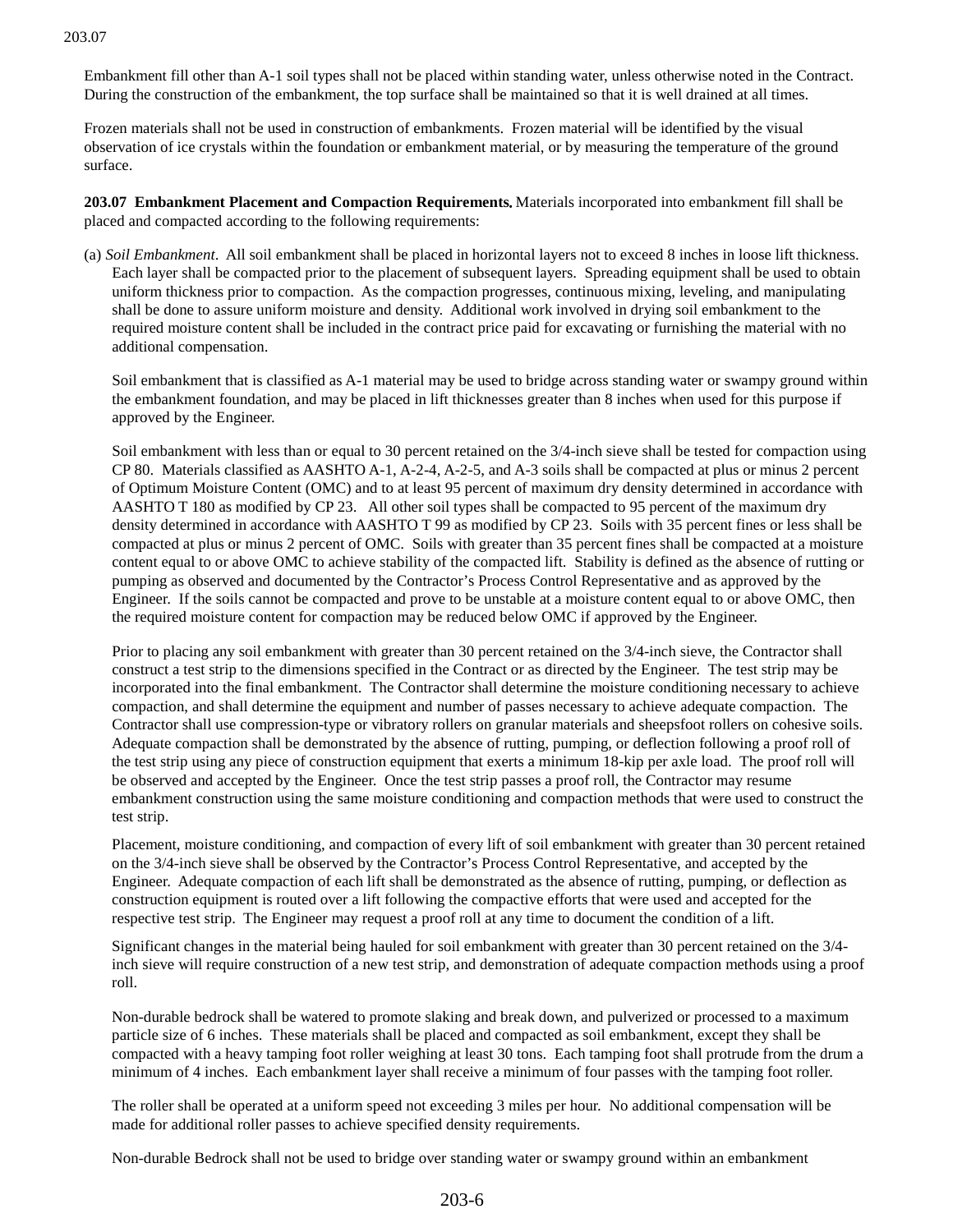Embankment fill other than A-1 soil types shall not be placed within standing water, unless otherwise noted in the Contract. During the construction of the embankment, the top surface shall be maintained so that it is well drained at all times.

Frozen materials shall not be used in construction of embankments. Frozen material will be identified by the visual observation of ice crystals within the foundation or embankment material, or by measuring the temperature of the ground surface.

**203.07 Embankment Placement and Compaction Requirements.** Materials incorporated into embankment fill shall be placed and compacted according to the following requirements:

(a) *Soil Embankment*. All soil embankment shall be placed in horizontal layers not to exceed 8 inches in loose lift thickness. Each layer shall be compacted prior to the placement of subsequent layers. Spreading equipment shall be used to obtain uniform thickness prior to compaction. As the compaction progresses, continuous mixing, leveling, and manipulating shall be done to assure uniform moisture and density. Additional work involved in drying soil embankment to the required moisture content shall be included in the contract price paid for excavating or furnishing the material with no additional compensation.

Soil embankment that is classified as A-1 material may be used to bridge across standing water or swampy ground within the embankment foundation, and may be placed in lift thicknesses greater than 8 inches when used for this purpose if approved by the Engineer.

Soil embankment with less than or equal to 30 percent retained on the 3/4-inch sieve shall be tested for compaction using CP 80. Materials classified as AASHTO A-1, A-2-4, A-2-5, and A-3 soils shall be compacted at plus or minus 2 percent of Optimum Moisture Content (OMC) and to at least 95 percent of maximum dry density determined in accordance with AASHTO T 180 as modified by CP 23. All other soil types shall be compacted to 95 percent of the maximum dry density determined in accordance with AASHTO T 99 as modified by CP 23. Soils with 35 percent fines or less shall be compacted at plus or minus 2 percent of OMC. Soils with greater than 35 percent fines shall be compacted at a moisture content equal to or above OMC to achieve stability of the compacted lift. Stability is defined as the absence of rutting or pumping as observed and documented by the Contractor's Process Control Representative and as approved by the Engineer. If the soils cannot be compacted and prove to be unstable at a moisture content equal to or above OMC, then the required moisture content for compaction may be reduced below OMC if approved by the Engineer.

Prior to placing any soil embankment with greater than 30 percent retained on the 3/4-inch sieve, the Contractor shall construct a test strip to the dimensions specified in the Contract or as directed by the Engineer. The test strip may be incorporated into the final embankment. The Contractor shall determine the moisture conditioning necessary to achieve compaction, and shall determine the equipment and number of passes necessary to achieve adequate compaction. The Contractor shall use compression-type or vibratory rollers on granular materials and sheepsfoot rollers on cohesive soils. Adequate compaction shall be demonstrated by the absence of rutting, pumping, or deflection following a proof roll of the test strip using any piece of construction equipment that exerts a minimum 18-kip per axle load. The proof roll will be observed and accepted by the Engineer. Once the test strip passes a proof roll, the Contractor may resume embankment construction using the same moisture conditioning and compaction methods that were used to construct the test strip.

Placement, moisture conditioning, and compaction of every lift of soil embankment with greater than 30 percent retained on the 3/4-inch sieve shall be observed by the Contractor's Process Control Representative, and accepted by the Engineer. Adequate compaction of each lift shall be demonstrated as the absence of rutting, pumping, or deflection as construction equipment is routed over a lift following the compactive efforts that were used and accepted for the respective test strip. The Engineer may request a proof roll at any time to document the condition of a lift.

Significant changes in the material being hauled for soil embankment with greater than 30 percent retained on the 3/4-inch sieve will require construction of a new test strip, and demonstration of adequate compaction methods using a proof roll.

Non-durable bedrock shall be watered to promote slaking and break down, and pulverized or processed to a maximum particle size of 6 inches. These materials shall be placed and compacted as soil embankment, except they shall be compacted with a heavy tamping foot roller weighing at least 30 tons. Each tamping foot shall protrude from the drum a minimum of 4 inches. Each embankment layer shall receive a minimum of four passes with the tamping foot roller.

The roller shall be operated at a uniform speed not exceeding 3 miles per hour. No additional compensation will be made for additional roller passes to achieve specified density requirements.

Non-durable Bedrock shall not be used to bridge over standing water or swampy ground within an embankment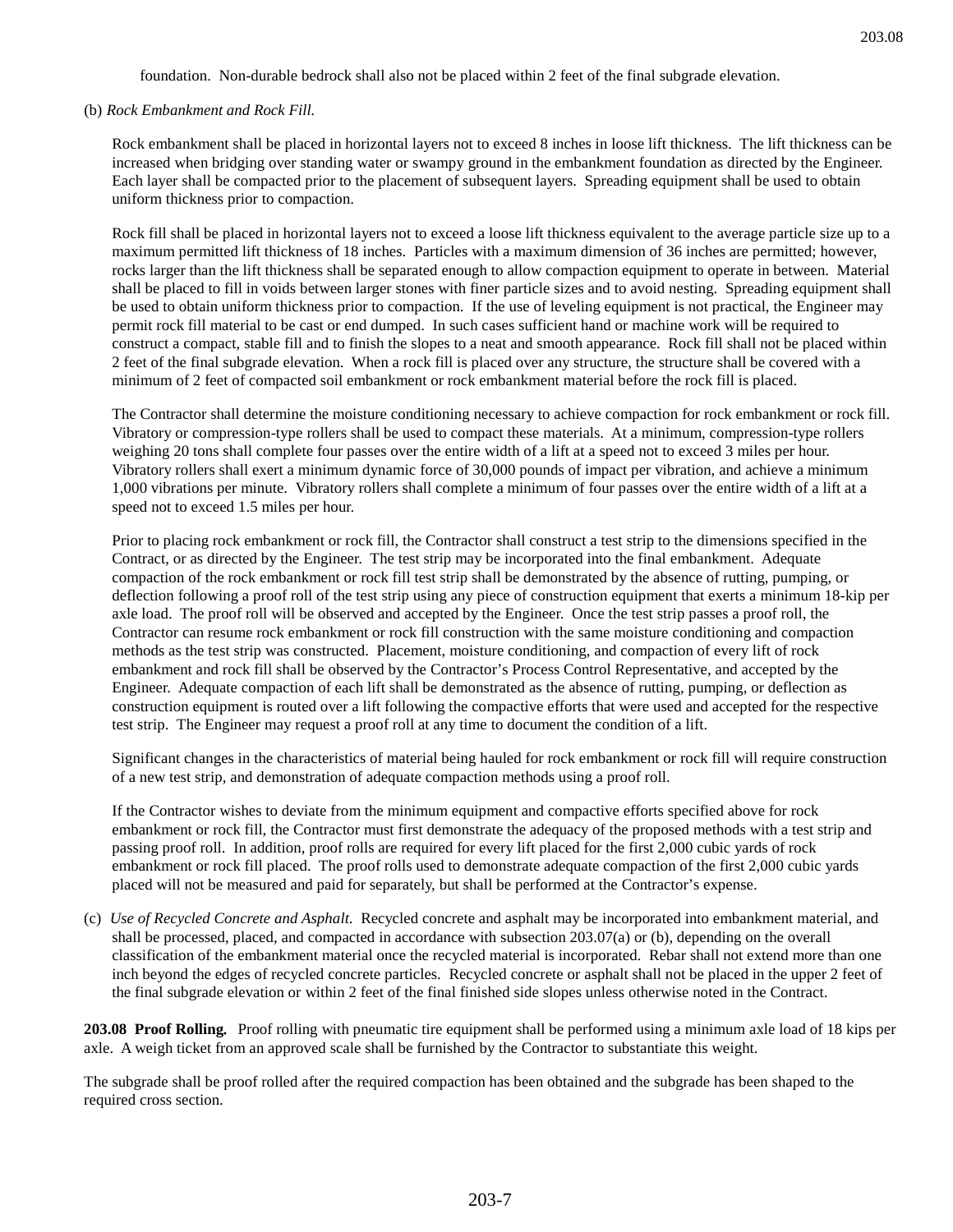foundation. Non-durable bedrock shall also not be placed within 2 feet of the final subgrade elevation.

(b) *Rock Embankment and Rock Fill.*

Rock embankment shall be placed in horizontal layers not to exceed 8 inches in loose lift thickness. The lift thickness can be increased when bridging over standing water or swampy ground in the embankment foundation as directed by the Engineer. Each layer shall be compacted prior to the placement of subsequent layers. Spreading equipment shall be used to obtain uniform thickness prior to compaction.

Rock fill shall be placed in horizontal layers not to exceed a loose lift thickness equivalent to the average particle size up to a maximum permitted lift thickness of 18 inches. Particles with a maximum dimension of 36 inches are permitted; however, rocks larger than the lift thickness shall be separated enough to allow compaction equipment to operate in between. Material shall be placed to fill in voids between larger stones with finer particle sizes and to avoid nesting. Spreading equipment shall be used to obtain uniform thickness prior to compaction. If the use of leveling equipment is not practical, the Engineer may permit rock fill material to be cast or end dumped. In such cases sufficient hand or machine work will be required to construct a compact, stable fill and to finish the slopes to a neat and smooth appearance. Rock fill shall not be placed within 2 feet of the final subgrade elevation. When a rock fill is placed over any structure, the structure shall be covered with a minimum of 2 feet of compacted soil embankment or rock embankment material before the rock fill is placed.

The Contractor shall determine the moisture conditioning necessary to achieve compaction for rock embankment or rock fill. Vibratory or compression-type rollers shall be used to compact these materials. At a minimum, compression-type rollers weighing 20 tons shall complete four passes over the entire width of a lift at a speed not to exceed 3 miles per hour. Vibratory rollers shall exert a minimum dynamic force of 30,000 pounds of impact per vibration, and achieve a minimum 1,000 vibrations per minute. Vibratory rollers shall complete a minimum of four passes over the entire width of a lift at a speed not to exceed 1.5 miles per hour.

Prior to placing rock embankment or rock fill, the Contractor shall construct a test strip to the dimensions specified in the Contract, or as directed by the Engineer. The test strip may be incorporated into the final embankment. Adequate compaction of the rock embankment or rock fill test strip shall be demonstrated by the absence of rutting, pumping, or deflection following a proof roll of the test strip using any piece of construction equipment that exerts a minimum 18-kip per axle load. The proof roll will be observed and accepted by the Engineer. Once the test strip passes a proof roll, the Contractor can resume rock embankment or rock fill construction with the same moisture conditioning and compaction methods as the test strip was constructed. Placement, moisture conditioning, and compaction of every lift of rock embankment and rock fill shall be observed by the Contractor's Process Control Representative, and accepted by the Engineer. Adequate compaction of each lift shall be demonstrated as the absence of rutting, pumping, or deflection as construction equipment is routed over a lift following the compactive efforts that were used and accepted for the respective test strip. The Engineer may request a proof roll at any time to document the condition of a lift.

Significant changes in the characteristics of material being hauled for rock embankment or rock fill will require construction of a new test strip, and demonstration of adequate compaction methods using a proof roll.

If the Contractor wishes to deviate from the minimum equipment and compactive efforts specified above for rock embankment or rock fill, the Contractor must first demonstrate the adequacy of the proposed methods with a test strip and passing proof roll. In addition, proof rolls are required for every lift placed for the first 2,000 cubic yards of rock embankment or rock fill placed. The proof rolls used to demonstrate adequate compaction of the first 2,000 cubic yards placed will not be measured and paid for separately, but shall be performed at the Contractor's expense.

(c) *Use of Recycled Concrete and Asphalt.* Recycled concrete and asphalt may be incorporated into embankment material, and shall be processed, placed, and compacted in accordance with subsection 203.07(a) or (b), depending on the overall classification of the embankment material once the recycled material is incorporated. Rebar shall not extend more than one inch beyond the edges of recycled concrete particles. Recycled concrete or asphalt shall not be placed in the upper 2 feet of the final subgrade elevation or within 2 feet of the final finished side slopes unless otherwise noted in the Contract.

**203.08 Proof Rolling.** Proof rolling with pneumatic tire equipment shall be performed using a minimum axle load of 18 kips per axle. A weigh ticket from an approved scale shall be furnished by the Contractor to substantiate this weight.

The subgrade shall be proof rolled after the required compaction has been obtained and the subgrade has been shaped to the required cross section.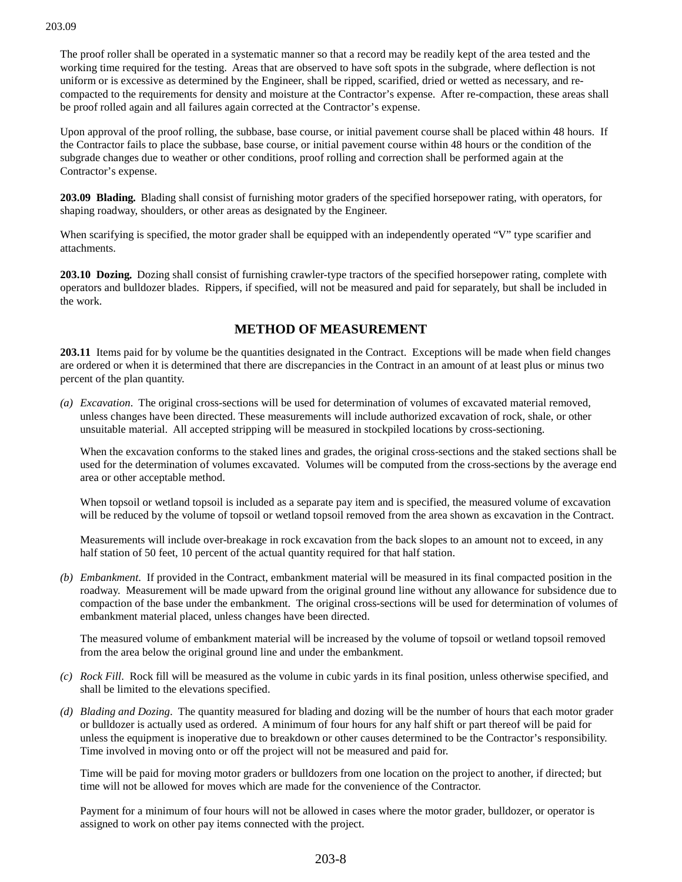The proof roller shall be operated in a systematic manner so that a record may be readily kept of the area tested and the working time required for the testing. Areas that are observed to have soft spots in the subgrade, where deflection is not uniform or is excessive as determined by the Engineer, shall be ripped, scarified, dried or wetted as necessary, and re-compacted to the requirements for density and moisture at the Contractor's expense. After re-compaction, these areas shall be proof rolled again and all failures again corrected at the Contractor's expense.

Upon approval of the proof rolling, the subbase, base course, or initial pavement course shall be placed within 48 hours. If the Contractor fails to place the subbase, base course, or initial pavement course within 48 hours or the condition of the subgrade changes due to weather or other conditions, proof rolling and correction shall be performed again at the Contractor's expense.

**203.09 Blading.** Blading shall consist of furnishing motor graders of the specified horsepower rating, with operators, for shaping roadway, shoulders, or other areas as designated by the Engineer.

When scarifying is specified, the motor grader shall be equipped with an independently operated "V" type scarifier and attachments.

**203.10 Dozing.** Dozing shall consist of furnishing crawler-type tractors of the specified horsepower rating, complete with operators and bulldozer blades. Rippers, if specified, will not be measured and paid for separately, but shall be included in the work.

## METHOD OF MEASUREMENT

**203.11** Items paid for by volume be the quantities designated in the Contract. Exceptions will be made when field changes are ordered or when it is determined that there are discrepancies in the Contract in an amount of at least plus or minus two percent of the plan quantity.

(a) *Excavation*. The original cross-sections will be used for determination of volumes of excavated material removed, unless changes have been directed. These measurements will include authorized excavation of rock, shale, or other unsuitable material. All accepted stripping will be measured in stockpiled locations by cross-sectioning.

   When the excavation conforms to the staked lines and grades, the original cross-sections and the staked sections shall be used for the determination of volumes excavated. Volumes will be computed from the cross-sections by the average end area or other acceptable method.

   When topsoil or wetland topsoil is included as a separate pay item and is specified, the measured volume of excavation will be reduced by the volume of topsoil or wetland topsoil removed from the area shown as excavation in the Contract.

   Measurements will include over-breakage in rock excavation from the back slopes to an amount not to exceed, in any half station of 50 feet, 10 percent of the actual quantity required for that half station.

(b) *Embankment*. If provided in the Contract, embankment material will be measured in its final compacted position in the roadway. Measurement will be made upward from the original ground line without any allowance for subsidence due to compaction of the base under the embankment. The original cross-sections will be used for determination of volumes of embankment material placed, unless changes have been directed.

   The measured volume of embankment material will be increased by the volume of topsoil or wetland topsoil removed from the area below the original ground line and under the embankment.

(c) *Rock Fill*. Rock fill will be measured as the volume in cubic yards in its final position, unless otherwise specified, and shall be limited to the elevations specified.

(d) *Blading and Dozing*. The quantity measured for blading and dozing will be the number of hours that each motor grader or bulldozer is actually used as ordered. A minimum of four hours for any half shift or part thereof will be paid for unless the equipment is inoperative due to breakdown or other causes determined to be the Contractor's responsibility. Time involved in moving onto or off the project will not be measured and paid for.

   Time will be paid for moving motor graders or bulldozers from one location on the project to another, if directed; but time will not be allowed for moves which are made for the convenience of the Contractor.

   Payment for a minimum of four hours will not be allowed in cases where the motor grader, bulldozer, or operator is assigned to work on other pay items connected with the project.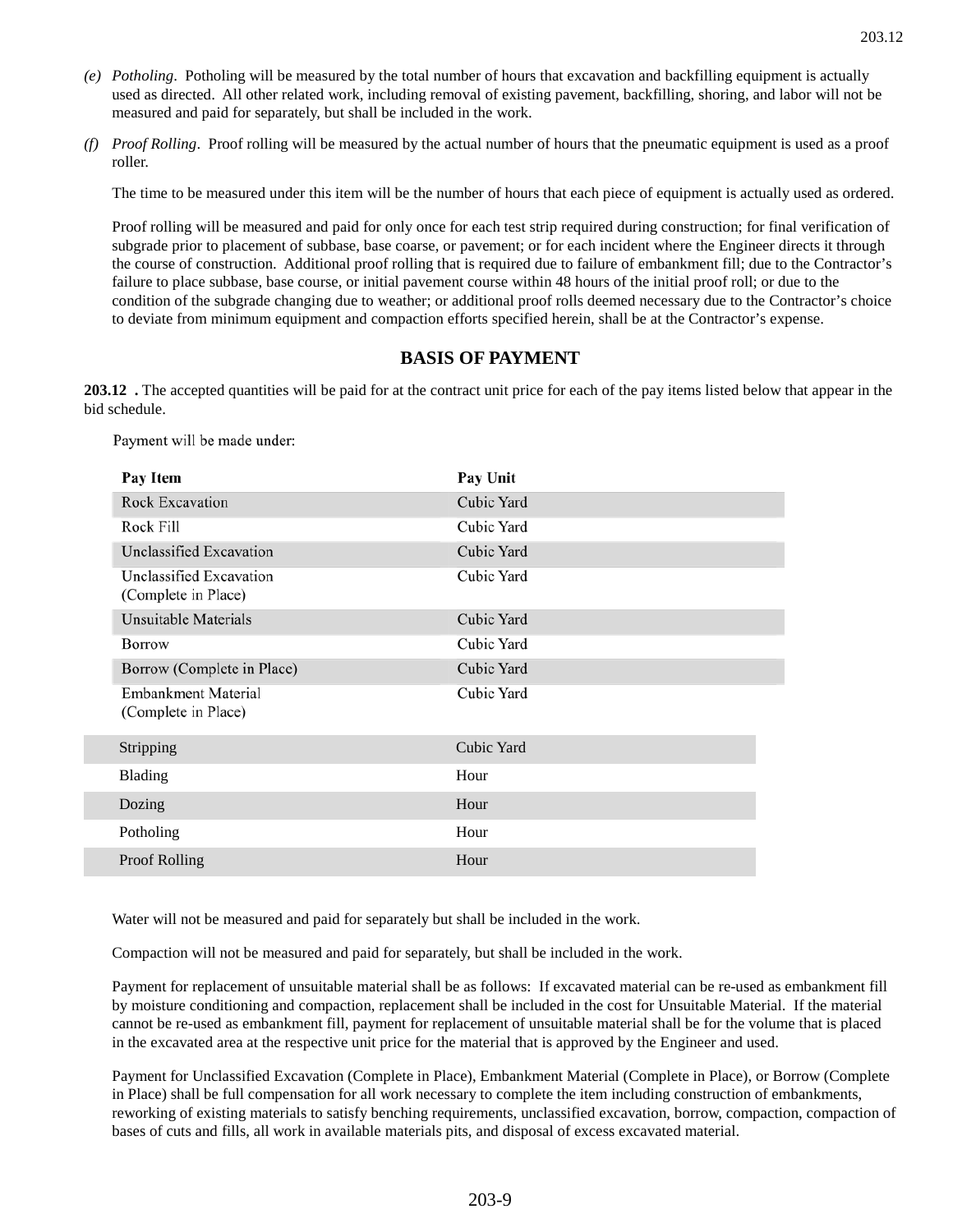(e) *Potholing*. Potholing will be measured by the total number of hours that excavation and backfilling equipment is actually used as directed. All other related work, including removal of existing pavement, backfilling, shoring, and labor will not be measured and paid for separately, but shall be included in the work.

(f) *Proof Rolling*. Proof rolling will be measured by the actual number of hours that the pneumatic equipment is used as a proof roller.

The time to be measured under this item will be the number of hours that each piece of equipment is actually used as ordered.

Proof rolling will be measured and paid for only once for each test strip required during construction; for final verification of subgrade prior to placement of subbase, base coarse, or pavement; or for each incident where the Engineer directs it through the course of construction. Additional proof rolling that is required due to failure of embankment fill; due to the Contractor's failure to place subbase, base course, or initial pavement course within 48 hours of the initial proof roll; or due to the condition of the subgrade changing due to weather; or additional proof rolls deemed necessary due to the Contractor's choice to deviate from minimum equipment and compaction efforts specified herein, shall be at the Contractor's expense.

## BASIS OF PAYMENT

**203.12 .** The accepted quantities will be paid for at the contract unit price for each of the pay items listed below that appear in the bid schedule.

Payment will be made under:

| Pay Item | Pay Unit |
|---|---|
| Rock Excavation | Cubic Yard |
| Rock Fill | Cubic Yard |
| Unclassified Excavation | Cubic Yard |
| Unclassified Excavation (Complete in Place) | Cubic Yard |
| Unsuitable Materials | Cubic Yard |
| Borrow | Cubic Yard |
| Borrow (Complete in Place) | Cubic Yard |
| Embankment Material (Complete in Place) | Cubic Yard |
| Stripping | Cubic Yard |
| Blading | Hour |
| Dozing | Hour |
| Potholing | Hour |
| Proof Rolling | Hour |

Water will not be measured and paid for separately but shall be included in the work.

Compaction will not be measured and paid for separately, but shall be included in the work.

Payment for replacement of unsuitable material shall be as follows: If excavated material can be re-used as embankment fill by moisture conditioning and compaction, replacement shall be included in the cost for Unsuitable Material. If the material cannot be re-used as embankment fill, payment for replacement of unsuitable material shall be for the volume that is placed in the excavated area at the respective unit price for the material that is approved by the Engineer and used.

Payment for Unclassified Excavation (Complete in Place), Embankment Material (Complete in Place), or Borrow (Complete in Place) shall be full compensation for all work necessary to complete the item including construction of embankments, reworking of existing materials to satisfy benching requirements, unclassified excavation, borrow, compaction, compaction of bases of cuts and fills, all work in available materials pits, and disposal of excess excavated material.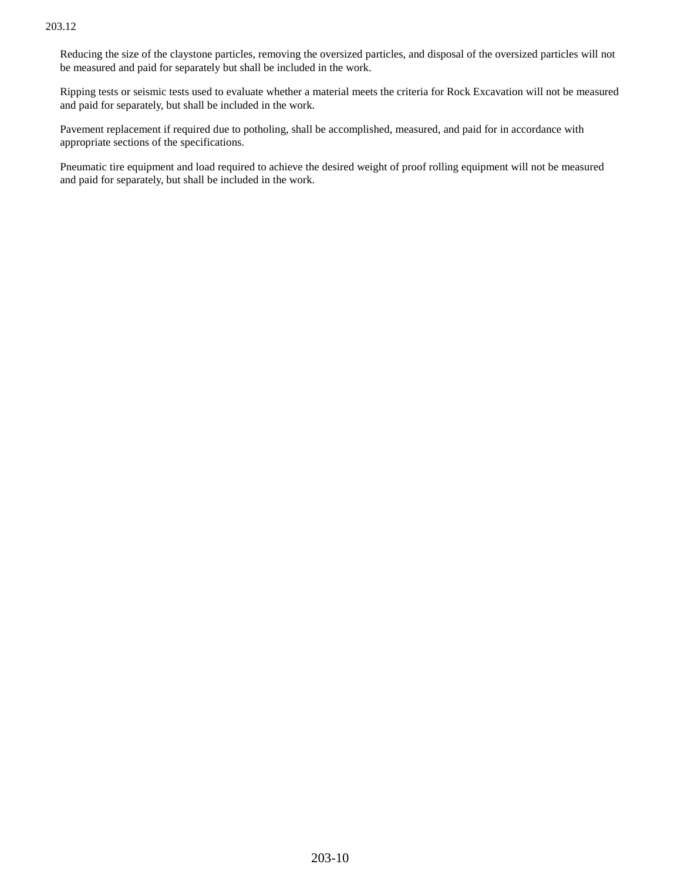Reducing the size of the claystone particles, removing the oversized particles, and disposal of the oversized particles will not be measured and paid for separately but shall be included in the work.

Ripping tests or seismic tests used to evaluate whether a material meets the criteria for Rock Excavation will not be measured and paid for separately, but shall be included in the work.

Pavement replacement if required due to potholing, shall be accomplished, measured, and paid for in accordance with appropriate sections of the specifications.

Pneumatic tire equipment and load required to achieve the desired weight of proof rolling equipment will not be measured and paid for separately, but shall be included in the work.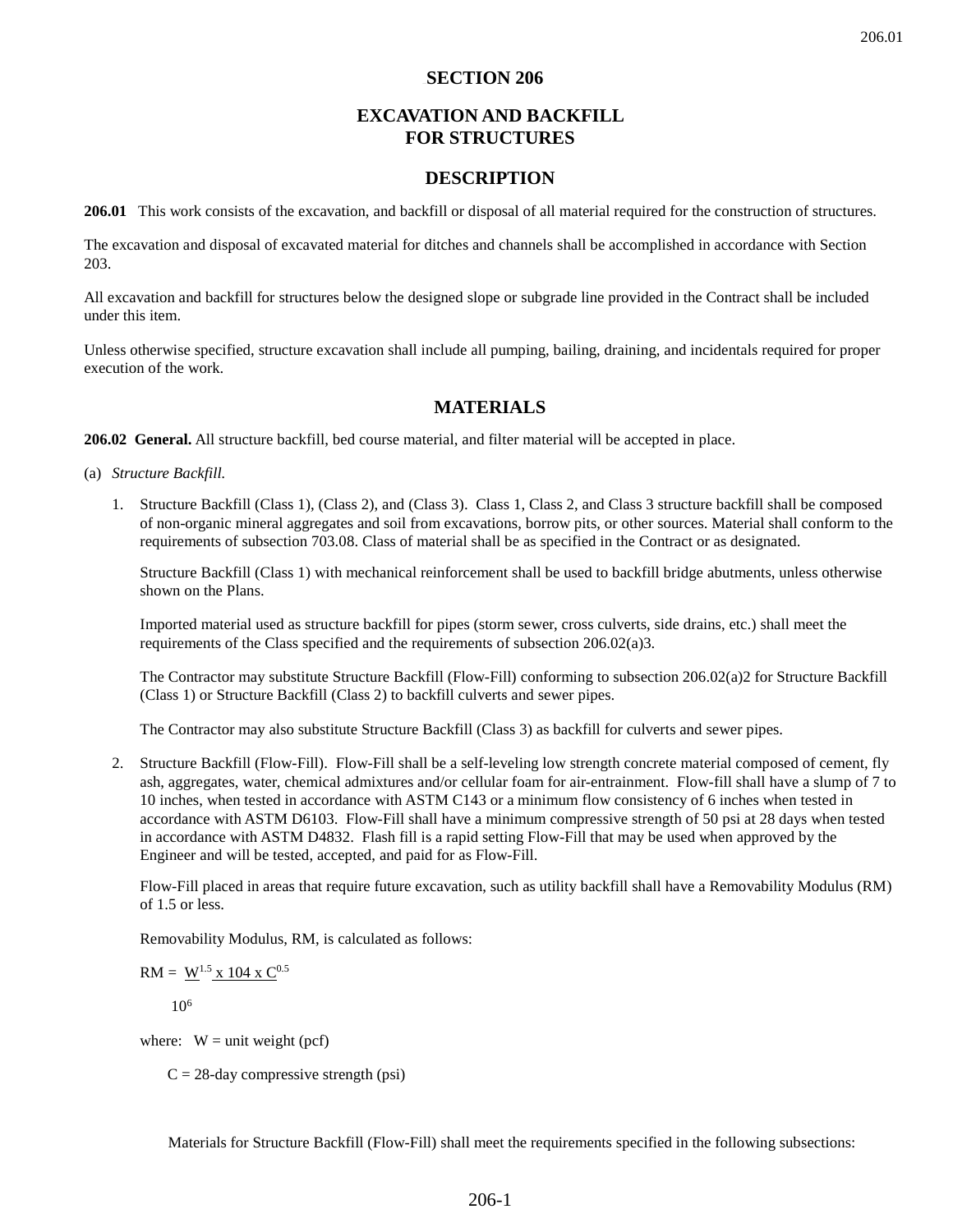# SECTION 206

## EXCAVATION AND BACKFILL FOR STRUCTURES

## DESCRIPTION

**206.01** This work consists of the excavation, and backfill or disposal of all material required for the construction of structures.

The excavation and disposal of excavated material for ditches and channels shall be accomplished in accordance with Section 203.

All excavation and backfill for structures below the designed slope or subgrade line provided in the Contract shall be included under this item.

Unless otherwise specified, structure excavation shall include all pumping, bailing, draining, and incidentals required for proper execution of the work.

## MATERIALS

**206.02 General.** All structure backfill, bed course material, and filter material will be accepted in place.

(a) *Structure Backfill.*

1. Structure Backfill (Class 1), (Class 2), and (Class 3). Class 1, Class 2, and Class 3 structure backfill shall be composed of non-organic mineral aggregates and soil from excavations, borrow pits, or other sources. Material shall conform to the requirements of subsection 703.08. Class of material shall be as specified in the Contract or as designated.

   Structure Backfill (Class 1) with mechanical reinforcement shall be used to backfill bridge abutments, unless otherwise shown on the Plans.

   Imported material used as structure backfill for pipes (storm sewer, cross culverts, side drains, etc.) shall meet the requirements of the Class specified and the requirements of subsection 206.02(a)3.

   The Contractor may substitute Structure Backfill (Flow-Fill) conforming to subsection 206.02(a)2 for Structure Backfill (Class 1) or Structure Backfill (Class 2) to backfill culverts and sewer pipes.

   The Contractor may also substitute Structure Backfill (Class 3) as backfill for culverts and sewer pipes.

2. Structure Backfill (Flow-Fill). Flow-Fill shall be a self-leveling low strength concrete material composed of cement, fly ash, aggregates, water, chemical admixtures and/or cellular foam for air-entrainment. Flow-fill shall have a slump of 7 to 10 inches, when tested in accordance with ASTM C143 or a minimum flow consistency of 6 inches when tested in accordance with ASTM D6103. Flow-Fill shall have a minimum compressive strength of 50 psi at 28 days when tested in accordance with ASTM D4832. Flash fill is a rapid setting Flow-Fill that may be used when approved by the Engineer and will be tested, accepted, and paid for as Flow-Fill.

   Flow-Fill placed in areas that require future excavation, such as utility backfill shall have a Removability Modulus (RM) of 1.5 or less.

   Removability Modulus, RM, is calculated as follows:

   $$RM = \frac{W^{1.5} \times 104 \times C^{0.5}}{10^{6}}$$

   where: W = unit weight (pcf)

   C = 28-day compressive strength (psi)

   Materials for Structure Backfill (Flow-Fill) shall meet the requirements specified in the following subsections: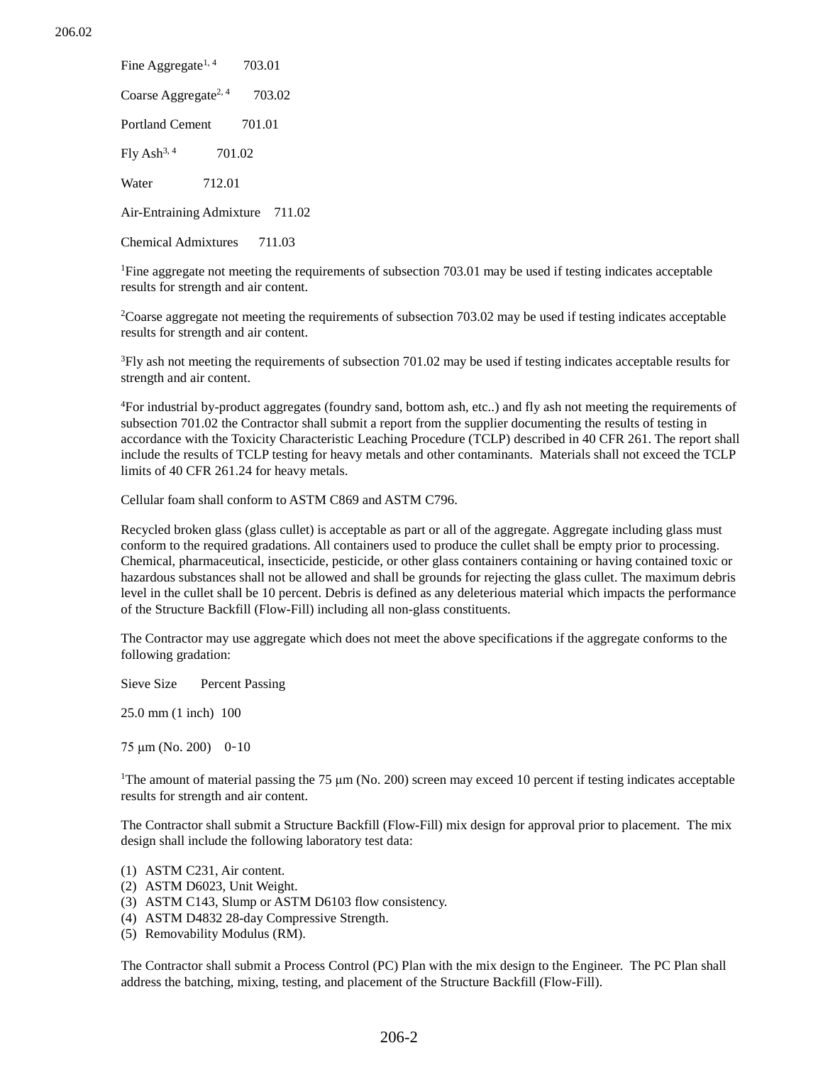| Material | Subsection |
|---|---|
| Fine Aggregate[1, 4] | 703.01 |
| Coarse Aggregate[2, 4] | 703.02 |
| Portland Cement | 701.01 |
| Fly Ash[3, 4] | 701.02 |
| Water | 712.01 |
| Air-Entraining Admixture | 711.02 |
| Chemical Admixtures | 711.03 |

[1]Fine aggregate not meeting the requirements of subsection 703.01 may be used if testing indicates acceptable results for strength and air content.

[2]Coarse aggregate not meeting the requirements of subsection 703.02 may be used if testing indicates acceptable results for strength and air content.

[3]Fly ash not meeting the requirements of subsection 701.02 may be used if testing indicates acceptable results for strength and air content.

[4]For industrial by-product aggregates (foundry sand, bottom ash, etc..) and fly ash not meeting the requirements of subsection 701.02 the Contractor shall submit a report from the supplier documenting the results of testing in accordance with the Toxicity Characteristic Leaching Procedure (TCLP) described in 40 CFR 261. The report shall include the results of TCLP testing for heavy metals and other contaminants. Materials shall not exceed the TCLP limits of 40 CFR 261.24 for heavy metals.

Cellular foam shall conform to ASTM C869 and ASTM C796.

Recycled broken glass (glass cullet) is acceptable as part or all of the aggregate. Aggregate including glass must conform to the required gradations. All containers used to produce the cullet shall be empty prior to processing. Chemical, pharmaceutical, insecticide, pesticide, or other glass containers containing or having contained toxic or hazardous substances shall not be allowed and shall be grounds for rejecting the glass cullet. The maximum debris level in the cullet shall be 10 percent. Debris is defined as any deleterious material which impacts the performance of the Structure Backfill (Flow-Fill) including all non-glass constituents.

The Contractor may use aggregate which does not meet the above specifications if the aggregate conforms to the following gradation:

| Sieve Size | Percent Passing |
|---|---|
| 25.0 mm (1 inch) | 100 |
| 75 µm (No. 200) | 0-10 |

[1]The amount of material passing the 75 µm (No. 200) screen may exceed 10 percent if testing indicates acceptable results for strength and air content.

The Contractor shall submit a Structure Backfill (Flow-Fill) mix design for approval prior to placement. The mix design shall include the following laboratory test data:

(1) ASTM C231, Air content.
(2) ASTM D6023, Unit Weight.
(3) ASTM C143, Slump or ASTM D6103 flow consistency.
(4) ASTM D4832 28-day Compressive Strength.
(5) Removability Modulus (RM).

The Contractor shall submit a Process Control (PC) Plan with the mix design to the Engineer. The PC Plan shall address the batching, mixing, testing, and placement of the Structure Backfill (Flow-Fill).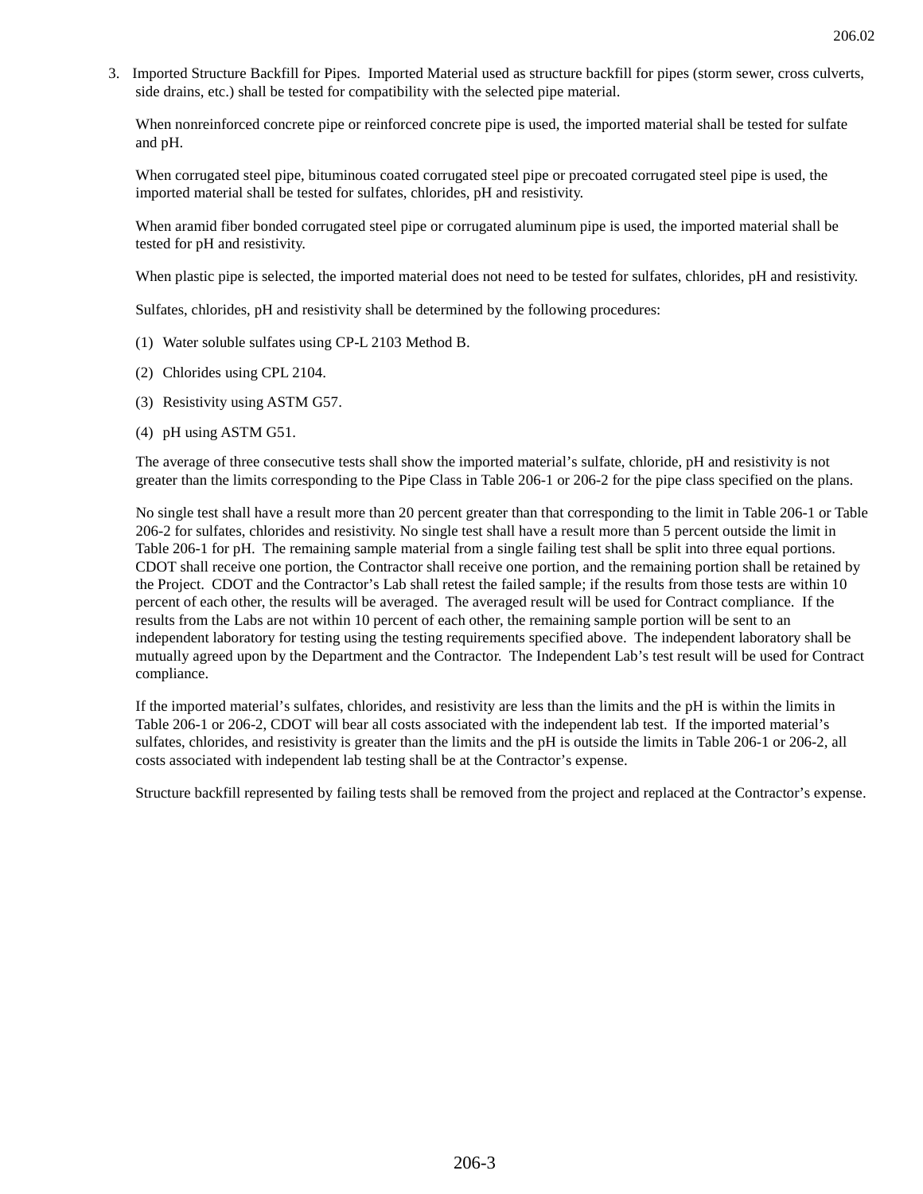3. Imported Structure Backfill for Pipes. Imported Material used as structure backfill for pipes (storm sewer, cross culverts, side drains, etc.) shall be tested for compatibility with the selected pipe material.

   When nonreinforced concrete pipe or reinforced concrete pipe is used, the imported material shall be tested for sulfate and pH.

   When corrugated steel pipe, bituminous coated corrugated steel pipe or precoated corrugated steel pipe is used, the imported material shall be tested for sulfates, chlorides, pH and resistivity.

   When aramid fiber bonded corrugated steel pipe or corrugated aluminum pipe is used, the imported material shall be tested for pH and resistivity.

   When plastic pipe is selected, the imported material does not need to be tested for sulfates, chlorides, pH and resistivity.

   Sulfates, chlorides, pH and resistivity shall be determined by the following procedures:

   (1) Water soluble sulfates using CP-L 2103 Method B.

   (2) Chlorides using CPL 2104.

   (3) Resistivity using ASTM G57.

   (4) pH using ASTM G51.

   The average of three consecutive tests shall show the imported material's sulfate, chloride, pH and resistivity is not greater than the limits corresponding to the Pipe Class in Table 206-1 or 206-2 for the pipe class specified on the plans.

   No single test shall have a result more than 20 percent greater than that corresponding to the limit in Table 206-1 or Table 206-2 for sulfates, chlorides and resistivity. No single test shall have a result more than 5 percent outside the limit in Table 206-1 for pH. The remaining sample material from a single failing test shall be split into three equal portions. CDOT shall receive one portion, the Contractor shall receive one portion, and the remaining portion shall be retained by the Project. CDOT and the Contractor's Lab shall retest the failed sample; if the results from those tests are within 10 percent of each other, the results will be averaged. The averaged result will be used for Contract compliance. If the results from the Labs are not within 10 percent of each other, the remaining sample portion will be sent to an independent laboratory for testing using the testing requirements specified above. The independent laboratory shall be mutually agreed upon by the Department and the Contractor. The Independent Lab's test result will be used for Contract compliance.

   If the imported material's sulfates, chlorides, and resistivity are less than the limits and the pH is within the limits in Table 206-1 or 206-2, CDOT will bear all costs associated with the independent lab test. If the imported material's sulfates, chlorides, and resistivity is greater than the limits and the pH is outside the limits in Table 206-1 or 206-2, all costs associated with independent lab testing shall be at the Contractor's expense.

   Structure backfill represented by failing tests shall be removed from the project and replaced at the Contractor's expense.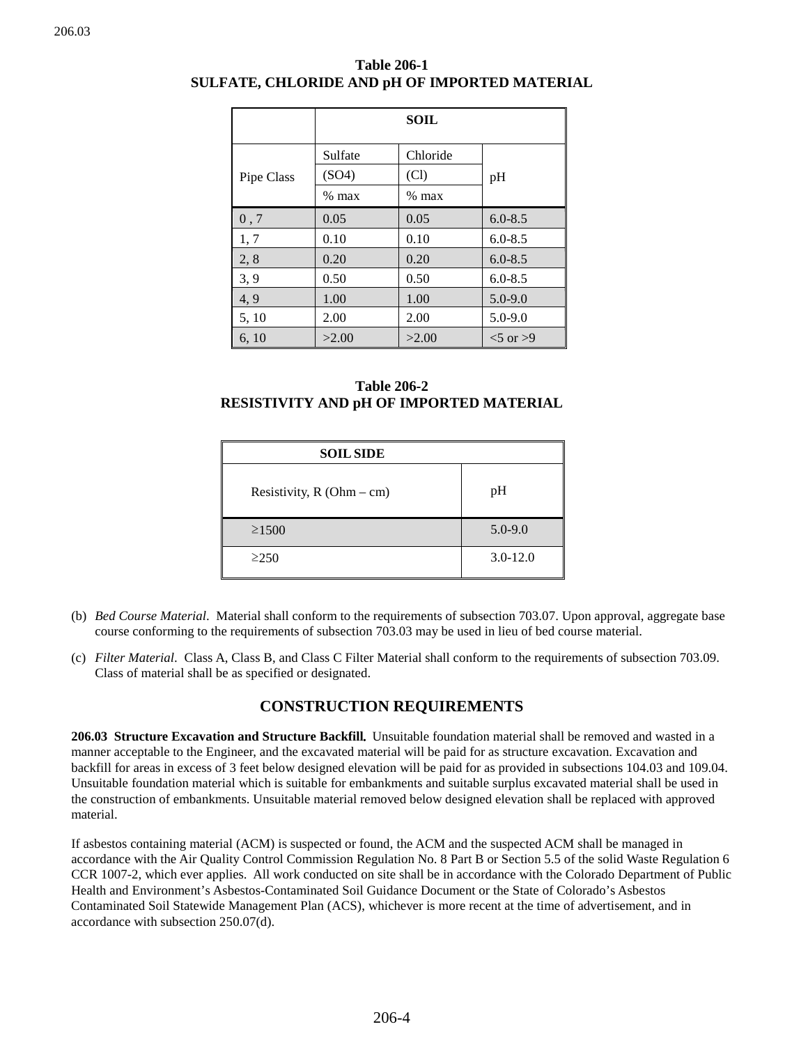**Table 206-1**
**SULFATE, CHLORIDE AND pH OF IMPORTED MATERIAL**

| | **SOIL** | | |
|---|---|---|---|
| Pipe Class | Sulfate (SO4) % max | Chloride (Cl) % max | pH |
| 0 , 7 | 0.05 | 0.05 | 6.0-8.5 |
| 1, 7 | 0.10 | 0.10 | 6.0-8.5 |
| 2, 8 | 0.20 | 0.20 | 6.0-8.5 |
| 3, 9 | 0.50 | 0.50 | 6.0-8.5 |
| 4, 9 | 1.00 | 1.00 | 5.0-9.0 |
| 5, 10 | 2.00 | 2.00 | 5.0-9.0 |
| 6, 10 | >2.00 | >2.00 | <5 or >9 |

**Table 206-2**
**RESISTIVITY AND pH OF IMPORTED MATERIAL**

| **SOIL SIDE** | |
|---|---|
| Resistivity, R (Ohm – cm) | pH |
| ≥1500 | 5.0-9.0 |
| ≥250 | 3.0-12.0 |

(b) *Bed Course Material*. Material shall conform to the requirements of subsection 703.07. Upon approval, aggregate base course conforming to the requirements of subsection 703.03 may be used in lieu of bed course material.

(c) *Filter Material*. Class A, Class B, and Class C Filter Material shall conform to the requirements of subsection 703.09. Class of material shall be as specified or designated.

## CONSTRUCTION REQUIREMENTS

**206.03 Structure Excavation and Structure Backfill.** Unsuitable foundation material shall be removed and wasted in a manner acceptable to the Engineer, and the excavated material will be paid for as structure excavation. Excavation and backfill for areas in excess of 3 feet below designed elevation will be paid for as provided in subsections 104.03 and 109.04. Unsuitable foundation material which is suitable for embankments and suitable surplus excavated material shall be used in the construction of embankments. Unsuitable material removed below designed elevation shall be replaced with approved material.

If asbestos containing material (ACM) is suspected or found, the ACM and the suspected ACM shall be managed in accordance with the Air Quality Control Commission Regulation No. 8 Part B or Section 5.5 of the solid Waste Regulation 6 CCR 1007-2, which ever applies. All work conducted on site shall be in accordance with the Colorado Department of Public Health and Environment's Asbestos-Contaminated Soil Guidance Document or the State of Colorado's Asbestos Contaminated Soil Statewide Management Plan (ACS), whichever is more recent at the time of advertisement, and in accordance with subsection 250.07(d).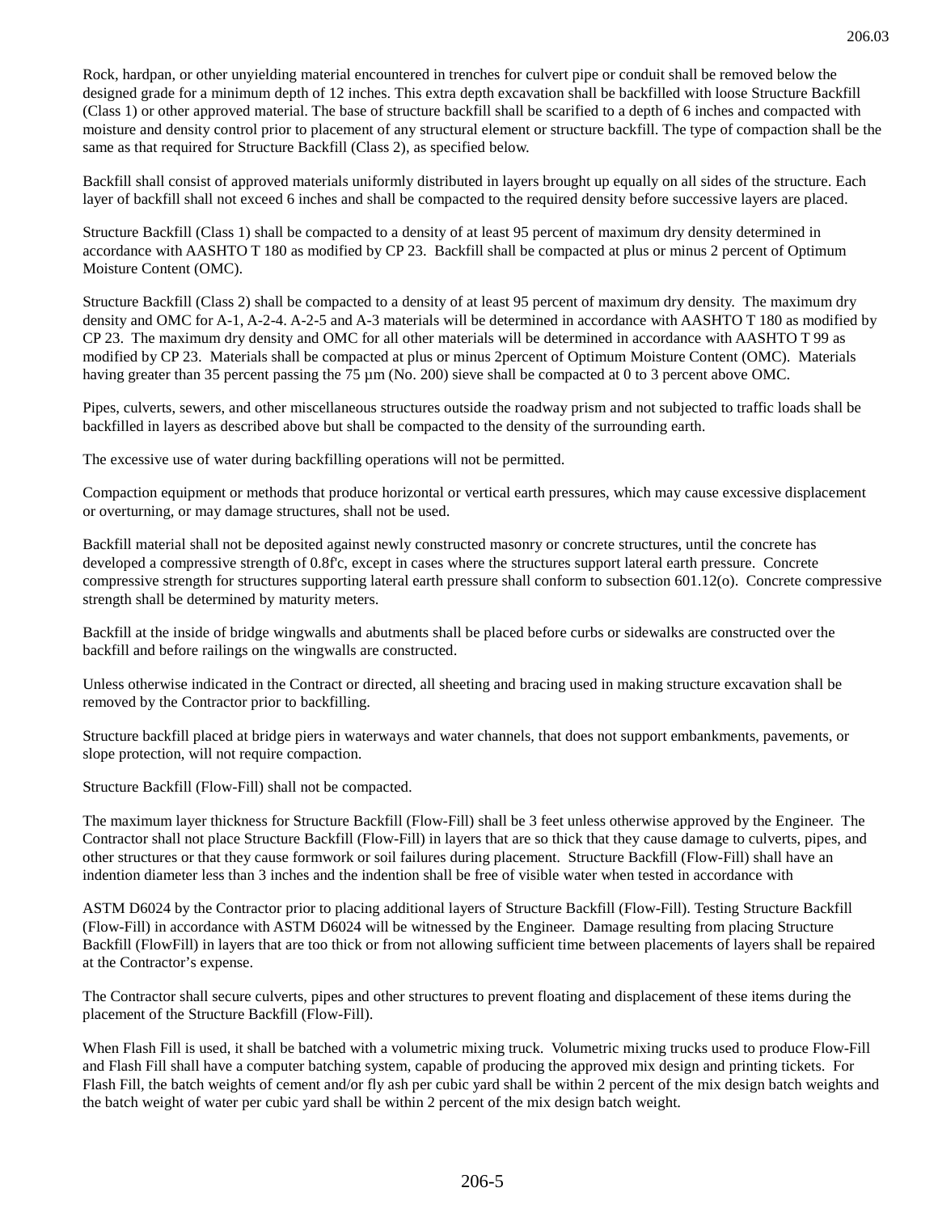Rock, hardpan, or other unyielding material encountered in trenches for culvert pipe or conduit shall be removed below the designed grade for a minimum depth of 12 inches. This extra depth excavation shall be backfilled with loose Structure Backfill (Class 1) or other approved material. The base of structure backfill shall be scarified to a depth of 6 inches and compacted with moisture and density control prior to placement of any structural element or structure backfill. The type of compaction shall be the same as that required for Structure Backfill (Class 2), as specified below.

Backfill shall consist of approved materials uniformly distributed in layers brought up equally on all sides of the structure. Each layer of backfill shall not exceed 6 inches and shall be compacted to the required density before successive layers are placed.

Structure Backfill (Class 1) shall be compacted to a density of at least 95 percent of maximum dry density determined in accordance with AASHTO T 180 as modified by CP 23. Backfill shall be compacted at plus or minus 2 percent of Optimum Moisture Content (OMC).

Structure Backfill (Class 2) shall be compacted to a density of at least 95 percent of maximum dry density. The maximum dry density and OMC for A-1, A-2-4. A-2-5 and A-3 materials will be determined in accordance with AASHTO T 180 as modified by CP 23. The maximum dry density and OMC for all other materials will be determined in accordance with AASHTO T 99 as modified by CP 23. Materials shall be compacted at plus or minus 2percent of Optimum Moisture Content (OMC). Materials having greater than 35 percent passing the 75 µm (No. 200) sieve shall be compacted at 0 to 3 percent above OMC.

Pipes, culverts, sewers, and other miscellaneous structures outside the roadway prism and not subjected to traffic loads shall be backfilled in layers as described above but shall be compacted to the density of the surrounding earth.

The excessive use of water during backfilling operations will not be permitted.

Compaction equipment or methods that produce horizontal or vertical earth pressures, which may cause excessive displacement or overturning, or may damage structures, shall not be used.

Backfill material shall not be deposited against newly constructed masonry or concrete structures, until the concrete has developed a compressive strength of 0.8f'c, except in cases where the structures support lateral earth pressure. Concrete compressive strength for structures supporting lateral earth pressure shall conform to subsection 601.12(o). Concrete compressive strength shall be determined by maturity meters.

Backfill at the inside of bridge wingwalls and abutments shall be placed before curbs or sidewalks are constructed over the backfill and before railings on the wingwalls are constructed.

Unless otherwise indicated in the Contract or directed, all sheeting and bracing used in making structure excavation shall be removed by the Contractor prior to backfilling.

Structure backfill placed at bridge piers in waterways and water channels, that does not support embankments, pavements, or slope protection, will not require compaction.

Structure Backfill (Flow-Fill) shall not be compacted.

The maximum layer thickness for Structure Backfill (Flow-Fill) shall be 3 feet unless otherwise approved by the Engineer. The Contractor shall not place Structure Backfill (Flow-Fill) in layers that are so thick that they cause damage to culverts, pipes, and other structures or that they cause formwork or soil failures during placement. Structure Backfill (Flow-Fill) shall have an indention diameter less than 3 inches and the indention shall be free of visible water when tested in accordance with ASTM D6024 by the Contractor prior to placing additional layers of Structure Backfill (Flow-Fill). Testing Structure Backfill (Flow-Fill) in accordance with ASTM D6024 will be witnessed by the Engineer. Damage resulting from placing Structure Backfill (FlowFill) in layers that are too thick or from not allowing sufficient time between placements of layers shall be repaired at the Contractor's expense.

The Contractor shall secure culverts, pipes and other structures to prevent floating and displacement of these items during the placement of the Structure Backfill (Flow-Fill).

When Flash Fill is used, it shall be batched with a volumetric mixing truck. Volumetric mixing trucks used to produce Flow-Fill and Flash Fill shall have a computer batching system, capable of producing the approved mix design and printing tickets. For Flash Fill, the batch weights of cement and/or fly ash per cubic yard shall be within 2 percent of the mix design batch weights and the batch weight of water per cubic yard shall be within 2 percent of the mix design batch weight.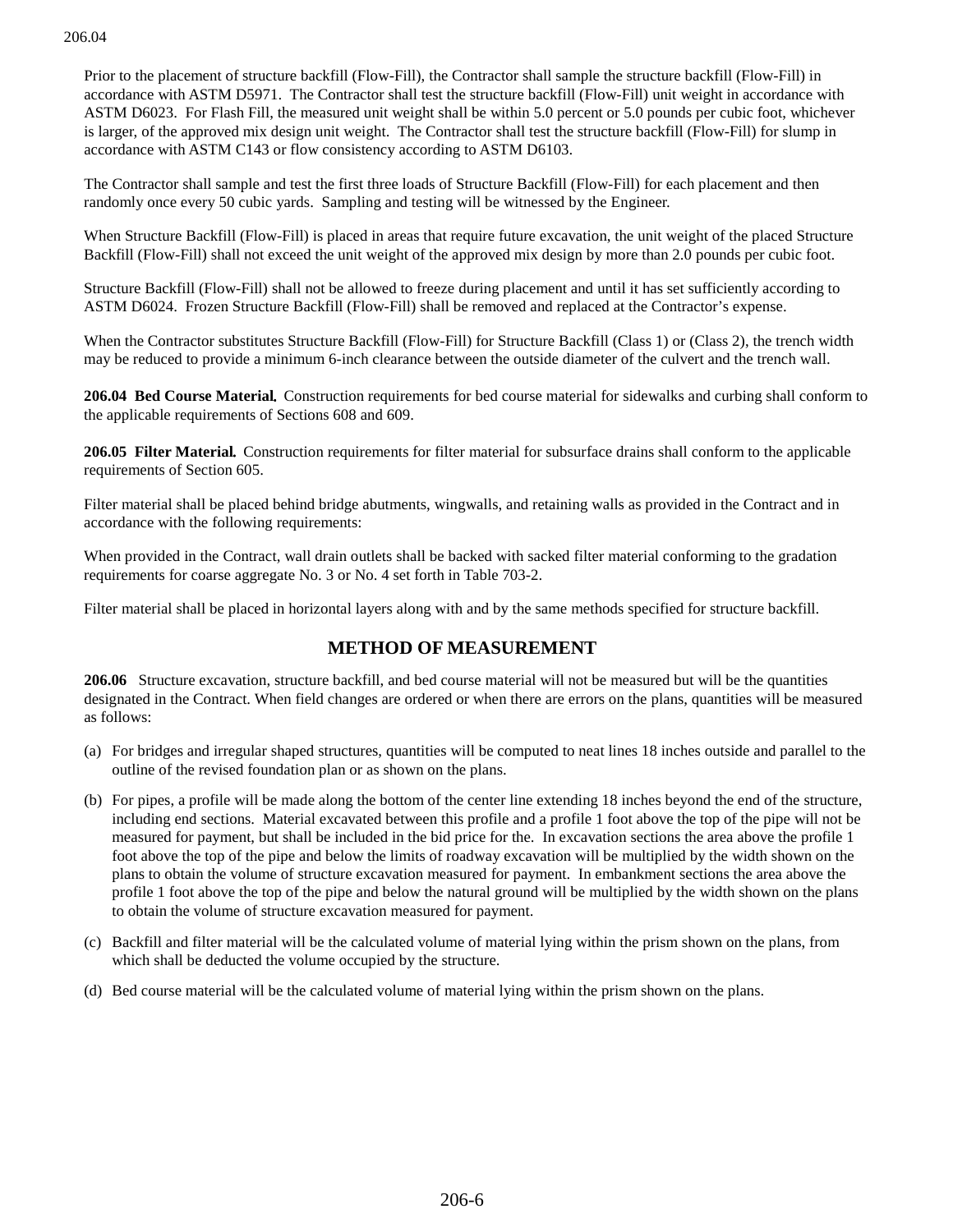Prior to the placement of structure backfill (Flow-Fill), the Contractor shall sample the structure backfill (Flow-Fill) in accordance with ASTM D5971. The Contractor shall test the structure backfill (Flow-Fill) unit weight in accordance with ASTM D6023. For Flash Fill, the measured unit weight shall be within 5.0 percent or 5.0 pounds per cubic foot, whichever is larger, of the approved mix design unit weight. The Contractor shall test the structure backfill (Flow-Fill) for slump in accordance with ASTM C143 or flow consistency according to ASTM D6103.

The Contractor shall sample and test the first three loads of Structure Backfill (Flow-Fill) for each placement and then randomly once every 50 cubic yards. Sampling and testing will be witnessed by the Engineer.

When Structure Backfill (Flow-Fill) is placed in areas that require future excavation, the unit weight of the placed Structure Backfill (Flow-Fill) shall not exceed the unit weight of the approved mix design by more than 2.0 pounds per cubic foot.

Structure Backfill (Flow-Fill) shall not be allowed to freeze during placement and until it has set sufficiently according to ASTM D6024. Frozen Structure Backfill (Flow-Fill) shall be removed and replaced at the Contractor's expense.

When the Contractor substitutes Structure Backfill (Flow-Fill) for Structure Backfill (Class 1) or (Class 2), the trench width may be reduced to provide a minimum 6-inch clearance between the outside diameter of the culvert and the trench wall.

**206.04 Bed Course Material.** Construction requirements for bed course material for sidewalks and curbing shall conform to the applicable requirements of Sections 608 and 609.

**206.05 Filter Material.** Construction requirements for filter material for subsurface drains shall conform to the applicable requirements of Section 605.

Filter material shall be placed behind bridge abutments, wingwalls, and retaining walls as provided in the Contract and in accordance with the following requirements:

When provided in the Contract, wall drain outlets shall be backed with sacked filter material conforming to the gradation requirements for coarse aggregate No. 3 or No. 4 set forth in Table 703-2.

Filter material shall be placed in horizontal layers along with and by the same methods specified for structure backfill.

## METHOD OF MEASUREMENT

**206.06** Structure excavation, structure backfill, and bed course material will not be measured but will be the quantities designated in the Contract. When field changes are ordered or when there are errors on the plans, quantities will be measured as follows:

(a) For bridges and irregular shaped structures, quantities will be computed to neat lines 18 inches outside and parallel to the outline of the revised foundation plan or as shown on the plans.

(b) For pipes, a profile will be made along the bottom of the center line extending 18 inches beyond the end of the structure, including end sections. Material excavated between this profile and a profile 1 foot above the top of the pipe will not be measured for payment, but shall be included in the bid price for the. In excavation sections the area above the profile 1 foot above the top of the pipe and below the limits of roadway excavation will be multiplied by the width shown on the plans to obtain the volume of structure excavation measured for payment. In embankment sections the area above the profile 1 foot above the top of the pipe and below the natural ground will be multiplied by the width shown on the plans to obtain the volume of structure excavation measured for payment.

(c) Backfill and filter material will be the calculated volume of material lying within the prism shown on the plans, from which shall be deducted the volume occupied by the structure.

(d) Bed course material will be the calculated volume of material lying within the prism shown on the plans.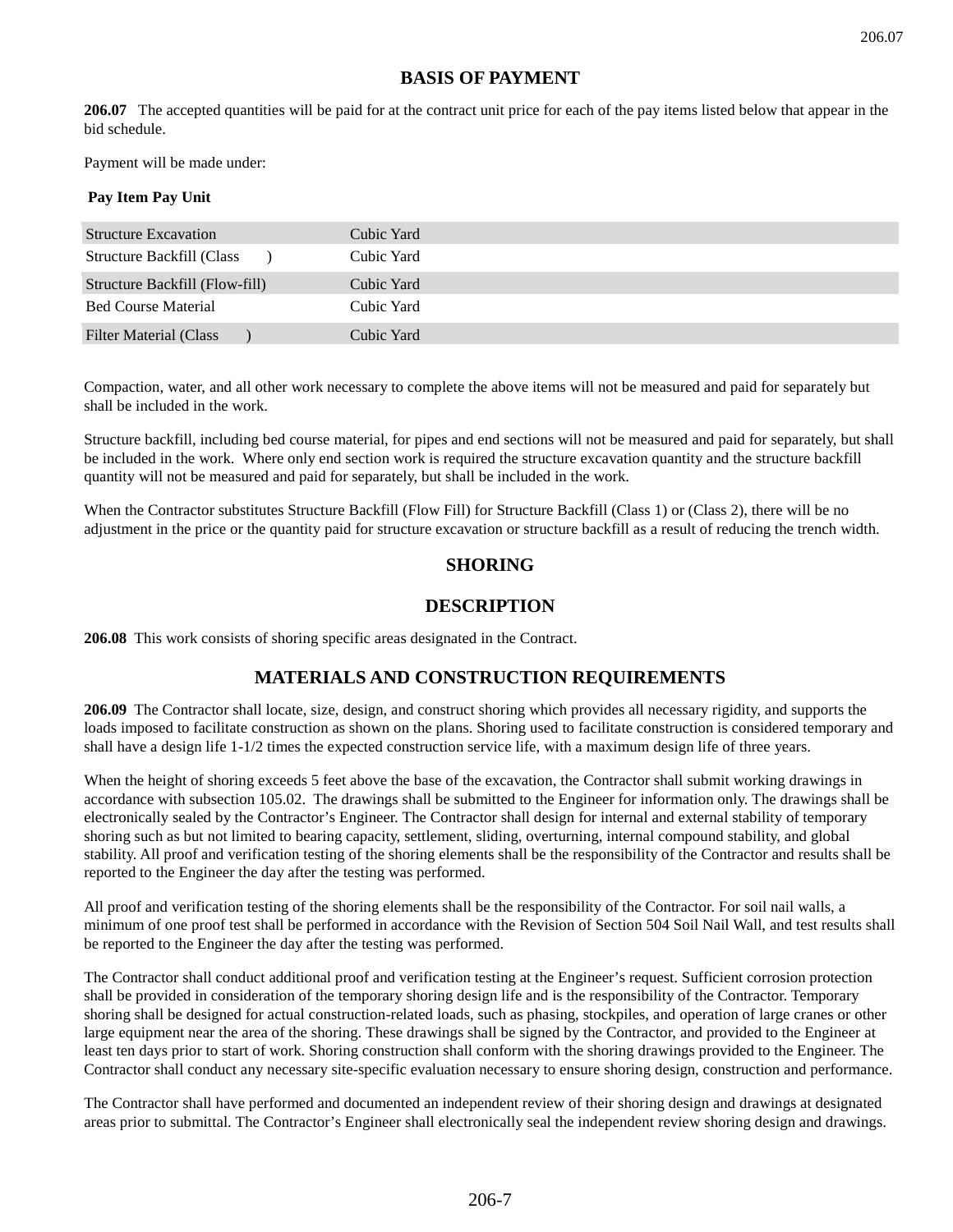## BASIS OF PAYMENT

**206.07** The accepted quantities will be paid for at the contract unit price for each of the pay items listed below that appear in the bid schedule.

Payment will be made under:

| Pay Item | Pay Unit |
|---|---|
| Structure Excavation | Cubic Yard |
| Structure Backfill (Class ) | Cubic Yard |
| Structure Backfill (Flow-fill) | Cubic Yard |
| Bed Course Material | Cubic Yard |
| Filter Material (Class ) | Cubic Yard |

Compaction, water, and all other work necessary to complete the above items will not be measured and paid for separately but shall be included in the work.

Structure backfill, including bed course material, for pipes and end sections will not be measured and paid for separately, but shall be included in the work. Where only end section work is required the structure excavation quantity and the structure backfill quantity will not be measured and paid for separately, but shall be included in the work.

When the Contractor substitutes Structure Backfill (Flow Fill) for Structure Backfill (Class 1) or (Class 2), there will be no adjustment in the price or the quantity paid for structure excavation or structure backfill as a result of reducing the trench width.

## SHORING

## DESCRIPTION

**206.08** This work consists of shoring specific areas designated in the Contract.

## MATERIALS AND CONSTRUCTION REQUIREMENTS

**206.09** The Contractor shall locate, size, design, and construct shoring which provides all necessary rigidity, and supports the loads imposed to facilitate construction as shown on the plans. Shoring used to facilitate construction is considered temporary and shall have a design life 1-1/2 times the expected construction service life, with a maximum design life of three years.

When the height of shoring exceeds 5 feet above the base of the excavation, the Contractor shall submit working drawings in accordance with subsection 105.02. The drawings shall be submitted to the Engineer for information only. The drawings shall be electronically sealed by the Contractor's Engineer. The Contractor shall design for internal and external stability of temporary shoring such as but not limited to bearing capacity, settlement, sliding, overturning, internal compound stability, and global stability. All proof and verification testing of the shoring elements shall be the responsibility of the Contractor and results shall be reported to the Engineer the day after the testing was performed.

All proof and verification testing of the shoring elements shall be the responsibility of the Contractor. For soil nail walls, a minimum of one proof test shall be performed in accordance with the Revision of Section 504 Soil Nail Wall, and test results shall be reported to the Engineer the day after the testing was performed.

The Contractor shall conduct additional proof and verification testing at the Engineer's request. Sufficient corrosion protection shall be provided in consideration of the temporary shoring design life and is the responsibility of the Contractor. Temporary shoring shall be designed for actual construction-related loads, such as phasing, stockpiles, and operation of large cranes or other large equipment near the area of the shoring. These drawings shall be signed by the Contractor, and provided to the Engineer at least ten days prior to start of work. Shoring construction shall conform with the shoring drawings provided to the Engineer. The Contractor shall conduct any necessary site-specific evaluation necessary to ensure shoring design, construction and performance.

The Contractor shall have performed and documented an independent review of their shoring design and drawings at designated areas prior to submittal. The Contractor's Engineer shall electronically seal the independent review shoring design and drawings.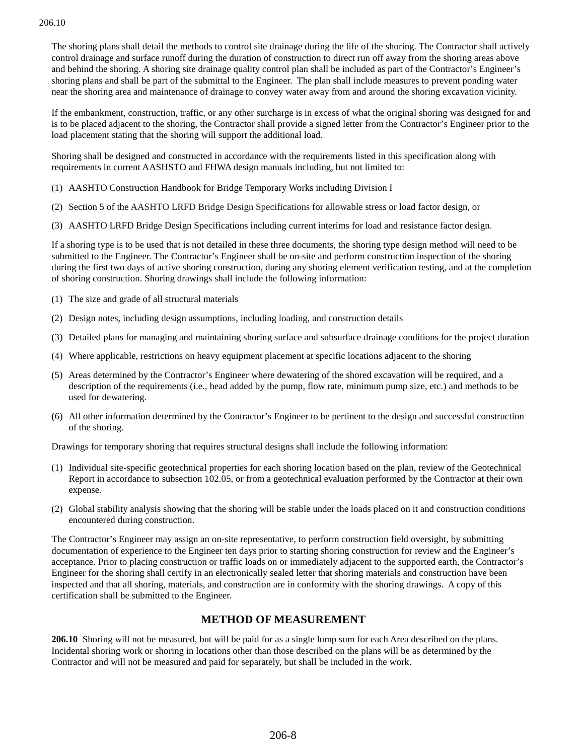The shoring plans shall detail the methods to control site drainage during the life of the shoring. The Contractor shall actively control drainage and surface runoff during the duration of construction to direct run off away from the shoring areas above and behind the shoring. A shoring site drainage quality control plan shall be included as part of the Contractor's Engineer's shoring plans and shall be part of the submittal to the Engineer. The plan shall include measures to prevent ponding water near the shoring area and maintenance of drainage to convey water away from and around the shoring excavation vicinity.

If the embankment, construction, traffic, or any other surcharge is in excess of what the original shoring was designed for and is to be placed adjacent to the shoring, the Contractor shall provide a signed letter from the Contractor's Engineer prior to the load placement stating that the shoring will support the additional load.

Shoring shall be designed and constructed in accordance with the requirements listed in this specification along with requirements in current AASHSTO and FHWA design manuals including, but not limited to:

(1) AASHTO Construction Handbook for Bridge Temporary Works including Division I

(2) Section 5 of the AASHTO LRFD Bridge Design Specifications for allowable stress or load factor design, or

(3) AASHTO LRFD Bridge Design Specifications including current interims for load and resistance factor design.

If a shoring type is to be used that is not detailed in these three documents, the shoring type design method will need to be submitted to the Engineer. The Contractor's Engineer shall be on-site and perform construction inspection of the shoring during the first two days of active shoring construction, during any shoring element verification testing, and at the completion of shoring construction. Shoring drawings shall include the following information:

(1) The size and grade of all structural materials

(2) Design notes, including design assumptions, including loading, and construction details

(3) Detailed plans for managing and maintaining shoring surface and subsurface drainage conditions for the project duration

(4) Where applicable, restrictions on heavy equipment placement at specific locations adjacent to the shoring

(5) Areas determined by the Contractor's Engineer where dewatering of the shored excavation will be required, and a description of the requirements (i.e., head added by the pump, flow rate, minimum pump size, etc.) and methods to be used for dewatering.

(6) All other information determined by the Contractor's Engineer to be pertinent to the design and successful construction of the shoring.

Drawings for temporary shoring that requires structural designs shall include the following information:

(1) Individual site-specific geotechnical properties for each shoring location based on the plan, review of the Geotechnical Report in accordance to subsection 102.05, or from a geotechnical evaluation performed by the Contractor at their own expense.

(2) Global stability analysis showing that the shoring will be stable under the loads placed on it and construction conditions encountered during construction.

The Contractor's Engineer may assign an on-site representative, to perform construction field oversight, by submitting documentation of experience to the Engineer ten days prior to starting shoring construction for review and the Engineer's acceptance. Prior to placing construction or traffic loads on or immediately adjacent to the supported earth, the Contractor's Engineer for the shoring shall certify in an electronically sealed letter that shoring materials and construction have been inspected and that all shoring, materials, and construction are in conformity with the shoring drawings. A copy of this certification shall be submitted to the Engineer.

## METHOD OF MEASUREMENT

**206.10** Shoring will not be measured, but will be paid for as a single lump sum for each Area described on the plans. Incidental shoring work or shoring in locations other than those described on the plans will be as determined by the Contractor and will not be measured and paid for separately, but shall be included in the work.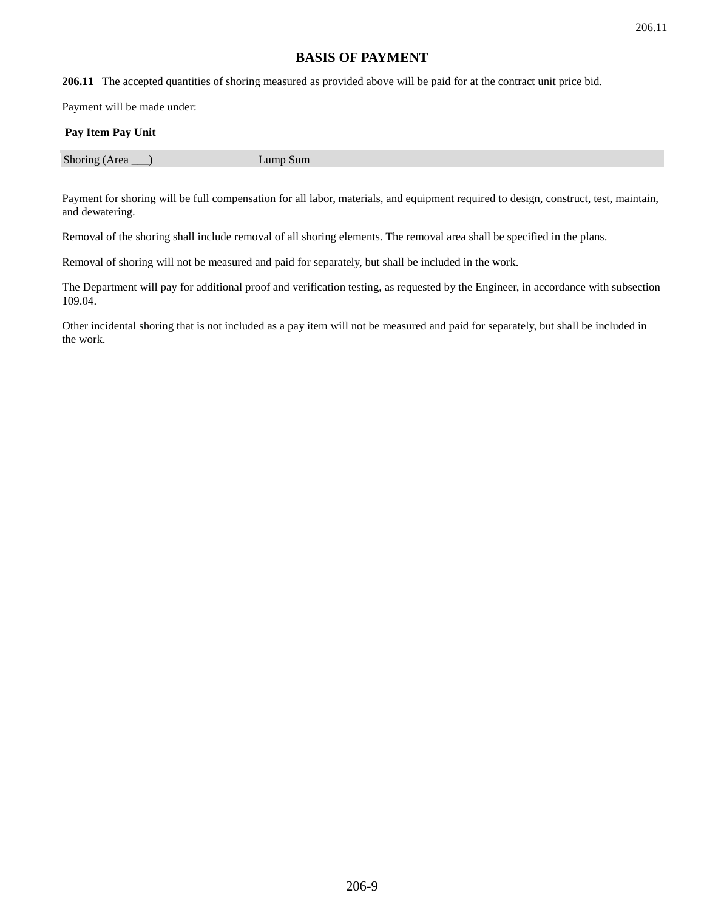## BASIS OF PAYMENT

**206.11** The accepted quantities of shoring measured as provided above will be paid for at the contract unit price bid.

Payment will be made under:

| Pay Item | Pay Unit |
|---|---|
| Shoring (Area ___) | Lump Sum |

Payment for shoring will be full compensation for all labor, materials, and equipment required to design, construct, test, maintain, and dewatering.

Removal of the shoring shall include removal of all shoring elements. The removal area shall be specified in the plans.

Removal of shoring will not be measured and paid for separately, but shall be included in the work.

The Department will pay for additional proof and verification testing, as requested by the Engineer, in accordance with subsection 109.04.

Other incidental shoring that is not included as a pay item will not be measured and paid for separately, but shall be included in the work.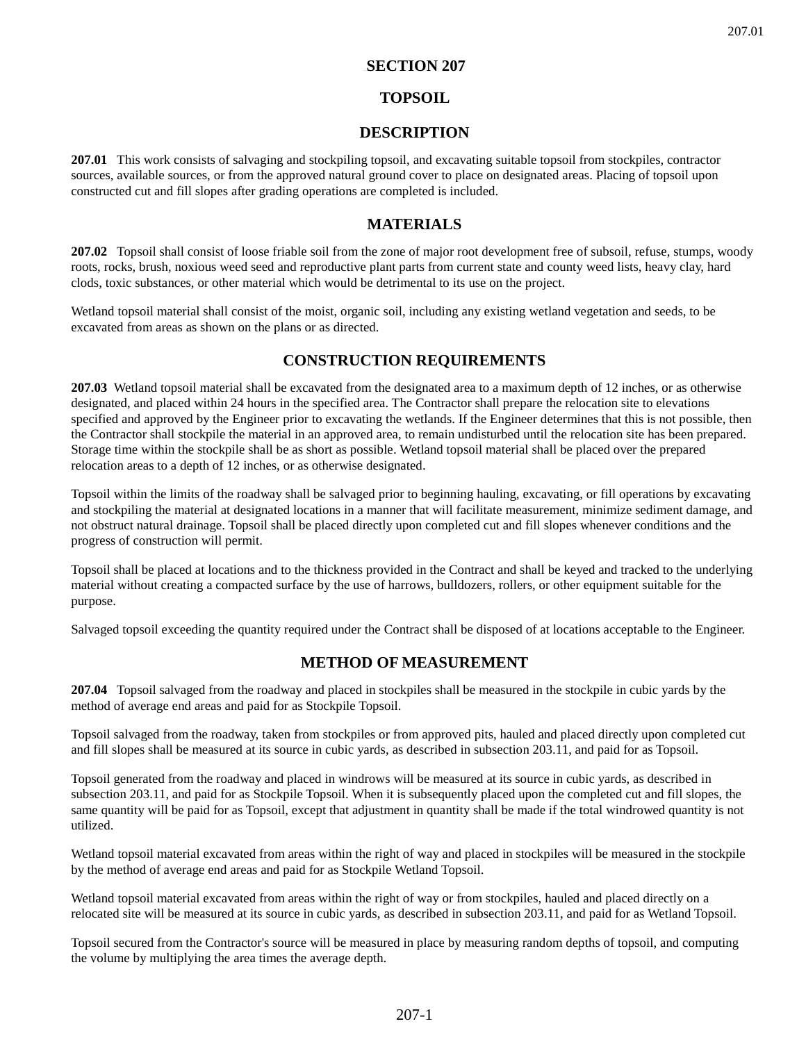# SECTION 207

# TOPSOIL

## DESCRIPTION

**207.01** This work consists of salvaging and stockpiling topsoil, and excavating suitable topsoil from stockpiles, contractor sources, available sources, or from the approved natural ground cover to place on designated areas. Placing of topsoil upon constructed cut and fill slopes after grading operations are completed is included.

## MATERIALS

**207.02** Topsoil shall consist of loose friable soil from the zone of major root development free of subsoil, refuse, stumps, woody roots, rocks, brush, noxious weed seed and reproductive plant parts from current state and county weed lists, heavy clay, hard clods, toxic substances, or other material which would be detrimental to its use on the project.

Wetland topsoil material shall consist of the moist, organic soil, including any existing wetland vegetation and seeds, to be excavated from areas as shown on the plans or as directed.

## CONSTRUCTION REQUIREMENTS

**207.03** Wetland topsoil material shall be excavated from the designated area to a maximum depth of 12 inches, or as otherwise designated, and placed within 24 hours in the specified area. The Contractor shall prepare the relocation site to elevations specified and approved by the Engineer prior to excavating the wetlands. If the Engineer determines that this is not possible, then the Contractor shall stockpile the material in an approved area, to remain undisturbed until the relocation site has been prepared. Storage time within the stockpile shall be as short as possible. Wetland topsoil material shall be placed over the prepared relocation areas to a depth of 12 inches, or as otherwise designated.

Topsoil within the limits of the roadway shall be salvaged prior to beginning hauling, excavating, or fill operations by excavating and stockpiling the material at designated locations in a manner that will facilitate measurement, minimize sediment damage, and not obstruct natural drainage. Topsoil shall be placed directly upon completed cut and fill slopes whenever conditions and the progress of construction will permit.

Topsoil shall be placed at locations and to the thickness provided in the Contract and shall be keyed and tracked to the underlying material without creating a compacted surface by the use of harrows, bulldozers, rollers, or other equipment suitable for the purpose.

Salvaged topsoil exceeding the quantity required under the Contract shall be disposed of at locations acceptable to the Engineer.

## METHOD OF MEASUREMENT

**207.04** Topsoil salvaged from the roadway and placed in stockpiles shall be measured in the stockpile in cubic yards by the method of average end areas and paid for as Stockpile Topsoil.

Topsoil salvaged from the roadway, taken from stockpiles or from approved pits, hauled and placed directly upon completed cut and fill slopes shall be measured at its source in cubic yards, as described in subsection 203.11, and paid for as Topsoil.

Topsoil generated from the roadway and placed in windrows will be measured at its source in cubic yards, as described in subsection 203.11, and paid for as Stockpile Topsoil. When it is subsequently placed upon the completed cut and fill slopes, the same quantity will be paid for as Topsoil, except that adjustment in quantity shall be made if the total windrowed quantity is not utilized.

Wetland topsoil material excavated from areas within the right of way and placed in stockpiles will be measured in the stockpile by the method of average end areas and paid for as Stockpile Wetland Topsoil.

Wetland topsoil material excavated from areas within the right of way or from stockpiles, hauled and placed directly on a relocated site will be measured at its source in cubic yards, as described in subsection 203.11, and paid for as Wetland Topsoil.

Topsoil secured from the Contractor's source will be measured in place by measuring random depths of topsoil, and computing the volume by multiplying the area times the average depth.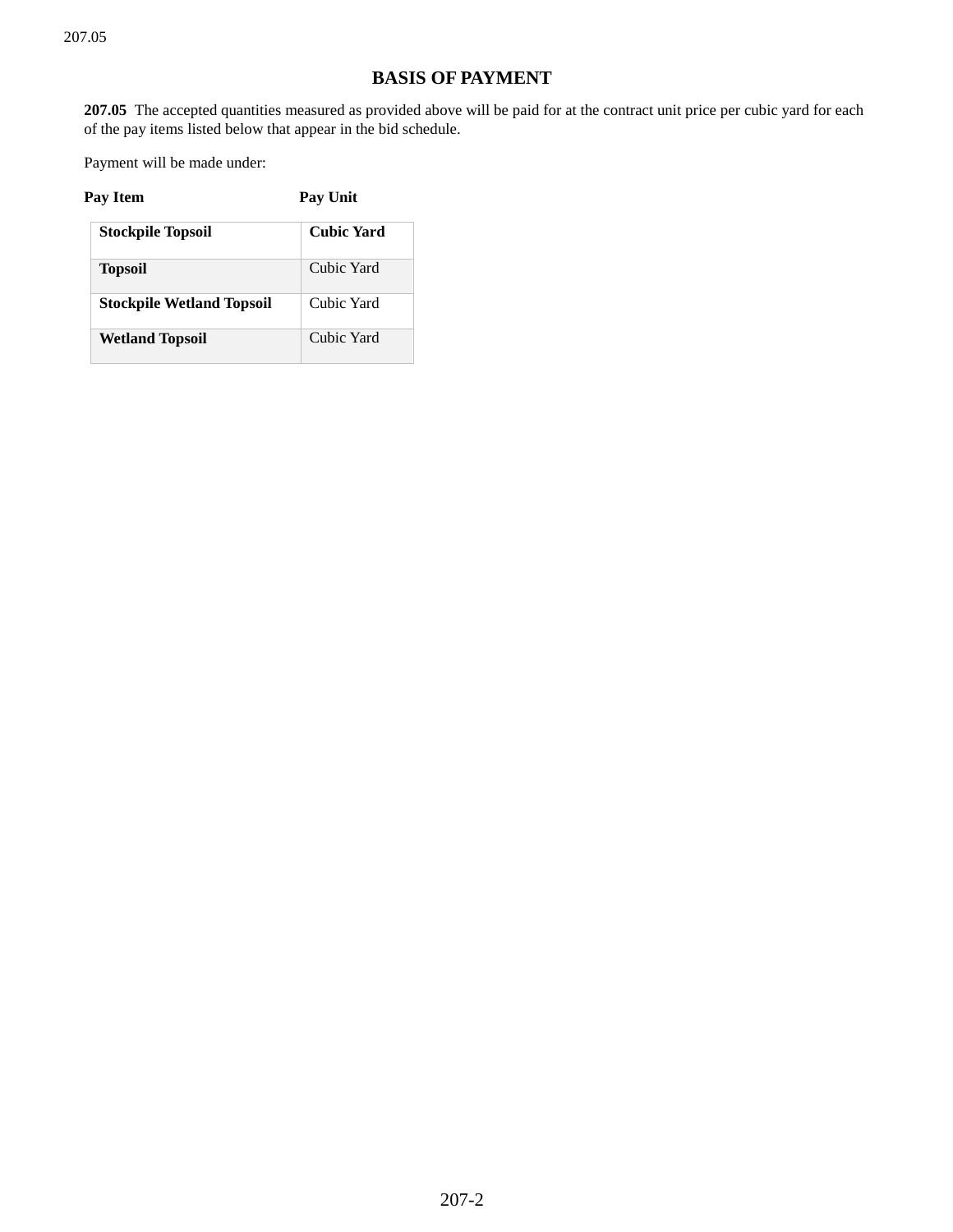## BASIS OF PAYMENT

**207.05** The accepted quantities measured as provided above will be paid for at the contract unit price per cubic yard for each of the pay items listed below that appear in the bid schedule.

Payment will be made under:

| Pay Item | Pay Unit |
|---|---|
| **Stockpile Topsoil** | **Cubic Yard** |
| **Topsoil** | Cubic Yard |
| **Stockpile Wetland Topsoil** | Cubic Yard |
| **Wetland Topsoil** | Cubic Yard |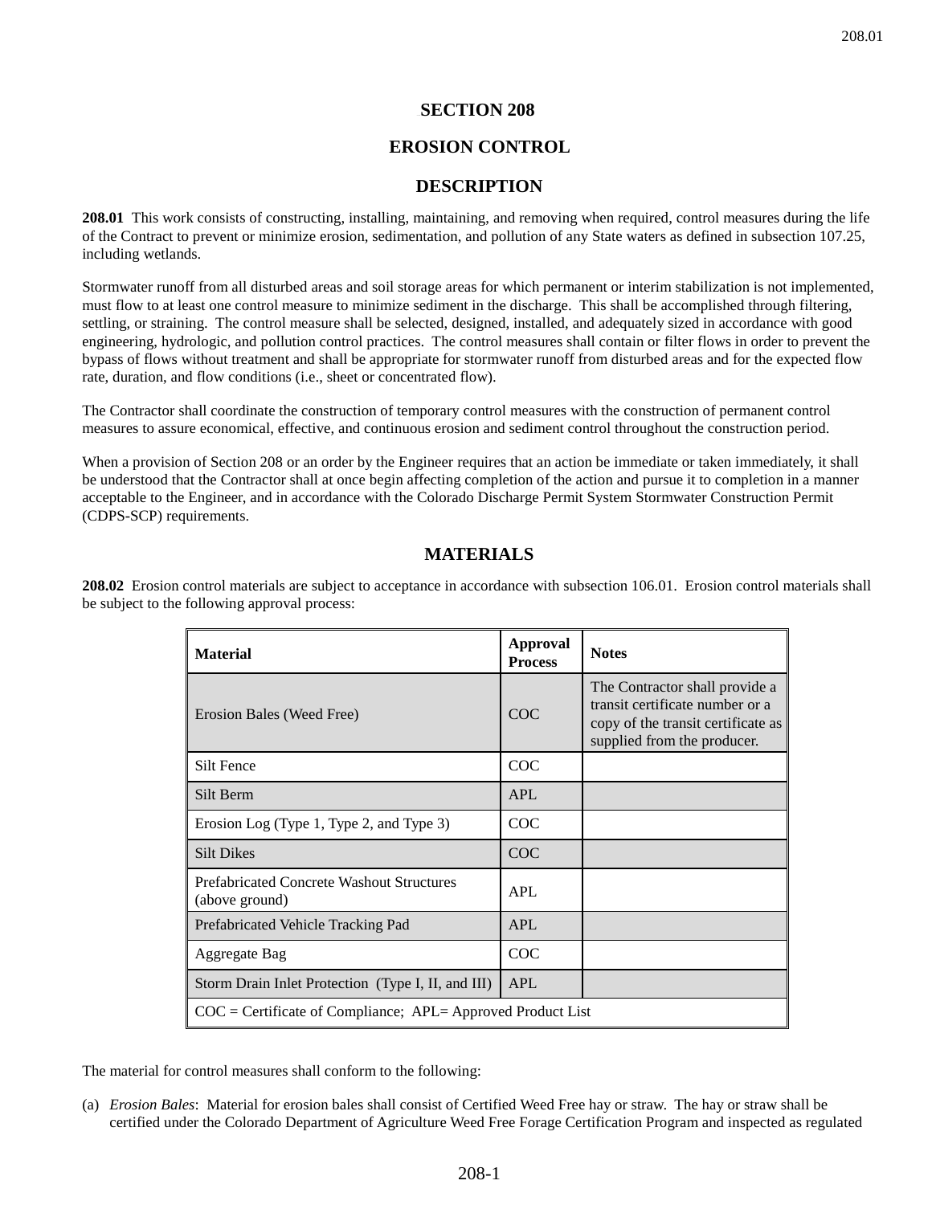# SECTION 208

# EROSION CONTROL

## DESCRIPTION

**208.01** This work consists of constructing, installing, maintaining, and removing when required, control measures during the life of the Contract to prevent or minimize erosion, sedimentation, and pollution of any State waters as defined in subsection 107.25, including wetlands.

Stormwater runoff from all disturbed areas and soil storage areas for which permanent or interim stabilization is not implemented, must flow to at least one control measure to minimize sediment in the discharge. This shall be accomplished through filtering, settling, or straining. The control measure shall be selected, designed, installed, and adequately sized in accordance with good engineering, hydrologic, and pollution control practices. The control measures shall contain or filter flows in order to prevent the bypass of flows without treatment and shall be appropriate for stormwater runoff from disturbed areas and for the expected flow rate, duration, and flow conditions (i.e., sheet or concentrated flow).

The Contractor shall coordinate the construction of temporary control measures with the construction of permanent control measures to assure economical, effective, and continuous erosion and sediment control throughout the construction period.

When a provision of Section 208 or an order by the Engineer requires that an action be immediate or taken immediately, it shall be understood that the Contractor shall at once begin affecting completion of the action and pursue it to completion in a manner acceptable to the Engineer, and in accordance with the Colorado Discharge Permit System Stormwater Construction Permit (CDPS-SCP) requirements.

## MATERIALS

**208.02** Erosion control materials are subject to acceptance in accordance with subsection 106.01. Erosion control materials shall be subject to the following approval process:

| Material | Approval Process | Notes |
|---|---|---|
| Erosion Bales (Weed Free) | COC | The Contractor shall provide a transit certificate number or a copy of the transit certificate as supplied from the producer. |
| Silt Fence | COC | |
| Silt Berm | APL | |
| Erosion Log (Type 1, Type 2, and Type 3) | COC | |
| Silt Dikes | COC | |
| Prefabricated Concrete Washout Structures (above ground) | APL | |
| Prefabricated Vehicle Tracking Pad | APL | |
| Aggregate Bag | COC | |
| Storm Drain Inlet Protection (Type I, II, and III) | APL | |
| COC = Certificate of Compliance; APL= Approved Product List | | |

The material for control measures shall conform to the following:

(a) *Erosion Bales*: Material for erosion bales shall consist of Certified Weed Free hay or straw. The hay or straw shall be certified under the Colorado Department of Agriculture Weed Free Forage Certification Program and inspected as regulated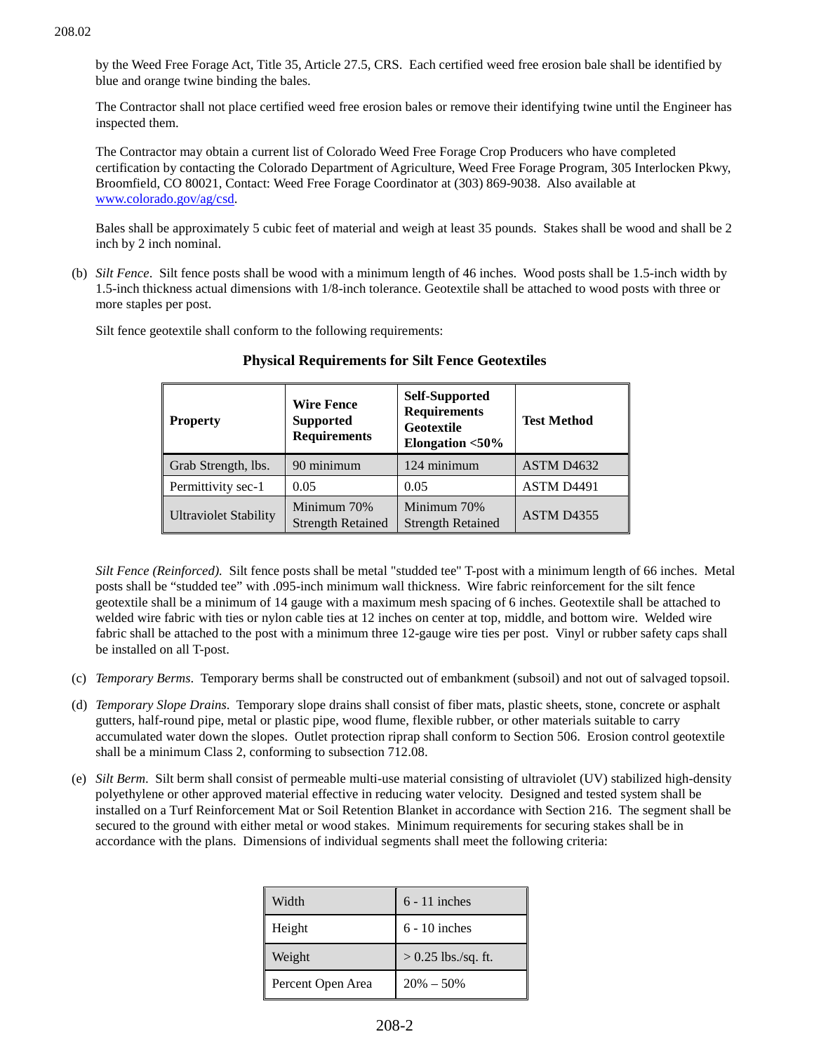by the Weed Free Forage Act, Title 35, Article 27.5, CRS. Each certified weed free erosion bale shall be identified by blue and orange twine binding the bales.

The Contractor shall not place certified weed free erosion bales or remove their identifying twine until the Engineer has inspected them.

The Contractor may obtain a current list of Colorado Weed Free Forage Crop Producers who have completed certification by contacting the Colorado Department of Agriculture, Weed Free Forage Program, 305 Interlocken Pkwy, Broomfield, CO 80021, Contact: Weed Free Forage Coordinator at (303) 869-9038. Also available at www.colorado.gov/ag/csd.

Bales shall be approximately 5 cubic feet of material and weigh at least 35 pounds. Stakes shall be wood and shall be 2 inch by 2 inch nominal.

(b) *Silt Fence*. Silt fence posts shall be wood with a minimum length of 46 inches. Wood posts shall be 1.5-inch width by 1.5-inch thickness actual dimensions with 1/8-inch tolerance. Geotextile shall be attached to wood posts with three or more staples per post.

Silt fence geotextile shall conform to the following requirements:

**Physical Requirements for Silt Fence Geotextiles**

| Property | Wire Fence Supported Requirements | Self-Supported Requirements Geotextile Elongation <50% | Test Method |
|---|---|---|---|
| Grab Strength, lbs. | 90 minimum | 124 minimum | ASTM D4632 |
| Permittivity sec-1 | 0.05 | 0.05 | ASTM D4491 |
| Ultraviolet Stability | Minimum 70% Strength Retained | Minimum 70% Strength Retained | ASTM D4355 |

*Silt Fence (Reinforced).* Silt fence posts shall be metal "studded tee" T-post with a minimum length of 66 inches. Metal posts shall be "studded tee" with .095-inch minimum wall thickness. Wire fabric reinforcement for the silt fence geotextile shall be a minimum of 14 gauge with a maximum mesh spacing of 6 inches. Geotextile shall be attached to welded wire fabric with ties or nylon cable ties at 12 inches on center at top, middle, and bottom wire. Welded wire fabric shall be attached to the post with a minimum three 12-gauge wire ties per post. Vinyl or rubber safety caps shall be installed on all T-post.

(c) *Temporary Berms*. Temporary berms shall be constructed out of embankment (subsoil) and not out of salvaged topsoil.

(d) *Temporary Slope Drains*. Temporary slope drains shall consist of fiber mats, plastic sheets, stone, concrete or asphalt gutters, half-round pipe, metal or plastic pipe, wood flume, flexible rubber, or other materials suitable to carry accumulated water down the slopes. Outlet protection riprap shall conform to Section 506. Erosion control geotextile shall be a minimum Class 2, conforming to subsection 712.08.

(e) *Silt Berm*. Silt berm shall consist of permeable multi-use material consisting of ultraviolet (UV) stabilized high-density polyethylene or other approved material effective in reducing water velocity. Designed and tested system shall be installed on a Turf Reinforcement Mat or Soil Retention Blanket in accordance with Section 216. The segment shall be secured to the ground with either metal or wood stakes. Minimum requirements for securing stakes shall be in accordance with the plans. Dimensions of individual segments shall meet the following criteria:

| | |
|---|---|
| Width | 6 - 11 inches |
| Height | 6 - 10 inches |
| Weight | > 0.25 lbs./sq. ft. |
| Percent Open Area | 20% – 50% |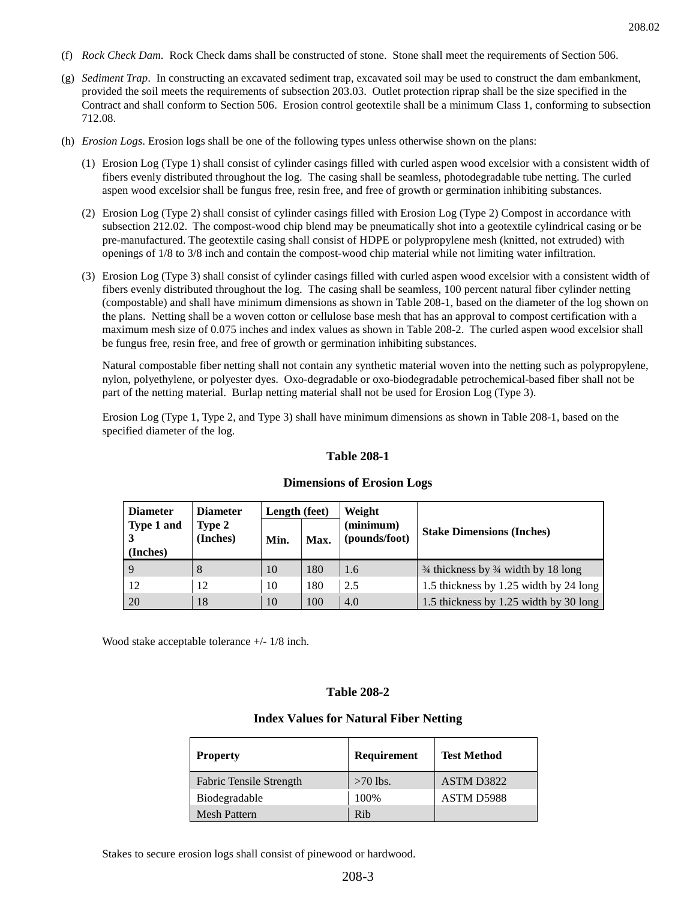(f) *Rock Check Dam*. Rock Check dams shall be constructed of stone. Stone shall meet the requirements of Section 506.

(g) *Sediment Trap*. In constructing an excavated sediment trap, excavated soil may be used to construct the dam embankment, provided the soil meets the requirements of subsection 203.03. Outlet protection riprap shall be the size specified in the Contract and shall conform to Section 506. Erosion control geotextile shall be a minimum Class 1, conforming to subsection 712.08.

(h) *Erosion Logs*. Erosion logs shall be one of the following types unless otherwise shown on the plans:

(1) Erosion Log (Type 1) shall consist of cylinder casings filled with curled aspen wood excelsior with a consistent width of fibers evenly distributed throughout the log. The casing shall be seamless, photodegradable tube netting. The curled aspen wood excelsior shall be fungus free, resin free, and free of growth or germination inhibiting substances.

(2) Erosion Log (Type 2) shall consist of cylinder casings filled with Erosion Log (Type 2) Compost in accordance with subsection 212.02. The compost-wood chip blend may be pneumatically shot into a geotextile cylindrical casing or be pre-manufactured. The geotextile casing shall consist of HDPE or polypropylene mesh (knitted, not extruded) with openings of 1/8 to 3/8 inch and contain the compost-wood chip material while not limiting water infiltration.

(3) Erosion Log (Type 3) shall consist of cylinder casings filled with curled aspen wood excelsior with a consistent width of fibers evenly distributed throughout the log. The casing shall be seamless, 100 percent natural fiber cylinder netting (compostable) and shall have minimum dimensions as shown in Table 208-1, based on the diameter of the log shown on the plans. Netting shall be a woven cotton or cellulose base mesh that has an approval to compost certification with a maximum mesh size of 0.075 inches and index values as shown in Table 208-2. The curled aspen wood excelsior shall be fungus free, resin free, and free of growth or germination inhibiting substances.

Natural compostable fiber netting shall not contain any synthetic material woven into the netting such as polypropylene, nylon, polyethylene, or polyester dyes. Oxo-degradable or oxo-biodegradable petrochemical-based fiber shall not be part of the netting material. Burlap netting material shall not be used for Erosion Log (Type 3).

Erosion Log (Type 1, Type 2, and Type 3) shall have minimum dimensions as shown in Table 208-1, based on the specified diameter of the log.

**Table 208-1**

**Dimensions of Erosion Logs**

| Diameter Type 1 and 3 (Inches) | Diameter Type 2 (Inches) | Length (feet) | | Weight (minimum) (pounds/foot) | Stake Dimensions (Inches) |
|---|---|---|---|---|---|
| | | Min. | Max. | | |
| 9 | 8 | 10 | 180 | 1.6 | ¾ thickness by ¾ width by 18 long |
| 12 | 12 | 10 | 180 | 2.5 | 1.5 thickness by 1.25 width by 24 long |
| 20 | 18 | 10 | 100 | 4.0 | 1.5 thickness by 1.25 width by 30 long |

Wood stake acceptable tolerance +/- 1/8 inch.

**Table 208-2**

**Index Values for Natural Fiber Netting**

| Property | Requirement | Test Method |
|---|---|---|
| Fabric Tensile Strength | >70 lbs. | ASTM D3822 |
| Biodegradable | 100% | ASTM D5988 |
| Mesh Pattern | Rib | |

Stakes to secure erosion logs shall consist of pinewood or hardwood.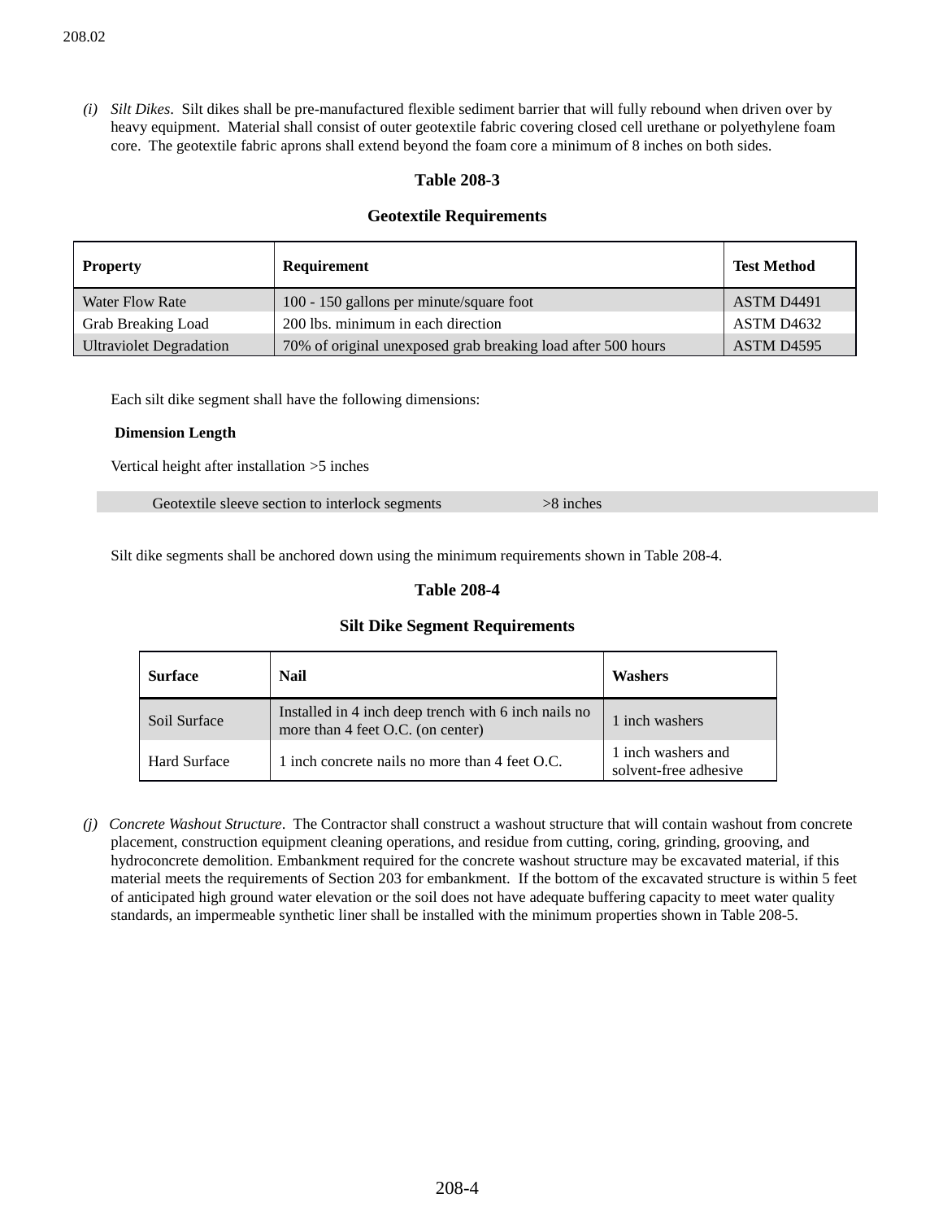(i) *Silt Dikes*. Silt dikes shall be pre-manufactured flexible sediment barrier that will fully rebound when driven over by heavy equipment. Material shall consist of outer geotextile fabric covering closed cell urethane or polyethylene foam core. The geotextile fabric aprons shall extend beyond the foam core a minimum of 8 inches on both sides.

**Table 208-3**

**Geotextile Requirements**

| Property | Requirement | Test Method |
|---|---|---|
| Water Flow Rate | 100 - 150 gallons per minute/square foot | ASTM D4491 |
| Grab Breaking Load | 200 lbs. minimum in each direction | ASTM D4632 |
| Ultraviolet Degradation | 70% of original unexposed grab breaking load after 500 hours | ASTM D4595 |

Each silt dike segment shall have the following dimensions:

| Dimension | Length |
|---|---|
| Vertical height after installation | >5 inches |
| Geotextile sleeve section to interlock segments | >8 inches |

Silt dike segments shall be anchored down using the minimum requirements shown in Table 208-4.

**Table 208-4**

**Silt Dike Segment Requirements**

| Surface | Nail | Washers |
|---|---|---|
| Soil Surface | Installed in 4 inch deep trench with 6 inch nails no more than 4 feet O.C. (on center) | 1 inch washers |
| Hard Surface | 1 inch concrete nails no more than 4 feet O.C. | 1 inch washers and solvent-free adhesive |

(j) *Concrete Washout Structure*. The Contractor shall construct a washout structure that will contain washout from concrete placement, construction equipment cleaning operations, and residue from cutting, coring, grinding, grooving, and hydroconcrete demolition. Embankment required for the concrete washout structure may be excavated material, if this material meets the requirements of Section 203 for embankment. If the bottom of the excavated structure is within 5 feet of anticipated high ground water elevation or the soil does not have adequate buffering capacity to meet water quality standards, an impermeable synthetic liner shall be installed with the minimum properties shown in Table 208-5.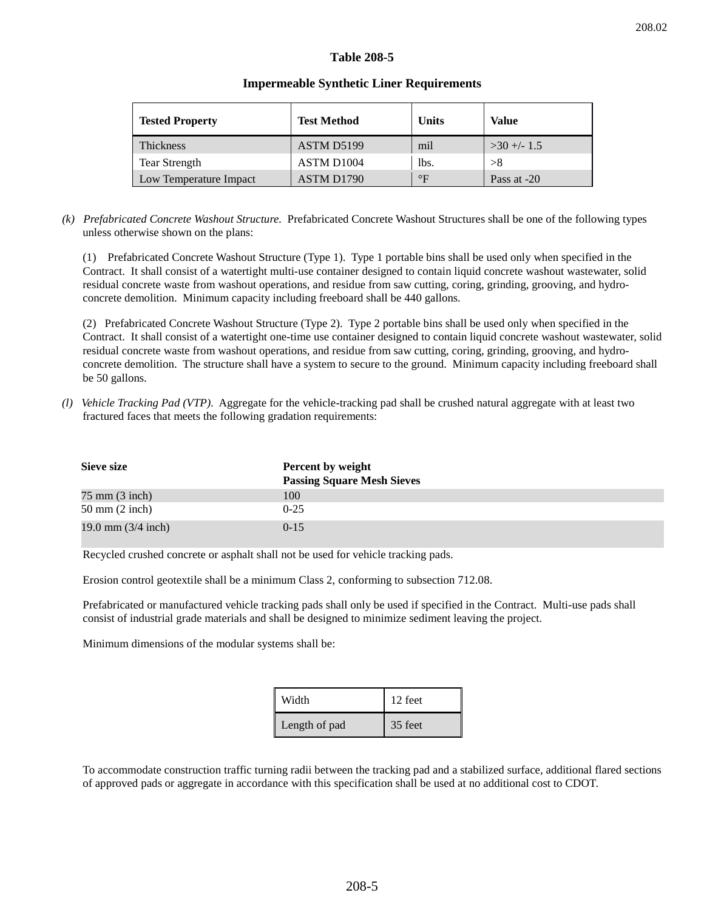**Table 208-5**

**Impermeable Synthetic Liner Requirements**

| Tested Property | Test Method | Units | Value |
|---|---|---|---|
| Thickness | ASTM D5199 | mil | >30 +/- 1.5 |
| Tear Strength | ASTM D1004 | lbs. | >8 |
| Low Temperature Impact | ASTM D1790 | °F | Pass at -20 |

(k) *Prefabricated Concrete Washout Structure.* Prefabricated Concrete Washout Structures shall be one of the following types unless otherwise shown on the plans:

(1) Prefabricated Concrete Washout Structure (Type 1). Type 1 portable bins shall be used only when specified in the Contract. It shall consist of a watertight multi-use container designed to contain liquid concrete washout wastewater, solid residual concrete waste from washout operations, and residue from saw cutting, coring, grinding, grooving, and hydro-concrete demolition. Minimum capacity including freeboard shall be 440 gallons.

(2) Prefabricated Concrete Washout Structure (Type 2). Type 2 portable bins shall be used only when specified in the Contract. It shall consist of a watertight one-time use container designed to contain liquid concrete washout wastewater, solid residual concrete waste from washout operations, and residue from saw cutting, coring, grinding, grooving, and hydro-concrete demolition. The structure shall have a system to secure to the ground. Minimum capacity including freeboard shall be 50 gallons.

(l) *Vehicle Tracking Pad (VTP).* Aggregate for the vehicle-tracking pad shall be crushed natural aggregate with at least two fractured faces that meets the following gradation requirements:

| Sieve size | Percent by weight Passing Square Mesh Sieves |
|---|---|
| 75 mm (3 inch) | 100 |
| 50 mm (2 inch) | 0-25 |
| 19.0 mm (3/4 inch) | 0-15 |

Recycled crushed concrete or asphalt shall not be used for vehicle tracking pads.

Erosion control geotextile shall be a minimum Class 2, conforming to subsection 712.08.

Prefabricated or manufactured vehicle tracking pads shall only be used if specified in the Contract. Multi-use pads shall consist of industrial grade materials and shall be designed to minimize sediment leaving the project.

Minimum dimensions of the modular systems shall be:

| Width | 12 feet |
|---|---|
| Length of pad | 35 feet |

To accommodate construction traffic turning radii between the tracking pad and a stabilized surface, additional flared sections of approved pads or aggregate in accordance with this specification shall be used at no additional cost to CDOT.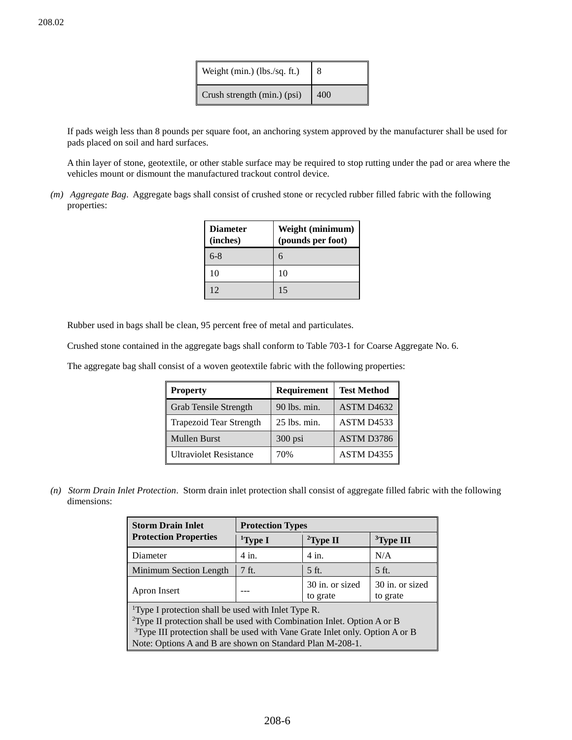| Weight (min.) (lbs./sq. ft.) | 8 |
|---|---|
| Crush strength (min.) (psi) | 400 |

If pads weigh less than 8 pounds per square foot, an anchoring system approved by the manufacturer shall be used for pads placed on soil and hard surfaces.

A thin layer of stone, geotextile, or other stable surface may be required to stop rutting under the pad or area where the vehicles mount or dismount the manufactured trackout control device.

*(m) Aggregate Bag*. Aggregate bags shall consist of crushed stone or recycled rubber filled fabric with the following properties:

| Diameter (inches) | Weight (minimum) (pounds per foot) |
|---|---|
| 6-8 | 6 |
| 10 | 10 |
| 12 | 15 |

Rubber used in bags shall be clean, 95 percent free of metal and particulates.

Crushed stone contained in the aggregate bags shall conform to Table 703-1 for Coarse Aggregate No. 6.

The aggregate bag shall consist of a woven geotextile fabric with the following properties:

| Property | Requirement | Test Method |
|---|---|---|
| Grab Tensile Strength | 90 lbs. min. | ASTM D4632 |
| Trapezoid Tear Strength | 25 lbs. min. | ASTM D4533 |
| Mullen Burst | 300 psi | ASTM D3786 |
| Ultraviolet Resistance | 70% | ASTM D4355 |

*(n) Storm Drain Inlet Protection*. Storm drain inlet protection shall consist of aggregate filled fabric with the following dimensions:

| Storm Drain Inlet Protection Properties | Protection Types | | |
|---|---|---|---|
| | [1]Type I | [2]Type II | [3]Type III |
| Diameter | 4 in. | 4 in. | N/A |
| Minimum Section Length | 7 ft. | 5 ft. | 5 ft. |
| Apron Insert | --- | 30 in. or sized to grate | 30 in. or sized to grate |

[1]Type I protection shall be used with Inlet Type R.
[2]Type II protection shall be used with Combination Inlet. Option A or B
[3]Type III protection shall be used with Vane Grate Inlet only. Option A or B
Note: Options A and B are shown on Standard Plan M-208-1.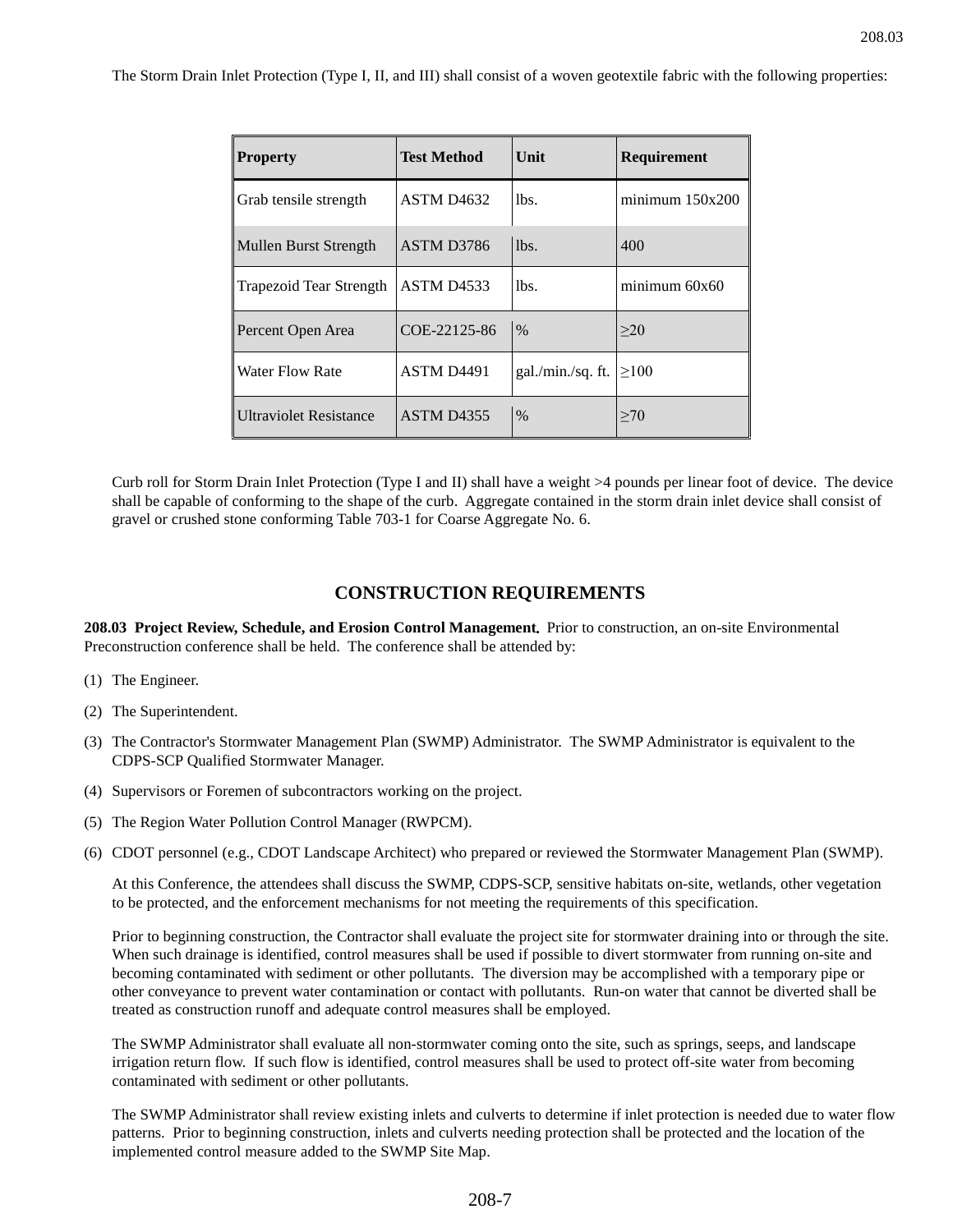The Storm Drain Inlet Protection (Type I, II, and III) shall consist of a woven geotextile fabric with the following properties:

| Property | Test Method | Unit | Requirement |
|---|---|---|---|
| Grab tensile strength | ASTM D4632 | lbs. | minimum 150x200 |
| Mullen Burst Strength | ASTM D3786 | lbs. | 400 |
| Trapezoid Tear Strength | ASTM D4533 | lbs. | minimum 60x60 |
| Percent Open Area | COE-22125-86 | % | ≥20 |
| Water Flow Rate | ASTM D4491 | gal./min./sq. ft. | ≥100 |
| Ultraviolet Resistance | ASTM D4355 | % | ≥70 |

Curb roll for Storm Drain Inlet Protection (Type I and II) shall have a weight >4 pounds per linear foot of device. The device shall be capable of conforming to the shape of the curb. Aggregate contained in the storm drain inlet device shall consist of gravel or crushed stone conforming Table 703-1 for Coarse Aggregate No. 6.

## CONSTRUCTION REQUIREMENTS

**208.03 Project Review, Schedule, and Erosion Control Management.** Prior to construction, an on-site Environmental Preconstruction conference shall be held. The conference shall be attended by:

(1) The Engineer.

(2) The Superintendent.

(3) The Contractor's Stormwater Management Plan (SWMP) Administrator. The SWMP Administrator is equivalent to the CDPS-SCP Qualified Stormwater Manager.

(4) Supervisors or Foremen of subcontractors working on the project.

(5) The Region Water Pollution Control Manager (RWPCM).

(6) CDOT personnel (e.g., CDOT Landscape Architect) who prepared or reviewed the Stormwater Management Plan (SWMP).

At this Conference, the attendees shall discuss the SWMP, CDPS-SCP, sensitive habitats on-site, wetlands, other vegetation to be protected, and the enforcement mechanisms for not meeting the requirements of this specification.

Prior to beginning construction, the Contractor shall evaluate the project site for stormwater draining into or through the site. When such drainage is identified, control measures shall be used if possible to divert stormwater from running on-site and becoming contaminated with sediment or other pollutants. The diversion may be accomplished with a temporary pipe or other conveyance to prevent water contamination or contact with pollutants. Run-on water that cannot be diverted shall be treated as construction runoff and adequate control measures shall be employed.

The SWMP Administrator shall evaluate all non-stormwater coming onto the site, such as springs, seeps, and landscape irrigation return flow. If such flow is identified, control measures shall be used to protect off-site water from becoming contaminated with sediment or other pollutants.

The SWMP Administrator shall review existing inlets and culverts to determine if inlet protection is needed due to water flow patterns. Prior to beginning construction, inlets and culverts needing protection shall be protected and the location of the implemented control measure added to the SWMP Site Map.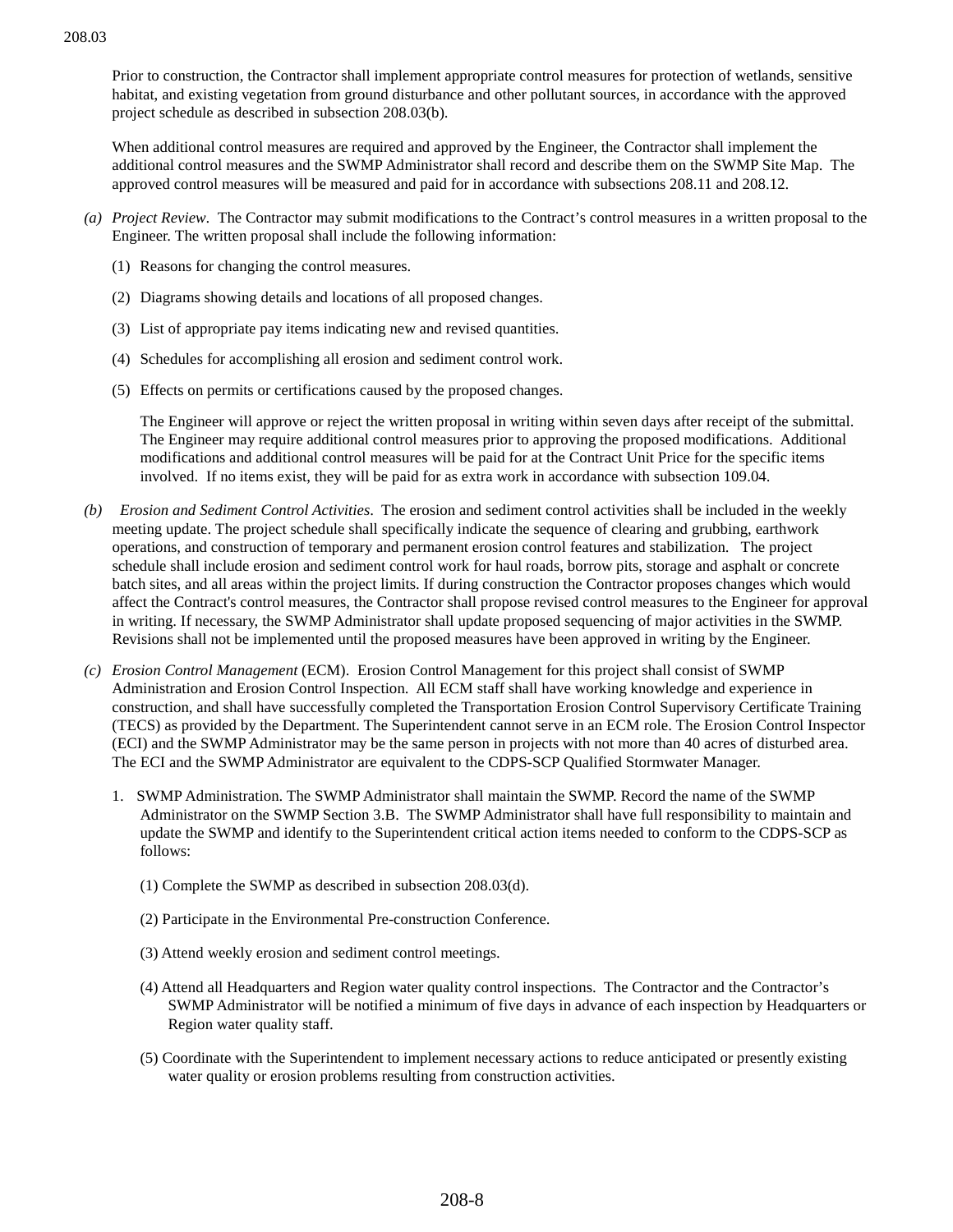Prior to construction, the Contractor shall implement appropriate control measures for protection of wetlands, sensitive habitat, and existing vegetation from ground disturbance and other pollutant sources, in accordance with the approved project schedule as described in subsection 208.03(b).

When additional control measures are required and approved by the Engineer, the Contractor shall implement the additional control measures and the SWMP Administrator shall record and describe them on the SWMP Site Map. The approved control measures will be measured and paid for in accordance with subsections 208.11 and 208.12.

*(a) Project Review*. The Contractor may submit modifications to the Contract's control measures in a written proposal to the Engineer. The written proposal shall include the following information:

(1) Reasons for changing the control measures.

(2) Diagrams showing details and locations of all proposed changes.

(3) List of appropriate pay items indicating new and revised quantities.

(4) Schedules for accomplishing all erosion and sediment control work.

(5) Effects on permits or certifications caused by the proposed changes.

The Engineer will approve or reject the written proposal in writing within seven days after receipt of the submittal. The Engineer may require additional control measures prior to approving the proposed modifications. Additional modifications and additional control measures will be paid for at the Contract Unit Price for the specific items involved. If no items exist, they will be paid for as extra work in accordance with subsection 109.04.

*(b) Erosion and Sediment Control Activities*. The erosion and sediment control activities shall be included in the weekly meeting update. The project schedule shall specifically indicate the sequence of clearing and grubbing, earthwork operations, and construction of temporary and permanent erosion control features and stabilization. The project schedule shall include erosion and sediment control work for haul roads, borrow pits, storage and asphalt or concrete batch sites, and all areas within the project limits. If during construction the Contractor proposes changes which would affect the Contract's control measures, the Contractor shall propose revised control measures to the Engineer for approval in writing. If necessary, the SWMP Administrator shall update proposed sequencing of major activities in the SWMP. Revisions shall not be implemented until the proposed measures have been approved in writing by the Engineer.

*(c) Erosion Control Management* (ECM). Erosion Control Management for this project shall consist of SWMP Administration and Erosion Control Inspection. All ECM staff shall have working knowledge and experience in construction, and shall have successfully completed the Transportation Erosion Control Supervisory Certificate Training (TECS) as provided by the Department. The Superintendent cannot serve in an ECM role. The Erosion Control Inspector (ECI) and the SWMP Administrator may be the same person in projects with not more than 40 acres of disturbed area. The ECI and the SWMP Administrator are equivalent to the CDPS-SCP Qualified Stormwater Manager.

1. SWMP Administration. The SWMP Administrator shall maintain the SWMP. Record the name of the SWMP Administrator on the SWMP Section 3.B. The SWMP Administrator shall have full responsibility to maintain and update the SWMP and identify to the Superintendent critical action items needed to conform to the CDPS-SCP as follows:

   (1) Complete the SWMP as described in subsection 208.03(d).

   (2) Participate in the Environmental Pre-construction Conference.

   (3) Attend weekly erosion and sediment control meetings.

   (4) Attend all Headquarters and Region water quality control inspections. The Contractor and the Contractor's SWMP Administrator will be notified a minimum of five days in advance of each inspection by Headquarters or Region water quality staff.

   (5) Coordinate with the Superintendent to implement necessary actions to reduce anticipated or presently existing water quality or erosion problems resulting from construction activities.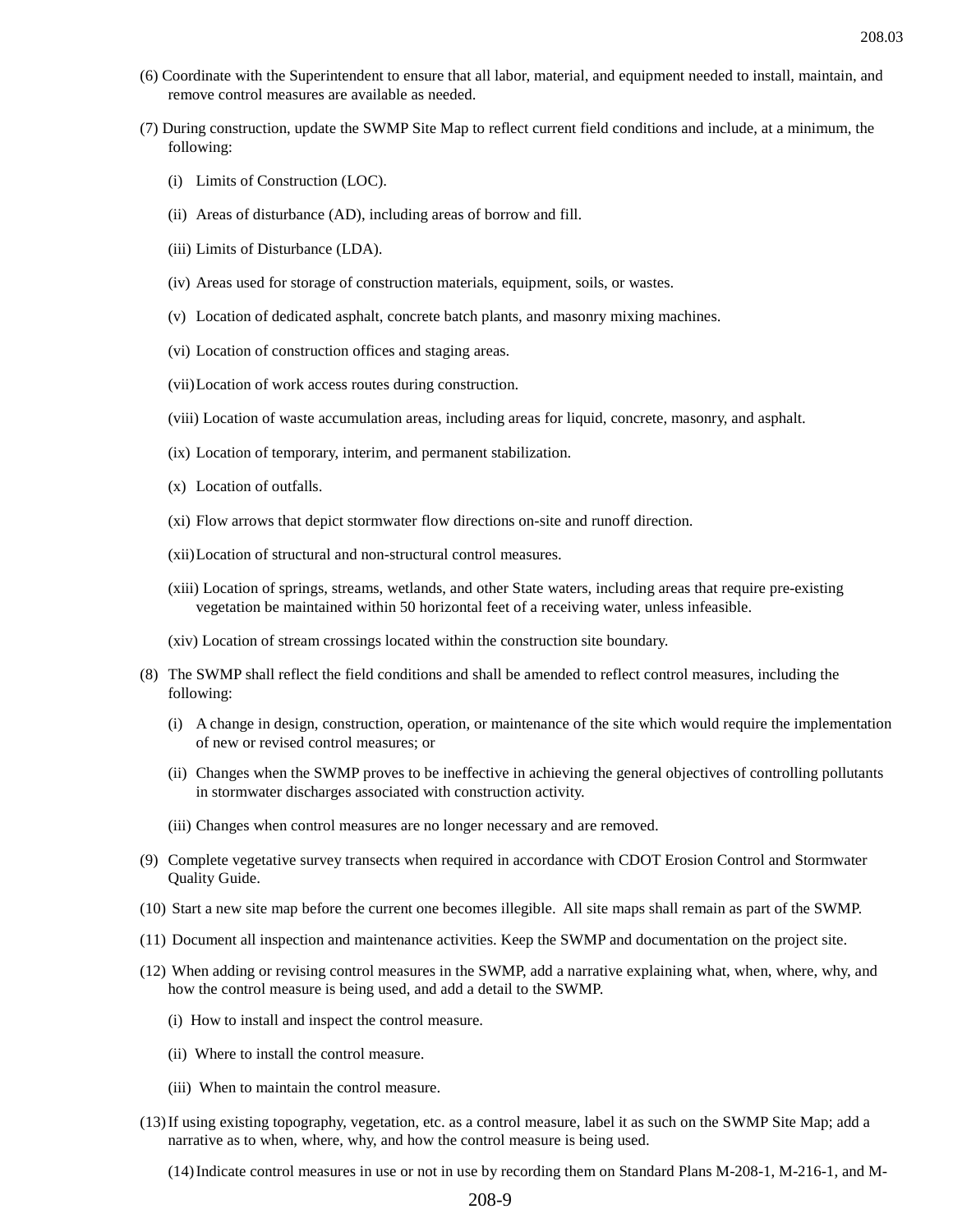(6) Coordinate with the Superintendent to ensure that all labor, material, and equipment needed to install, maintain, and remove control measures are available as needed.

(7) During construction, update the SWMP Site Map to reflect current field conditions and include, at a minimum, the following:

(i) Limits of Construction (LOC).

(ii) Areas of disturbance (AD), including areas of borrow and fill.

(iii) Limits of Disturbance (LDA).

(iv) Areas used for storage of construction materials, equipment, soils, or wastes.

(v) Location of dedicated asphalt, concrete batch plants, and masonry mixing machines.

(vi) Location of construction offices and staging areas.

(vii) Location of work access routes during construction.

(viii) Location of waste accumulation areas, including areas for liquid, concrete, masonry, and asphalt.

(ix) Location of temporary, interim, and permanent stabilization.

(x) Location of outfalls.

(xi) Flow arrows that depict stormwater flow directions on-site and runoff direction.

(xii) Location of structural and non-structural control measures.

(xiii) Location of springs, streams, wetlands, and other State waters, including areas that require pre-existing vegetation be maintained within 50 horizontal feet of a receiving water, unless infeasible.

(xiv) Location of stream crossings located within the construction site boundary.

(8) The SWMP shall reflect the field conditions and shall be amended to reflect control measures, including the following:

(i) A change in design, construction, operation, or maintenance of the site which would require the implementation of new or revised control measures; or

(ii) Changes when the SWMP proves to be ineffective in achieving the general objectives of controlling pollutants in stormwater discharges associated with construction activity.

(iii) Changes when control measures are no longer necessary and are removed.

(9) Complete vegetative survey transects when required in accordance with CDOT Erosion Control and Stormwater Quality Guide.

(10) Start a new site map before the current one becomes illegible. All site maps shall remain as part of the SWMP.

(11) Document all inspection and maintenance activities. Keep the SWMP and documentation on the project site.

(12) When adding or revising control measures in the SWMP, add a narrative explaining what, when, where, why, and how the control measure is being used, and add a detail to the SWMP.

(i) How to install and inspect the control measure.

(ii) Where to install the control measure.

(iii) When to maintain the control measure.

(13) If using existing topography, vegetation, etc. as a control measure, label it as such on the SWMP Site Map; add a narrative as to when, where, why, and how the control measure is being used.

(14) Indicate control measures in use or not in use by recording them on Standard Plans M-208-1, M-216-1, and M-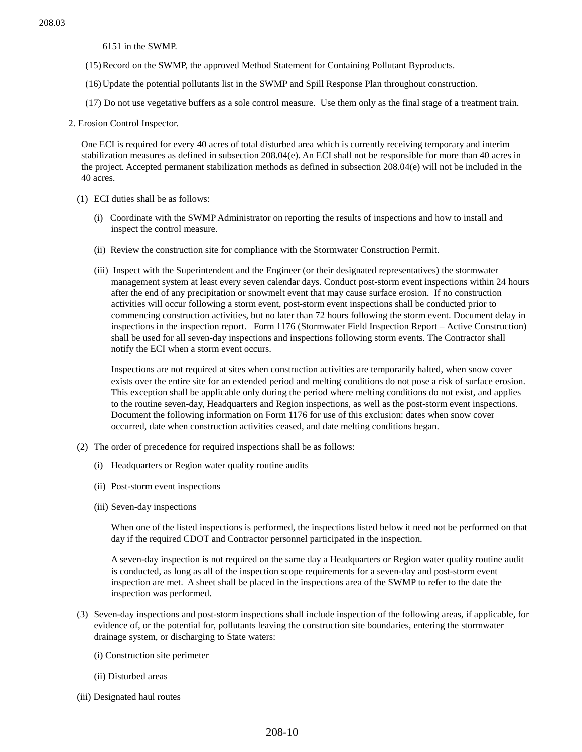6151 in the SWMP.

(15) Record on the SWMP, the approved Method Statement for Containing Pollutant Byproducts.

(16) Update the potential pollutants list in the SWMP and Spill Response Plan throughout construction.

(17) Do not use vegetative buffers as a sole control measure. Use them only as the final stage of a treatment train.

2. Erosion Control Inspector.

One ECI is required for every 40 acres of total disturbed area which is currently receiving temporary and interim stabilization measures as defined in subsection 208.04(e). An ECI shall not be responsible for more than 40 acres in the project. Accepted permanent stabilization methods as defined in subsection 208.04(e) will not be included in the 40 acres.

(1) ECI duties shall be as follows:

(i) Coordinate with the SWMP Administrator on reporting the results of inspections and how to install and inspect the control measure.

(ii) Review the construction site for compliance with the Stormwater Construction Permit.

(iii) Inspect with the Superintendent and the Engineer (or their designated representatives) the stormwater management system at least every seven calendar days. Conduct post-storm event inspections within 24 hours after the end of any precipitation or snowmelt event that may cause surface erosion. If no construction activities will occur following a storm event, post-storm event inspections shall be conducted prior to commencing construction activities, but no later than 72 hours following the storm event. Document delay in inspections in the inspection report. Form 1176 (Stormwater Field Inspection Report – Active Construction) shall be used for all seven-day inspections and inspections following storm events. The Contractor shall notify the ECI when a storm event occurs.

Inspections are not required at sites when construction activities are temporarily halted, when snow cover exists over the entire site for an extended period and melting conditions do not pose a risk of surface erosion. This exception shall be applicable only during the period where melting conditions do not exist, and applies to the routine seven-day, Headquarters and Region inspections, as well as the post-storm event inspections. Document the following information on Form 1176 for use of this exclusion: dates when snow cover occurred, date when construction activities ceased, and date melting conditions began.

(2) The order of precedence for required inspections shall be as follows:

(i) Headquarters or Region water quality routine audits

(ii) Post-storm event inspections

(iii) Seven-day inspections

When one of the listed inspections is performed, the inspections listed below it need not be performed on that day if the required CDOT and Contractor personnel participated in the inspection.

A seven-day inspection is not required on the same day a Headquarters or Region water quality routine audit is conducted, as long as all of the inspection scope requirements for a seven-day and post-storm event inspection are met. A sheet shall be placed in the inspections area of the SWMP to refer to the date the inspection was performed.

(3) Seven-day inspections and post-storm inspections shall include inspection of the following areas, if applicable, for evidence of, or the potential for, pollutants leaving the construction site boundaries, entering the stormwater drainage system, or discharging to State waters:

(i) Construction site perimeter

(ii) Disturbed areas

(iii) Designated haul routes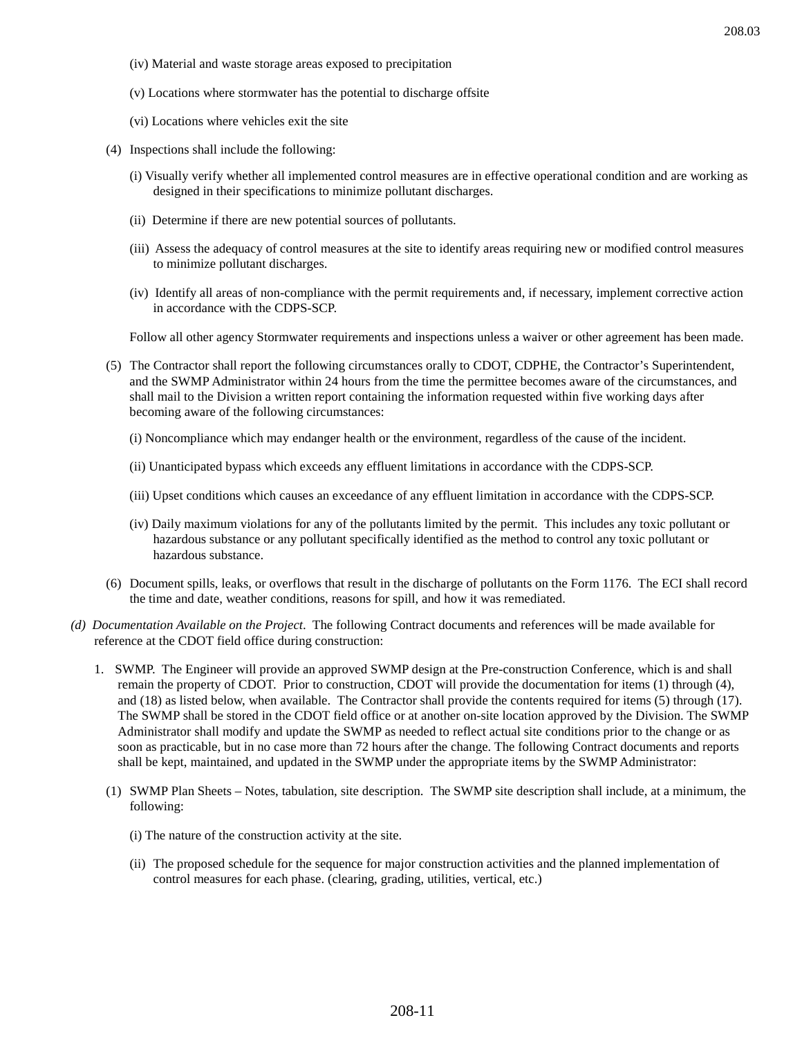(iv) Material and waste storage areas exposed to precipitation

(v) Locations where stormwater has the potential to discharge offsite

(vi) Locations where vehicles exit the site

(4) Inspections shall include the following:

(i) Visually verify whether all implemented control measures are in effective operational condition and are working as designed in their specifications to minimize pollutant discharges.

(ii) Determine if there are new potential sources of pollutants.

(iii) Assess the adequacy of control measures at the site to identify areas requiring new or modified control measures to minimize pollutant discharges.

(iv) Identify all areas of non-compliance with the permit requirements and, if necessary, implement corrective action in accordance with the CDPS-SCP.

Follow all other agency Stormwater requirements and inspections unless a waiver or other agreement has been made.

(5) The Contractor shall report the following circumstances orally to CDOT, CDPHE, the Contractor's Superintendent, and the SWMP Administrator within 24 hours from the time the permittee becomes aware of the circumstances, and shall mail to the Division a written report containing the information requested within five working days after becoming aware of the following circumstances:

(i) Noncompliance which may endanger health or the environment, regardless of the cause of the incident.

(ii) Unanticipated bypass which exceeds any effluent limitations in accordance with the CDPS-SCP.

(iii) Upset conditions which causes an exceedance of any effluent limitation in accordance with the CDPS-SCP.

(iv) Daily maximum violations for any of the pollutants limited by the permit. This includes any toxic pollutant or hazardous substance or any pollutant specifically identified as the method to control any toxic pollutant or hazardous substance.

(6) Document spills, leaks, or overflows that result in the discharge of pollutants on the Form 1176. The ECI shall record the time and date, weather conditions, reasons for spill, and how it was remediated.

*(d) Documentation Available on the Project.* The following Contract documents and references will be made available for reference at the CDOT field office during construction:

1. SWMP. The Engineer will provide an approved SWMP design at the Pre-construction Conference, which is and shall remain the property of CDOT. Prior to construction, CDOT will provide the documentation for items (1) through (4), and (18) as listed below, when available. The Contractor shall provide the contents required for items (5) through (17). The SWMP shall be stored in the CDOT field office or at another on-site location approved by the Division. The SWMP Administrator shall modify and update the SWMP as needed to reflect actual site conditions prior to the change or as soon as practicable, but in no case more than 72 hours after the change. The following Contract documents and reports shall be kept, maintained, and updated in the SWMP under the appropriate items by the SWMP Administrator:

(1) SWMP Plan Sheets – Notes, tabulation, site description. The SWMP site description shall include, at a minimum, the following:

(i) The nature of the construction activity at the site.

(ii) The proposed schedule for the sequence for major construction activities and the planned implementation of control measures for each phase. (clearing, grading, utilities, vertical, etc.)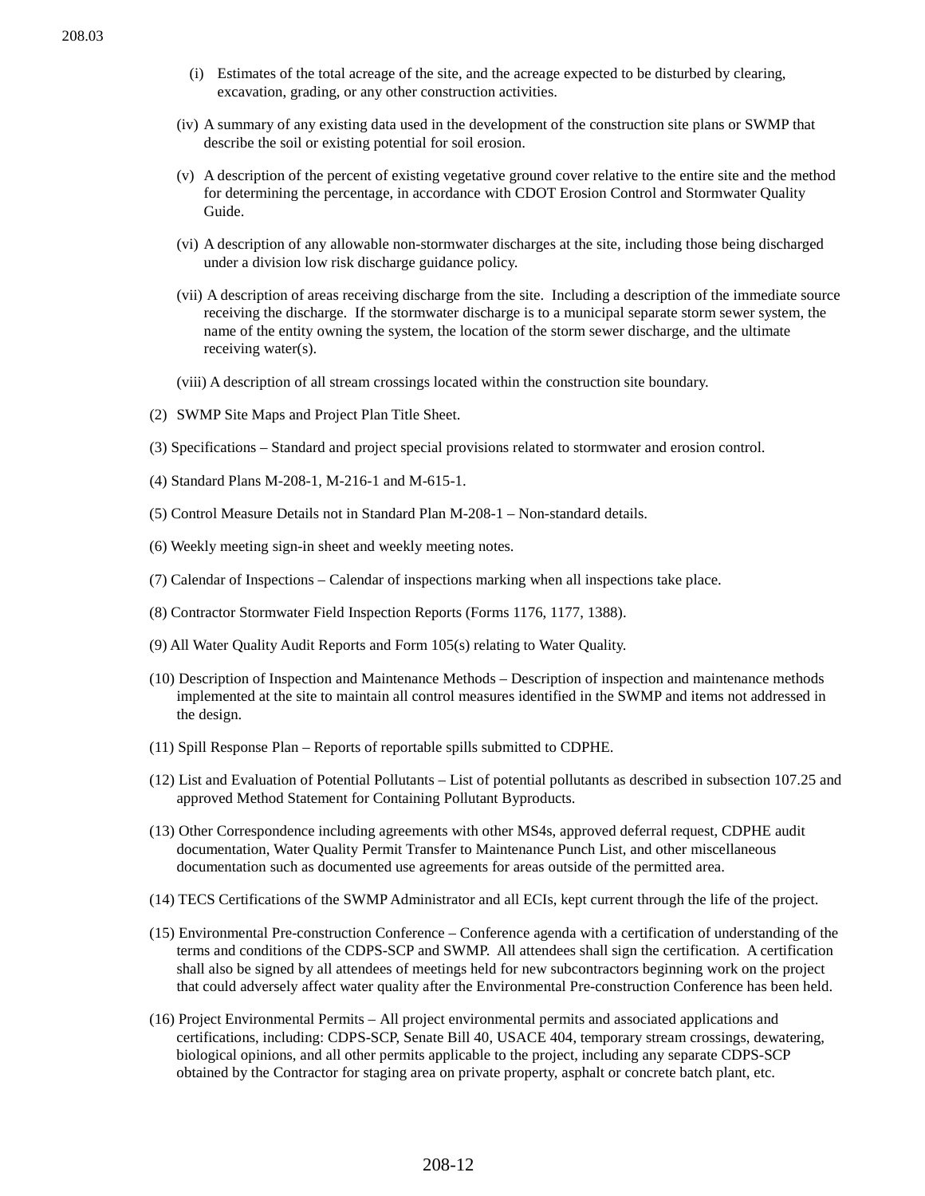(i) Estimates of the total acreage of the site, and the acreage expected to be disturbed by clearing, excavation, grading, or any other construction activities.

(iv) A summary of any existing data used in the development of the construction site plans or SWMP that describe the soil or existing potential for soil erosion.

(v) A description of the percent of existing vegetative ground cover relative to the entire site and the method for determining the percentage, in accordance with CDOT Erosion Control and Stormwater Quality Guide.

(vi) A description of any allowable non-stormwater discharges at the site, including those being discharged under a division low risk discharge guidance policy.

(vii) A description of areas receiving discharge from the site. Including a description of the immediate source receiving the discharge. If the stormwater discharge is to a municipal separate storm sewer system, the name of the entity owning the system, the location of the storm sewer discharge, and the ultimate receiving water(s).

(viii) A description of all stream crossings located within the construction site boundary.

(2) SWMP Site Maps and Project Plan Title Sheet.

(3) Specifications – Standard and project special provisions related to stormwater and erosion control.

(4) Standard Plans M-208-1, M-216-1 and M-615-1.

(5) Control Measure Details not in Standard Plan M-208-1 – Non-standard details.

(6) Weekly meeting sign-in sheet and weekly meeting notes.

(7) Calendar of Inspections – Calendar of inspections marking when all inspections take place.

(8) Contractor Stormwater Field Inspection Reports (Forms 1176, 1177, 1388).

(9) All Water Quality Audit Reports and Form 105(s) relating to Water Quality.

(10) Description of Inspection and Maintenance Methods – Description of inspection and maintenance methods implemented at the site to maintain all control measures identified in the SWMP and items not addressed in the design.

(11) Spill Response Plan – Reports of reportable spills submitted to CDPHE.

(12) List and Evaluation of Potential Pollutants – List of potential pollutants as described in subsection 107.25 and approved Method Statement for Containing Pollutant Byproducts.

(13) Other Correspondence including agreements with other MS4s, approved deferral request, CDPHE audit documentation, Water Quality Permit Transfer to Maintenance Punch List, and other miscellaneous documentation such as documented use agreements for areas outside of the permitted area.

(14) TECS Certifications of the SWMP Administrator and all ECIs, kept current through the life of the project.

(15) Environmental Pre-construction Conference – Conference agenda with a certification of understanding of the terms and conditions of the CDPS-SCP and SWMP. All attendees shall sign the certification. A certification shall also be signed by all attendees of meetings held for new subcontractors beginning work on the project that could adversely affect water quality after the Environmental Pre-construction Conference has been held.

(16) Project Environmental Permits – All project environmental permits and associated applications and certifications, including: CDPS-SCP, Senate Bill 40, USACE 404, temporary stream crossings, dewatering, biological opinions, and all other permits applicable to the project, including any separate CDPS-SCP obtained by the Contractor for staging area on private property, asphalt or concrete batch plant, etc.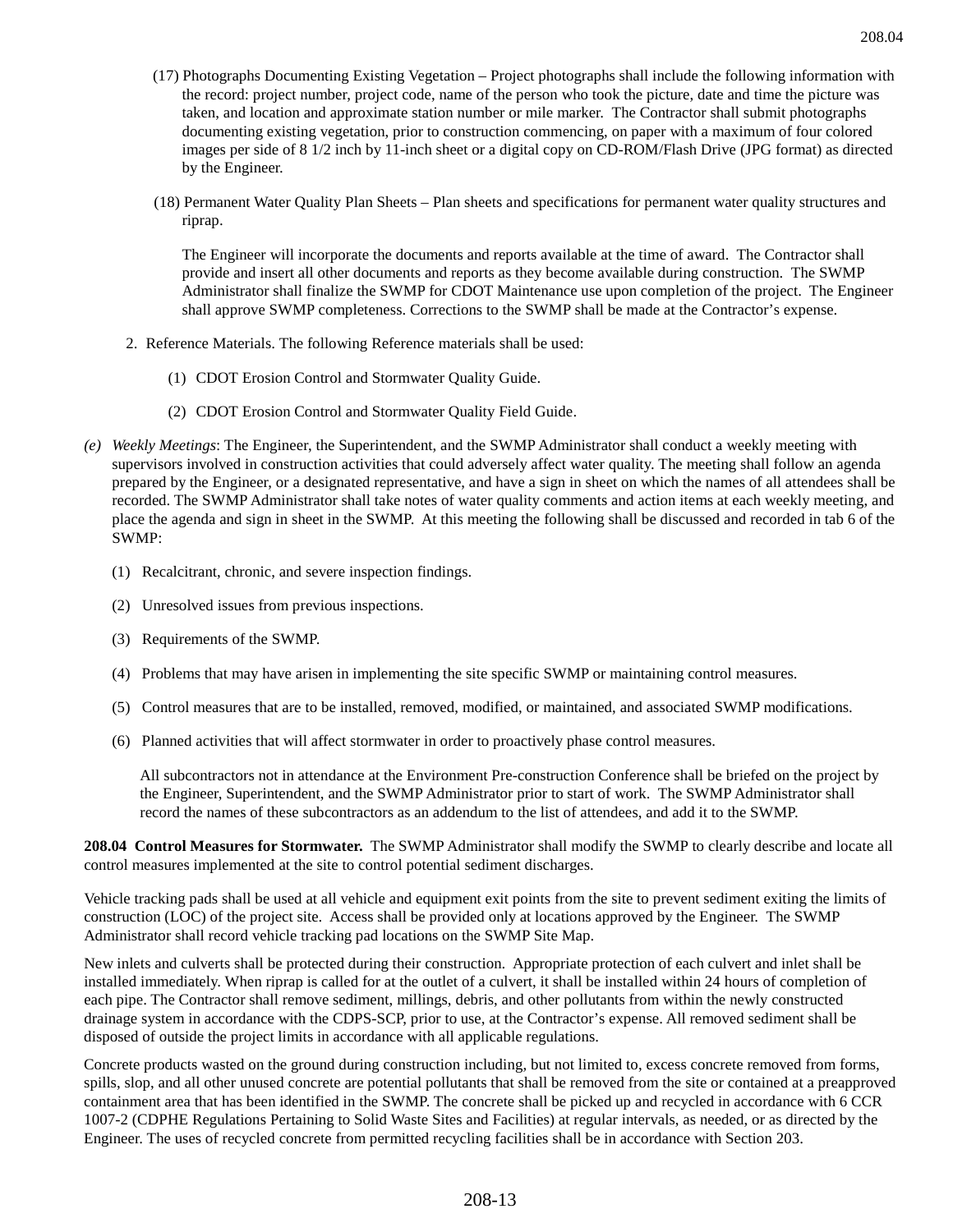(17) Photographs Documenting Existing Vegetation – Project photographs shall include the following information with the record: project number, project code, name of the person who took the picture, date and time the picture was taken, and location and approximate station number or mile marker. The Contractor shall submit photographs documenting existing vegetation, prior to construction commencing, on paper with a maximum of four colored images per side of 8 1/2 inch by 11-inch sheet or a digital copy on CD-ROM/Flash Drive (JPG format) as directed by the Engineer.

(18) Permanent Water Quality Plan Sheets – Plan sheets and specifications for permanent water quality structures and riprap.

The Engineer will incorporate the documents and reports available at the time of award. The Contractor shall provide and insert all other documents and reports as they become available during construction. The SWMP Administrator shall finalize the SWMP for CDOT Maintenance use upon completion of the project. The Engineer shall approve SWMP completeness. Corrections to the SWMP shall be made at the Contractor's expense.

2. Reference Materials. The following Reference materials shall be used:

(1) CDOT Erosion Control and Stormwater Quality Guide.

(2) CDOT Erosion Control and Stormwater Quality Field Guide.

(e) *Weekly Meetings*: The Engineer, the Superintendent, and the SWMP Administrator shall conduct a weekly meeting with supervisors involved in construction activities that could adversely affect water quality. The meeting shall follow an agenda prepared by the Engineer, or a designated representative, and have a sign in sheet on which the names of all attendees shall be recorded. The SWMP Administrator shall take notes of water quality comments and action items at each weekly meeting, and place the agenda and sign in sheet in the SWMP. At this meeting the following shall be discussed and recorded in tab 6 of the SWMP:

(1) Recalcitrant, chronic, and severe inspection findings.

(2) Unresolved issues from previous inspections.

(3) Requirements of the SWMP.

(4) Problems that may have arisen in implementing the site specific SWMP or maintaining control measures.

(5) Control measures that are to be installed, removed, modified, or maintained, and associated SWMP modifications.

(6) Planned activities that will affect stormwater in order to proactively phase control measures.

All subcontractors not in attendance at the Environment Pre-construction Conference shall be briefed on the project by the Engineer, Superintendent, and the SWMP Administrator prior to start of work. The SWMP Administrator shall record the names of these subcontractors as an addendum to the list of attendees, and add it to the SWMP.

**208.04 Control Measures for Stormwater.** The SWMP Administrator shall modify the SWMP to clearly describe and locate all control measures implemented at the site to control potential sediment discharges.

Vehicle tracking pads shall be used at all vehicle and equipment exit points from the site to prevent sediment exiting the limits of construction (LOC) of the project site. Access shall be provided only at locations approved by the Engineer. The SWMP Administrator shall record vehicle tracking pad locations on the SWMP Site Map.

New inlets and culverts shall be protected during their construction. Appropriate protection of each culvert and inlet shall be installed immediately. When riprap is called for at the outlet of a culvert, it shall be installed within 24 hours of completion of each pipe. The Contractor shall remove sediment, millings, debris, and other pollutants from within the newly constructed drainage system in accordance with the CDPS-SCP, prior to use, at the Contractor's expense. All removed sediment shall be disposed of outside the project limits in accordance with all applicable regulations.

Concrete products wasted on the ground during construction including, but not limited to, excess concrete removed from forms, spills, slop, and all other unused concrete are potential pollutants that shall be removed from the site or contained at a preapproved containment area that has been identified in the SWMP. The concrete shall be picked up and recycled in accordance with 6 CCR 1007-2 (CDPHE Regulations Pertaining to Solid Waste Sites and Facilities) at regular intervals, as needed, or as directed by the Engineer. The uses of recycled concrete from permitted recycling facilities shall be in accordance with Section 203.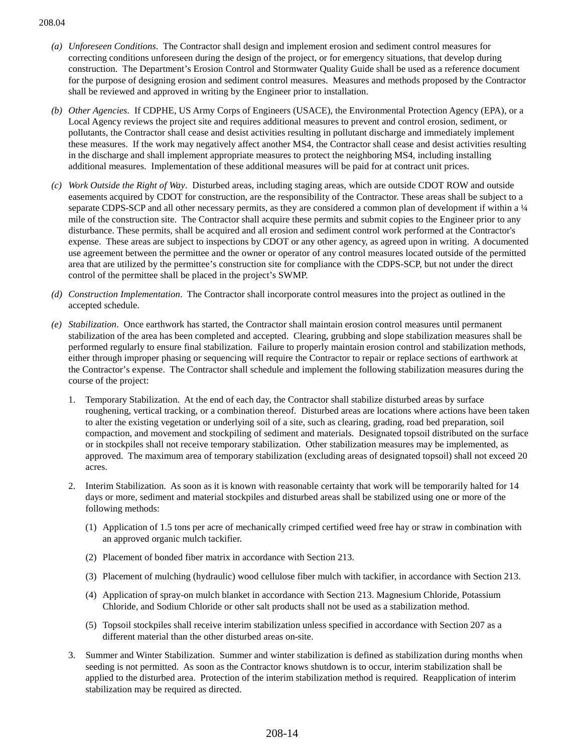208.04

(a) *Unforeseen Conditions*. The Contractor shall design and implement erosion and sediment control measures for correcting conditions unforeseen during the design of the project, or for emergency situations, that develop during construction. The Department's Erosion Control and Stormwater Quality Guide shall be used as a reference document for the purpose of designing erosion and sediment control measures. Measures and methods proposed by the Contractor shall be reviewed and approved in writing by the Engineer prior to installation.

(b) *Other Agencies*. If CDPHE, US Army Corps of Engineers (USACE), the Environmental Protection Agency (EPA), or a Local Agency reviews the project site and requires additional measures to prevent and control erosion, sediment, or pollutants, the Contractor shall cease and desist activities resulting in pollutant discharge and immediately implement these measures. If the work may negatively affect another MS4, the Contractor shall cease and desist activities resulting in the discharge and shall implement appropriate measures to protect the neighboring MS4, including installing additional measures. Implementation of these additional measures will be paid for at contract unit prices.

(c) *Work Outside the Right of Way*. Disturbed areas, including staging areas, which are outside CDOT ROW and outside easements acquired by CDOT for construction, are the responsibility of the Contractor. These areas shall be subject to a separate CDPS-SCP and all other necessary permits, as they are considered a common plan of development if within a ¼ mile of the construction site. The Contractor shall acquire these permits and submit copies to the Engineer prior to any disturbance. These permits, shall be acquired and all erosion and sediment control work performed at the Contractor's expense. These areas are subject to inspections by CDOT or any other agency, as agreed upon in writing. A documented use agreement between the permittee and the owner or operator of any control measures located outside of the permitted area that are utilized by the permittee's construction site for compliance with the CDPS-SCP, but not under the direct control of the permittee shall be placed in the project's SWMP.

(d) *Construction Implementation*. The Contractor shall incorporate control measures into the project as outlined in the accepted schedule.

(e) *Stabilization*. Once earthwork has started, the Contractor shall maintain erosion control measures until permanent stabilization of the area has been completed and accepted. Clearing, grubbing and slope stabilization measures shall be performed regularly to ensure final stabilization. Failure to properly maintain erosion control and stabilization methods, either through improper phasing or sequencing will require the Contractor to repair or replace sections of earthwork at the Contractor's expense. The Contractor shall schedule and implement the following stabilization measures during the course of the project:

1. Temporary Stabilization. At the end of each day, the Contractor shall stabilize disturbed areas by surface roughening, vertical tracking, or a combination thereof. Disturbed areas are locations where actions have been taken to alter the existing vegetation or underlying soil of a site, such as clearing, grading, road bed preparation, soil compaction, and movement and stockpiling of sediment and materials. Designated topsoil distributed on the surface or in stockpiles shall not receive temporary stabilization. Other stabilization measures may be implemented, as approved. The maximum area of temporary stabilization (excluding areas of designated topsoil) shall not exceed 20 acres.

2. Interim Stabilization. As soon as it is known with reasonable certainty that work will be temporarily halted for 14 days or more, sediment and material stockpiles and disturbed areas shall be stabilized using one or more of the following methods:

   (1) Application of 1.5 tons per acre of mechanically crimped certified weed free hay or straw in combination with an approved organic mulch tackifier.

   (2) Placement of bonded fiber matrix in accordance with Section 213.

   (3) Placement of mulching (hydraulic) wood cellulose fiber mulch with tackifier, in accordance with Section 213.

   (4) Application of spray-on mulch blanket in accordance with Section 213. Magnesium Chloride, Potassium Chloride, and Sodium Chloride or other salt products shall not be used as a stabilization method.

   (5) Topsoil stockpiles shall receive interim stabilization unless specified in accordance with Section 207 as a different material than the other disturbed areas on-site.

3. Summer and Winter Stabilization. Summer and winter stabilization is defined as stabilization during months when seeding is not permitted. As soon as the Contractor knows shutdown is to occur, interim stabilization shall be applied to the disturbed area. Protection of the interim stabilization method is required. Reapplication of interim stabilization may be required as directed.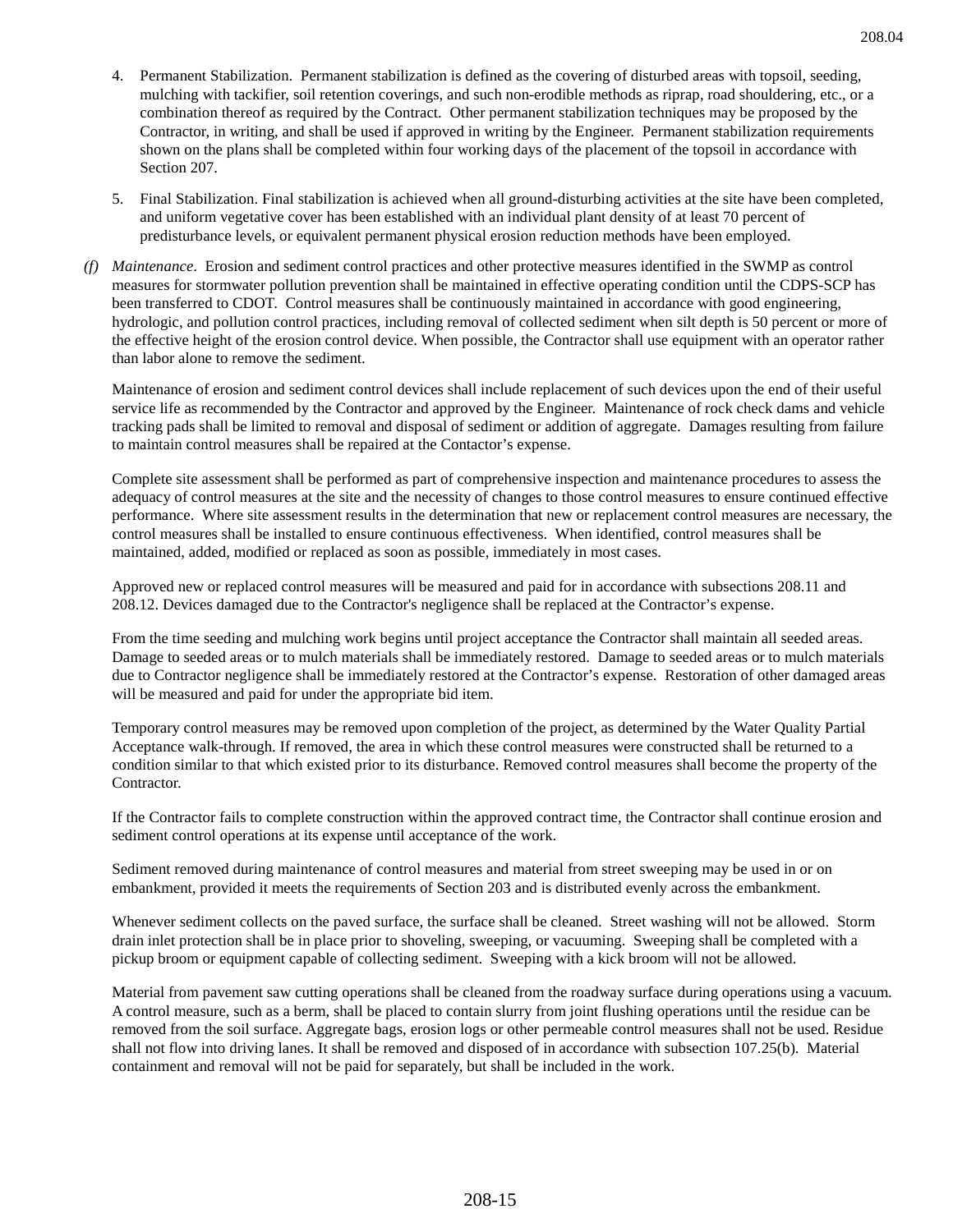4. Permanent Stabilization. Permanent stabilization is defined as the covering of disturbed areas with topsoil, seeding, mulching with tackifier, soil retention coverings, and such non-erodible methods as riprap, road shouldering, etc., or a combination thereof as required by the Contract. Other permanent stabilization techniques may be proposed by the Contractor, in writing, and shall be used if approved in writing by the Engineer. Permanent stabilization requirements shown on the plans shall be completed within four working days of the placement of the topsoil in accordance with Section 207.

5. Final Stabilization. Final stabilization is achieved when all ground-disturbing activities at the site have been completed, and uniform vegetative cover has been established with an individual plant density of at least 70 percent of predisturbance levels, or equivalent permanent physical erosion reduction methods have been employed.

*(f)* *Maintenance*. Erosion and sediment control practices and other protective measures identified in the SWMP as control measures for stormwater pollution prevention shall be maintained in effective operating condition until the CDPS-SCP has been transferred to CDOT. Control measures shall be continuously maintained in accordance with good engineering, hydrologic, and pollution control practices, including removal of collected sediment when silt depth is 50 percent or more of the effective height of the erosion control device. When possible, the Contractor shall use equipment with an operator rather than labor alone to remove the sediment.

Maintenance of erosion and sediment control devices shall include replacement of such devices upon the end of their useful service life as recommended by the Contractor and approved by the Engineer. Maintenance of rock check dams and vehicle tracking pads shall be limited to removal and disposal of sediment or addition of aggregate. Damages resulting from failure to maintain control measures shall be repaired at the Contactor's expense.

Complete site assessment shall be performed as part of comprehensive inspection and maintenance procedures to assess the adequacy of control measures at the site and the necessity of changes to those control measures to ensure continued effective performance. Where site assessment results in the determination that new or replacement control measures are necessary, the control measures shall be installed to ensure continuous effectiveness. When identified, control measures shall be maintained, added, modified or replaced as soon as possible, immediately in most cases.

Approved new or replaced control measures will be measured and paid for in accordance with subsections 208.11 and 208.12. Devices damaged due to the Contractor's negligence shall be replaced at the Contractor's expense.

From the time seeding and mulching work begins until project acceptance the Contractor shall maintain all seeded areas. Damage to seeded areas or to mulch materials shall be immediately restored. Damage to seeded areas or to mulch materials due to Contractor negligence shall be immediately restored at the Contractor's expense. Restoration of other damaged areas will be measured and paid for under the appropriate bid item.

Temporary control measures may be removed upon completion of the project, as determined by the Water Quality Partial Acceptance walk-through. If removed, the area in which these control measures were constructed shall be returned to a condition similar to that which existed prior to its disturbance. Removed control measures shall become the property of the Contractor.

If the Contractor fails to complete construction within the approved contract time, the Contractor shall continue erosion and sediment control operations at its expense until acceptance of the work.

Sediment removed during maintenance of control measures and material from street sweeping may be used in or on embankment, provided it meets the requirements of Section 203 and is distributed evenly across the embankment.

Whenever sediment collects on the paved surface, the surface shall be cleaned. Street washing will not be allowed. Storm drain inlet protection shall be in place prior to shoveling, sweeping, or vacuuming. Sweeping shall be completed with a pickup broom or equipment capable of collecting sediment. Sweeping with a kick broom will not be allowed.

Material from pavement saw cutting operations shall be cleaned from the roadway surface during operations using a vacuum. A control measure, such as a berm, shall be placed to contain slurry from joint flushing operations until the residue can be removed from the soil surface. Aggregate bags, erosion logs or other permeable control measures shall not be used. Residue shall not flow into driving lanes. It shall be removed and disposed of in accordance with subsection 107.25(b). Material containment and removal will not be paid for separately, but shall be included in the work.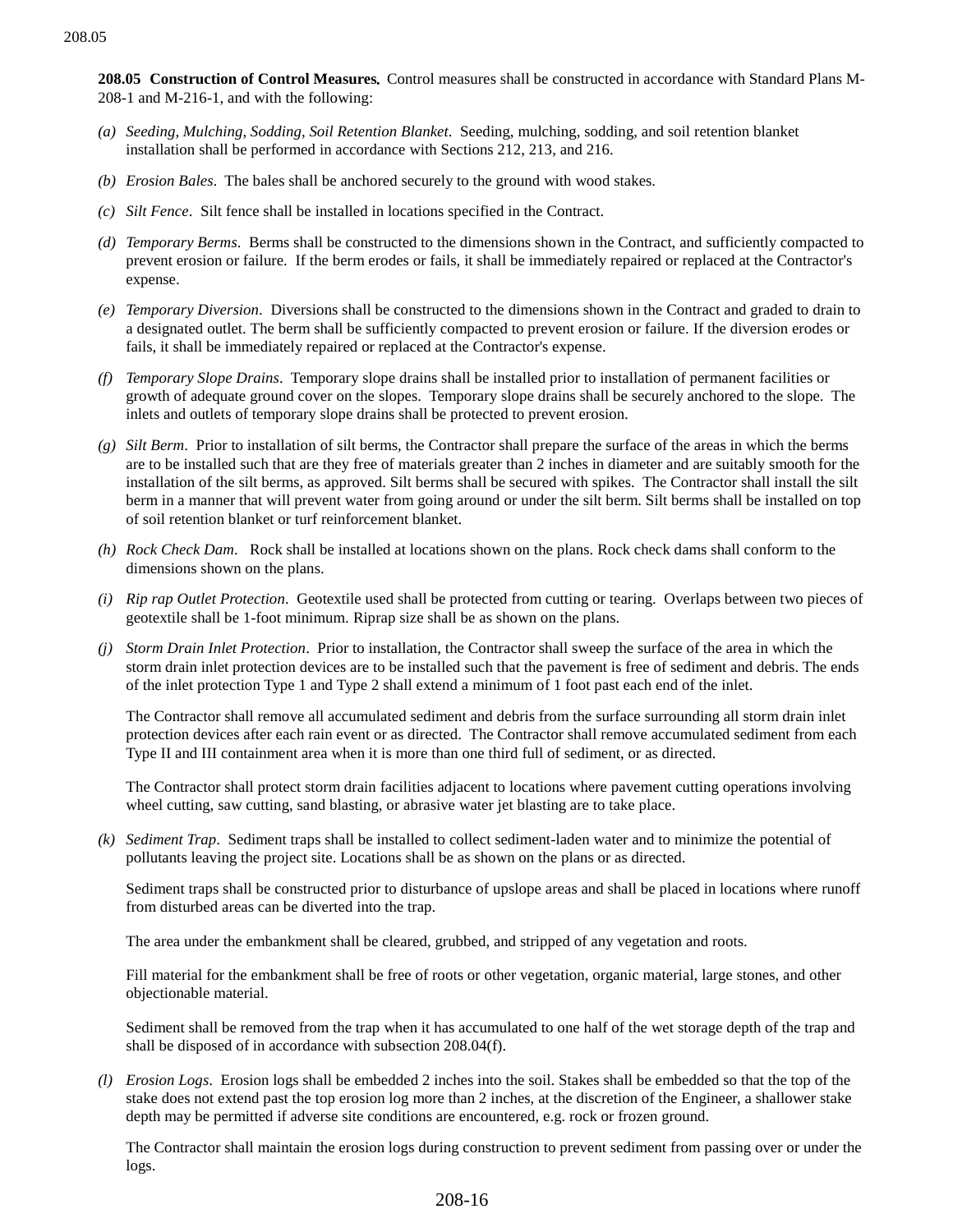**208.05 Construction of Control Measures.** Control measures shall be constructed in accordance with Standard Plans M-208-1 and M-216-1, and with the following:

*(a) Seeding, Mulching, Sodding, Soil Retention Blanket*. Seeding, mulching, sodding, and soil retention blanket installation shall be performed in accordance with Sections 212, 213, and 216.

*(b) Erosion Bales*. The bales shall be anchored securely to the ground with wood stakes.

*(c) Silt Fence*. Silt fence shall be installed in locations specified in the Contract.

*(d) Temporary Berms*. Berms shall be constructed to the dimensions shown in the Contract, and sufficiently compacted to prevent erosion or failure. If the berm erodes or fails, it shall be immediately repaired or replaced at the Contractor's expense.

*(e) Temporary Diversion*. Diversions shall be constructed to the dimensions shown in the Contract and graded to drain to a designated outlet. The berm shall be sufficiently compacted to prevent erosion or failure. If the diversion erodes or fails, it shall be immediately repaired or replaced at the Contractor's expense.

*(f) Temporary Slope Drains*. Temporary slope drains shall be installed prior to installation of permanent facilities or growth of adequate ground cover on the slopes. Temporary slope drains shall be securely anchored to the slope. The inlets and outlets of temporary slope drains shall be protected to prevent erosion.

*(g) Silt Berm*. Prior to installation of silt berms, the Contractor shall prepare the surface of the areas in which the berms are to be installed such that are they free of materials greater than 2 inches in diameter and are suitably smooth for the installation of the silt berms, as approved. Silt berms shall be secured with spikes. The Contractor shall install the silt berm in a manner that will prevent water from going around or under the silt berm. Silt berms shall be installed on top of soil retention blanket or turf reinforcement blanket.

*(h) Rock Check Dam*. Rock shall be installed at locations shown on the plans. Rock check dams shall conform to the dimensions shown on the plans.

*(i) Rip rap Outlet Protection*. Geotextile used shall be protected from cutting or tearing. Overlaps between two pieces of geotextile shall be 1-foot minimum. Riprap size shall be as shown on the plans.

*(j) Storm Drain Inlet Protection*. Prior to installation, the Contractor shall sweep the surface of the area in which the storm drain inlet protection devices are to be installed such that the pavement is free of sediment and debris. The ends of the inlet protection Type 1 and Type 2 shall extend a minimum of 1 foot past each end of the inlet.

The Contractor shall remove all accumulated sediment and debris from the surface surrounding all storm drain inlet protection devices after each rain event or as directed. The Contractor shall remove accumulated sediment from each Type II and III containment area when it is more than one third full of sediment, or as directed.

The Contractor shall protect storm drain facilities adjacent to locations where pavement cutting operations involving wheel cutting, saw cutting, sand blasting, or abrasive water jet blasting are to take place.

*(k) Sediment Trap*. Sediment traps shall be installed to collect sediment-laden water and to minimize the potential of pollutants leaving the project site. Locations shall be as shown on the plans or as directed.

Sediment traps shall be constructed prior to disturbance of upslope areas and shall be placed in locations where runoff from disturbed areas can be diverted into the trap.

The area under the embankment shall be cleared, grubbed, and stripped of any vegetation and roots.

Fill material for the embankment shall be free of roots or other vegetation, organic material, large stones, and other objectionable material.

Sediment shall be removed from the trap when it has accumulated to one half of the wet storage depth of the trap and shall be disposed of in accordance with subsection 208.04(f).

*(l) Erosion Logs*. Erosion logs shall be embedded 2 inches into the soil. Stakes shall be embedded so that the top of the stake does not extend past the top erosion log more than 2 inches, at the discretion of the Engineer, a shallower stake depth may be permitted if adverse site conditions are encountered, e.g. rock or frozen ground.

The Contractor shall maintain the erosion logs during construction to prevent sediment from passing over or under the logs.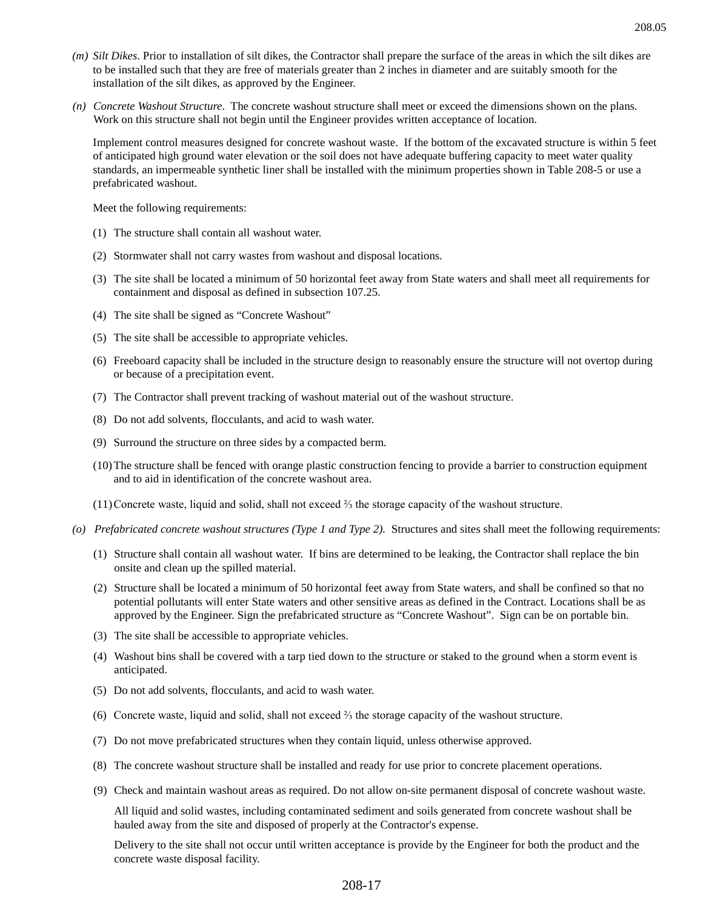(m) *Silt Dikes*. Prior to installation of silt dikes, the Contractor shall prepare the surface of the areas in which the silt dikes are to be installed such that they are free of materials greater than 2 inches in diameter and are suitably smooth for the installation of the silt dikes, as approved by the Engineer.

(n) *Concrete Washout Structure*. The concrete washout structure shall meet or exceed the dimensions shown on the plans. Work on this structure shall not begin until the Engineer provides written acceptance of location.

Implement control measures designed for concrete washout waste. If the bottom of the excavated structure is within 5 feet of anticipated high ground water elevation or the soil does not have adequate buffering capacity to meet water quality standards, an impermeable synthetic liner shall be installed with the minimum properties shown in Table 208-5 or use a prefabricated washout.

Meet the following requirements:

(1) The structure shall contain all washout water.

(2) Stormwater shall not carry wastes from washout and disposal locations.

(3) The site shall be located a minimum of 50 horizontal feet away from State waters and shall meet all requirements for containment and disposal as defined in subsection 107.25.

(4) The site shall be signed as "Concrete Washout"

(5) The site shall be accessible to appropriate vehicles.

(6) Freeboard capacity shall be included in the structure design to reasonably ensure the structure will not overtop during or because of a precipitation event.

(7) The Contractor shall prevent tracking of washout material out of the washout structure.

(8) Do not add solvents, flocculants, and acid to wash water.

(9) Surround the structure on three sides by a compacted berm.

(10) The structure shall be fenced with orange plastic construction fencing to provide a barrier to construction equipment and to aid in identification of the concrete washout area.

(11) Concrete waste, liquid and solid, shall not exceed ⅔ the storage capacity of the washout structure.

(o) *Prefabricated concrete washout structures (Type 1 and Type 2).* Structures and sites shall meet the following requirements:

(1) Structure shall contain all washout water. If bins are determined to be leaking, the Contractor shall replace the bin onsite and clean up the spilled material.

(2) Structure shall be located a minimum of 50 horizontal feet away from State waters, and shall be confined so that no potential pollutants will enter State waters and other sensitive areas as defined in the Contract. Locations shall be as approved by the Engineer. Sign the prefabricated structure as "Concrete Washout". Sign can be on portable bin.

(3) The site shall be accessible to appropriate vehicles.

(4) Washout bins shall be covered with a tarp tied down to the structure or staked to the ground when a storm event is anticipated.

(5) Do not add solvents, flocculants, and acid to wash water.

(6) Concrete waste, liquid and solid, shall not exceed ⅔ the storage capacity of the washout structure.

(7) Do not move prefabricated structures when they contain liquid, unless otherwise approved.

(8) The concrete washout structure shall be installed and ready for use prior to concrete placement operations.

(9) Check and maintain washout areas as required. Do not allow on-site permanent disposal of concrete washout waste.

All liquid and solid wastes, including contaminated sediment and soils generated from concrete washout shall be hauled away from the site and disposed of properly at the Contractor's expense.

Delivery to the site shall not occur until written acceptance is provide by the Engineer for both the product and the concrete waste disposal facility.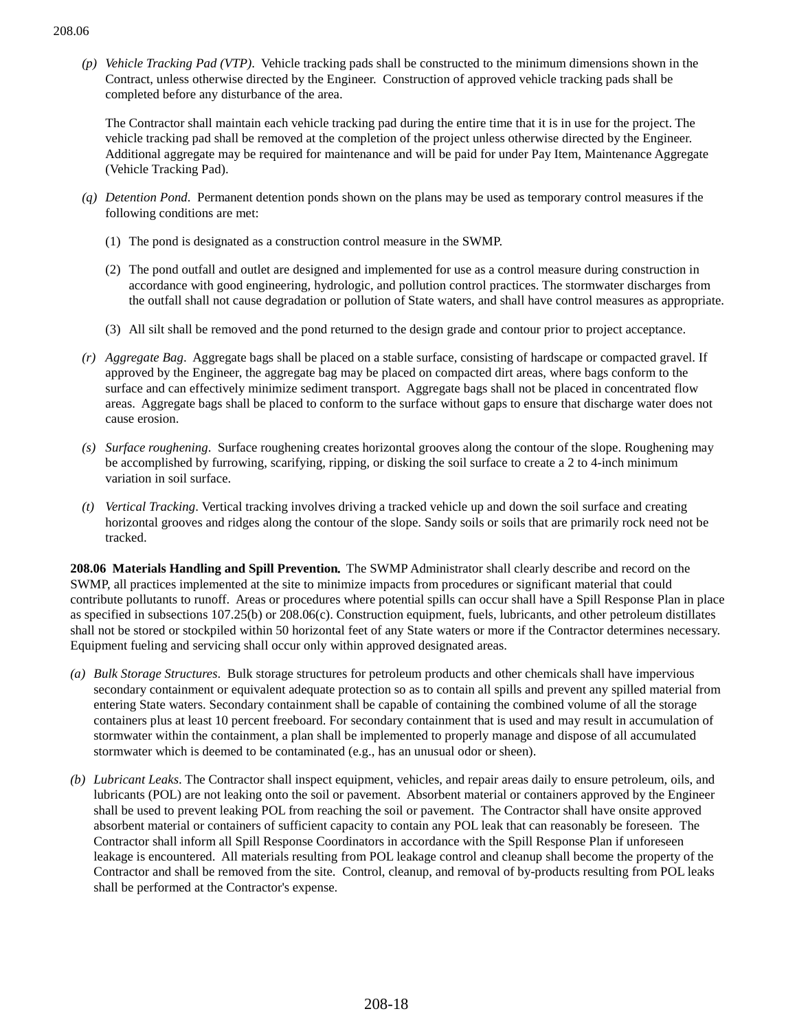*(p)* *Vehicle Tracking Pad (VTP)*. Vehicle tracking pads shall be constructed to the minimum dimensions shown in the Contract, unless otherwise directed by the Engineer. Construction of approved vehicle tracking pads shall be completed before any disturbance of the area.

The Contractor shall maintain each vehicle tracking pad during the entire time that it is in use for the project. The vehicle tracking pad shall be removed at the completion of the project unless otherwise directed by the Engineer. Additional aggregate may be required for maintenance and will be paid for under Pay Item, Maintenance Aggregate (Vehicle Tracking Pad).

*(q)* *Detention Pond*. Permanent detention ponds shown on the plans may be used as temporary control measures if the following conditions are met:

(1) The pond is designated as a construction control measure in the SWMP.

(2) The pond outfall and outlet are designed and implemented for use as a control measure during construction in accordance with good engineering, hydrologic, and pollution control practices. The stormwater discharges from the outfall shall not cause degradation or pollution of State waters, and shall have control measures as appropriate.

(3) All silt shall be removed and the pond returned to the design grade and contour prior to project acceptance.

*(r)* *Aggregate Bag*. Aggregate bags shall be placed on a stable surface, consisting of hardscape or compacted gravel. If approved by the Engineer, the aggregate bag may be placed on compacted dirt areas, where bags conform to the surface and can effectively minimize sediment transport. Aggregate bags shall not be placed in concentrated flow areas. Aggregate bags shall be placed to conform to the surface without gaps to ensure that discharge water does not cause erosion.

*(s)* *Surface roughening*. Surface roughening creates horizontal grooves along the contour of the slope. Roughening may be accomplished by furrowing, scarifying, ripping, or disking the soil surface to create a 2 to 4-inch minimum variation in soil surface.

*(t)* *Vertical Tracking*. Vertical tracking involves driving a tracked vehicle up and down the soil surface and creating horizontal grooves and ridges along the contour of the slope. Sandy soils or soils that are primarily rock need not be tracked.

**208.06 Materials Handling and Spill Prevention.** The SWMP Administrator shall clearly describe and record on the SWMP, all practices implemented at the site to minimize impacts from procedures or significant material that could contribute pollutants to runoff. Areas or procedures where potential spills can occur shall have a Spill Response Plan in place as specified in subsections 107.25(b) or 208.06(c). Construction equipment, fuels, lubricants, and other petroleum distillates shall not be stored or stockpiled within 50 horizontal feet of any State waters or more if the Contractor determines necessary. Equipment fueling and servicing shall occur only within approved designated areas.

*(a)* *Bulk Storage Structures*. Bulk storage structures for petroleum products and other chemicals shall have impervious secondary containment or equivalent adequate protection so as to contain all spills and prevent any spilled material from entering State waters. Secondary containment shall be capable of containing the combined volume of all the storage containers plus at least 10 percent freeboard. For secondary containment that is used and may result in accumulation of stormwater within the containment, a plan shall be implemented to properly manage and dispose of all accumulated stormwater which is deemed to be contaminated (e.g., has an unusual odor or sheen).

*(b)* *Lubricant Leaks*. The Contractor shall inspect equipment, vehicles, and repair areas daily to ensure petroleum, oils, and lubricants (POL) are not leaking onto the soil or pavement. Absorbent material or containers approved by the Engineer shall be used to prevent leaking POL from reaching the soil or pavement. The Contractor shall have onsite approved absorbent material or containers of sufficient capacity to contain any POL leak that can reasonably be foreseen. The Contractor shall inform all Spill Response Coordinators in accordance with the Spill Response Plan if unforeseen leakage is encountered. All materials resulting from POL leakage control and cleanup shall become the property of the Contractor and shall be removed from the site. Control, cleanup, and removal of by-products resulting from POL leaks shall be performed at the Contractor's expense.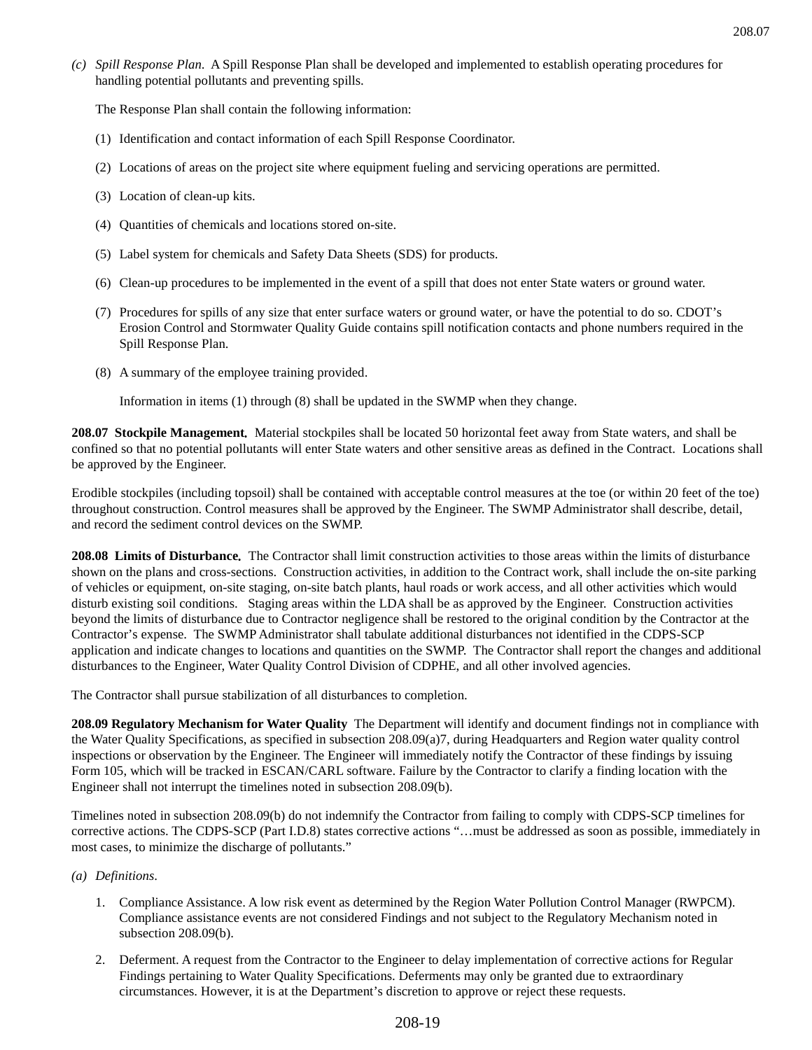*(c) Spill Response Plan.* A Spill Response Plan shall be developed and implemented to establish operating procedures for handling potential pollutants and preventing spills.

The Response Plan shall contain the following information:

(1) Identification and contact information of each Spill Response Coordinator.

(2) Locations of areas on the project site where equipment fueling and servicing operations are permitted.

(3) Location of clean-up kits.

(4) Quantities of chemicals and locations stored on-site.

(5) Label system for chemicals and Safety Data Sheets (SDS) for products.

(6) Clean-up procedures to be implemented in the event of a spill that does not enter State waters or ground water.

(7) Procedures for spills of any size that enter surface waters or ground water, or have the potential to do so. CDOT's Erosion Control and Stormwater Quality Guide contains spill notification contacts and phone numbers required in the Spill Response Plan.

(8) A summary of the employee training provided.

Information in items (1) through (8) shall be updated in the SWMP when they change.

**208.07 Stockpile Management.** Material stockpiles shall be located 50 horizontal feet away from State waters, and shall be confined so that no potential pollutants will enter State waters and other sensitive areas as defined in the Contract. Locations shall be approved by the Engineer.

Erodible stockpiles (including topsoil) shall be contained with acceptable control measures at the toe (or within 20 feet of the toe) throughout construction. Control measures shall be approved by the Engineer. The SWMP Administrator shall describe, detail, and record the sediment control devices on the SWMP.

**208.08 Limits of Disturbance.** The Contractor shall limit construction activities to those areas within the limits of disturbance shown on the plans and cross-sections. Construction activities, in addition to the Contract work, shall include the on-site parking of vehicles or equipment, on-site staging, on-site batch plants, haul roads or work access, and all other activities which would disturb existing soil conditions. Staging areas within the LDA shall be as approved by the Engineer. Construction activities beyond the limits of disturbance due to Contractor negligence shall be restored to the original condition by the Contractor at the Contractor's expense. The SWMP Administrator shall tabulate additional disturbances not identified in the CDPS-SCP application and indicate changes to locations and quantities on the SWMP. The Contractor shall report the changes and additional disturbances to the Engineer, Water Quality Control Division of CDPHE, and all other involved agencies.

The Contractor shall pursue stabilization of all disturbances to completion.

**208.09 Regulatory Mechanism for Water Quality** The Department will identify and document findings not in compliance with the Water Quality Specifications, as specified in subsection 208.09(a)7, during Headquarters and Region water quality control inspections or observation by the Engineer. The Engineer will immediately notify the Contractor of these findings by issuing Form 105, which will be tracked in ESCAN/CARL software. Failure by the Contractor to clarify a finding location with the Engineer shall not interrupt the timelines noted in subsection 208.09(b).

Timelines noted in subsection 208.09(b) do not indemnify the Contractor from failing to comply with CDPS-SCP timelines for corrective actions. The CDPS-SCP (Part I.D.8) states corrective actions "…must be addressed as soon as possible, immediately in most cases, to minimize the discharge of pollutants."

*(a) Definitions.*

1. Compliance Assistance. A low risk event as determined by the Region Water Pollution Control Manager (RWPCM). Compliance assistance events are not considered Findings and not subject to the Regulatory Mechanism noted in subsection 208.09(b).

2. Deferment. A request from the Contractor to the Engineer to delay implementation of corrective actions for Regular Findings pertaining to Water Quality Specifications. Deferments may only be granted due to extraordinary circumstances. However, it is at the Department's discretion to approve or reject these requests.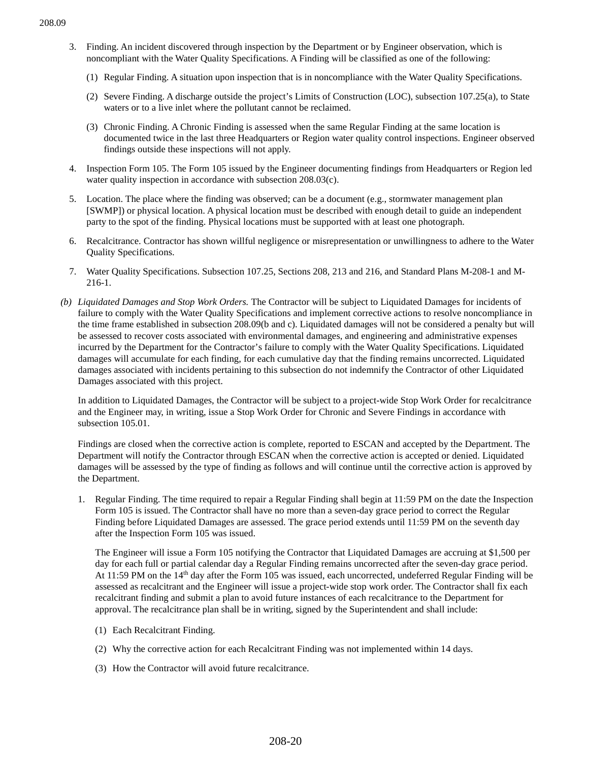3. Finding. An incident discovered through inspection by the Department or by Engineer observation, which is noncompliant with the Water Quality Specifications. A Finding will be classified as one of the following:

   (1) Regular Finding. A situation upon inspection that is in noncompliance with the Water Quality Specifications.

   (2) Severe Finding. A discharge outside the project's Limits of Construction (LOC), subsection 107.25(a), to State waters or to a live inlet where the pollutant cannot be reclaimed.

   (3) Chronic Finding. A Chronic Finding is assessed when the same Regular Finding at the same location is documented twice in the last three Headquarters or Region water quality control inspections. Engineer observed findings outside these inspections will not apply.

4. Inspection Form 105. The Form 105 issued by the Engineer documenting findings from Headquarters or Region led water quality inspection in accordance with subsection 208.03(c).

5. Location. The place where the finding was observed; can be a document (e.g., stormwater management plan [SWMP]) or physical location. A physical location must be described with enough detail to guide an independent party to the spot of the finding. Physical locations must be supported with at least one photograph.

6. Recalcitrance. Contractor has shown willful negligence or misrepresentation or unwillingness to adhere to the Water Quality Specifications.

7. Water Quality Specifications. Subsection 107.25, Sections 208, 213 and 216, and Standard Plans M-208-1 and M-216-1.

*(b) Liquidated Damages and Stop Work Orders.* The Contractor will be subject to Liquidated Damages for incidents of failure to comply with the Water Quality Specifications and implement corrective actions to resolve noncompliance in the time frame established in subsection 208.09(b and c). Liquidated damages will not be considered a penalty but will be assessed to recover costs associated with environmental damages, and engineering and administrative expenses incurred by the Department for the Contractor's failure to comply with the Water Quality Specifications. Liquidated damages will accumulate for each finding, for each cumulative day that the finding remains uncorrected. Liquidated damages associated with incidents pertaining to this subsection do not indemnify the Contractor of other Liquidated Damages associated with this project.

In addition to Liquidated Damages, the Contractor will be subject to a project-wide Stop Work Order for recalcitrance and the Engineer may, in writing, issue a Stop Work Order for Chronic and Severe Findings in accordance with subsection 105.01.

Findings are closed when the corrective action is complete, reported to ESCAN and accepted by the Department. The Department will notify the Contractor through ESCAN when the corrective action is accepted or denied. Liquidated damages will be assessed by the type of finding as follows and will continue until the corrective action is approved by the Department.

1. Regular Finding. The time required to repair a Regular Finding shall begin at 11:59 PM on the date the Inspection Form 105 is issued. The Contractor shall have no more than a seven-day grace period to correct the Regular Finding before Liquidated Damages are assessed. The grace period extends until 11:59 PM on the seventh day after the Inspection Form 105 was issued.

   The Engineer will issue a Form 105 notifying the Contractor that Liquidated Damages are accruing at $1,500 per day for each full or partial calendar day a Regular Finding remains uncorrected after the seven-day grace period. At 11:59 PM on the 14th day after the Form 105 was issued, each uncorrected, undeferred Regular Finding will be assessed as recalcitrant and the Engineer will issue a project-wide stop work order. The Contractor shall fix each recalcitrant finding and submit a plan to avoid future instances of each recalcitrance to the Department for approval. The recalcitrance plan shall be in writing, signed by the Superintendent and shall include:

   (1) Each Recalcitrant Finding.

   (2) Why the corrective action for each Recalcitrant Finding was not implemented within 14 days.

   (3) How the Contractor will avoid future recalcitrance.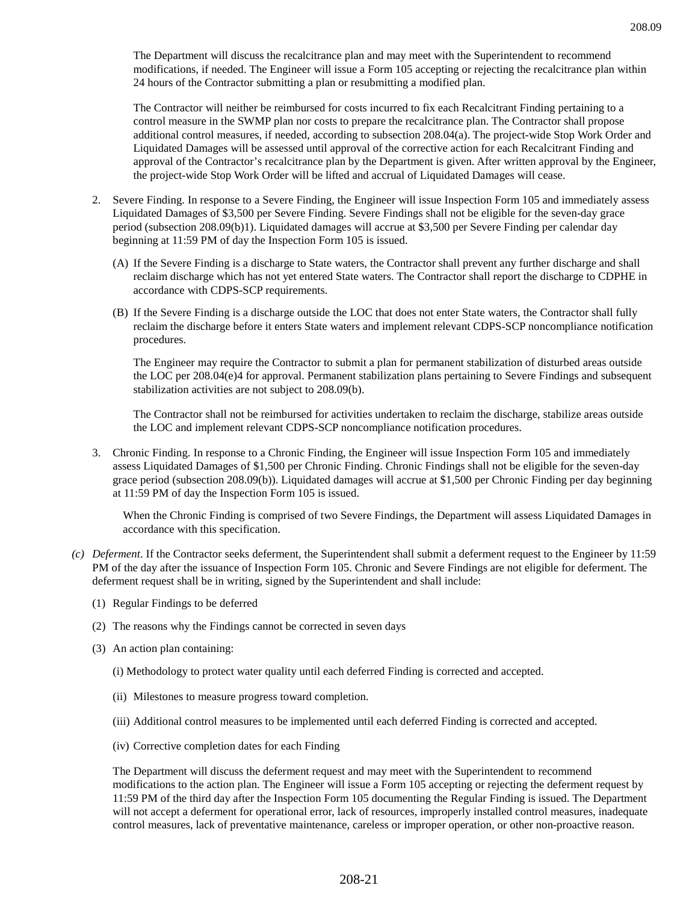The Department will discuss the recalcitrance plan and may meet with the Superintendent to recommend modifications, if needed. The Engineer will issue a Form 105 accepting or rejecting the recalcitrance plan within 24 hours of the Contractor submitting a plan or resubmitting a modified plan.

The Contractor will neither be reimbursed for costs incurred to fix each Recalcitrant Finding pertaining to a control measure in the SWMP plan nor costs to prepare the recalcitrance plan. The Contractor shall propose additional control measures, if needed, according to subsection 208.04(a). The project-wide Stop Work Order and Liquidated Damages will be assessed until approval of the corrective action for each Recalcitrant Finding and approval of the Contractor's recalcitrance plan by the Department is given. After written approval by the Engineer, the project-wide Stop Work Order will be lifted and accrual of Liquidated Damages will cease.

2. Severe Finding. In response to a Severe Finding, the Engineer will issue Inspection Form 105 and immediately assess Liquidated Damages of $3,500 per Severe Finding. Severe Findings shall not be eligible for the seven-day grace period (subsection 208.09(b)1). Liquidated damages will accrue at $3,500 per Severe Finding per calendar day beginning at 11:59 PM of day the Inspection Form 105 is issued.

   (A) If the Severe Finding is a discharge to State waters, the Contractor shall prevent any further discharge and shall reclaim discharge which has not yet entered State waters. The Contractor shall report the discharge to CDPHE in accordance with CDPS-SCP requirements.

   (B) If the Severe Finding is a discharge outside the LOC that does not enter State waters, the Contractor shall fully reclaim the discharge before it enters State waters and implement relevant CDPS-SCP noncompliance notification procedures.

   The Engineer may require the Contractor to submit a plan for permanent stabilization of disturbed areas outside the LOC per 208.04(e)4 for approval. Permanent stabilization plans pertaining to Severe Findings and subsequent stabilization activities are not subject to 208.09(b).

   The Contractor shall not be reimbursed for activities undertaken to reclaim the discharge, stabilize areas outside the LOC and implement relevant CDPS-SCP noncompliance notification procedures.

3. Chronic Finding. In response to a Chronic Finding, the Engineer will issue Inspection Form 105 and immediately assess Liquidated Damages of $1,500 per Chronic Finding. Chronic Findings shall not be eligible for the seven-day grace period (subsection 208.09(b)). Liquidated damages will accrue at $1,500 per Chronic Finding per day beginning at 11:59 PM of day the Inspection Form 105 is issued.

   When the Chronic Finding is comprised of two Severe Findings, the Department will assess Liquidated Damages in accordance with this specification.

(c) *Deferment*. If the Contractor seeks deferment, the Superintendent shall submit a deferment request to the Engineer by 11:59 PM of the day after the issuance of Inspection Form 105. Chronic and Severe Findings are not eligible for deferment. The deferment request shall be in writing, signed by the Superintendent and shall include:

   (1) Regular Findings to be deferred

   (2) The reasons why the Findings cannot be corrected in seven days

   (3) An action plan containing:

      (i) Methodology to protect water quality until each deferred Finding is corrected and accepted.

      (ii) Milestones to measure progress toward completion.

      (iii) Additional control measures to be implemented until each deferred Finding is corrected and accepted.

      (iv) Corrective completion dates for each Finding

   The Department will discuss the deferment request and may meet with the Superintendent to recommend modifications to the action plan. The Engineer will issue a Form 105 accepting or rejecting the deferment request by 11:59 PM of the third day after the Inspection Form 105 documenting the Regular Finding is issued. The Department will not accept a deferment for operational error, lack of resources, improperly installed control measures, inadequate control measures, lack of preventative maintenance, careless or improper operation, or other non-proactive reason.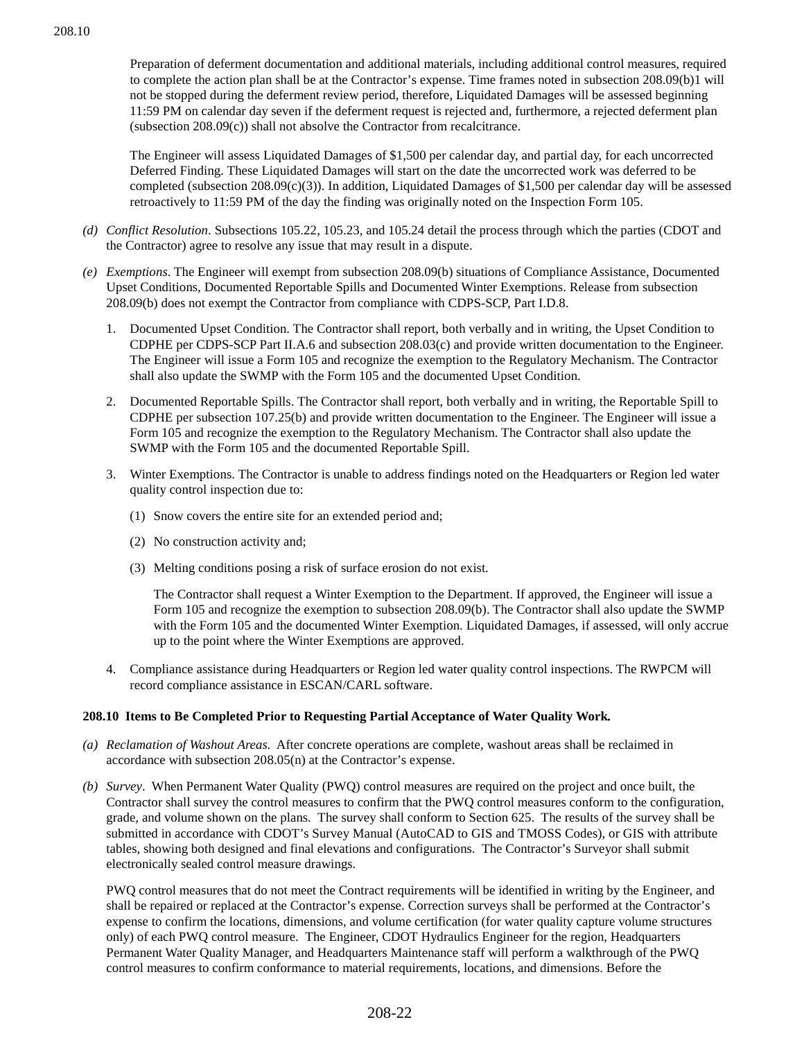Preparation of deferment documentation and additional materials, including additional control measures, required to complete the action plan shall be at the Contractor's expense. Time frames noted in subsection 208.09(b)1 will not be stopped during the deferment review period, therefore, Liquidated Damages will be assessed beginning 11:59 PM on calendar day seven if the deferment request is rejected and, furthermore, a rejected deferment plan (subsection 208.09(c)) shall not absolve the Contractor from recalcitrance.

The Engineer will assess Liquidated Damages of $1,500 per calendar day, and partial day, for each uncorrected Deferred Finding. These Liquidated Damages will start on the date the uncorrected work was deferred to be completed (subsection 208.09(c)(3)). In addition, Liquidated Damages of $1,500 per calendar day will be assessed retroactively to 11:59 PM of the day the finding was originally noted on the Inspection Form 105.

*(d) Conflict Resolution*. Subsections 105.22, 105.23, and 105.24 detail the process through which the parties (CDOT and the Contractor) agree to resolve any issue that may result in a dispute.

*(e) Exemptions*. The Engineer will exempt from subsection 208.09(b) situations of Compliance Assistance, Documented Upset Conditions, Documented Reportable Spills and Documented Winter Exemptions. Release from subsection 208.09(b) does not exempt the Contractor from compliance with CDPS-SCP, Part I.D.8.

1. Documented Upset Condition. The Contractor shall report, both verbally and in writing, the Upset Condition to CDPHE per CDPS-SCP Part II.A.6 and subsection 208.03(c) and provide written documentation to the Engineer. The Engineer will issue a Form 105 and recognize the exemption to the Regulatory Mechanism. The Contractor shall also update the SWMP with the Form 105 and the documented Upset Condition.

2. Documented Reportable Spills. The Contractor shall report, both verbally and in writing, the Reportable Spill to CDPHE per subsection 107.25(b) and provide written documentation to the Engineer. The Engineer will issue a Form 105 and recognize the exemption to the Regulatory Mechanism. The Contractor shall also update the SWMP with the Form 105 and the documented Reportable Spill.

3. Winter Exemptions. The Contractor is unable to address findings noted on the Headquarters or Region led water quality control inspection due to:

   (1) Snow covers the entire site for an extended period and;

   (2) No construction activity and;

   (3) Melting conditions posing a risk of surface erosion do not exist.

   The Contractor shall request a Winter Exemption to the Department. If approved, the Engineer will issue a Form 105 and recognize the exemption to subsection 208.09(b). The Contractor shall also update the SWMP with the Form 105 and the documented Winter Exemption. Liquidated Damages, if assessed, will only accrue up to the point where the Winter Exemptions are approved.

4. Compliance assistance during Headquarters or Region led water quality control inspections. The RWPCM will record compliance assistance in ESCAN/CARL software.

**208.10 Items to Be Completed Prior to Requesting Partial Acceptance of Water Quality Work.**

*(a) Reclamation of Washout Areas*. After concrete operations are complete, washout areas shall be reclaimed in accordance with subsection 208.05(n) at the Contractor's expense.

*(b) Survey*. When Permanent Water Quality (PWQ) control measures are required on the project and once built, the Contractor shall survey the control measures to confirm that the PWQ control measures conform to the configuration, grade, and volume shown on the plans. The survey shall conform to Section 625. The results of the survey shall be submitted in accordance with CDOT's Survey Manual (AutoCAD to GIS and TMOSS Codes), or GIS with attribute tables, showing both designed and final elevations and configurations. The Contractor's Surveyor shall submit electronically sealed control measure drawings.

PWQ control measures that do not meet the Contract requirements will be identified in writing by the Engineer, and shall be repaired or replaced at the Contractor's expense. Correction surveys shall be performed at the Contractor's expense to confirm the locations, dimensions, and volume certification (for water quality capture volume structures only) of each PWQ control measure. The Engineer, CDOT Hydraulics Engineer for the region, Headquarters Permanent Water Quality Manager, and Headquarters Maintenance staff will perform a walkthrough of the PWQ control measures to confirm conformance to material requirements, locations, and dimensions. Before the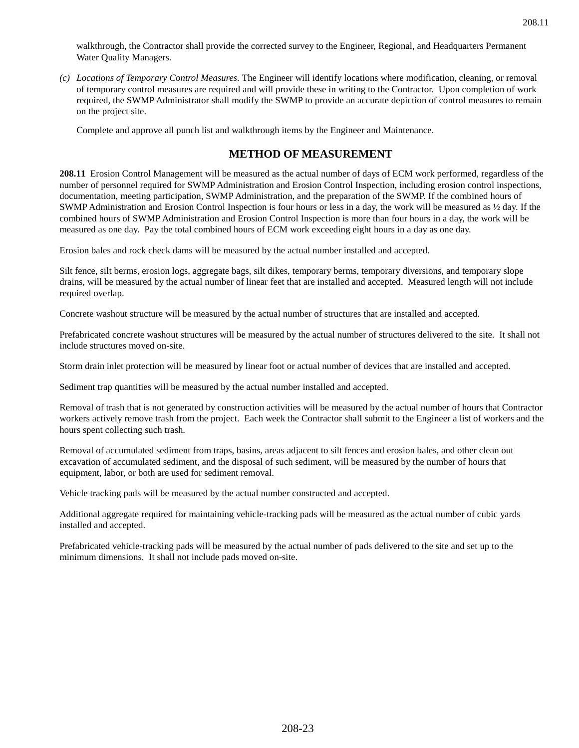walkthrough, the Contractor shall provide the corrected survey to the Engineer, Regional, and Headquarters Permanent Water Quality Managers.

(c) *Locations of Temporary Control Measures*. The Engineer will identify locations where modification, cleaning, or removal of temporary control measures are required and will provide these in writing to the Contractor. Upon completion of work required, the SWMP Administrator shall modify the SWMP to provide an accurate depiction of control measures to remain on the project site.

Complete and approve all punch list and walkthrough items by the Engineer and Maintenance.

## METHOD OF MEASUREMENT

**208.11** Erosion Control Management will be measured as the actual number of days of ECM work performed, regardless of the number of personnel required for SWMP Administration and Erosion Control Inspection, including erosion control inspections, documentation, meeting participation, SWMP Administration, and the preparation of the SWMP. If the combined hours of SWMP Administration and Erosion Control Inspection is four hours or less in a day, the work will be measured as ½ day. If the combined hours of SWMP Administration and Erosion Control Inspection is more than four hours in a day, the work will be measured as one day. Pay the total combined hours of ECM work exceeding eight hours in a day as one day.

Erosion bales and rock check dams will be measured by the actual number installed and accepted.

Silt fence, silt berms, erosion logs, aggregate bags, silt dikes, temporary berms, temporary diversions, and temporary slope drains, will be measured by the actual number of linear feet that are installed and accepted. Measured length will not include required overlap.

Concrete washout structure will be measured by the actual number of structures that are installed and accepted.

Prefabricated concrete washout structures will be measured by the actual number of structures delivered to the site. It shall not include structures moved on-site.

Storm drain inlet protection will be measured by linear foot or actual number of devices that are installed and accepted.

Sediment trap quantities will be measured by the actual number installed and accepted.

Removal of trash that is not generated by construction activities will be measured by the actual number of hours that Contractor workers actively remove trash from the project. Each week the Contractor shall submit to the Engineer a list of workers and the hours spent collecting such trash.

Removal of accumulated sediment from traps, basins, areas adjacent to silt fences and erosion bales, and other clean out excavation of accumulated sediment, and the disposal of such sediment, will be measured by the number of hours that equipment, labor, or both are used for sediment removal.

Vehicle tracking pads will be measured by the actual number constructed and accepted.

Additional aggregate required for maintaining vehicle-tracking pads will be measured as the actual number of cubic yards installed and accepted.

Prefabricated vehicle-tracking pads will be measured by the actual number of pads delivered to the site and set up to the minimum dimensions. It shall not include pads moved on-site.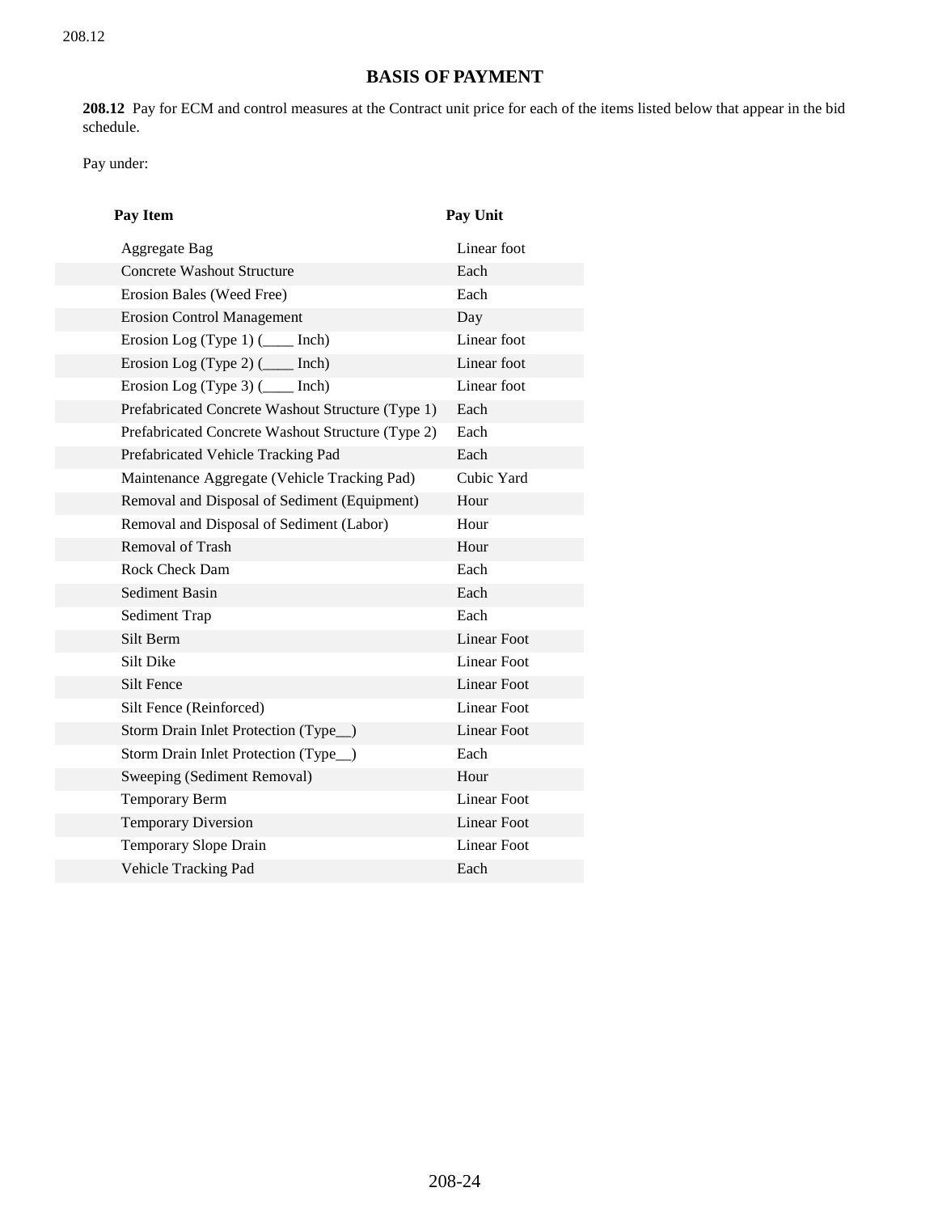## BASIS OF PAYMENT

**208.12** Pay for ECM and control measures at the Contract unit price for each of the items listed below that appear in the bid schedule.

Pay under:

| Pay Item | Pay Unit |
|---|---|
| Aggregate Bag | Linear foot |
| Concrete Washout Structure | Each |
| Erosion Bales (Weed Free) | Each |
| Erosion Control Management | Day |
| Erosion Log (Type 1) (____ Inch) | Linear foot |
| Erosion Log (Type 2) (____ Inch) | Linear foot |
| Erosion Log (Type 3) (____ Inch) | Linear foot |
| Prefabricated Concrete Washout Structure (Type 1) | Each |
| Prefabricated Concrete Washout Structure (Type 2) | Each |
| Prefabricated Vehicle Tracking Pad | Each |
| Maintenance Aggregate (Vehicle Tracking Pad) | Cubic Yard |
| Removal and Disposal of Sediment (Equipment) | Hour |
| Removal and Disposal of Sediment (Labor) | Hour |
| Removal of Trash | Hour |
| Rock Check Dam | Each |
| Sediment Basin | Each |
| Sediment Trap | Each |
| Silt Berm | Linear Foot |
| Silt Dike | Linear Foot |
| Silt Fence | Linear Foot |
| Silt Fence (Reinforced) | Linear Foot |
| Storm Drain Inlet Protection (Type__) | Linear Foot |
| Storm Drain Inlet Protection (Type__) | Each |
| Sweeping (Sediment Removal) | Hour |
| Temporary Berm | Linear Foot |
| Temporary Diversion | Linear Foot |
| Temporary Slope Drain | Linear Foot |
| Vehicle Tracking Pad | Each |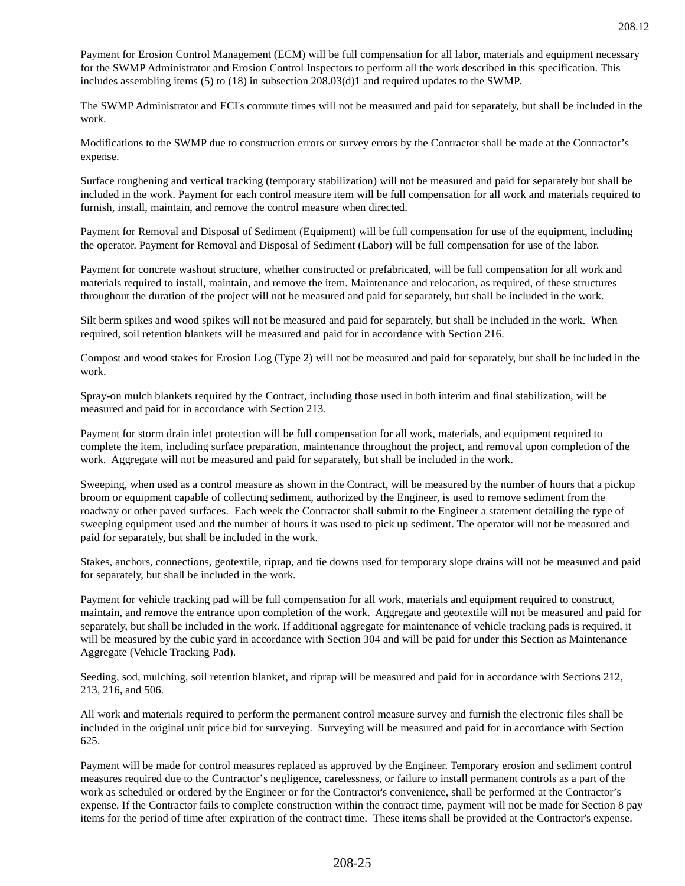Payment for Erosion Control Management (ECM) will be full compensation for all labor, materials and equipment necessary for the SWMP Administrator and Erosion Control Inspectors to perform all the work described in this specification. This includes assembling items (5) to (18) in subsection 208.03(d)1 and required updates to the SWMP.

The SWMP Administrator and ECI's commute times will not be measured and paid for separately, but shall be included in the work.

Modifications to the SWMP due to construction errors or survey errors by the Contractor shall be made at the Contractor's expense.

Surface roughening and vertical tracking (temporary stabilization) will not be measured and paid for separately but shall be included in the work. Payment for each control measure item will be full compensation for all work and materials required to furnish, install, maintain, and remove the control measure when directed.

Payment for Removal and Disposal of Sediment (Equipment) will be full compensation for use of the equipment, including the operator. Payment for Removal and Disposal of Sediment (Labor) will be full compensation for use of the labor.

Payment for concrete washout structure, whether constructed or prefabricated, will be full compensation for all work and materials required to install, maintain, and remove the item. Maintenance and relocation, as required, of these structures throughout the duration of the project will not be measured and paid for separately, but shall be included in the work.

Silt berm spikes and wood spikes will not be measured and paid for separately, but shall be included in the work. When required, soil retention blankets will be measured and paid for in accordance with Section 216.

Compost and wood stakes for Erosion Log (Type 2) will not be measured and paid for separately, but shall be included in the work.

Spray-on mulch blankets required by the Contract, including those used in both interim and final stabilization, will be measured and paid for in accordance with Section 213.

Payment for storm drain inlet protection will be full compensation for all work, materials, and equipment required to complete the item, including surface preparation, maintenance throughout the project, and removal upon completion of the work. Aggregate will not be measured and paid for separately, but shall be included in the work.

Sweeping, when used as a control measure as shown in the Contract, will be measured by the number of hours that a pickup broom or equipment capable of collecting sediment, authorized by the Engineer, is used to remove sediment from the roadway or other paved surfaces. Each week the Contractor shall submit to the Engineer a statement detailing the type of sweeping equipment used and the number of hours it was used to pick up sediment. The operator will not be measured and paid for separately, but shall be included in the work.

Stakes, anchors, connections, geotextile, riprap, and tie downs used for temporary slope drains will not be measured and paid for separately, but shall be included in the work.

Payment for vehicle tracking pad will be full compensation for all work, materials and equipment required to construct, maintain, and remove the entrance upon completion of the work. Aggregate and geotextile will not be measured and paid for separately, but shall be included in the work. If additional aggregate for maintenance of vehicle tracking pads is required, it will be measured by the cubic yard in accordance with Section 304 and will be paid for under this Section as Maintenance Aggregate (Vehicle Tracking Pad).

Seeding, sod, mulching, soil retention blanket, and riprap will be measured and paid for in accordance with Sections 212, 213, 216, and 506.

All work and materials required to perform the permanent control measure survey and furnish the electronic files shall be included in the original unit price bid for surveying. Surveying will be measured and paid for in accordance with Section 625.

Payment will be made for control measures replaced as approved by the Engineer. Temporary erosion and sediment control measures required due to the Contractor's negligence, carelessness, or failure to install permanent controls as a part of the work as scheduled or ordered by the Engineer or for the Contractor's convenience, shall be performed at the Contractor's expense. If the Contractor fails to complete construction within the contract time, payment will not be made for Section 8 pay items for the period of time after expiration of the contract time. These items shall be provided at the Contractor's expense.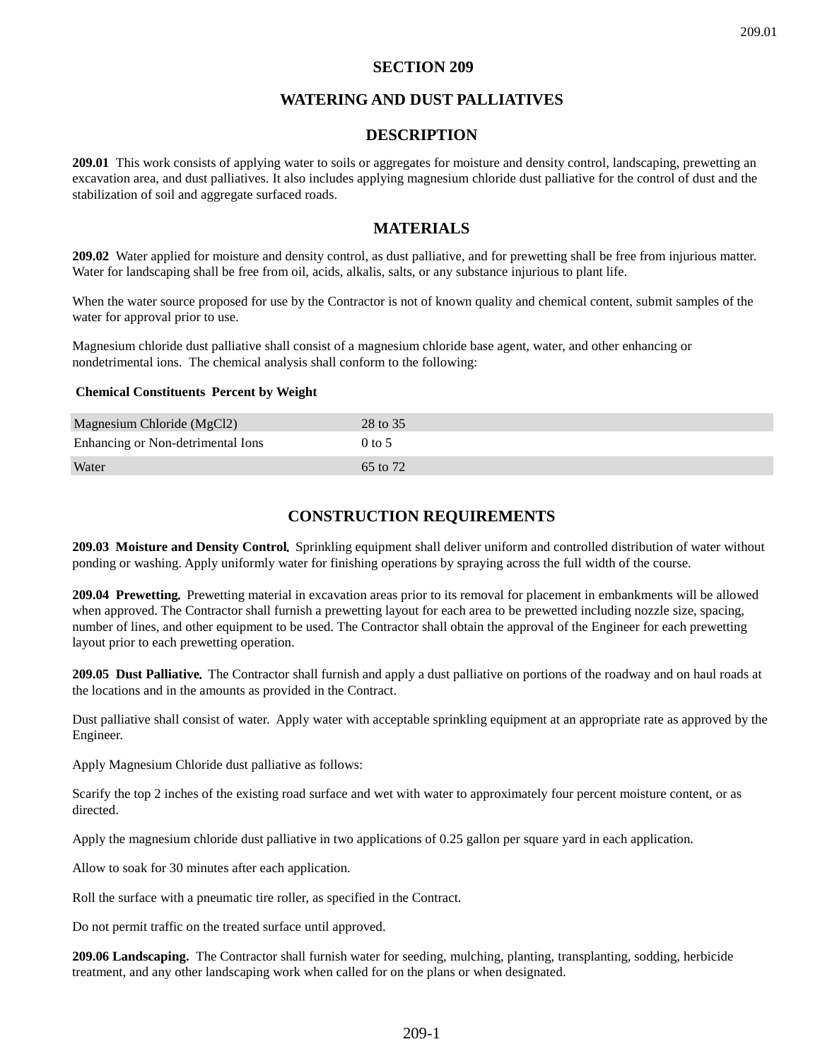# SECTION 209

## WATERING AND DUST PALLIATIVES

## DESCRIPTION

**209.01** This work consists of applying water to soils or aggregates for moisture and density control, landscaping, prewetting an excavation area, and dust palliatives. It also includes applying magnesium chloride dust palliative for the control of dust and the stabilization of soil and aggregate surfaced roads.

## MATERIALS

**209.02** Water applied for moisture and density control, as dust palliative, and for prewetting shall be free from injurious matter. Water for landscaping shall be free from oil, acids, alkalis, salts, or any substance injurious to plant life.

When the water source proposed for use by the Contractor is not of known quality and chemical content, submit samples of the water for approval prior to use.

Magnesium chloride dust palliative shall consist of a magnesium chloride base agent, water, and other enhancing or nondetrimental ions. The chemical analysis shall conform to the following:

| Chemical Constituents | Percent by Weight |
|---|---|
| Magnesium Chloride ($MgCl_2$) | 28 to 35 |
| Enhancing or Non-detrimental Ions | 0 to 5 |
| Water | 65 to 72 |

## CONSTRUCTION REQUIREMENTS

**209.03 Moisture and Density Control.** Sprinkling equipment shall deliver uniform and controlled distribution of water without ponding or washing. Apply uniformly water for finishing operations by spraying across the full width of the course.

**209.04 Prewetting.** Prewetting material in excavation areas prior to its removal for placement in embankments will be allowed when approved. The Contractor shall furnish a prewetting layout for each area to be prewetted including nozzle size, spacing, number of lines, and other equipment to be used. The Contractor shall obtain the approval of the Engineer for each prewetting layout prior to each prewetting operation.

**209.05 Dust Palliative.** The Contractor shall furnish and apply a dust palliative on portions of the roadway and on haul roads at the locations and in the amounts as provided in the Contract.

Dust palliative shall consist of water. Apply water with acceptable sprinkling equipment at an appropriate rate as approved by the Engineer.

Apply Magnesium Chloride dust palliative as follows:

Scarify the top 2 inches of the existing road surface and wet with water to approximately four percent moisture content, or as directed.

Apply the magnesium chloride dust palliative in two applications of 0.25 gallon per square yard in each application.

Allow to soak for 30 minutes after each application.

Roll the surface with a pneumatic tire roller, as specified in the Contract.

Do not permit traffic on the treated surface until approved.

**209.06 Landscaping.** The Contractor shall furnish water for seeding, mulching, planting, transplanting, sodding, herbicide treatment, and any other landscaping work when called for on the plans or when designated.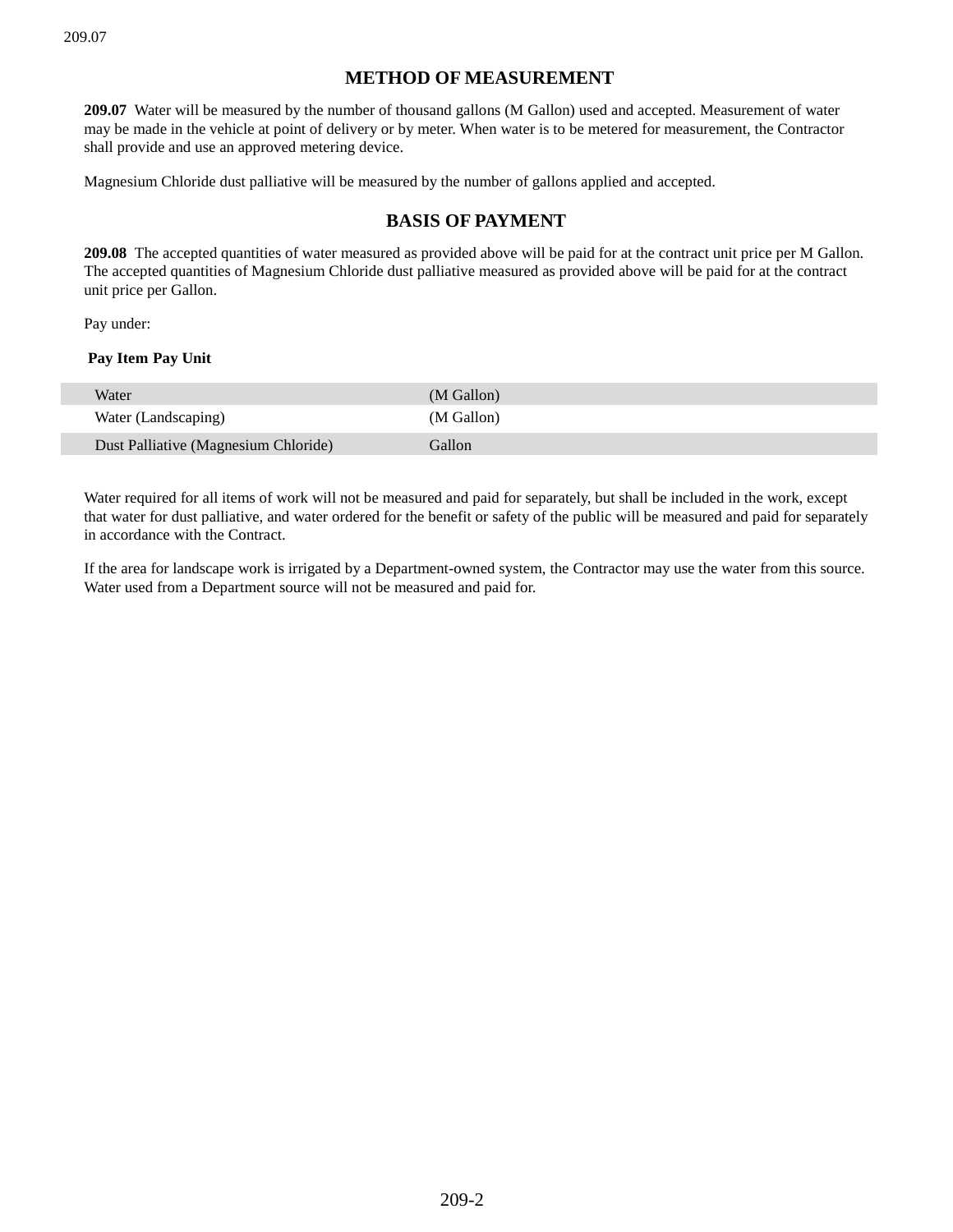## METHOD OF MEASUREMENT

**209.07** Water will be measured by the number of thousand gallons (M Gallon) used and accepted. Measurement of water may be made in the vehicle at point of delivery or by meter. When water is to be metered for measurement, the Contractor shall provide and use an approved metering device.

Magnesium Chloride dust palliative will be measured by the number of gallons applied and accepted.

## BASIS OF PAYMENT

**209.08** The accepted quantities of water measured as provided above will be paid for at the contract unit price per M Gallon. The accepted quantities of Magnesium Chloride dust palliative measured as provided above will be paid for at the contract unit price per Gallon.

Pay under:

| Pay Item | Pay Unit |
|---|---|
| Water | (M Gallon) |
| Water (Landscaping) | (M Gallon) |
| Dust Palliative (Magnesium Chloride) | Gallon |

Water required for all items of work will not be measured and paid for separately, but shall be included in the work, except that water for dust palliative, and water ordered for the benefit or safety of the public will be measured and paid for separately in accordance with the Contract.

If the area for landscape work is irrigated by a Department-owned system, the Contractor may use the water from this source. Water used from a Department source will not be measured and paid for.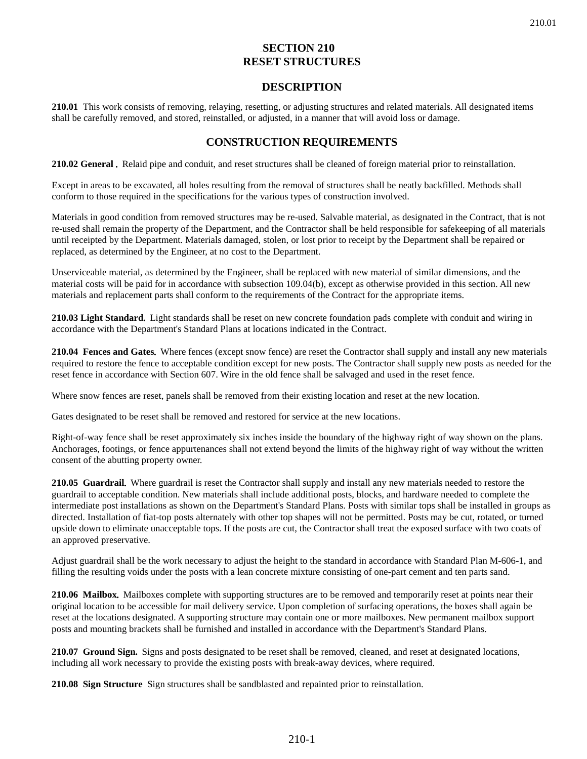# SECTION 210
# RESET STRUCTURES

## DESCRIPTION

**210.01** This work consists of removing, relaying, resetting, or adjusting structures and related materials. All designated items shall be carefully removed, and stored, reinstalled, or adjusted, in a manner that will avoid loss or damage.

## CONSTRUCTION REQUIREMENTS

**210.02 General .** Relaid pipe and conduit, and reset structures shall be cleaned of foreign material prior to reinstallation.

Except in areas to be excavated, all holes resulting from the removal of structures shall be neatly backfilled. Methods shall conform to those required in the specifications for the various types of construction involved.

Materials in good condition from removed structures may be re-used. Salvable material, as designated in the Contract, that is not re-used shall remain the property of the Department, and the Contractor shall be held responsible for safekeeping of all materials until receipted by the Department. Materials damaged, stolen, or lost prior to receipt by the Department shall be repaired or replaced, as determined by the Engineer, at no cost to the Department.

Unserviceable material, as determined by the Engineer, shall be replaced with new material of similar dimensions, and the material costs will be paid for in accordance with subsection 109.04(b), except as otherwise provided in this section. All new materials and replacement parts shall conform to the requirements of the Contract for the appropriate items.

**210.03 Light Standard.** Light standards shall be reset on new concrete foundation pads complete with conduit and wiring in accordance with the Department's Standard Plans at locations indicated in the Contract.

**210.04 Fences and Gates.** Where fences (except snow fence) are reset the Contractor shall supply and install any new materials required to restore the fence to acceptable condition except for new posts. The Contractor shall supply new posts as needed for the reset fence in accordance with Section 607. Wire in the old fence shall be salvaged and used in the reset fence.

Where snow fences are reset, panels shall be removed from their existing location and reset at the new location.

Gates designated to be reset shall be removed and restored for service at the new locations.

Right-of-way fence shall be reset approximately six inches inside the boundary of the highway right of way shown on the plans. Anchorages, footings, or fence appurtenances shall not extend beyond the limits of the highway right of way without the written consent of the abutting property owner.

**210.05 Guardrail.** Where guardrail is reset the Contractor shall supply and install any new materials needed to restore the guardrail to acceptable condition. New materials shall include additional posts, blocks, and hardware needed to complete the intermediate post installations as shown on the Department's Standard Plans. Posts with similar tops shall be installed in groups as directed. Installation of fiat-top posts alternately with other top shapes will not be permitted. Posts may be cut, rotated, or turned upside down to eliminate unacceptable tops. If the posts are cut, the Contractor shall treat the exposed surface with two coats of an approved preservative.

Adjust guardrail shall be the work necessary to adjust the height to the standard in accordance with Standard Plan M-606-1, and filling the resulting voids under the posts with a lean concrete mixture consisting of one-part cement and ten parts sand.

**210.06 Mailbox.** Mailboxes complete with supporting structures are to be removed and temporarily reset at points near their original location to be accessible for mail delivery service. Upon completion of surfacing operations, the boxes shall again be reset at the locations designated. A supporting structure may contain one or more mailboxes. New permanent mailbox support posts and mounting brackets shall be furnished and installed in accordance with the Department's Standard Plans.

**210.07 Ground Sign.** Signs and posts designated to be reset shall be removed, cleaned, and reset at designated locations, including all work necessary to provide the existing posts with break-away devices, where required.

**210.08 Sign Structure** Sign structures shall be sandblasted and repainted prior to reinstallation.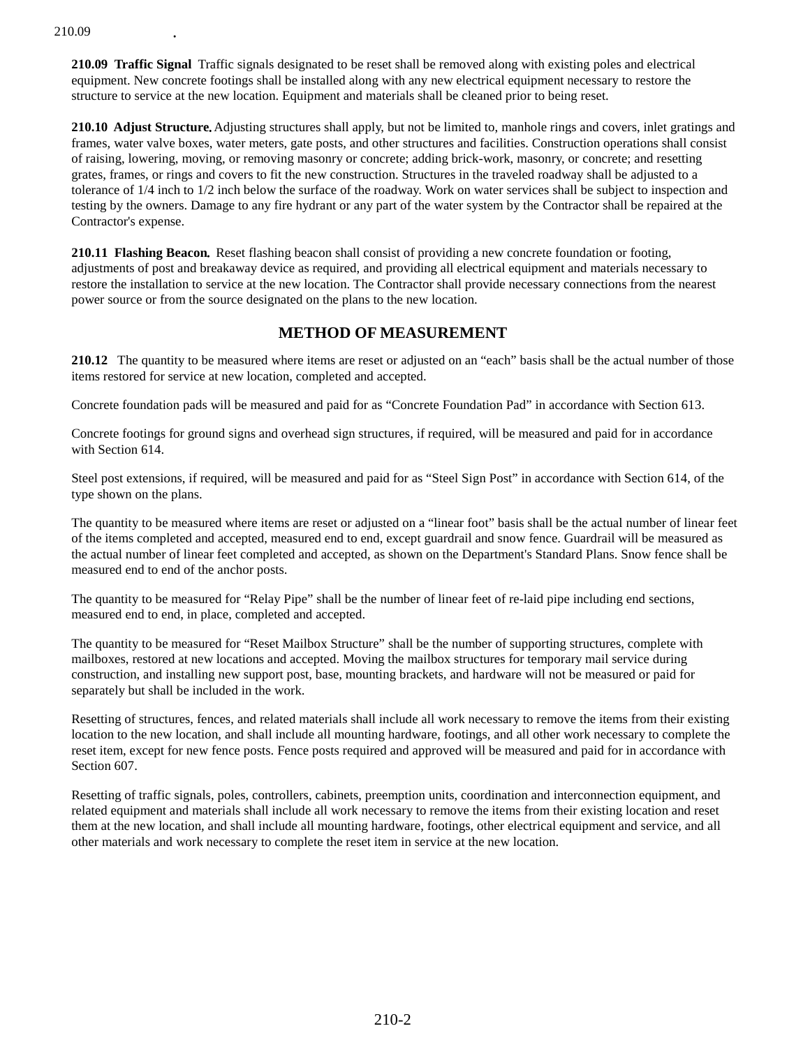**210.09 Traffic Signal** Traffic signals designated to be reset shall be removed along with existing poles and electrical equipment. New concrete footings shall be installed along with any new electrical equipment necessary to restore the structure to service at the new location. Equipment and materials shall be cleaned prior to being reset.

**210.10 Adjust Structure.** Adjusting structures shall apply, but not be limited to, manhole rings and covers, inlet gratings and frames, water valve boxes, water meters, gate posts, and other structures and facilities. Construction operations shall consist of raising, lowering, moving, or removing masonry or concrete; adding brick-work, masonry, or concrete; and resetting grates, frames, or rings and covers to fit the new construction. Structures in the traveled roadway shall be adjusted to a tolerance of 1/4 inch to 1/2 inch below the surface of the roadway. Work on water services shall be subject to inspection and testing by the owners. Damage to any fire hydrant or any part of the water system by the Contractor shall be repaired at the Contractor's expense.

**210.11 Flashing Beacon.** Reset flashing beacon shall consist of providing a new concrete foundation or footing, adjustments of post and breakaway device as required, and providing all electrical equipment and materials necessary to restore the installation to service at the new location. The Contractor shall provide necessary connections from the nearest power source or from the source designated on the plans to the new location.

## METHOD OF MEASUREMENT

**210.12** The quantity to be measured where items are reset or adjusted on an "each" basis shall be the actual number of those items restored for service at new location, completed and accepted.

Concrete foundation pads will be measured and paid for as "Concrete Foundation Pad" in accordance with Section 613.

Concrete footings for ground signs and overhead sign structures, if required, will be measured and paid for in accordance with Section 614.

Steel post extensions, if required, will be measured and paid for as "Steel Sign Post" in accordance with Section 614, of the type shown on the plans.

The quantity to be measured where items are reset or adjusted on a "linear foot" basis shall be the actual number of linear feet of the items completed and accepted, measured end to end, except guardrail and snow fence. Guardrail will be measured as the actual number of linear feet completed and accepted, as shown on the Department's Standard Plans. Snow fence shall be measured end to end of the anchor posts.

The quantity to be measured for "Relay Pipe" shall be the number of linear feet of re-laid pipe including end sections, measured end to end, in place, completed and accepted.

The quantity to be measured for "Reset Mailbox Structure" shall be the number of supporting structures, complete with mailboxes, restored at new locations and accepted. Moving the mailbox structures for temporary mail service during construction, and installing new support post, base, mounting brackets, and hardware will not be measured or paid for separately but shall be included in the work.

Resetting of structures, fences, and related materials shall include all work necessary to remove the items from their existing location to the new location, and shall include all mounting hardware, footings, and all other work necessary to complete the reset item, except for new fence posts. Fence posts required and approved will be measured and paid for in accordance with Section 607.

Resetting of traffic signals, poles, controllers, cabinets, preemption units, coordination and interconnection equipment, and related equipment and materials shall include all work necessary to remove the items from their existing location and reset them at the new location, and shall include all mounting hardware, footings, other electrical equipment and service, and all other materials and work necessary to complete the reset item in service at the new location.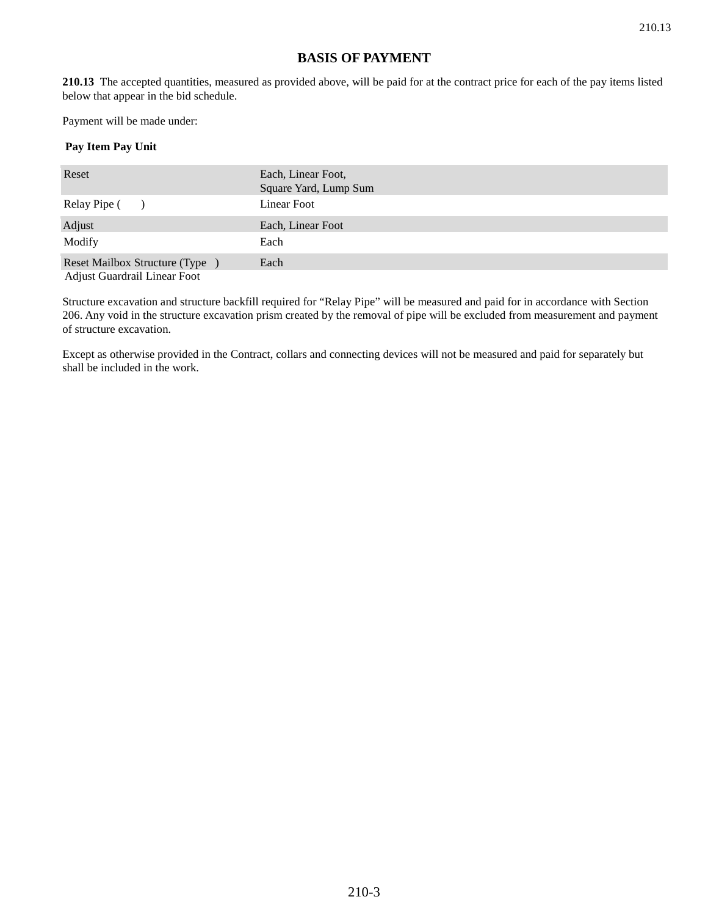## BASIS OF PAYMENT

**210.13** The accepted quantities, measured as provided above, will be paid for at the contract price for each of the pay items listed below that appear in the bid schedule.

Payment will be made under:

| Pay Item | Pay Unit |
|---|---|
| Reset | Each, Linear Foot, Square Yard, Lump Sum |
| Relay Pipe (     ) | Linear Foot |
| Adjust | Each, Linear Foot |
| Modify | Each |
| Reset Mailbox Structure (Type   ) | Each |
| Adjust Guardrail | Linear Foot |

Structure excavation and structure backfill required for "Relay Pipe" will be measured and paid for in accordance with Section 206. Any void in the structure excavation prism created by the removal of pipe will be excluded from measurement and payment of structure excavation.

Except as otherwise provided in the Contract, collars and connecting devices will not be measured and paid for separately but shall be included in the work.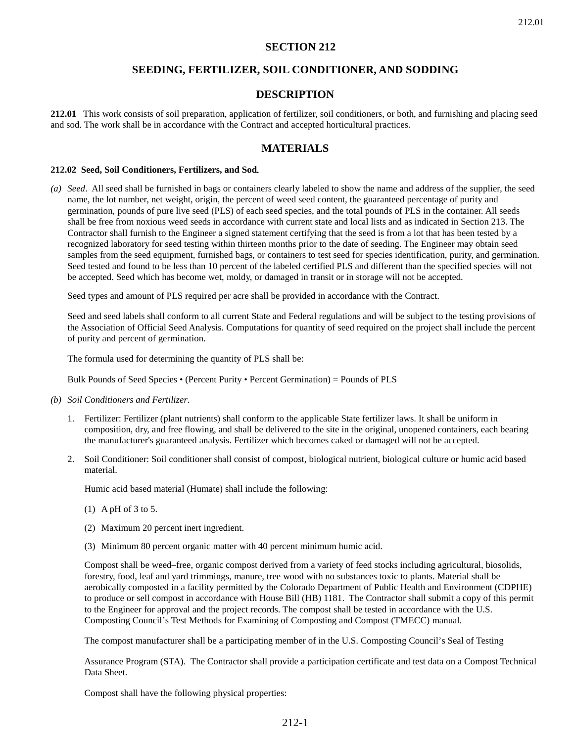# SECTION 212

## SEEDING, FERTILIZER, SOIL CONDITIONER, AND SODDING

## DESCRIPTION

**212.01** This work consists of soil preparation, application of fertilizer, soil conditioners, or both, and furnishing and placing seed and sod. The work shall be in accordance with the Contract and accepted horticultural practices.

## MATERIALS

**212.02 Seed, Soil Conditioners, Fertilizers, and Sod.**

(a) *Seed*. All seed shall be furnished in bags or containers clearly labeled to show the name and address of the supplier, the seed name, the lot number, net weight, origin, the percent of weed seed content, the guaranteed percentage of purity and germination, pounds of pure live seed (PLS) of each seed species, and the total pounds of PLS in the container. All seeds shall be free from noxious weed seeds in accordance with current state and local lists and as indicated in Section 213. The Contractor shall furnish to the Engineer a signed statement certifying that the seed is from a lot that has been tested by a recognized laboratory for seed testing within thirteen months prior to the date of seeding. The Engineer may obtain seed samples from the seed equipment, furnished bags, or containers to test seed for species identification, purity, and germination. Seed tested and found to be less than 10 percent of the labeled certified PLS and different than the specified species will not be accepted. Seed which has become wet, moldy, or damaged in transit or in storage will not be accepted.

   Seed types and amount of PLS required per acre shall be provided in accordance with the Contract.

   Seed and seed labels shall conform to all current State and Federal regulations and will be subject to the testing provisions of the Association of Official Seed Analysis. Computations for quantity of seed required on the project shall include the percent of purity and percent of germination.

   The formula used for determining the quantity of PLS shall be:

   Bulk Pounds of Seed Species • (Percent Purity • Percent Germination) = Pounds of PLS

(b) *Soil Conditioners and Fertilizer*.

   1. Fertilizer: Fertilizer (plant nutrients) shall conform to the applicable State fertilizer laws. It shall be uniform in composition, dry, and free flowing, and shall be delivered to the site in the original, unopened containers, each bearing the manufacturer's guaranteed analysis. Fertilizer which becomes caked or damaged will not be accepted.

   2. Soil Conditioner: Soil conditioner shall consist of compost, biological nutrient, biological culture or humic acid based material.

      Humic acid based material (Humate) shall include the following:

      (1) A pH of 3 to 5.

      (2) Maximum 20 percent inert ingredient.

      (3) Minimum 80 percent organic matter with 40 percent minimum humic acid.

      Compost shall be weed–free, organic compost derived from a variety of feed stocks including agricultural, biosolids, forestry, food, leaf and yard trimmings, manure, tree wood with no substances toxic to plants. Material shall be aerobically composted in a facility permitted by the Colorado Department of Public Health and Environment (CDPHE) to produce or sell compost in accordance with House Bill (HB) 1181. The Contractor shall submit a copy of this permit to the Engineer for approval and the project records. The compost shall be tested in accordance with the U.S. Composting Council's Test Methods for Examining of Composting and Compost (TMECC) manual.

      The compost manufacturer shall be a participating member of in the U.S. Composting Council's Seal of Testing

      Assurance Program (STA). The Contractor shall provide a participation certificate and test data on a Compost Technical Data Sheet.

      Compost shall have the following physical properties: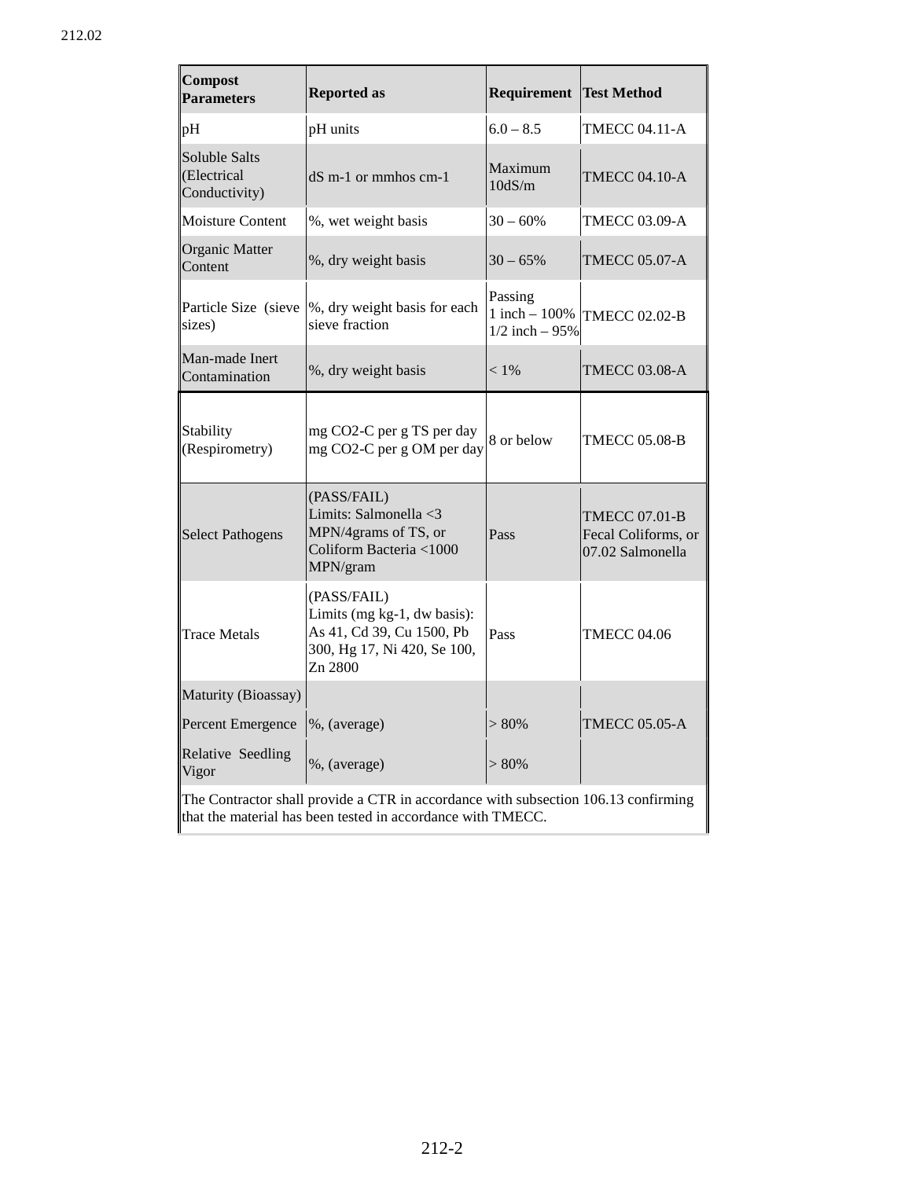| Compost Parameters | Reported as | Requirement | Test Method |
|---|---|---|---|
| pH | pH units | 6.0 – 8.5 | TMECC 04.11-A |
| Soluble Salts (Electrical Conductivity) | dS m-1 or mmhos cm-1 | Maximum 10dS/m | TMECC 04.10-A |
| Moisture Content | %, wet weight basis | 30 – 60% | TMECC 03.09-A |
| Organic Matter Content | %, dry weight basis | 30 – 65% | TMECC 05.07-A |
| Particle Size (sieve sizes) | %, dry weight basis for each sieve fraction | Passing<br>1 inch – 100%<br>1/2 inch – 95% | TMECC 02.02-B |
| Man-made Inert Contamination | %, dry weight basis | < 1% | TMECC 03.08-A |
| Stability (Respirometry) | mg CO2-C per g TS per day<br>mg CO2-C per g OM per day | 8 or below | TMECC 05.08-B |
| Select Pathogens | (PASS/FAIL)<br>Limits: Salmonella <3 MPN/4grams of TS, or Coliform Bacteria <1000 MPN/gram | Pass | TMECC 07.01-B Fecal Coliforms, or 07.02 Salmonella |
| Trace Metals | (PASS/FAIL)<br>Limits (mg kg-1, dw basis): As 41, Cd 39, Cu 1500, Pb 300, Hg 17, Ni 420, Se 100, Zn 2800 | Pass | TMECC 04.06 |
| Maturity (Bioassay) | | | |
| Percent Emergence | %, (average) | > 80% | TMECC 05.05-A |
| Relative Seedling Vigor | %, (average) | > 80% | |
| The Contractor shall provide a CTR in accordance with subsection 106.13 confirming that the material has been tested in accordance with TMECC. | | | |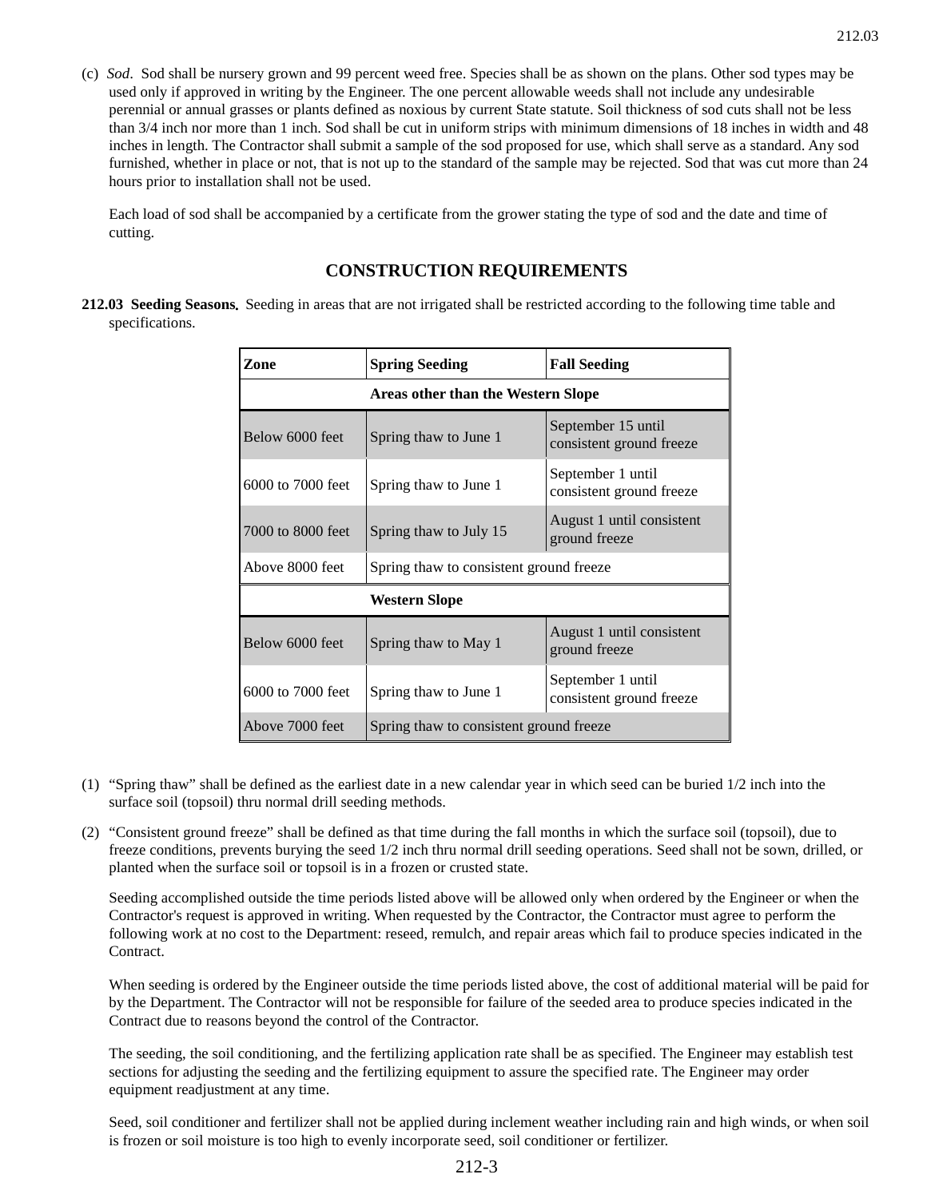(c) *Sod*. Sod shall be nursery grown and 99 percent weed free. Species shall be as shown on the plans. Other sod types may be used only if approved in writing by the Engineer. The one percent allowable weeds shall not include any undesirable perennial or annual grasses or plants defined as noxious by current State statute. Soil thickness of sod cuts shall not be less than 3/4 inch nor more than 1 inch. Sod shall be cut in uniform strips with minimum dimensions of 18 inches in width and 48 inches in length. The Contractor shall submit a sample of the sod proposed for use, which shall serve as a standard. Any sod furnished, whether in place or not, that is not up to the standard of the sample may be rejected. Sod that was cut more than 24 hours prior to installation shall not be used.

Each load of sod shall be accompanied by a certificate from the grower stating the type of sod and the date and time of cutting.

## CONSTRUCTION REQUIREMENTS

**212.03 Seeding Seasons.** Seeding in areas that are not irrigated shall be restricted according to the following time table and specifications.

| Zone | Spring Seeding | Fall Seeding |
|---|---|---|
| **Areas other than the Western Slope** | | |
| Below 6000 feet | Spring thaw to June 1 | September 15 until consistent ground freeze |
| 6000 to 7000 feet | Spring thaw to June 1 | September 1 until consistent ground freeze |
| 7000 to 8000 feet | Spring thaw to July 15 | August 1 until consistent ground freeze |
| Above 8000 feet | Spring thaw to consistent ground freeze | |
| **Western Slope** | | |
| Below 6000 feet | Spring thaw to May 1 | August 1 until consistent ground freeze |
| 6000 to 7000 feet | Spring thaw to June 1 | September 1 until consistent ground freeze |
| Above 7000 feet | Spring thaw to consistent ground freeze | |

(1) "Spring thaw" shall be defined as the earliest date in a new calendar year in which seed can be buried 1/2 inch into the surface soil (topsoil) thru normal drill seeding methods.

(2) "Consistent ground freeze" shall be defined as that time during the fall months in which the surface soil (topsoil), due to freeze conditions, prevents burying the seed 1/2 inch thru normal drill seeding operations. Seed shall not be sown, drilled, or planted when the surface soil or topsoil is in a frozen or crusted state.

Seeding accomplished outside the time periods listed above will be allowed only when ordered by the Engineer or when the Contractor's request is approved in writing. When requested by the Contractor, the Contractor must agree to perform the following work at no cost to the Department: reseed, remulch, and repair areas which fail to produce species indicated in the Contract.

When seeding is ordered by the Engineer outside the time periods listed above, the cost of additional material will be paid for by the Department. The Contractor will not be responsible for failure of the seeded area to produce species indicated in the Contract due to reasons beyond the control of the Contractor.

The seeding, the soil conditioning, and the fertilizing application rate shall be as specified. The Engineer may establish test sections for adjusting the seeding and the fertilizing equipment to assure the specified rate. The Engineer may order equipment readjustment at any time.

Seed, soil conditioner and fertilizer shall not be applied during inclement weather including rain and high winds, or when soil is frozen or soil moisture is too high to evenly incorporate seed, soil conditioner or fertilizer.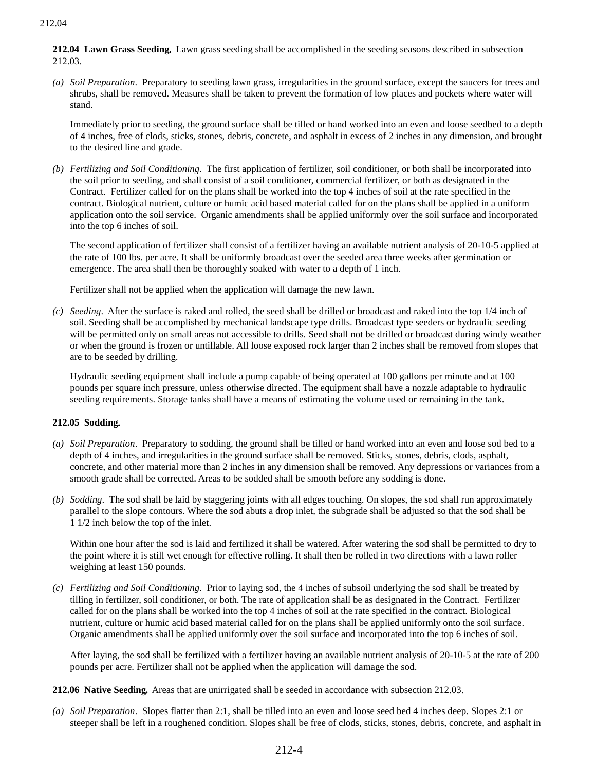**212.04 Lawn Grass Seeding.** Lawn grass seeding shall be accomplished in the seeding seasons described in subsection 212.03.

(a) *Soil Preparation*. Preparatory to seeding lawn grass, irregularities in the ground surface, except the saucers for trees and shrubs, shall be removed. Measures shall be taken to prevent the formation of low places and pockets where water will stand.

Immediately prior to seeding, the ground surface shall be tilled or hand worked into an even and loose seedbed to a depth of 4 inches, free of clods, sticks, stones, debris, concrete, and asphalt in excess of 2 inches in any dimension, and brought to the desired line and grade.

(b) *Fertilizing and Soil Conditioning*. The first application of fertilizer, soil conditioner, or both shall be incorporated into the soil prior to seeding, and shall consist of a soil conditioner, commercial fertilizer, or both as designated in the Contract. Fertilizer called for on the plans shall be worked into the top 4 inches of soil at the rate specified in the contract. Biological nutrient, culture or humic acid based material called for on the plans shall be applied in a uniform application onto the soil service. Organic amendments shall be applied uniformly over the soil surface and incorporated into the top 6 inches of soil.

The second application of fertilizer shall consist of a fertilizer having an available nutrient analysis of 20-10-5 applied at the rate of 100 lbs. per acre. It shall be uniformly broadcast over the seeded area three weeks after germination or emergence. The area shall then be thoroughly soaked with water to a depth of 1 inch.

Fertilizer shall not be applied when the application will damage the new lawn.

(c) *Seeding*. After the surface is raked and rolled, the seed shall be drilled or broadcast and raked into the top 1/4 inch of soil. Seeding shall be accomplished by mechanical landscape type drills. Broadcast type seeders or hydraulic seeding will be permitted only on small areas not accessible to drills. Seed shall not be drilled or broadcast during windy weather or when the ground is frozen or untillable. All loose exposed rock larger than 2 inches shall be removed from slopes that are to be seeded by drilling.

Hydraulic seeding equipment shall include a pump capable of being operated at 100 gallons per minute and at 100 pounds per square inch pressure, unless otherwise directed. The equipment shall have a nozzle adaptable to hydraulic seeding requirements. Storage tanks shall have a means of estimating the volume used or remaining in the tank.

**212.05 Sodding.**

(a) *Soil Preparation*. Preparatory to sodding, the ground shall be tilled or hand worked into an even and loose sod bed to a depth of 4 inches, and irregularities in the ground surface shall be removed. Sticks, stones, debris, clods, asphalt, concrete, and other material more than 2 inches in any dimension shall be removed. Any depressions or variances from a smooth grade shall be corrected. Areas to be sodded shall be smooth before any sodding is done.

(b) *Sodding*. The sod shall be laid by staggering joints with all edges touching. On slopes, the sod shall run approximately parallel to the slope contours. Where the sod abuts a drop inlet, the subgrade shall be adjusted so that the sod shall be 1 1/2 inch below the top of the inlet.

Within one hour after the sod is laid and fertilized it shall be watered. After watering the sod shall be permitted to dry to the point where it is still wet enough for effective rolling. It shall then be rolled in two directions with a lawn roller weighing at least 150 pounds.

(c) *Fertilizing and Soil Conditioning*. Prior to laying sod, the 4 inches of subsoil underlying the sod shall be treated by tilling in fertilizer, soil conditioner, or both. The rate of application shall be as designated in the Contract. Fertilizer called for on the plans shall be worked into the top 4 inches of soil at the rate specified in the contract. Biological nutrient, culture or humic acid based material called for on the plans shall be applied uniformly onto the soil surface. Organic amendments shall be applied uniformly over the soil surface and incorporated into the top 6 inches of soil.

After laying, the sod shall be fertilized with a fertilizer having an available nutrient analysis of 20-10-5 at the rate of 200 pounds per acre. Fertilizer shall not be applied when the application will damage the sod.

**212.06 Native Seeding.** Areas that are unirrigated shall be seeded in accordance with subsection 212.03.

(a) *Soil Preparation*. Slopes flatter than 2:1, shall be tilled into an even and loose seed bed 4 inches deep. Slopes 2:1 or steeper shall be left in a roughened condition. Slopes shall be free of clods, sticks, stones, debris, concrete, and asphalt in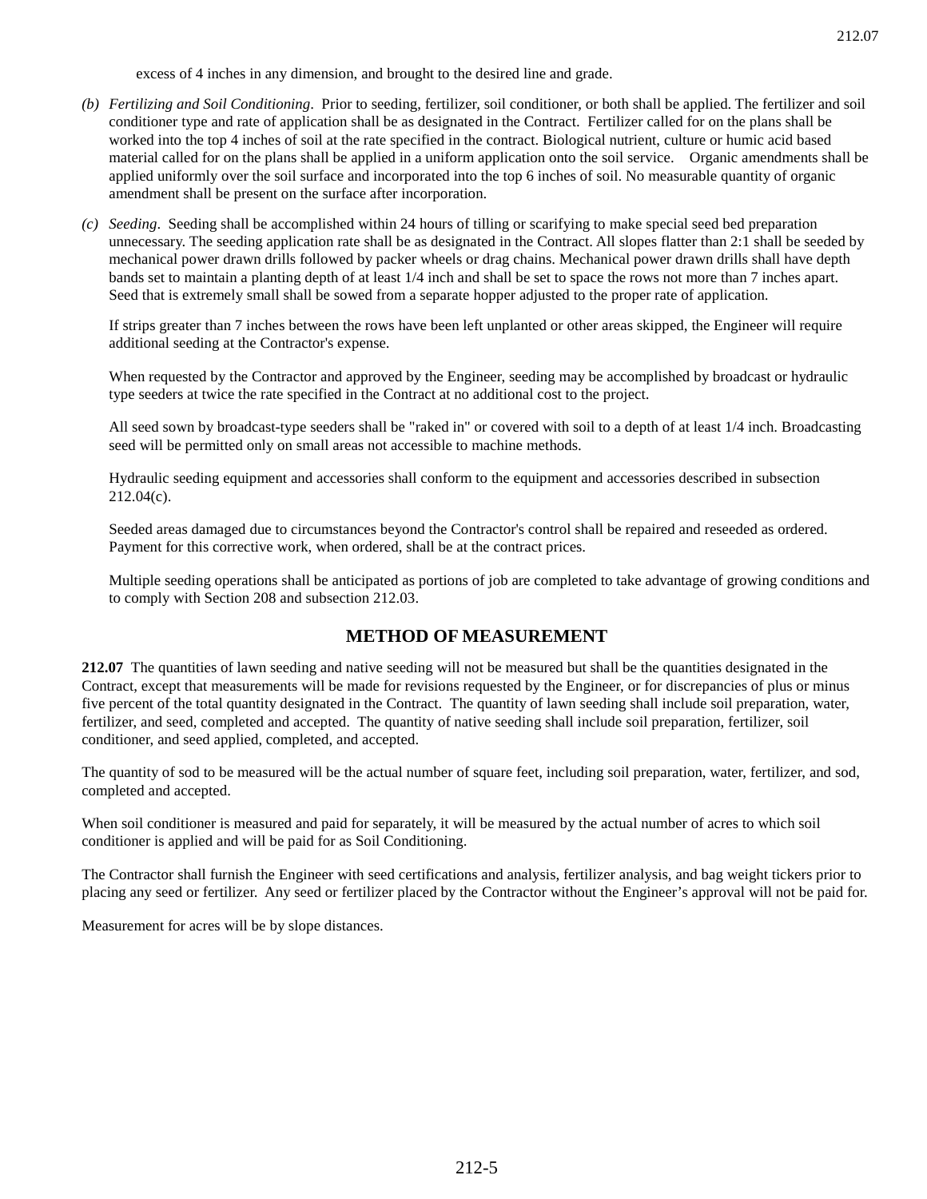excess of 4 inches in any dimension, and brought to the desired line and grade.

*(b) Fertilizing and Soil Conditioning*. Prior to seeding, fertilizer, soil conditioner, or both shall be applied. The fertilizer and soil conditioner type and rate of application shall be as designated in the Contract. Fertilizer called for on the plans shall be worked into the top 4 inches of soil at the rate specified in the contract. Biological nutrient, culture or humic acid based material called for on the plans shall be applied in a uniform application onto the soil service. Organic amendments shall be applied uniformly over the soil surface and incorporated into the top 6 inches of soil. No measurable quantity of organic amendment shall be present on the surface after incorporation.

*(c) Seeding*. Seeding shall be accomplished within 24 hours of tilling or scarifying to make special seed bed preparation unnecessary. The seeding application rate shall be as designated in the Contract. All slopes flatter than 2:1 shall be seeded by mechanical power drawn drills followed by packer wheels or drag chains. Mechanical power drawn drills shall have depth bands set to maintain a planting depth of at least 1/4 inch and shall be set to space the rows not more than 7 inches apart. Seed that is extremely small shall be sowed from a separate hopper adjusted to the proper rate of application.

If strips greater than 7 inches between the rows have been left unplanted or other areas skipped, the Engineer will require additional seeding at the Contractor's expense.

When requested by the Contractor and approved by the Engineer, seeding may be accomplished by broadcast or hydraulic type seeders at twice the rate specified in the Contract at no additional cost to the project.

All seed sown by broadcast-type seeders shall be "raked in" or covered with soil to a depth of at least 1/4 inch. Broadcasting seed will be permitted only on small areas not accessible to machine methods.

Hydraulic seeding equipment and accessories shall conform to the equipment and accessories described in subsection 212.04(c).

Seeded areas damaged due to circumstances beyond the Contractor's control shall be repaired and reseeded as ordered. Payment for this corrective work, when ordered, shall be at the contract prices.

Multiple seeding operations shall be anticipated as portions of job are completed to take advantage of growing conditions and to comply with Section 208 and subsection 212.03.

## METHOD OF MEASUREMENT

**212.07** The quantities of lawn seeding and native seeding will not be measured but shall be the quantities designated in the Contract, except that measurements will be made for revisions requested by the Engineer, or for discrepancies of plus or minus five percent of the total quantity designated in the Contract. The quantity of lawn seeding shall include soil preparation, water, fertilizer, and seed, completed and accepted. The quantity of native seeding shall include soil preparation, fertilizer, soil conditioner, and seed applied, completed, and accepted.

The quantity of sod to be measured will be the actual number of square feet, including soil preparation, water, fertilizer, and sod, completed and accepted.

When soil conditioner is measured and paid for separately, it will be measured by the actual number of acres to which soil conditioner is applied and will be paid for as Soil Conditioning.

The Contractor shall furnish the Engineer with seed certifications and analysis, fertilizer analysis, and bag weight tickers prior to placing any seed or fertilizer. Any seed or fertilizer placed by the Contractor without the Engineer's approval will not be paid for.

Measurement for acres will be by slope distances.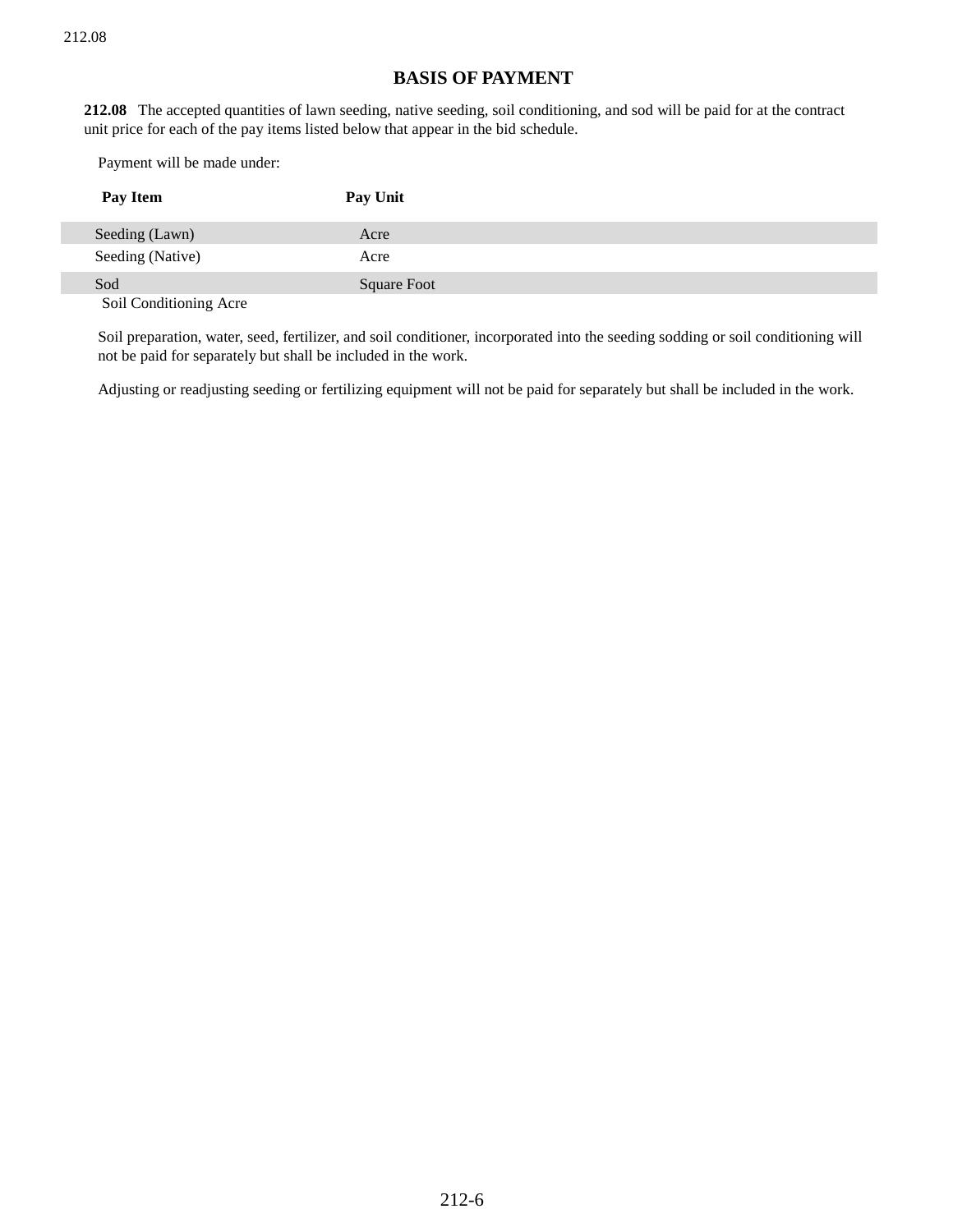## BASIS OF PAYMENT

**212.08** The accepted quantities of lawn seeding, native seeding, soil conditioning, and sod will be paid for at the contract unit price for each of the pay items listed below that appear in the bid schedule.

Payment will be made under:

| Pay Item | Pay Unit |
|---|---|
| Seeding (Lawn) | Acre |
| Seeding (Native) | Acre |
| Sod | Square Foot |
| Soil Conditioning | Acre |

Soil preparation, water, seed, fertilizer, and soil conditioner, incorporated into the seeding sodding or soil conditioning will not be paid for separately but shall be included in the work.

Adjusting or readjusting seeding or fertilizing equipment will not be paid for separately but shall be included in the work.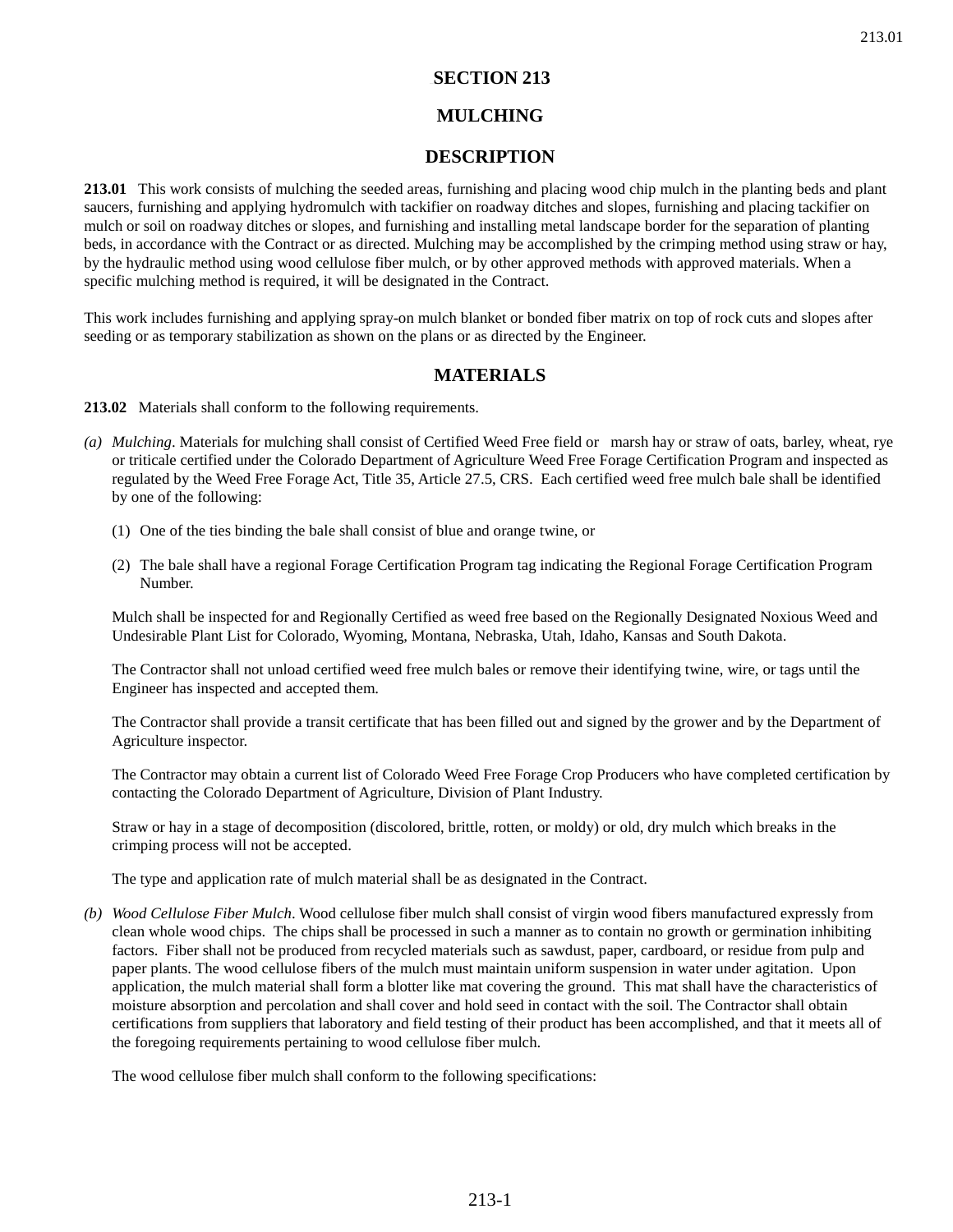# SECTION 213

# MULCHING

## DESCRIPTION

**213.01** This work consists of mulching the seeded areas, furnishing and placing wood chip mulch in the planting beds and plant saucers, furnishing and applying hydromulch with tackifier on roadway ditches and slopes, furnishing and placing tackifier on mulch or soil on roadway ditches or slopes, and furnishing and installing metal landscape border for the separation of planting beds, in accordance with the Contract or as directed. Mulching may be accomplished by the crimping method using straw or hay, by the hydraulic method using wood cellulose fiber mulch, or by other approved methods with approved materials. When a specific mulching method is required, it will be designated in the Contract.

This work includes furnishing and applying spray-on mulch blanket or bonded fiber matrix on top of rock cuts and slopes after seeding or as temporary stabilization as shown on the plans or as directed by the Engineer.

## MATERIALS

**213.02** Materials shall conform to the following requirements.

*(a) Mulching*. Materials for mulching shall consist of Certified Weed Free field or marsh hay or straw of oats, barley, wheat, rye or triticale certified under the Colorado Department of Agriculture Weed Free Forage Certification Program and inspected as regulated by the Weed Free Forage Act, Title 35, Article 27.5, CRS. Each certified weed free mulch bale shall be identified by one of the following:

(1) One of the ties binding the bale shall consist of blue and orange twine, or

(2) The bale shall have a regional Forage Certification Program tag indicating the Regional Forage Certification Program Number.

Mulch shall be inspected for and Regionally Certified as weed free based on the Regionally Designated Noxious Weed and Undesirable Plant List for Colorado, Wyoming, Montana, Nebraska, Utah, Idaho, Kansas and South Dakota.

The Contractor shall not unload certified weed free mulch bales or remove their identifying twine, wire, or tags until the Engineer has inspected and accepted them.

The Contractor shall provide a transit certificate that has been filled out and signed by the grower and by the Department of Agriculture inspector.

The Contractor may obtain a current list of Colorado Weed Free Forage Crop Producers who have completed certification by contacting the Colorado Department of Agriculture, Division of Plant Industry.

Straw or hay in a stage of decomposition (discolored, brittle, rotten, or moldy) or old, dry mulch which breaks in the crimping process will not be accepted.

The type and application rate of mulch material shall be as designated in the Contract.

*(b) Wood Cellulose Fiber Mulch*. Wood cellulose fiber mulch shall consist of virgin wood fibers manufactured expressly from clean whole wood chips. The chips shall be processed in such a manner as to contain no growth or germination inhibiting factors. Fiber shall not be produced from recycled materials such as sawdust, paper, cardboard, or residue from pulp and paper plants. The wood cellulose fibers of the mulch must maintain uniform suspension in water under agitation. Upon application, the mulch material shall form a blotter like mat covering the ground. This mat shall have the characteristics of moisture absorption and percolation and shall cover and hold seed in contact with the soil. The Contractor shall obtain certifications from suppliers that laboratory and field testing of their product has been accomplished, and that it meets all of the foregoing requirements pertaining to wood cellulose fiber mulch.

The wood cellulose fiber mulch shall conform to the following specifications: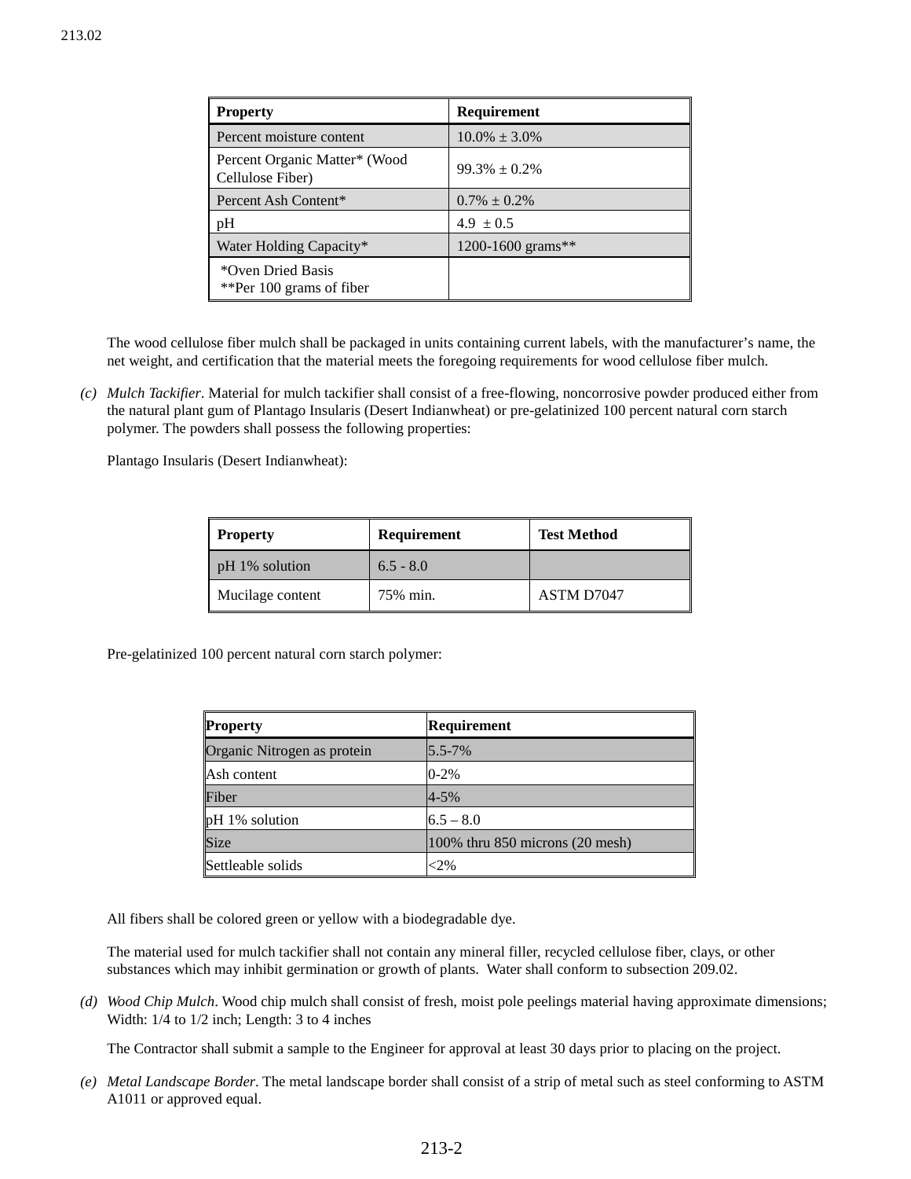| Property | Requirement |
| --- | --- |
| Percent moisture content | 10.0% ± 3.0% |
| Percent Organic Matter* (Wood Cellulose Fiber) | 99.3% ± 0.2% |
| Percent Ash Content* | 0.7% ± 0.2% |
| pH | 4.9 ± 0.5 |
| Water Holding Capacity* | 1200-1600 grams** |
| *Oven Dried Basis<br>**Per 100 grams of fiber | |

The wood cellulose fiber mulch shall be packaged in units containing current labels, with the manufacturer's name, the net weight, and certification that the material meets the foregoing requirements for wood cellulose fiber mulch.

(c) *Mulch Tackifier*. Material for mulch tackifier shall consist of a free-flowing, noncorrosive powder produced either from the natural plant gum of Plantago Insularis (Desert Indianwheat) or pre-gelatinized 100 percent natural corn starch polymer. The powders shall possess the following properties:

Plantago Insularis (Desert Indianwheat):

| Property | Requirement | Test Method |
| --- | --- | --- |
| pH 1% solution | 6.5 - 8.0 | |
| Mucilage content | 75% min. | ASTM D7047 |

Pre-gelatinized 100 percent natural corn starch polymer:

| Property | Requirement |
| --- | --- |
| Organic Nitrogen as protein | 5.5-7% |
| Ash content | 0-2% |
| Fiber | 4-5% |
| pH 1% solution | 6.5 – 8.0 |
| Size | 100% thru 850 microns (20 mesh) |
| Settleable solids | <2% |

All fibers shall be colored green or yellow with a biodegradable dye.

The material used for mulch tackifier shall not contain any mineral filler, recycled cellulose fiber, clays, or other substances which may inhibit germination or growth of plants. Water shall conform to subsection 209.02.

(d) *Wood Chip Mulch*. Wood chip mulch shall consist of fresh, moist pole peelings material having approximate dimensions; Width: 1/4 to 1/2 inch; Length: 3 to 4 inches

The Contractor shall submit a sample to the Engineer for approval at least 30 days prior to placing on the project.

(e) *Metal Landscape Border*. The metal landscape border shall consist of a strip of metal such as steel conforming to ASTM A1011 or approved equal.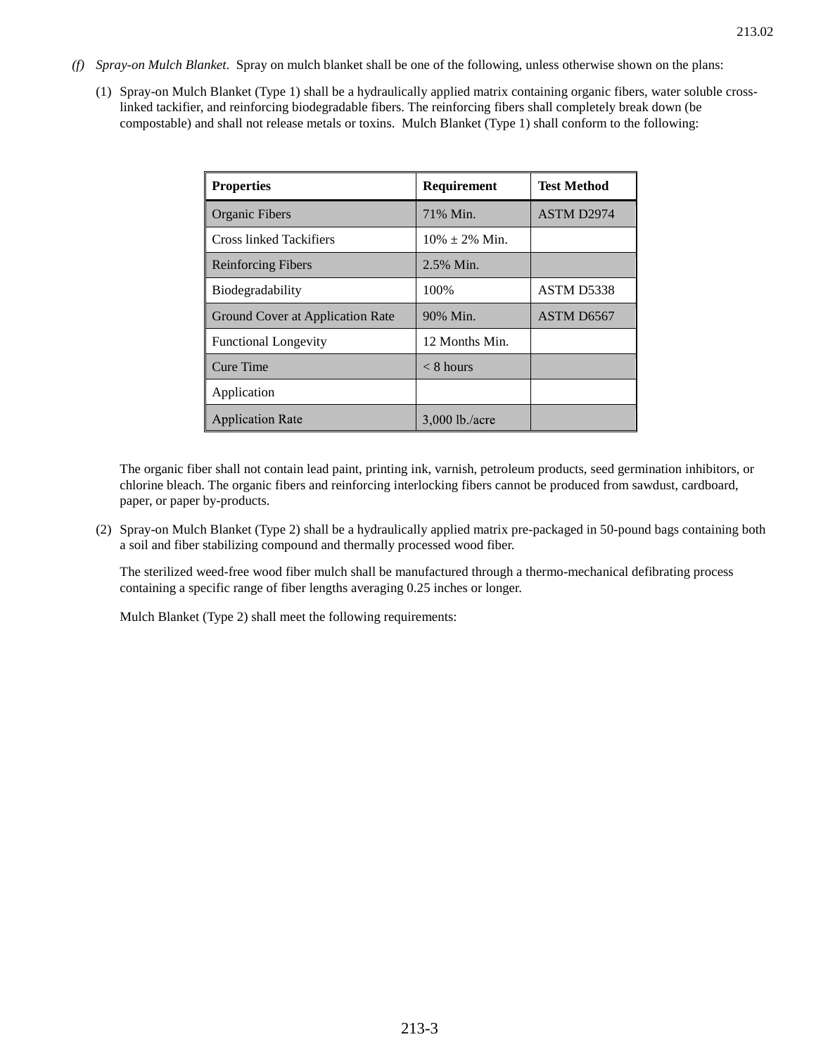*(f) Spray-on Mulch Blanket*. Spray on mulch blanket shall be one of the following, unless otherwise shown on the plans:

(1) Spray-on Mulch Blanket (Type 1) shall be a hydraulically applied matrix containing organic fibers, water soluble cross-linked tackifier, and reinforcing biodegradable fibers. The reinforcing fibers shall completely break down (be compostable) and shall not release metals or toxins. Mulch Blanket (Type 1) shall conform to the following:

| Properties | Requirement | Test Method |
|---|---|---|
| Organic Fibers | 71% Min. | ASTM D2974 |
| Cross linked Tackifiers | 10% ± 2% Min. | |
| Reinforcing Fibers | 2.5% Min. | |
| Biodegradability | 100% | ASTM D5338 |
| Ground Cover at Application Rate | 90% Min. | ASTM D6567 |
| Functional Longevity | 12 Months Min. | |
| Cure Time | < 8 hours | |
| Application | | |
| Application Rate | 3,000 lb./acre | |

The organic fiber shall not contain lead paint, printing ink, varnish, petroleum products, seed germination inhibitors, or chlorine bleach. The organic fibers and reinforcing interlocking fibers cannot be produced from sawdust, cardboard, paper, or paper by-products.

(2) Spray-on Mulch Blanket (Type 2) shall be a hydraulically applied matrix pre-packaged in 50-pound bags containing both a soil and fiber stabilizing compound and thermally processed wood fiber.

The sterilized weed-free wood fiber mulch shall be manufactured through a thermo-mechanical defibrating process containing a specific range of fiber lengths averaging 0.25 inches or longer.

Mulch Blanket (Type 2) shall meet the following requirements: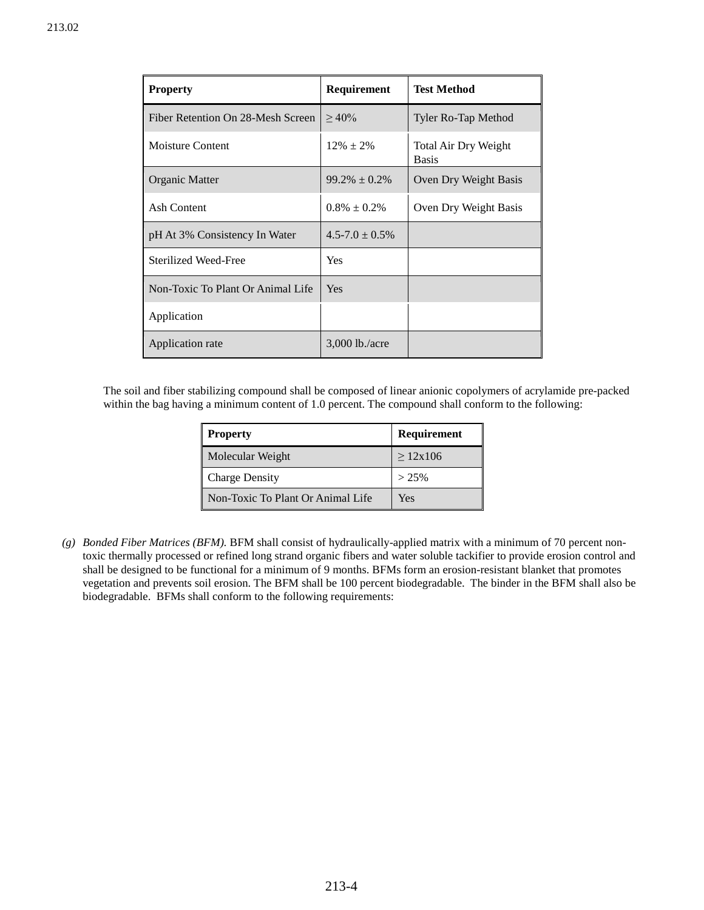| Property | Requirement | Test Method |
|---|---|---|
| Fiber Retention On 28-Mesh Screen | ≥ 40% | Tyler Ro-Tap Method |
| Moisture Content | 12% ± 2% | Total Air Dry Weight Basis |
| Organic Matter | 99.2% ± 0.2% | Oven Dry Weight Basis |
| Ash Content | 0.8% ± 0.2% | Oven Dry Weight Basis |
| pH At 3% Consistency In Water | 4.5-7.0 ± 0.5% | |
| Sterilized Weed-Free | Yes | |
| Non-Toxic To Plant Or Animal Life | Yes | |
| Application | | |
| Application rate | 3,000 lb./acre | |

The soil and fiber stabilizing compound shall be composed of linear anionic copolymers of acrylamide pre-packed within the bag having a minimum content of 1.0 percent. The compound shall conform to the following:

| Property | Requirement |
|---|---|
| Molecular Weight | ≥ 12x106 |
| Charge Density | > 25% |
| Non-Toxic To Plant Or Animal Life | Yes |

(g) *Bonded Fiber Matrices (BFM).* BFM shall consist of hydraulically-applied matrix with a minimum of 70 percent non-toxic thermally processed or refined long strand organic fibers and water soluble tackifier to provide erosion control and shall be designed to be functional for a minimum of 9 months. BFMs form an erosion-resistant blanket that promotes vegetation and prevents soil erosion. The BFM shall be 100 percent biodegradable. The binder in the BFM shall also be biodegradable. BFMs shall conform to the following requirements: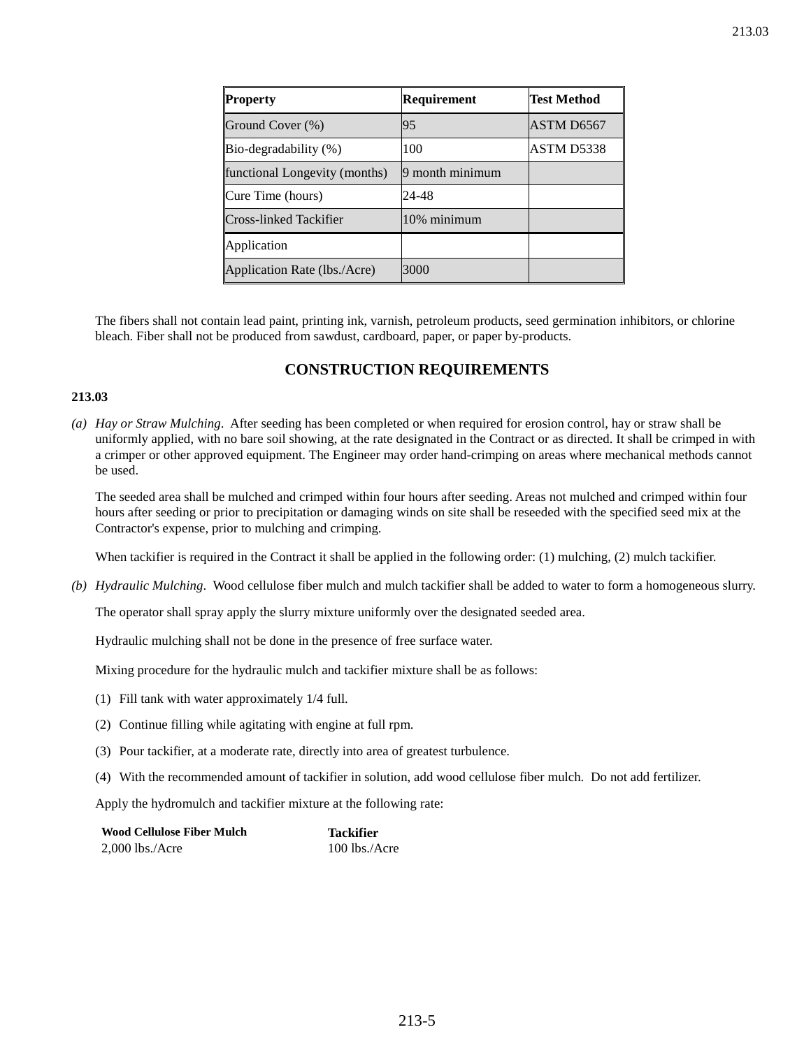| Property | Requirement | Test Method |
| --- | --- | --- |
| Ground Cover (%) | 95 | ASTM D6567 |
| Bio-degradability (%) | 100 | ASTM D5338 |
| functional Longevity (months) | 9 month minimum | |
| Cure Time (hours) | 24-48 | |
| Cross-linked Tackifier | 10% minimum | |
| Application | | |
| Application Rate (lbs./Acre) | 3000 | |

The fibers shall not contain lead paint, printing ink, varnish, petroleum products, seed germination inhibitors, or chlorine bleach. Fiber shall not be produced from sawdust, cardboard, paper, or paper by-products.

## CONSTRUCTION REQUIREMENTS

**213.03**

*(a) Hay or Straw Mulching*. After seeding has been completed or when required for erosion control, hay or straw shall be uniformly applied, with no bare soil showing, at the rate designated in the Contract or as directed. It shall be crimped in with a crimper or other approved equipment. The Engineer may order hand-crimping on areas where mechanical methods cannot be used.

The seeded area shall be mulched and crimped within four hours after seeding. Areas not mulched and crimped within four hours after seeding or prior to precipitation or damaging winds on site shall be reseeded with the specified seed mix at the Contractor's expense, prior to mulching and crimping.

When tackifier is required in the Contract it shall be applied in the following order: (1) mulching, (2) mulch tackifier.

*(b) Hydraulic Mulching*. Wood cellulose fiber mulch and mulch tackifier shall be added to water to form a homogeneous slurry.

The operator shall spray apply the slurry mixture uniformly over the designated seeded area.

Hydraulic mulching shall not be done in the presence of free surface water.

Mixing procedure for the hydraulic mulch and tackifier mixture shall be as follows:

(1) Fill tank with water approximately 1/4 full.

(2) Continue filling while agitating with engine at full rpm.

(3) Pour tackifier, at a moderate rate, directly into area of greatest turbulence.

(4) With the recommended amount of tackifier in solution, add wood cellulose fiber mulch. Do not add fertilizer.

Apply the hydromulch and tackifier mixture at the following rate:

| Wood Cellulose Fiber Mulch | Tackifier |
| --- | --- |
| 2,000 lbs./Acre | 100 lbs./Acre |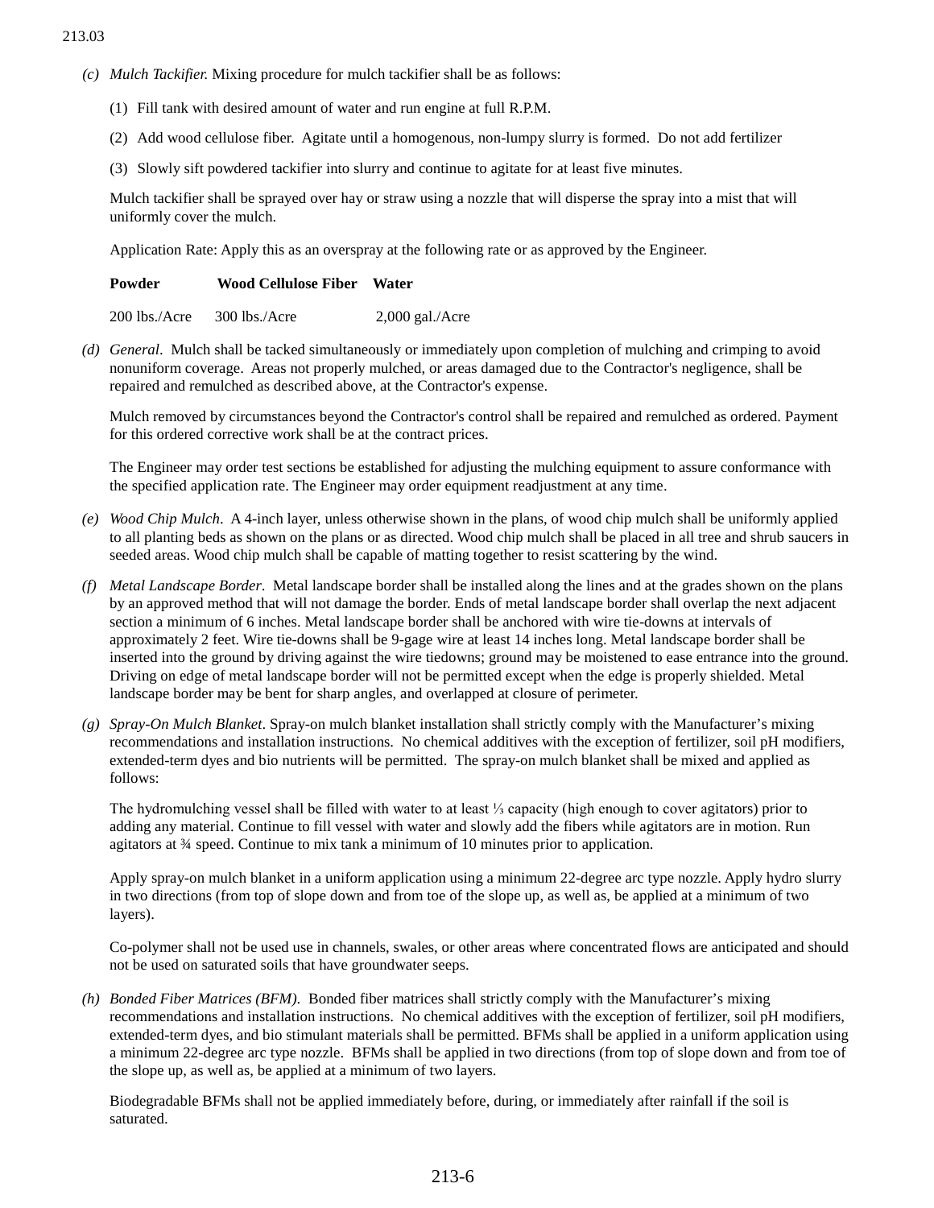*(c) Mulch Tackifier.* Mixing procedure for mulch tackifier shall be as follows:

(1) Fill tank with desired amount of water and run engine at full R.P.M.

(2) Add wood cellulose fiber. Agitate until a homogenous, non-lumpy slurry is formed. Do not add fertilizer

(3) Slowly sift powdered tackifier into slurry and continue to agitate for at least five minutes.

Mulch tackifier shall be sprayed over hay or straw using a nozzle that will disperse the spray into a mist that will uniformly cover the mulch.

Application Rate: Apply this as an overspray at the following rate or as approved by the Engineer.

| **Powder** | **Wood Cellulose Fiber** | **Water** |
|---|---|---|
| 200 lbs./Acre | 300 lbs./Acre | 2,000 gal./Acre |

*(d) General*. Mulch shall be tacked simultaneously or immediately upon completion of mulching and crimping to avoid nonuniform coverage. Areas not properly mulched, or areas damaged due to the Contractor's negligence, shall be repaired and remulched as described above, at the Contractor's expense.

Mulch removed by circumstances beyond the Contractor's control shall be repaired and remulched as ordered. Payment for this ordered corrective work shall be at the contract prices.

The Engineer may order test sections be established for adjusting the mulching equipment to assure conformance with the specified application rate. The Engineer may order equipment readjustment at any time.

*(e) Wood Chip Mulch*. A 4-inch layer, unless otherwise shown in the plans, of wood chip mulch shall be uniformly applied to all planting beds as shown on the plans or as directed. Wood chip mulch shall be placed in all tree and shrub saucers in seeded areas. Wood chip mulch shall be capable of matting together to resist scattering by the wind.

*(f) Metal Landscape Border*. Metal landscape border shall be installed along the lines and at the grades shown on the plans by an approved method that will not damage the border. Ends of metal landscape border shall overlap the next adjacent section a minimum of 6 inches. Metal landscape border shall be anchored with wire tie-downs at intervals of approximately 2 feet. Wire tie-downs shall be 9-gage wire at least 14 inches long. Metal landscape border shall be inserted into the ground by driving against the wire tiedowns; ground may be moistened to ease entrance into the ground. Driving on edge of metal landscape border will not be permitted except when the edge is properly shielded. Metal landscape border may be bent for sharp angles, and overlapped at closure of perimeter.

*(g) Spray-On Mulch Blanket*. Spray-on mulch blanket installation shall strictly comply with the Manufacturer's mixing recommendations and installation instructions. No chemical additives with the exception of fertilizer, soil pH modifiers, extended-term dyes and bio nutrients will be permitted. The spray-on mulch blanket shall be mixed and applied as follows:

The hydromulching vessel shall be filled with water to at least ⅓ capacity (high enough to cover agitators) prior to adding any material. Continue to fill vessel with water and slowly add the fibers while agitators are in motion. Run agitators at ¾ speed. Continue to mix tank a minimum of 10 minutes prior to application.

Apply spray-on mulch blanket in a uniform application using a minimum 22-degree arc type nozzle. Apply hydro slurry in two directions (from top of slope down and from toe of the slope up, as well as, be applied at a minimum of two layers).

Co-polymer shall not be used use in channels, swales, or other areas where concentrated flows are anticipated and should not be used on saturated soils that have groundwater seeps.

*(h) Bonded Fiber Matrices (BFM)*. Bonded fiber matrices shall strictly comply with the Manufacturer's mixing recommendations and installation instructions. No chemical additives with the exception of fertilizer, soil pH modifiers, extended-term dyes, and bio stimulant materials shall be permitted. BFMs shall be applied in a uniform application using a minimum 22-degree arc type nozzle. BFMs shall be applied in two directions (from top of slope down and from toe of the slope up, as well as, be applied at a minimum of two layers.

Biodegradable BFMs shall not be applied immediately before, during, or immediately after rainfall if the soil is saturated.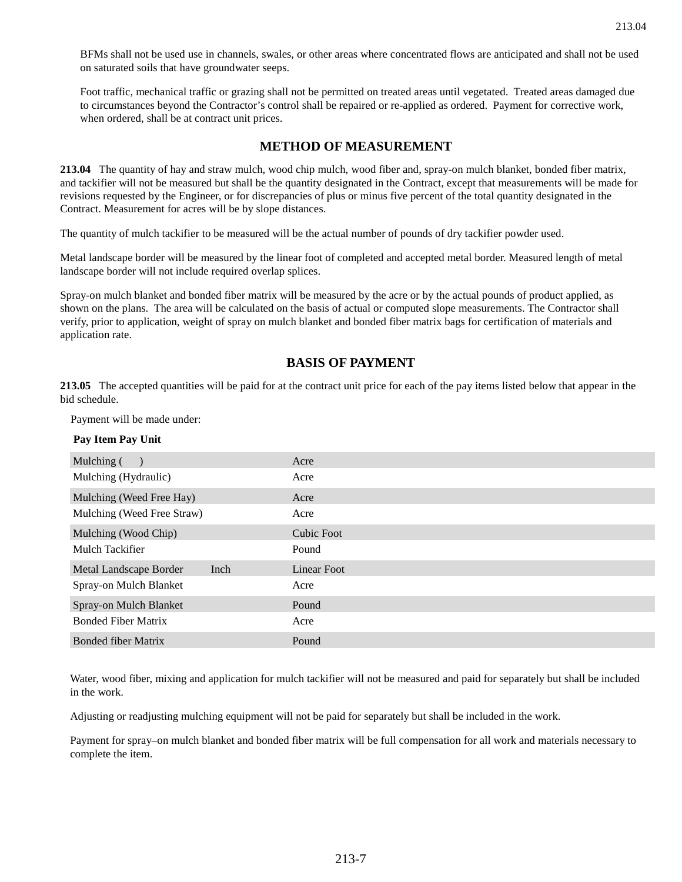BFMs shall not be used use in channels, swales, or other areas where concentrated flows are anticipated and shall not be used on saturated soils that have groundwater seeps.

Foot traffic, mechanical traffic or grazing shall not be permitted on treated areas until vegetated. Treated areas damaged due to circumstances beyond the Contractor's control shall be repaired or re-applied as ordered. Payment for corrective work, when ordered, shall be at contract unit prices.

## METHOD OF MEASUREMENT

**213.04** The quantity of hay and straw mulch, wood chip mulch, wood fiber and, spray-on mulch blanket, bonded fiber matrix, and tackifier will not be measured but shall be the quantity designated in the Contract, except that measurements will be made for revisions requested by the Engineer, or for discrepancies of plus or minus five percent of the total quantity designated in the Contract. Measurement for acres will be by slope distances.

The quantity of mulch tackifier to be measured will be the actual number of pounds of dry tackifier powder used.

Metal landscape border will be measured by the linear foot of completed and accepted metal border. Measured length of metal landscape border will not include required overlap splices.

Spray-on mulch blanket and bonded fiber matrix will be measured by the acre or by the actual pounds of product applied, as shown on the plans. The area will be calculated on the basis of actual or computed slope measurements. The Contractor shall verify, prior to application, weight of spray on mulch blanket and bonded fiber matrix bags for certification of materials and application rate.

## BASIS OF PAYMENT

**213.05** The accepted quantities will be paid for at the contract unit price for each of the pay items listed below that appear in the bid schedule.

Payment will be made under:

| Pay Item | Pay Unit |
|---|---|
| Mulching (     ) | Acre |
| Mulching (Hydraulic) | Acre |
| Mulching (Weed Free Hay) | Acre |
| Mulching (Weed Free Straw) | Acre |
| Mulching (Wood Chip) | Cubic Foot |
| Mulch Tackifier | Pound |
| Metal Landscape Border      Inch | Linear Foot |
| Spray-on Mulch Blanket | Acre |
| Spray-on Mulch Blanket | Pound |
| Bonded Fiber Matrix | Acre |
| Bonded fiber Matrix | Pound |

Water, wood fiber, mixing and application for mulch tackifier will not be measured and paid for separately but shall be included in the work.

Adjusting or readjusting mulching equipment will not be paid for separately but shall be included in the work.

Payment for spray–on mulch blanket and bonded fiber matrix will be full compensation for all work and materials necessary to complete the item.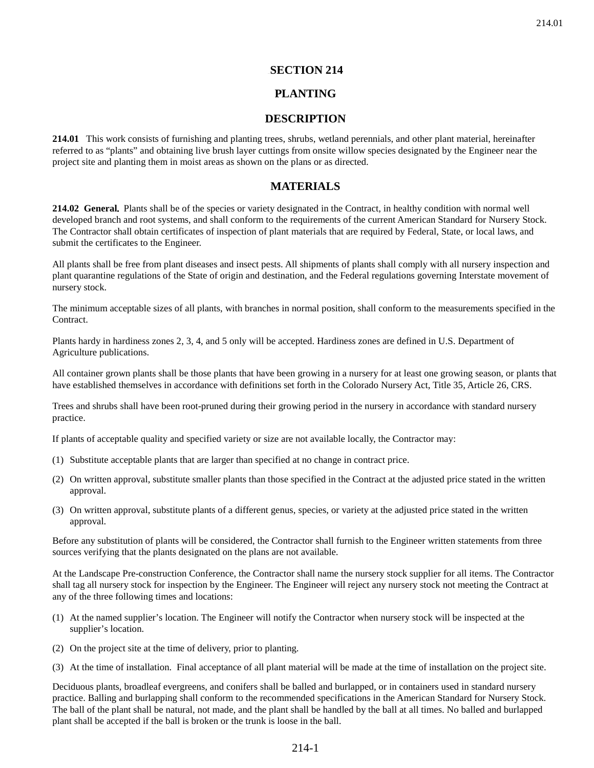# SECTION 214

# PLANTING

## DESCRIPTION

**214.01** This work consists of furnishing and planting trees, shrubs, wetland perennials, and other plant material, hereinafter referred to as "plants" and obtaining live brush layer cuttings from onsite willow species designated by the Engineer near the project site and planting them in moist areas as shown on the plans or as directed.

## MATERIALS

**214.02 General.** Plants shall be of the species or variety designated in the Contract, in healthy condition with normal well developed branch and root systems, and shall conform to the requirements of the current American Standard for Nursery Stock. The Contractor shall obtain certificates of inspection of plant materials that are required by Federal, State, or local laws, and submit the certificates to the Engineer.

All plants shall be free from plant diseases and insect pests. All shipments of plants shall comply with all nursery inspection and plant quarantine regulations of the State of origin and destination, and the Federal regulations governing Interstate movement of nursery stock.

The minimum acceptable sizes of all plants, with branches in normal position, shall conform to the measurements specified in the Contract.

Plants hardy in hardiness zones 2, 3, 4, and 5 only will be accepted. Hardiness zones are defined in U.S. Department of Agriculture publications.

All container grown plants shall be those plants that have been growing in a nursery for at least one growing season, or plants that have established themselves in accordance with definitions set forth in the Colorado Nursery Act, Title 35, Article 26, CRS.

Trees and shrubs shall have been root-pruned during their growing period in the nursery in accordance with standard nursery practice.

If plants of acceptable quality and specified variety or size are not available locally, the Contractor may:

(1) Substitute acceptable plants that are larger than specified at no change in contract price.

(2) On written approval, substitute smaller plants than those specified in the Contract at the adjusted price stated in the written approval.

(3) On written approval, substitute plants of a different genus, species, or variety at the adjusted price stated in the written approval.

Before any substitution of plants will be considered, the Contractor shall furnish to the Engineer written statements from three sources verifying that the plants designated on the plans are not available.

At the Landscape Pre-construction Conference, the Contractor shall name the nursery stock supplier for all items. The Contractor shall tag all nursery stock for inspection by the Engineer. The Engineer will reject any nursery stock not meeting the Contract at any of the three following times and locations:

(1) At the named supplier's location. The Engineer will notify the Contractor when nursery stock will be inspected at the supplier's location.

(2) On the project site at the time of delivery, prior to planting.

(3) At the time of installation. Final acceptance of all plant material will be made at the time of installation on the project site.

Deciduous plants, broadleaf evergreens, and conifers shall be balled and burlapped, or in containers used in standard nursery practice. Balling and burlapping shall conform to the recommended specifications in the American Standard for Nursery Stock. The ball of the plant shall be natural, not made, and the plant shall be handled by the ball at all times. No balled and burlapped plant shall be accepted if the ball is broken or the trunk is loose in the ball.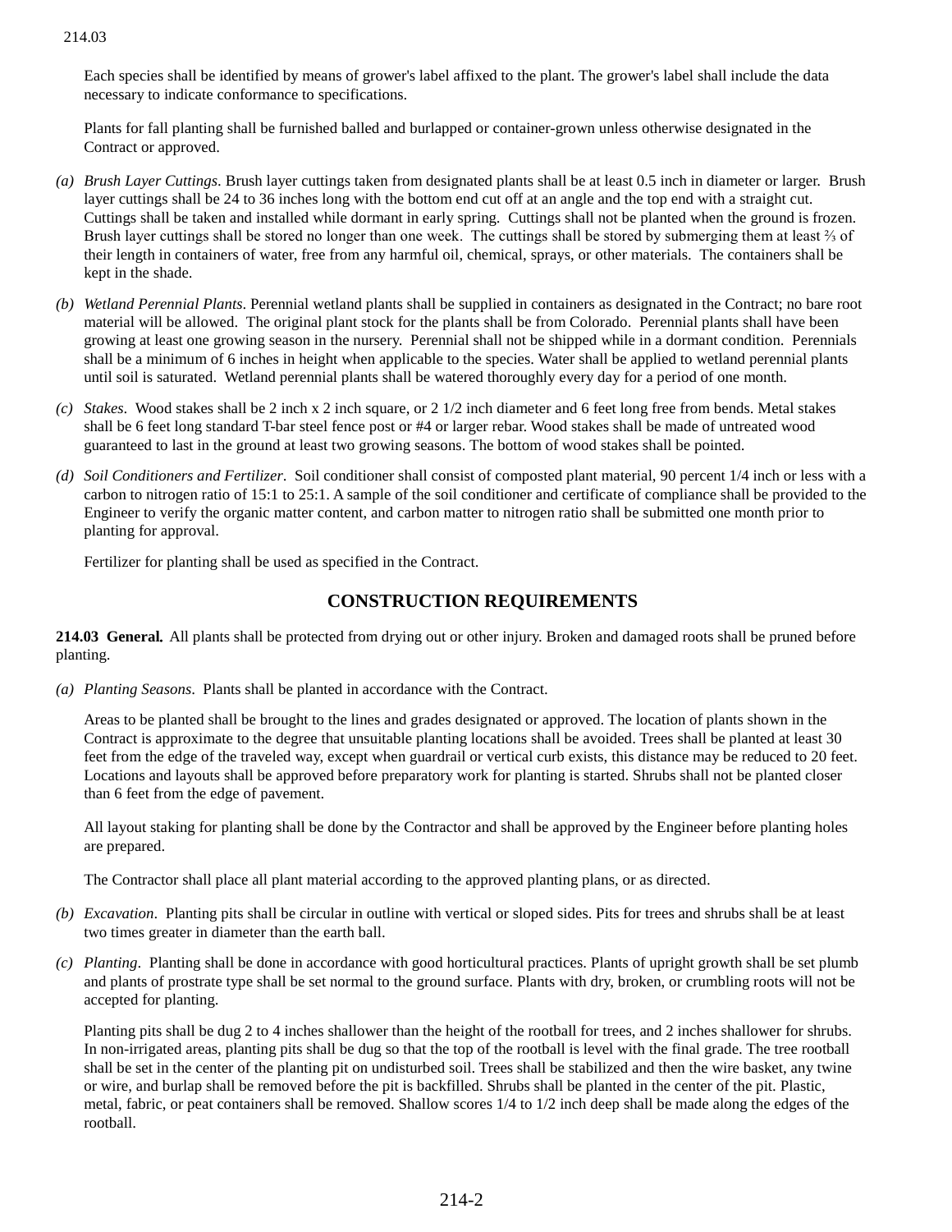Each species shall be identified by means of grower's label affixed to the plant. The grower's label shall include the data necessary to indicate conformance to specifications.

Plants for fall planting shall be furnished balled and burlapped or container-grown unless otherwise designated in the Contract or approved.

(a) *Brush Layer Cuttings*. Brush layer cuttings taken from designated plants shall be at least 0.5 inch in diameter or larger. Brush layer cuttings shall be 24 to 36 inches long with the bottom end cut off at an angle and the top end with a straight cut. Cuttings shall be taken and installed while dormant in early spring. Cuttings shall not be planted when the ground is frozen. Brush layer cuttings shall be stored no longer than one week. The cuttings shall be stored by submerging them at least ⅔ of their length in containers of water, free from any harmful oil, chemical, sprays, or other materials. The containers shall be kept in the shade.

(b) *Wetland Perennial Plants*. Perennial wetland plants shall be supplied in containers as designated in the Contract; no bare root material will be allowed. The original plant stock for the plants shall be from Colorado. Perennial plants shall have been growing at least one growing season in the nursery. Perennial shall not be shipped while in a dormant condition. Perennials shall be a minimum of 6 inches in height when applicable to the species. Water shall be applied to wetland perennial plants until soil is saturated. Wetland perennial plants shall be watered thoroughly every day for a period of one month.

(c) *Stakes*. Wood stakes shall be 2 inch x 2 inch square, or 2 1/2 inch diameter and 6 feet long free from bends. Metal stakes shall be 6 feet long standard T-bar steel fence post or #4 or larger rebar. Wood stakes shall be made of untreated wood guaranteed to last in the ground at least two growing seasons. The bottom of wood stakes shall be pointed.

(d) *Soil Conditioners and Fertilizer*. Soil conditioner shall consist of composted plant material, 90 percent 1/4 inch or less with a carbon to nitrogen ratio of 15:1 to 25:1. A sample of the soil conditioner and certificate of compliance shall be provided to the Engineer to verify the organic matter content, and carbon matter to nitrogen ratio shall be submitted one month prior to planting for approval.

   Fertilizer for planting shall be used as specified in the Contract.

## CONSTRUCTION REQUIREMENTS

**214.03 General.** All plants shall be protected from drying out or other injury. Broken and damaged roots shall be pruned before planting.

(a) *Planting Seasons*. Plants shall be planted in accordance with the Contract.

   Areas to be planted shall be brought to the lines and grades designated or approved. The location of plants shown in the Contract is approximate to the degree that unsuitable planting locations shall be avoided. Trees shall be planted at least 30 feet from the edge of the traveled way, except when guardrail or vertical curb exists, this distance may be reduced to 20 feet. Locations and layouts shall be approved before preparatory work for planting is started. Shrubs shall not be planted closer than 6 feet from the edge of pavement.

   All layout staking for planting shall be done by the Contractor and shall be approved by the Engineer before planting holes are prepared.

   The Contractor shall place all plant material according to the approved planting plans, or as directed.

(b) *Excavation*. Planting pits shall be circular in outline with vertical or sloped sides. Pits for trees and shrubs shall be at least two times greater in diameter than the earth ball.

(c) *Planting*. Planting shall be done in accordance with good horticultural practices. Plants of upright growth shall be set plumb and plants of prostrate type shall be set normal to the ground surface. Plants with dry, broken, or crumbling roots will not be accepted for planting.

   Planting pits shall be dug 2 to 4 inches shallower than the height of the rootball for trees, and 2 inches shallower for shrubs. In non-irrigated areas, planting pits shall be dug so that the top of the rootball is level with the final grade. The tree rootball shall be set in the center of the planting pit on undisturbed soil. Trees shall be stabilized and then the wire basket, any twine or wire, and burlap shall be removed before the pit is backfilled. Shrubs shall be planted in the center of the pit. Plastic, metal, fabric, or peat containers shall be removed. Shallow scores 1/4 to 1/2 inch deep shall be made along the edges of the rootball.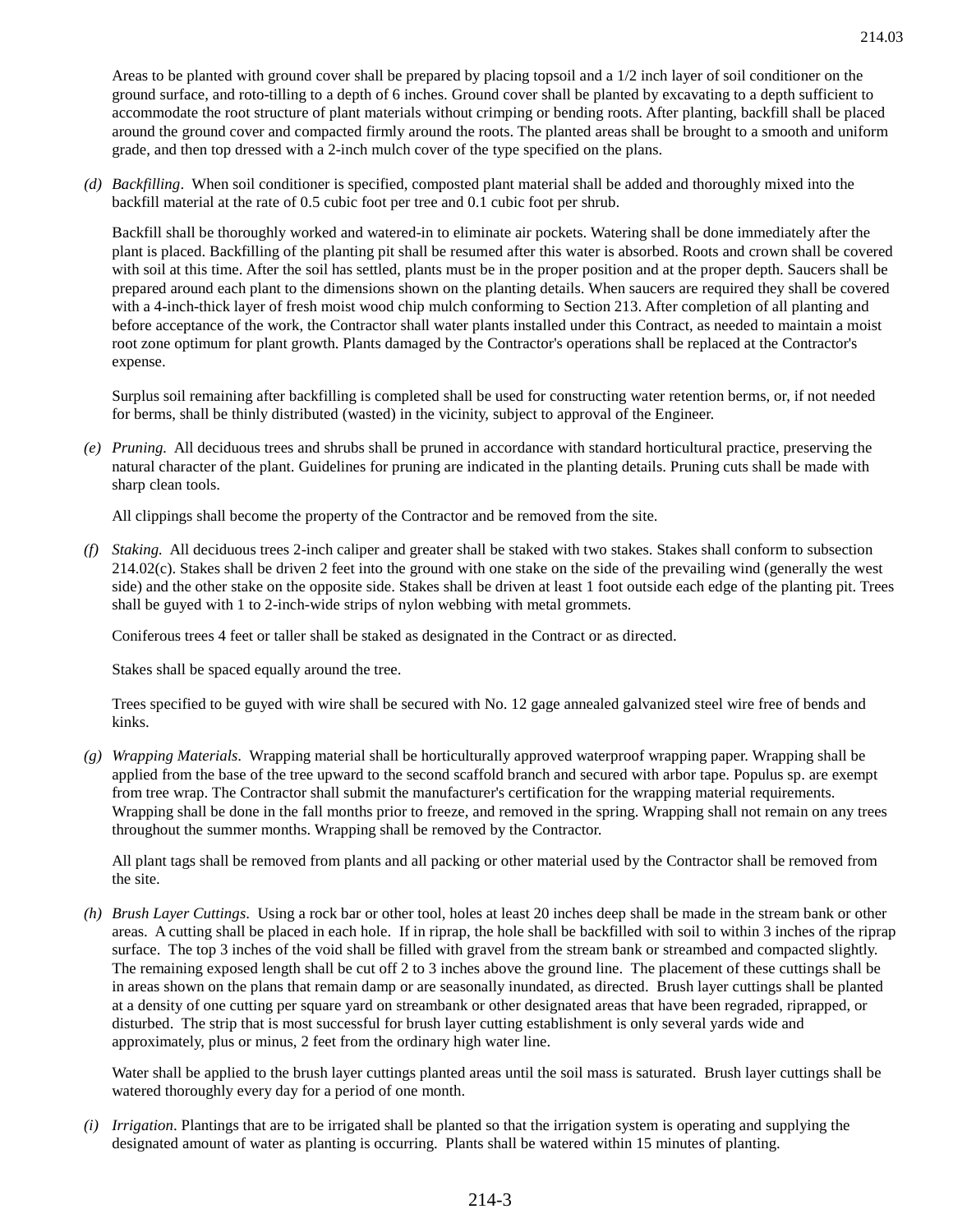Areas to be planted with ground cover shall be prepared by placing topsoil and a 1/2 inch layer of soil conditioner on the ground surface, and roto-tilling to a depth of 6 inches. Ground cover shall be planted by excavating to a depth sufficient to accommodate the root structure of plant materials without crimping or bending roots. After planting, backfill shall be placed around the ground cover and compacted firmly around the roots. The planted areas shall be brought to a smooth and uniform grade, and then top dressed with a 2-inch mulch cover of the type specified on the plans.

(d) *Backfilling*. When soil conditioner is specified, composted plant material shall be added and thoroughly mixed into the backfill material at the rate of 0.5 cubic foot per tree and 0.1 cubic foot per shrub.

Backfill shall be thoroughly worked and watered-in to eliminate air pockets. Watering shall be done immediately after the plant is placed. Backfilling of the planting pit shall be resumed after this water is absorbed. Roots and crown shall be covered with soil at this time. After the soil has settled, plants must be in the proper position and at the proper depth. Saucers shall be prepared around each plant to the dimensions shown on the planting details. When saucers are required they shall be covered with a 4-inch-thick layer of fresh moist wood chip mulch conforming to Section 213. After completion of all planting and before acceptance of the work, the Contractor shall water plants installed under this Contract, as needed to maintain a moist root zone optimum for plant growth. Plants damaged by the Contractor's operations shall be replaced at the Contractor's expense.

Surplus soil remaining after backfilling is completed shall be used for constructing water retention berms, or, if not needed for berms, shall be thinly distributed (wasted) in the vicinity, subject to approval of the Engineer.

(e) *Pruning.* All deciduous trees and shrubs shall be pruned in accordance with standard horticultural practice, preserving the natural character of the plant. Guidelines for pruning are indicated in the planting details. Pruning cuts shall be made with sharp clean tools.

All clippings shall become the property of the Contractor and be removed from the site.

(f) *Staking.* All deciduous trees 2-inch caliper and greater shall be staked with two stakes. Stakes shall conform to subsection 214.02(c). Stakes shall be driven 2 feet into the ground with one stake on the side of the prevailing wind (generally the west side) and the other stake on the opposite side. Stakes shall be driven at least 1 foot outside each edge of the planting pit. Trees shall be guyed with 1 to 2-inch-wide strips of nylon webbing with metal grommets.

Coniferous trees 4 feet or taller shall be staked as designated in the Contract or as directed.

Stakes shall be spaced equally around the tree.

Trees specified to be guyed with wire shall be secured with No. 12 gage annealed galvanized steel wire free of bends and kinks.

(g) *Wrapping Materials*. Wrapping material shall be horticulturally approved waterproof wrapping paper. Wrapping shall be applied from the base of the tree upward to the second scaffold branch and secured with arbor tape. Populus sp. are exempt from tree wrap. The Contractor shall submit the manufacturer's certification for the wrapping material requirements. Wrapping shall be done in the fall months prior to freeze, and removed in the spring. Wrapping shall not remain on any trees throughout the summer months. Wrapping shall be removed by the Contractor.

All plant tags shall be removed from plants and all packing or other material used by the Contractor shall be removed from the site.

(h) *Brush Layer Cuttings*. Using a rock bar or other tool, holes at least 20 inches deep shall be made in the stream bank or other areas. A cutting shall be placed in each hole. If in riprap, the hole shall be backfilled with soil to within 3 inches of the riprap surface. The top 3 inches of the void shall be filled with gravel from the stream bank or streambed and compacted slightly. The remaining exposed length shall be cut off 2 to 3 inches above the ground line. The placement of these cuttings shall be in areas shown on the plans that remain damp or are seasonally inundated, as directed. Brush layer cuttings shall be planted at a density of one cutting per square yard on streambank or other designated areas that have been regraded, riprapped, or disturbed. The strip that is most successful for brush layer cutting establishment is only several yards wide and approximately, plus or minus, 2 feet from the ordinary high water line.

Water shall be applied to the brush layer cuttings planted areas until the soil mass is saturated. Brush layer cuttings shall be watered thoroughly every day for a period of one month.

(i) *Irrigation*. Plantings that are to be irrigated shall be planted so that the irrigation system is operating and supplying the designated amount of water as planting is occurring. Plants shall be watered within 15 minutes of planting.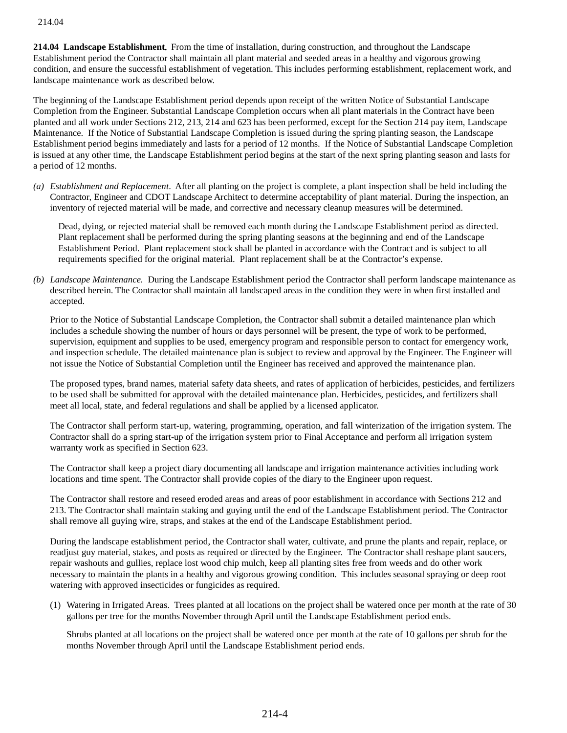**214.04 Landscape Establishment.** From the time of installation, during construction, and throughout the Landscape Establishment period the Contractor shall maintain all plant material and seeded areas in a healthy and vigorous growing condition, and ensure the successful establishment of vegetation. This includes performing establishment, replacement work, and landscape maintenance work as described below.

The beginning of the Landscape Establishment period depends upon receipt of the written Notice of Substantial Landscape Completion from the Engineer. Substantial Landscape Completion occurs when all plant materials in the Contract have been planted and all work under Sections 212, 213, 214 and 623 has been performed, except for the Section 214 pay item, Landscape Maintenance. If the Notice of Substantial Landscape Completion is issued during the spring planting season, the Landscape Establishment period begins immediately and lasts for a period of 12 months. If the Notice of Substantial Landscape Completion is issued at any other time, the Landscape Establishment period begins at the start of the next spring planting season and lasts for a period of 12 months.

(a) *Establishment and Replacement*. After all planting on the project is complete, a plant inspection shall be held including the Contractor, Engineer and CDOT Landscape Architect to determine acceptability of plant material. During the inspection, an inventory of rejected material will be made, and corrective and necessary cleanup measures will be determined.

Dead, dying, or rejected material shall be removed each month during the Landscape Establishment period as directed. Plant replacement shall be performed during the spring planting seasons at the beginning and end of the Landscape Establishment Period. Plant replacement stock shall be planted in accordance with the Contract and is subject to all requirements specified for the original material. Plant replacement shall be at the Contractor's expense.

(b) *Landscape Maintenance.* During the Landscape Establishment period the Contractor shall perform landscape maintenance as described herein. The Contractor shall maintain all landscaped areas in the condition they were in when first installed and accepted.

Prior to the Notice of Substantial Landscape Completion, the Contractor shall submit a detailed maintenance plan which includes a schedule showing the number of hours or days personnel will be present, the type of work to be performed, supervision, equipment and supplies to be used, emergency program and responsible person to contact for emergency work, and inspection schedule. The detailed maintenance plan is subject to review and approval by the Engineer. The Engineer will not issue the Notice of Substantial Completion until the Engineer has received and approved the maintenance plan.

The proposed types, brand names, material safety data sheets, and rates of application of herbicides, pesticides, and fertilizers to be used shall be submitted for approval with the detailed maintenance plan. Herbicides, pesticides, and fertilizers shall meet all local, state, and federal regulations and shall be applied by a licensed applicator.

The Contractor shall perform start-up, watering, programming, operation, and fall winterization of the irrigation system. The Contractor shall do a spring start-up of the irrigation system prior to Final Acceptance and perform all irrigation system warranty work as specified in Section 623.

The Contractor shall keep a project diary documenting all landscape and irrigation maintenance activities including work locations and time spent. The Contractor shall provide copies of the diary to the Engineer upon request.

The Contractor shall restore and reseed eroded areas and areas of poor establishment in accordance with Sections 212 and 213. The Contractor shall maintain staking and guying until the end of the Landscape Establishment period. The Contractor shall remove all guying wire, straps, and stakes at the end of the Landscape Establishment period.

During the landscape establishment period, the Contractor shall water, cultivate, and prune the plants and repair, replace, or readjust guy material, stakes, and posts as required or directed by the Engineer. The Contractor shall reshape plant saucers, repair washouts and gullies, replace lost wood chip mulch, keep all planting sites free from weeds and do other work necessary to maintain the plants in a healthy and vigorous growing condition. This includes seasonal spraying or deep root watering with approved insecticides or fungicides as required.

(1) Watering in Irrigated Areas. Trees planted at all locations on the project shall be watered once per month at the rate of 30 gallons per tree for the months November through April until the Landscape Establishment period ends.

Shrubs planted at all locations on the project shall be watered once per month at the rate of 10 gallons per shrub for the months November through April until the Landscape Establishment period ends.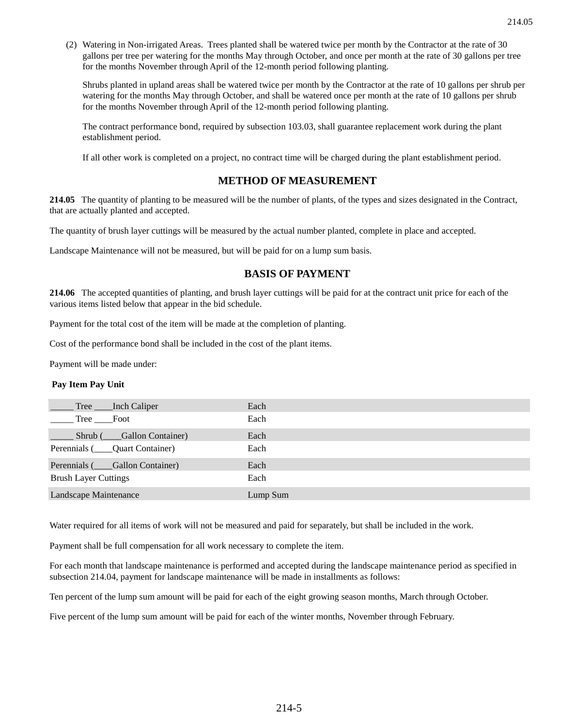(2) Watering in Non-irrigated Areas. Trees planted shall be watered twice per month by the Contractor at the rate of 30 gallons per tree per watering for the months May through October, and once per month at the rate of 30 gallons per tree for the months November through April of the 12-month period following planting.

Shrubs planted in upland areas shall be watered twice per month by the Contractor at the rate of 10 gallons per shrub per watering for the months May through October, and shall be watered once per month at the rate of 10 gallons per shrub for the months November through April of the 12-month period following planting.

The contract performance bond, required by subsection 103.03, shall guarantee replacement work during the plant establishment period.

If all other work is completed on a project, no contract time will be charged during the plant establishment period.

## METHOD OF MEASUREMENT

**214.05** The quantity of planting to be measured will be the number of plants, of the types and sizes designated in the Contract, that are actually planted and accepted.

The quantity of brush layer cuttings will be measured by the actual number planted, complete in place and accepted.

Landscape Maintenance will not be measured, but will be paid for on a lump sum basis.

## BASIS OF PAYMENT

**214.06** The accepted quantities of planting, and brush layer cuttings will be paid for at the contract unit price for each of the various items listed below that appear in the bid schedule.

Payment for the total cost of the item will be made at the completion of planting.

Cost of the performance bond shall be included in the cost of the plant items.

Payment will be made under:

| Pay Item | Pay Unit |
|---|---|
| _____ Tree ____Inch Caliper | Each |
| _____ Tree ____Foot | Each |
| _____ Shrub (____Gallon Container) | Each |
| Perennials (____Quart Container) | Each |
| Perennials (____Gallon Container) | Each |
| Brush Layer Cuttings | Each |
| Landscape Maintenance | Lump Sum |

Water required for all items of work will not be measured and paid for separately, but shall be included in the work.

Payment shall be full compensation for all work necessary to complete the item.

For each month that landscape maintenance is performed and accepted during the landscape maintenance period as specified in subsection 214.04, payment for landscape maintenance will be made in installments as follows:

Ten percent of the lump sum amount will be paid for each of the eight growing season months, March through October.

Five percent of the lump sum amount will be paid for each of the winter months, November through February.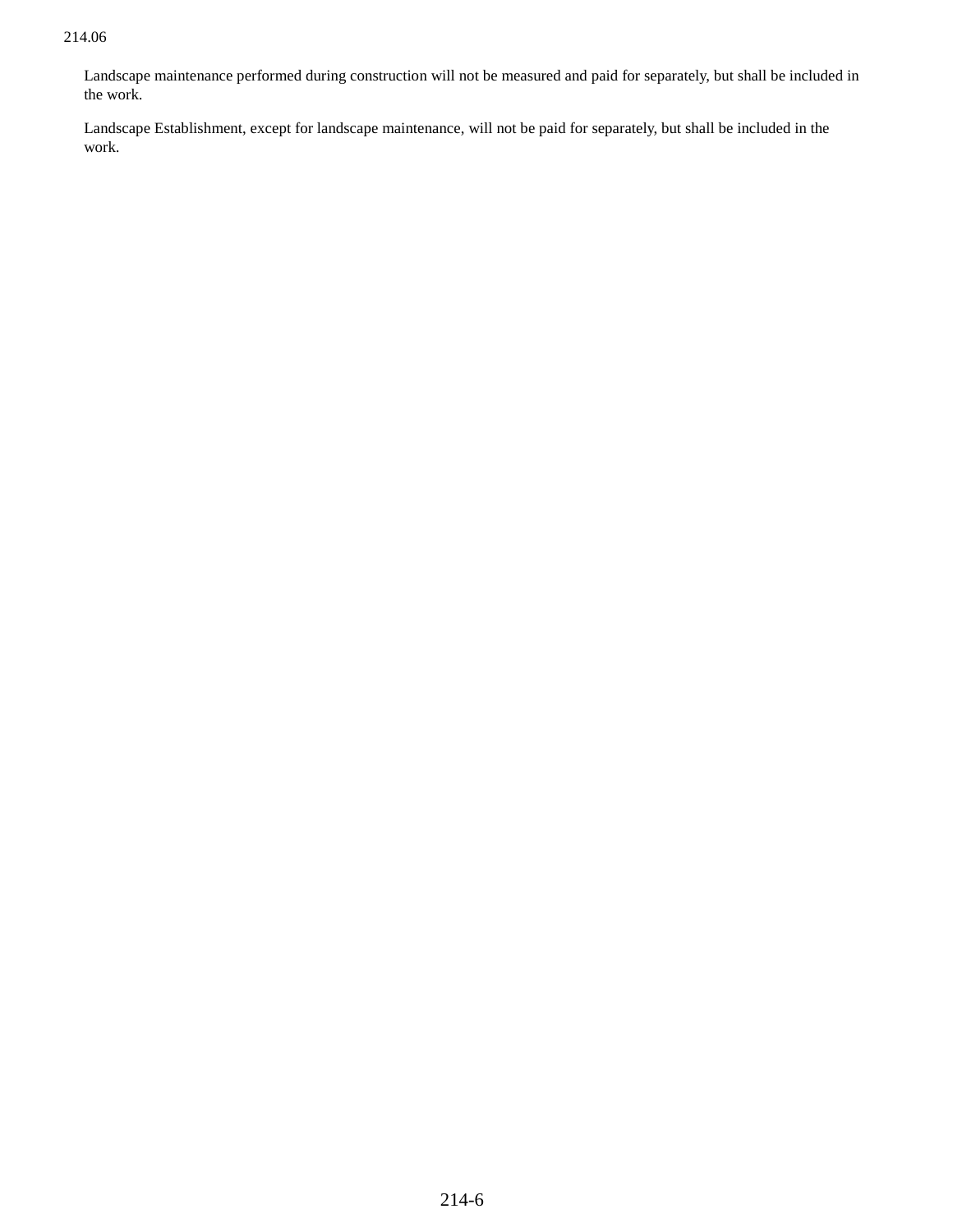Landscape maintenance performed during construction will not be measured and paid for separately, but shall be included in the work.

Landscape Establishment, except for landscape maintenance, will not be paid for separately, but shall be included in the work.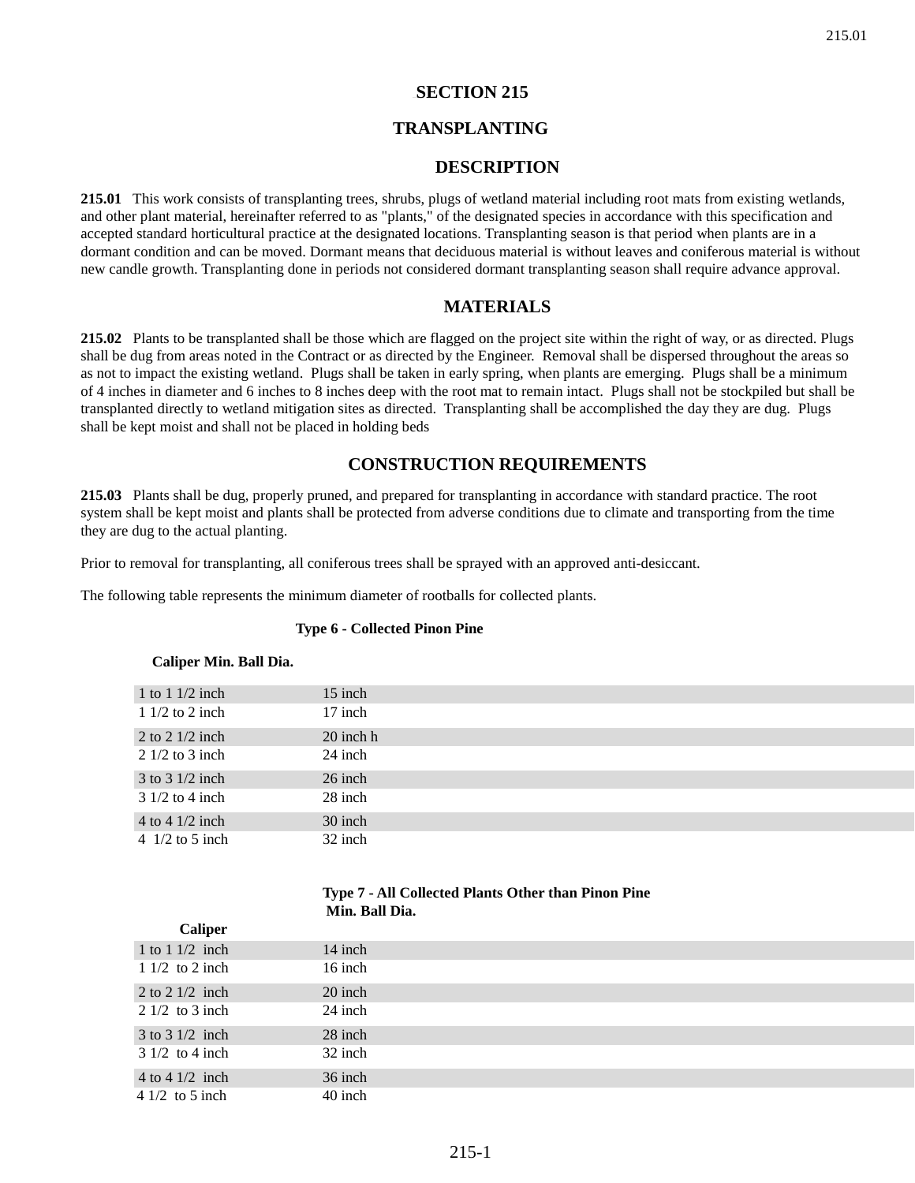# SECTION 215

# TRANSPLANTING

## DESCRIPTION

**215.01** This work consists of transplanting trees, shrubs, plugs of wetland material including root mats from existing wetlands, and other plant material, hereinafter referred to as "plants," of the designated species in accordance with this specification and accepted standard horticultural practice at the designated locations. Transplanting season is that period when plants are in a dormant condition and can be moved. Dormant means that deciduous material is without leaves and coniferous material is without new candle growth. Transplanting done in periods not considered dormant transplanting season shall require advance approval.

## MATERIALS

**215.02** Plants to be transplanted shall be those which are flagged on the project site within the right of way, or as directed. Plugs shall be dug from areas noted in the Contract or as directed by the Engineer. Removal shall be dispersed throughout the areas so as not to impact the existing wetland. Plugs shall be taken in early spring, when plants are emerging. Plugs shall be a minimum of 4 inches in diameter and 6 inches to 8 inches deep with the root mat to remain intact. Plugs shall not be stockpiled but shall be transplanted directly to wetland mitigation sites as directed. Transplanting shall be accomplished the day they are dug. Plugs shall be kept moist and shall not be placed in holding beds

## CONSTRUCTION REQUIREMENTS

**215.03** Plants shall be dug, properly pruned, and prepared for transplanting in accordance with standard practice. The root system shall be kept moist and plants shall be protected from adverse conditions due to climate and transporting from the time they are dug to the actual planting.

Prior to removal for transplanting, all coniferous trees shall be sprayed with an approved anti-desiccant.

The following table represents the minimum diameter of rootballs for collected plants.

**Type 6 - Collected Pinon Pine**

| Caliper | Min. Ball Dia. |
|---|---|
| 1 to 1 1/2 inch | 15 inch |
| 1 1/2 to 2 inch | 17 inch |
| 2 to 2 1/2 inch | 20 inch h |
| 2 1/2 to 3 inch | 24 inch |
| 3 to 3 1/2 inch | 26 inch |
| 3 1/2 to 4 inch | 28 inch |
| 4 to 4 1/2 inch | 30 inch |
| 4 1/2 to 5 inch | 32 inch |

**Type 7 - All Collected Plants Other than Pinon Pine**

| Caliper | Min. Ball Dia. |
|---|---|
| 1 to 1 1/2 inch | 14 inch |
| 1 1/2 to 2 inch | 16 inch |
| 2 to 2 1/2 inch | 20 inch |
| 2 1/2 to 3 inch | 24 inch |
| 3 to 3 1/2 inch | 28 inch |
| 3 1/2 to 4 inch | 32 inch |
| 4 to 4 1/2 inch | 36 inch |
| 4 1/2 to 5 inch | 40 inch |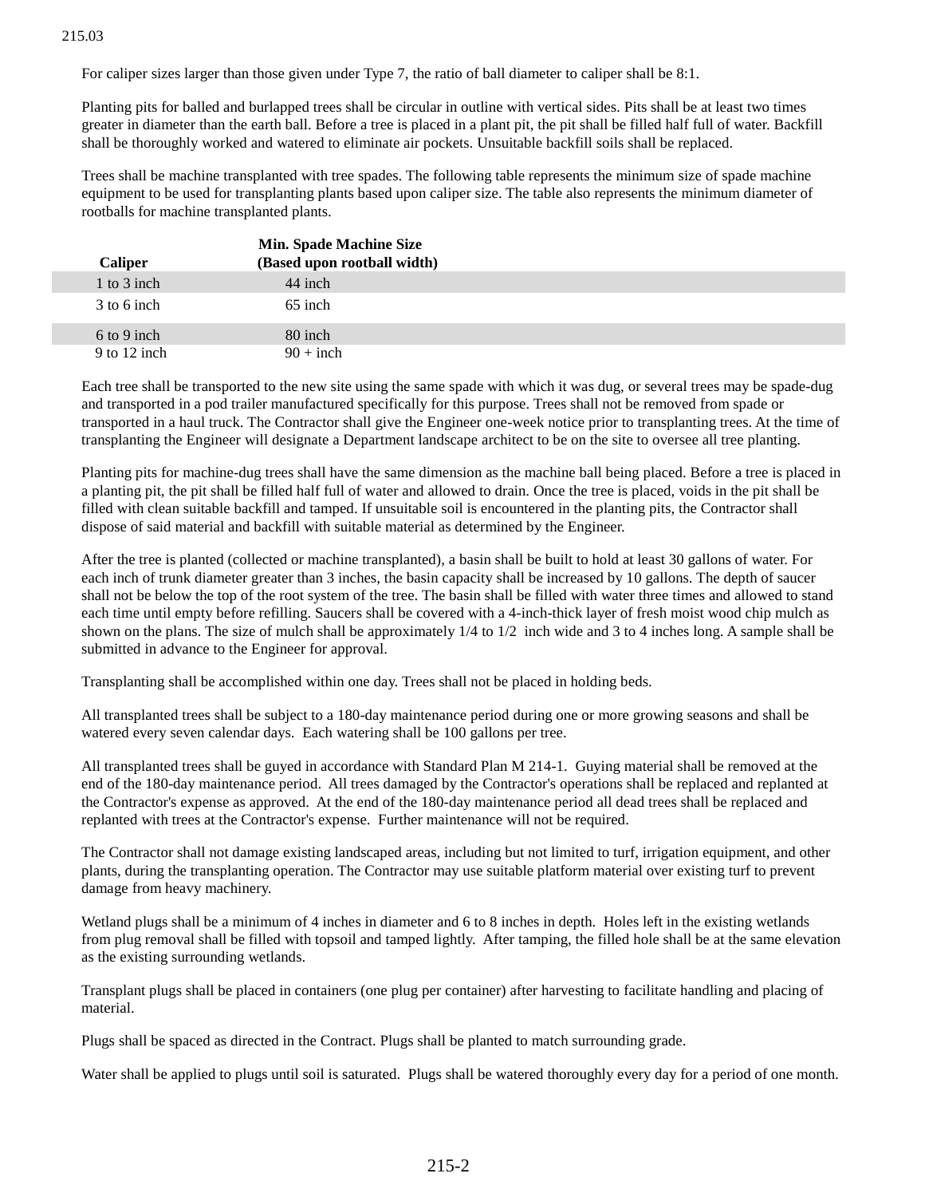For caliper sizes larger than those given under Type 7, the ratio of ball diameter to caliper shall be 8:1.

Planting pits for balled and burlapped trees shall be circular in outline with vertical sides. Pits shall be at least two times greater in diameter than the earth ball. Before a tree is placed in a plant pit, the pit shall be filled half full of water. Backfill shall be thoroughly worked and watered to eliminate air pockets. Unsuitable backfill soils shall be replaced.

Trees shall be machine transplanted with tree spades. The following table represents the minimum size of spade machine equipment to be used for transplanting plants based upon caliper size. The table also represents the minimum diameter of rootballs for machine transplanted plants.

| Caliper | Min. Spade Machine Size (Based upon rootball width) |
|---|---|
| 1 to 3 inch | 44 inch |
| 3 to 6 inch | 65 inch |
| 6 to 9 inch | 80 inch |
| 9 to 12 inch | 90 + inch |

Each tree shall be transported to the new site using the same spade with which it was dug, or several trees may be spade-dug and transported in a pod trailer manufactured specifically for this purpose. Trees shall not be removed from spade or transported in a haul truck. The Contractor shall give the Engineer one-week notice prior to transplanting trees. At the time of transplanting the Engineer will designate a Department landscape architect to be on the site to oversee all tree planting.

Planting pits for machine-dug trees shall have the same dimension as the machine ball being placed. Before a tree is placed in a planting pit, the pit shall be filled half full of water and allowed to drain. Once the tree is placed, voids in the pit shall be filled with clean suitable backfill and tamped. If unsuitable soil is encountered in the planting pits, the Contractor shall dispose of said material and backfill with suitable material as determined by the Engineer.

After the tree is planted (collected or machine transplanted), a basin shall be built to hold at least 30 gallons of water. For each inch of trunk diameter greater than 3 inches, the basin capacity shall be increased by 10 gallons. The depth of saucer shall not be below the top of the root system of the tree. The basin shall be filled with water three times and allowed to stand each time until empty before refilling. Saucers shall be covered with a 4-inch-thick layer of fresh moist wood chip mulch as shown on the plans. The size of mulch shall be approximately 1/4 to 1/2 inch wide and 3 to 4 inches long. A sample shall be submitted in advance to the Engineer for approval.

Transplanting shall be accomplished within one day. Trees shall not be placed in holding beds.

All transplanted trees shall be subject to a 180-day maintenance period during one or more growing seasons and shall be watered every seven calendar days. Each watering shall be 100 gallons per tree.

All transplanted trees shall be guyed in accordance with Standard Plan M 214-1. Guying material shall be removed at the end of the 180-day maintenance period. All trees damaged by the Contractor's operations shall be replaced and replanted at the Contractor's expense as approved. At the end of the 180-day maintenance period all dead trees shall be replaced and replanted with trees at the Contractor's expense. Further maintenance will not be required.

The Contractor shall not damage existing landscaped areas, including but not limited to turf, irrigation equipment, and other plants, during the transplanting operation. The Contractor may use suitable platform material over existing turf to prevent damage from heavy machinery.

Wetland plugs shall be a minimum of 4 inches in diameter and 6 to 8 inches in depth. Holes left in the existing wetlands from plug removal shall be filled with topsoil and tamped lightly. After tamping, the filled hole shall be at the same elevation as the existing surrounding wetlands.

Transplant plugs shall be placed in containers (one plug per container) after harvesting to facilitate handling and placing of material.

Plugs shall be spaced as directed in the Contract. Plugs shall be planted to match surrounding grade.

Water shall be applied to plugs until soil is saturated. Plugs shall be watered thoroughly every day for a period of one month.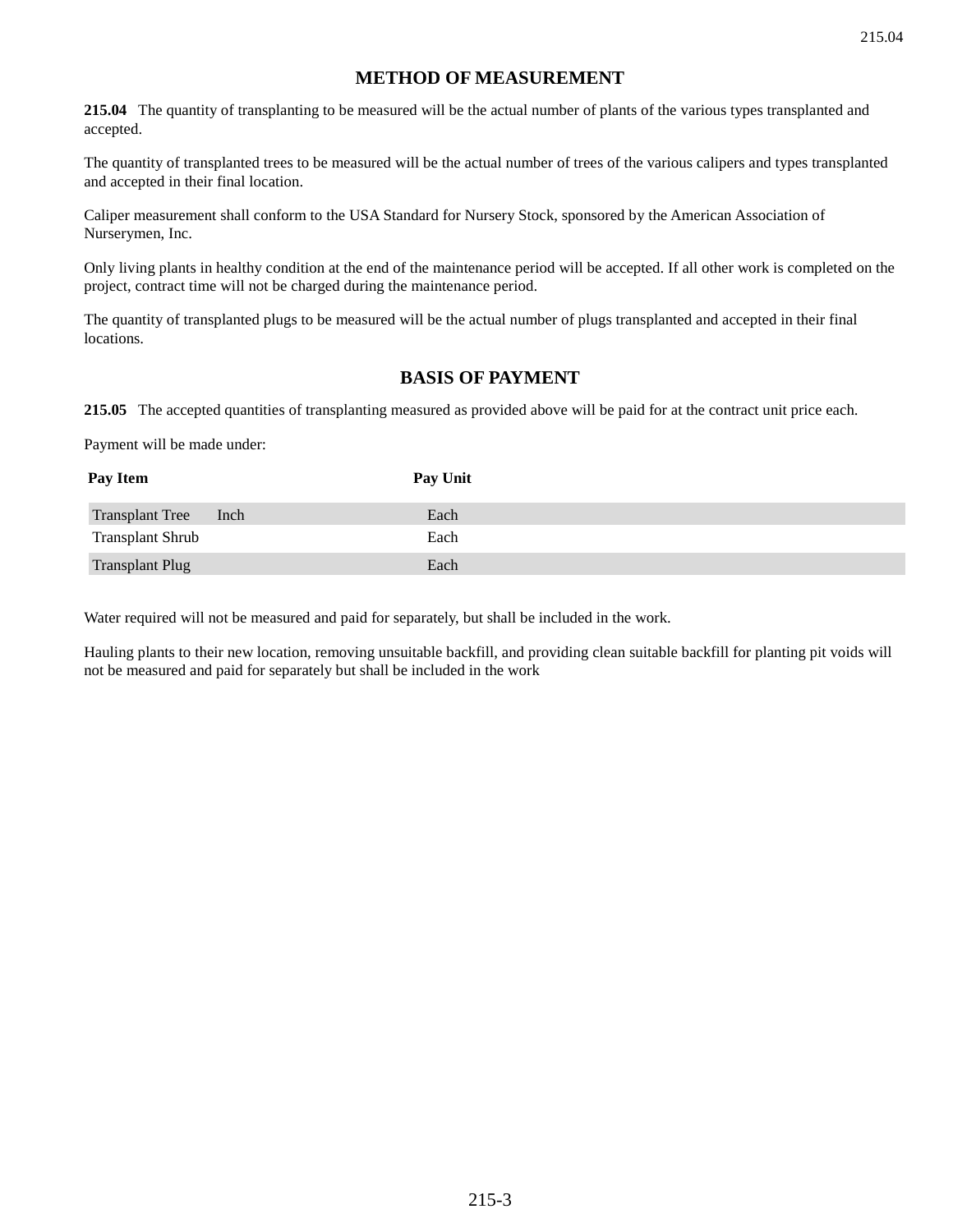## METHOD OF MEASUREMENT

**215.04** The quantity of transplanting to be measured will be the actual number of plants of the various types transplanted and accepted.

The quantity of transplanted trees to be measured will be the actual number of trees of the various calipers and types transplanted and accepted in their final location.

Caliper measurement shall conform to the USA Standard for Nursery Stock, sponsored by the American Association of Nurserymen, Inc.

Only living plants in healthy condition at the end of the maintenance period will be accepted. If all other work is completed on the project, contract time will not be charged during the maintenance period.

The quantity of transplanted plugs to be measured will be the actual number of plugs transplanted and accepted in their final locations.

## BASIS OF PAYMENT

**215.05** The accepted quantities of transplanting measured as provided above will be paid for at the contract unit price each.

Payment will be made under:

| Pay Item | Pay Unit |
|---|---|
| Transplant Tree Inch | Each |
| Transplant Shrub | Each |
| Transplant Plug | Each |

Water required will not be measured and paid for separately, but shall be included in the work.

Hauling plants to their new location, removing unsuitable backfill, and providing clean suitable backfill for planting pit voids will not be measured and paid for separately but shall be included in the work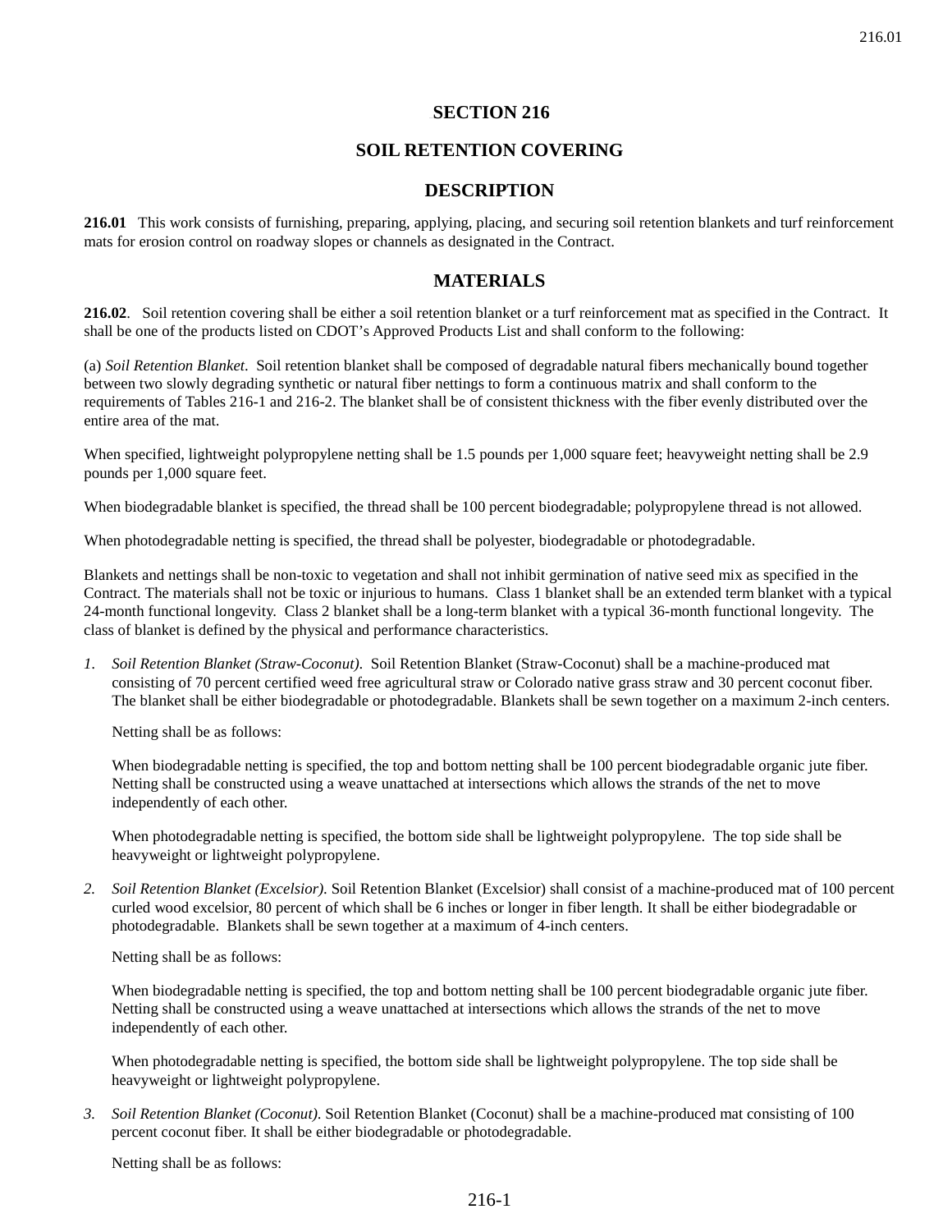# SECTION 216

# SOIL RETENTION COVERING

## DESCRIPTION

**216.01** This work consists of furnishing, preparing, applying, placing, and securing soil retention blankets and turf reinforcement mats for erosion control on roadway slopes or channels as designated in the Contract.

## MATERIALS

**216.02**. Soil retention covering shall be either a soil retention blanket or a turf reinforcement mat as specified in the Contract. It shall be one of the products listed on CDOT's Approved Products List and shall conform to the following:

(a) *Soil Retention Blanket*. Soil retention blanket shall be composed of degradable natural fibers mechanically bound together between two slowly degrading synthetic or natural fiber nettings to form a continuous matrix and shall conform to the requirements of Tables 216-1 and 216-2. The blanket shall be of consistent thickness with the fiber evenly distributed over the entire area of the mat.

When specified, lightweight polypropylene netting shall be 1.5 pounds per 1,000 square feet; heavyweight netting shall be 2.9 pounds per 1,000 square feet.

When biodegradable blanket is specified, the thread shall be 100 percent biodegradable; polypropylene thread is not allowed.

When photodegradable netting is specified, the thread shall be polyester, biodegradable or photodegradable.

Blankets and nettings shall be non-toxic to vegetation and shall not inhibit germination of native seed mix as specified in the Contract. The materials shall not be toxic or injurious to humans. Class 1 blanket shall be an extended term blanket with a typical 24-month functional longevity. Class 2 blanket shall be a long-term blanket with a typical 36-month functional longevity. The class of blanket is defined by the physical and performance characteristics.

1. *Soil Retention Blanket (Straw-Coconut)*. Soil Retention Blanket (Straw-Coconut) shall be a machine-produced mat consisting of 70 percent certified weed free agricultural straw or Colorado native grass straw and 30 percent coconut fiber. The blanket shall be either biodegradable or photodegradable. Blankets shall be sewn together on a maximum 2-inch centers.

   Netting shall be as follows:

   When biodegradable netting is specified, the top and bottom netting shall be 100 percent biodegradable organic jute fiber. Netting shall be constructed using a weave unattached at intersections which allows the strands of the net to move independently of each other.

   When photodegradable netting is specified, the bottom side shall be lightweight polypropylene. The top side shall be heavyweight or lightweight polypropylene.

2. *Soil Retention Blanket (Excelsior)*. Soil Retention Blanket (Excelsior) shall consist of a machine-produced mat of 100 percent curled wood excelsior, 80 percent of which shall be 6 inches or longer in fiber length. It shall be either biodegradable or photodegradable. Blankets shall be sewn together at a maximum of 4-inch centers.

   Netting shall be as follows:

   When biodegradable netting is specified, the top and bottom netting shall be 100 percent biodegradable organic jute fiber. Netting shall be constructed using a weave unattached at intersections which allows the strands of the net to move independently of each other.

   When photodegradable netting is specified, the bottom side shall be lightweight polypropylene. The top side shall be heavyweight or lightweight polypropylene.

3. *Soil Retention Blanket (Coconut)*. Soil Retention Blanket (Coconut) shall be a machine-produced mat consisting of 100 percent coconut fiber. It shall be either biodegradable or photodegradable.

   Netting shall be as follows: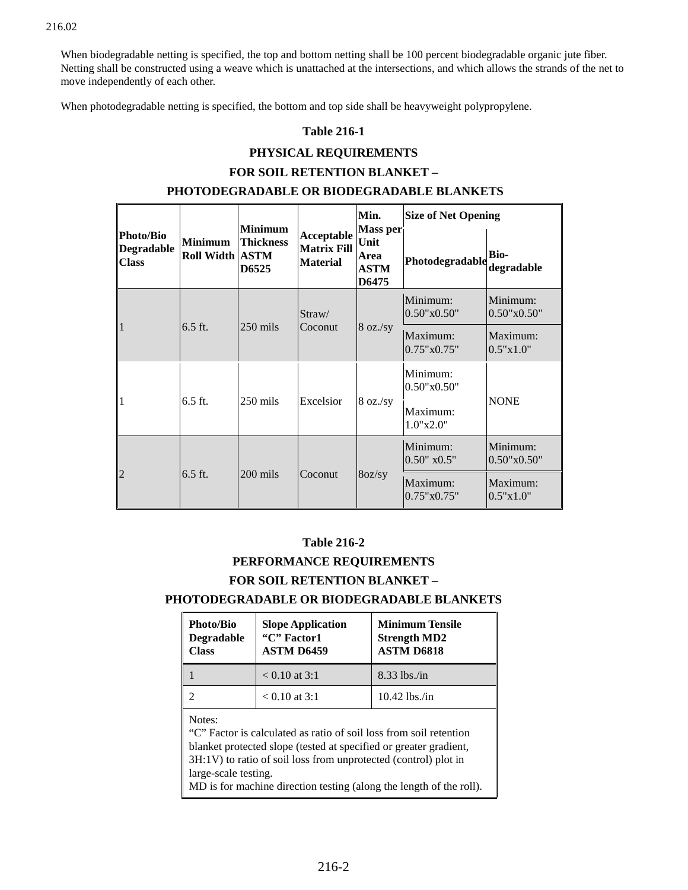When biodegradable netting is specified, the top and bottom netting shall be 100 percent biodegradable organic jute fiber. Netting shall be constructed using a weave which is unattached at the intersections, and which allows the strands of the net to move independently of each other.

When photodegradable netting is specified, the bottom and top side shall be heavyweight polypropylene.

**Table 216-1**

**PHYSICAL REQUIREMENTS**

**FOR SOIL RETENTION BLANKET –**

**PHOTODEGRADABLE OR BIODEGRADABLE BLANKETS**

| Photo/Bio Degradable Class | Minimum Roll Width | Minimum Thickness ASTM D6525 | Acceptable Matrix Fill Material | Min. Mass per Unit Area ASTM D6475 | Size of Net Opening | |
|---|---|---|---|---|---|---|
| | | | | | Photodegradable | Bio-degradable |
| 1 | 6.5 ft. | 250 mils | Straw/ Coconut | 8 oz./sy | Minimum: 0.50"x0.50" | Minimum: 0.50"x0.50" |
| | | | | | Maximum: 0.75"x0.75" | Maximum: 0.5"x1.0" |
| 1 | 6.5 ft. | 250 mils | Excelsior | 8 oz./sy | Minimum: 0.50"x0.50" Maximum: 1.0"x2.0" | NONE |
| 2 | 6.5 ft. | 200 mils | Coconut | 8oz/sy | Minimum: 0.50" x0.5" | Minimum: 0.50"x0.50" |
| | | | | | Maximum: 0.75"x0.75" | Maximum: 0.5"x1.0" |

**Table 216-2**

**PERFORMANCE REQUIREMENTS**

**FOR SOIL RETENTION BLANKET –**

**PHOTODEGRADABLE OR BIODEGRADABLE BLANKETS**

| Photo/Bio Degradable Class | Slope Application "C" Factor1 ASTM D6459 | Minimum Tensile Strength MD2 ASTM D6818 |
|---|---|---|
| 1 | < 0.10 at 3:1 | 8.33 lbs./in |
| 2 | < 0.10 at 3:1 | 10.42 lbs./in |

Notes:
"C" Factor is calculated as ratio of soil loss from soil retention blanket protected slope (tested at specified or greater gradient, 3H:1V) to ratio of soil loss from unprotected (control) plot in large-scale testing.
MD is for machine direction testing (along the length of the roll).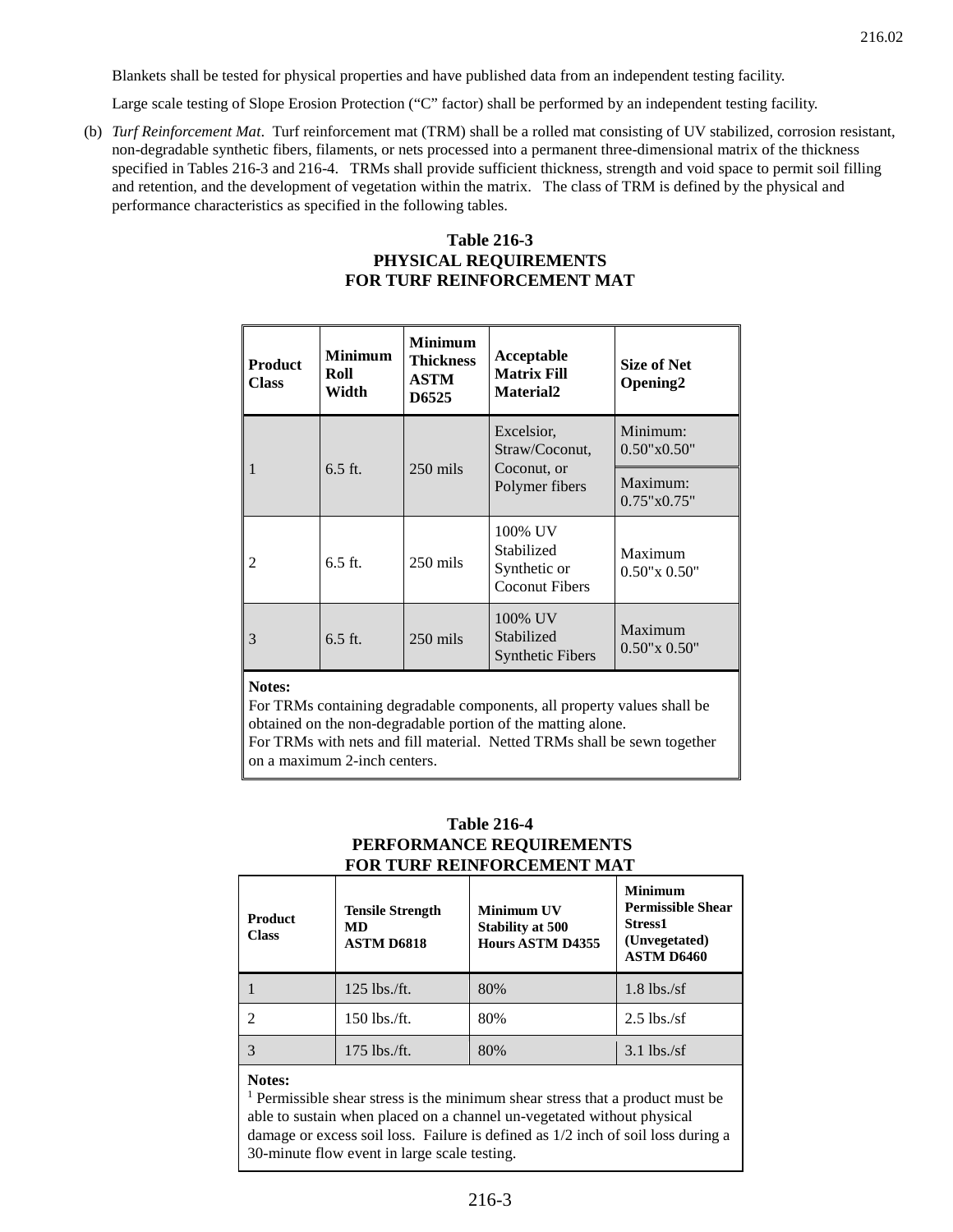Blankets shall be tested for physical properties and have published data from an independent testing facility.

Large scale testing of Slope Erosion Protection ("C" factor) shall be performed by an independent testing facility.

(b) *Turf Reinforcement Mat*. Turf reinforcement mat (TRM) shall be a rolled mat consisting of UV stabilized, corrosion resistant, non-degradable synthetic fibers, filaments, or nets processed into a permanent three-dimensional matrix of the thickness specified in Tables 216-3 and 216-4. TRMs shall provide sufficient thickness, strength and void space to permit soil filling and retention, and the development of vegetation within the matrix. The class of TRM is defined by the physical and performance characteristics as specified in the following tables.

**Table 216-3**
**PHYSICAL REQUIREMENTS**
**FOR TURF REINFORCEMENT MAT**

| Product Class | Minimum Roll Width | Minimum Thickness ASTM D6525 | Acceptable Matrix Fill Material2 | Size of Net Opening2 |
|---|---|---|---|---|
| 1 | 6.5 ft. | 250 mils | Excelsior, Straw/Coconut, Coconut, or Polymer fibers | Minimum: 0.50"x0.50" |
| | | | | Maximum: 0.75"x0.75" |
| 2 | 6.5 ft. | 250 mils | 100% UV Stabilized Synthetic or Coconut Fibers | Maximum 0.50"x 0.50" |
| 3 | 6.5 ft. | 250 mils | 100% UV Stabilized Synthetic Fibers | Maximum 0.50"x 0.50" |

**Notes:**
For TRMs containing degradable components, all property values shall be obtained on the non-degradable portion of the matting alone.
For TRMs with nets and fill material. Netted TRMs shall be sewn together on a maximum 2-inch centers.

**Table 216-4**
**PERFORMANCE REQUIREMENTS**
**FOR TURF REINFORCEMENT MAT**

| Product Class | Tensile Strength MD ASTM D6818 | Minimum UV Stability at 500 Hours ASTM D4355 | Minimum Permissible Shear Stress1 (Unvegetated) ASTM D6460 |
|---|---|---|---|
| 1 | 125 lbs./ft. | 80% | 1.8 lbs./sf |
| 2 | 150 lbs./ft. | 80% | 2.5 lbs./sf |
| 3 | 175 lbs./ft. | 80% | 3.1 lbs./sf |

**Notes:**
[1] Permissible shear stress is the minimum shear stress that a product must be able to sustain when placed on a channel un-vegetated without physical damage or excess soil loss. Failure is defined as 1/2 inch of soil loss during a 30-minute flow event in large scale testing.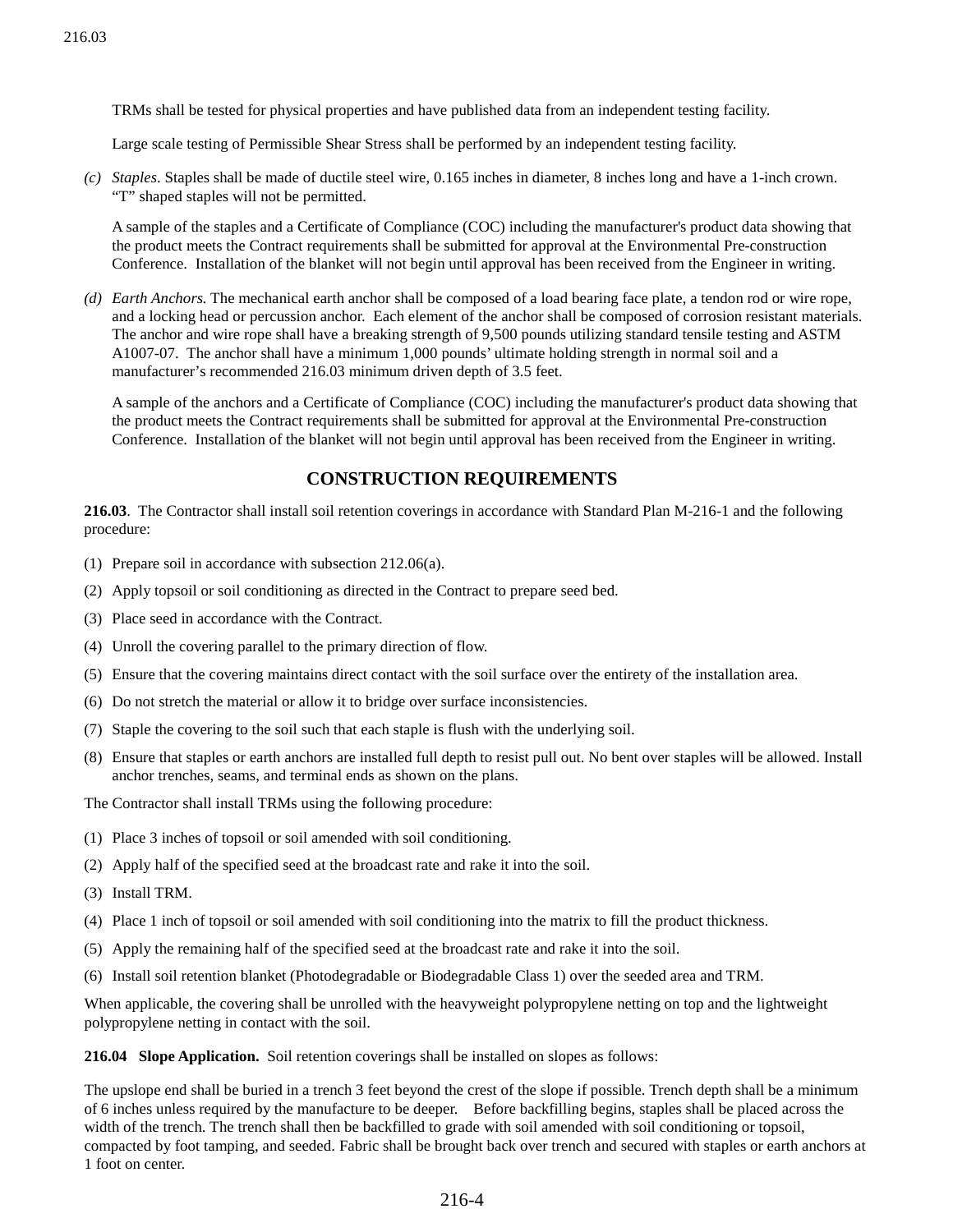TRMs shall be tested for physical properties and have published data from an independent testing facility.

Large scale testing of Permissible Shear Stress shall be performed by an independent testing facility.

(c) *Staples*. Staples shall be made of ductile steel wire, 0.165 inches in diameter, 8 inches long and have a 1-inch crown. "T" shaped staples will not be permitted.

A sample of the staples and a Certificate of Compliance (COC) including the manufacturer's product data showing that the product meets the Contract requirements shall be submitted for approval at the Environmental Pre-construction Conference. Installation of the blanket will not begin until approval has been received from the Engineer in writing.

(d) *Earth Anchors.* The mechanical earth anchor shall be composed of a load bearing face plate, a tendon rod or wire rope, and a locking head or percussion anchor. Each element of the anchor shall be composed of corrosion resistant materials. The anchor and wire rope shall have a breaking strength of 9,500 pounds utilizing standard tensile testing and ASTM A1007-07. The anchor shall have a minimum 1,000 pounds' ultimate holding strength in normal soil and a manufacturer's recommended 216.03 minimum driven depth of 3.5 feet.

A sample of the anchors and a Certificate of Compliance (COC) including the manufacturer's product data showing that the product meets the Contract requirements shall be submitted for approval at the Environmental Pre-construction Conference. Installation of the blanket will not begin until approval has been received from the Engineer in writing.

## CONSTRUCTION REQUIREMENTS

**216.03**. The Contractor shall install soil retention coverings in accordance with Standard Plan M-216-1 and the following procedure:

(1) Prepare soil in accordance with subsection 212.06(a).

(2) Apply topsoil or soil conditioning as directed in the Contract to prepare seed bed.

(3) Place seed in accordance with the Contract.

(4) Unroll the covering parallel to the primary direction of flow.

(5) Ensure that the covering maintains direct contact with the soil surface over the entirety of the installation area.

(6) Do not stretch the material or allow it to bridge over surface inconsistencies.

(7) Staple the covering to the soil such that each staple is flush with the underlying soil.

(8) Ensure that staples or earth anchors are installed full depth to resist pull out. No bent over staples will be allowed. Install anchor trenches, seams, and terminal ends as shown on the plans.

The Contractor shall install TRMs using the following procedure:

(1) Place 3 inches of topsoil or soil amended with soil conditioning.

(2) Apply half of the specified seed at the broadcast rate and rake it into the soil.

(3) Install TRM.

(4) Place 1 inch of topsoil or soil amended with soil conditioning into the matrix to fill the product thickness.

(5) Apply the remaining half of the specified seed at the broadcast rate and rake it into the soil.

(6) Install soil retention blanket (Photodegradable or Biodegradable Class 1) over the seeded area and TRM.

When applicable, the covering shall be unrolled with the heavyweight polypropylene netting on top and the lightweight polypropylene netting in contact with the soil.

**216.04 Slope Application.** Soil retention coverings shall be installed on slopes as follows:

The upslope end shall be buried in a trench 3 feet beyond the crest of the slope if possible. Trench depth shall be a minimum of 6 inches unless required by the manufacture to be deeper. Before backfilling begins, staples shall be placed across the width of the trench. The trench shall then be backfilled to grade with soil amended with soil conditioning or topsoil, compacted by foot tamping, and seeded. Fabric shall be brought back over trench and secured with staples or earth anchors at 1 foot on center.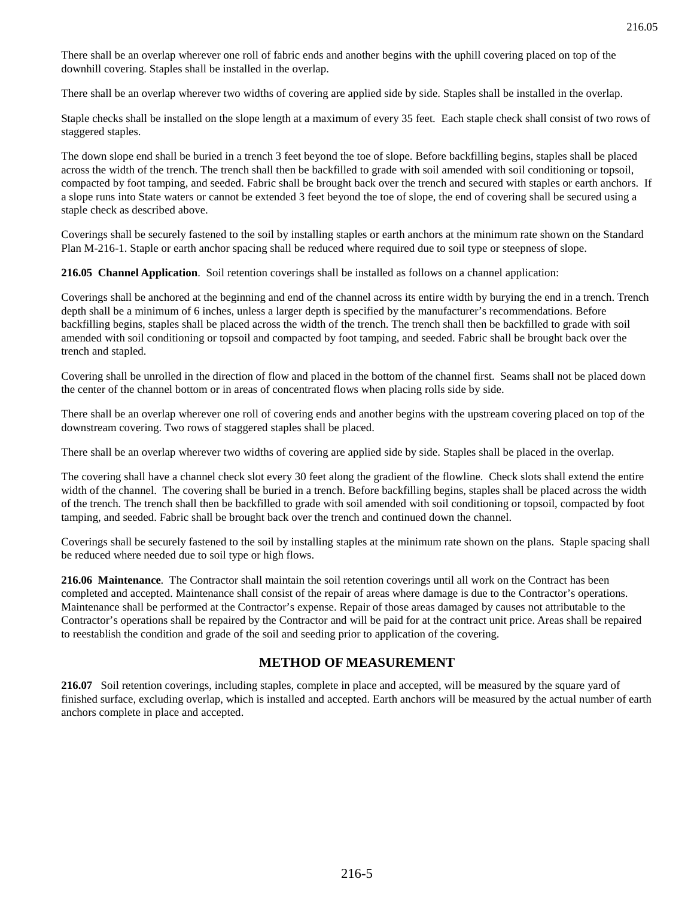There shall be an overlap wherever one roll of fabric ends and another begins with the uphill covering placed on top of the downhill covering. Staples shall be installed in the overlap.

There shall be an overlap wherever two widths of covering are applied side by side. Staples shall be installed in the overlap.

Staple checks shall be installed on the slope length at a maximum of every 35 feet. Each staple check shall consist of two rows of staggered staples.

The down slope end shall be buried in a trench 3 feet beyond the toe of slope. Before backfilling begins, staples shall be placed across the width of the trench. The trench shall then be backfilled to grade with soil amended with soil conditioning or topsoil, compacted by foot tamping, and seeded. Fabric shall be brought back over the trench and secured with staples or earth anchors. If a slope runs into State waters or cannot be extended 3 feet beyond the toe of slope, the end of covering shall be secured using a staple check as described above.

Coverings shall be securely fastened to the soil by installing staples or earth anchors at the minimum rate shown on the Standard Plan M-216-1. Staple or earth anchor spacing shall be reduced where required due to soil type or steepness of slope.

**216.05 Channel Application**. Soil retention coverings shall be installed as follows on a channel application:

Coverings shall be anchored at the beginning and end of the channel across its entire width by burying the end in a trench. Trench depth shall be a minimum of 6 inches, unless a larger depth is specified by the manufacturer's recommendations. Before backfilling begins, staples shall be placed across the width of the trench. The trench shall then be backfilled to grade with soil amended with soil conditioning or topsoil and compacted by foot tamping, and seeded. Fabric shall be brought back over the trench and stapled.

Covering shall be unrolled in the direction of flow and placed in the bottom of the channel first. Seams shall not be placed down the center of the channel bottom or in areas of concentrated flows when placing rolls side by side.

There shall be an overlap wherever one roll of covering ends and another begins with the upstream covering placed on top of the downstream covering. Two rows of staggered staples shall be placed.

There shall be an overlap wherever two widths of covering are applied side by side. Staples shall be placed in the overlap.

The covering shall have a channel check slot every 30 feet along the gradient of the flowline. Check slots shall extend the entire width of the channel. The covering shall be buried in a trench. Before backfilling begins, staples shall be placed across the width of the trench. The trench shall then be backfilled to grade with soil amended with soil conditioning or topsoil, compacted by foot tamping, and seeded. Fabric shall be brought back over the trench and continued down the channel.

Coverings shall be securely fastened to the soil by installing staples at the minimum rate shown on the plans. Staple spacing shall be reduced where needed due to soil type or high flows.

**216.06 Maintenance**. The Contractor shall maintain the soil retention coverings until all work on the Contract has been completed and accepted. Maintenance shall consist of the repair of areas where damage is due to the Contractor's operations. Maintenance shall be performed at the Contractor's expense. Repair of those areas damaged by causes not attributable to the Contractor's operations shall be repaired by the Contractor and will be paid for at the contract unit price. Areas shall be repaired to reestablish the condition and grade of the soil and seeding prior to application of the covering.

## METHOD OF MEASUREMENT

**216.07** Soil retention coverings, including staples, complete in place and accepted, will be measured by the square yard of finished surface, excluding overlap, which is installed and accepted. Earth anchors will be measured by the actual number of earth anchors complete in place and accepted.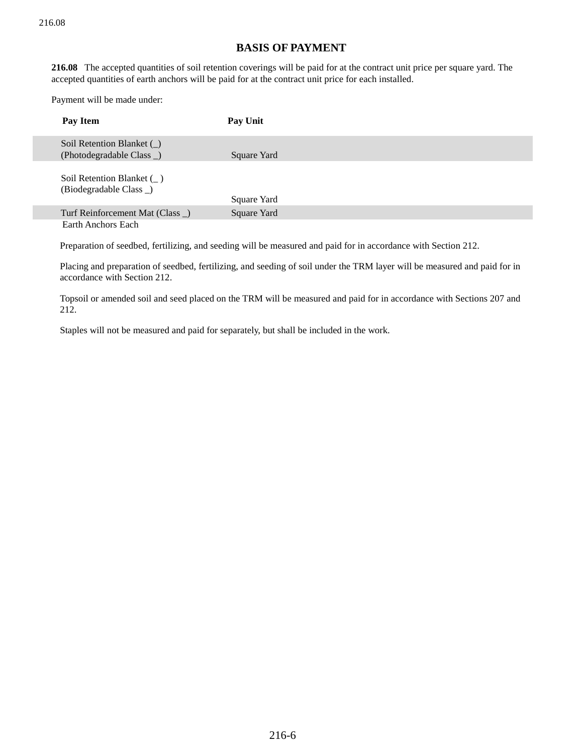## BASIS OF PAYMENT

**216.08** The accepted quantities of soil retention coverings will be paid for at the contract unit price per square yard. The accepted quantities of earth anchors will be paid for at the contract unit price for each installed.

Payment will be made under:

| Pay Item | Pay Unit |
|---|---|
| Soil Retention Blanket (_) (Photodegradable Class _) | Square Yard |
| Soil Retention Blanket (_ ) (Biodegradable Class _) | Square Yard |
| Turf Reinforcement Mat (Class _) | Square Yard |
| Earth Anchors | Each |

Preparation of seedbed, fertilizing, and seeding will be measured and paid for in accordance with Section 212.

Placing and preparation of seedbed, fertilizing, and seeding of soil under the TRM layer will be measured and paid for in accordance with Section 212.

Topsoil or amended soil and seed placed on the TRM will be measured and paid for in accordance with Sections 207 and 212.

Staples will not be measured and paid for separately, but shall be included in the work.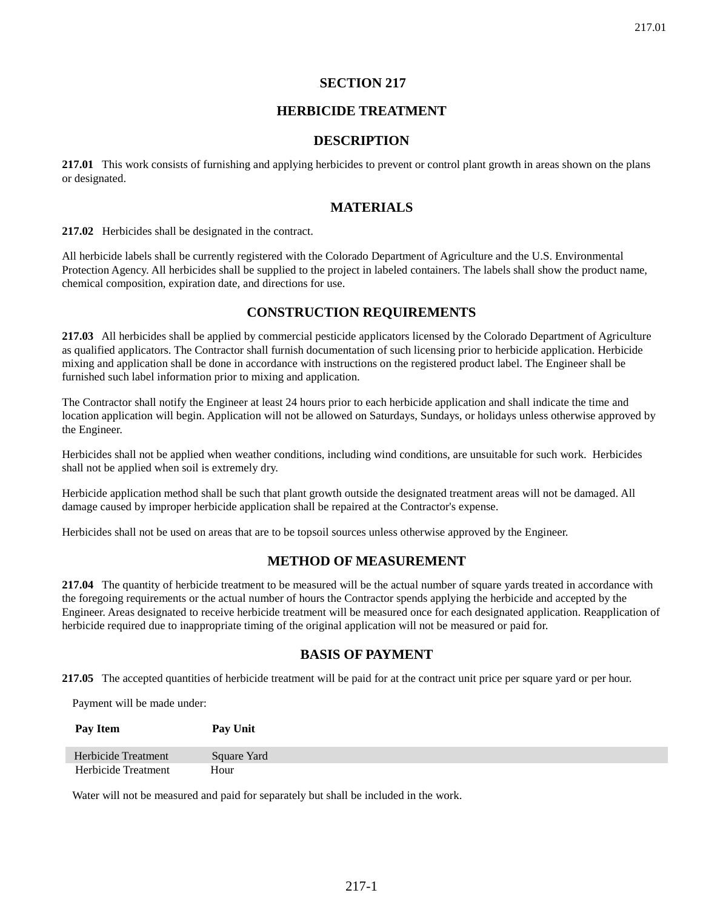# SECTION 217

## HERBICIDE TREATMENT

### DESCRIPTION

**217.01** This work consists of furnishing and applying herbicides to prevent or control plant growth in areas shown on the plans or designated.

### MATERIALS

**217.02** Herbicides shall be designated in the contract.

All herbicide labels shall be currently registered with the Colorado Department of Agriculture and the U.S. Environmental Protection Agency. All herbicides shall be supplied to the project in labeled containers. The labels shall show the product name, chemical composition, expiration date, and directions for use.

### CONSTRUCTION REQUIREMENTS

**217.03** All herbicides shall be applied by commercial pesticide applicators licensed by the Colorado Department of Agriculture as qualified applicators. The Contractor shall furnish documentation of such licensing prior to herbicide application. Herbicide mixing and application shall be done in accordance with instructions on the registered product label. The Engineer shall be furnished such label information prior to mixing and application.

The Contractor shall notify the Engineer at least 24 hours prior to each herbicide application and shall indicate the time and location application will begin. Application will not be allowed on Saturdays, Sundays, or holidays unless otherwise approved by the Engineer.

Herbicides shall not be applied when weather conditions, including wind conditions, are unsuitable for such work. Herbicides shall not be applied when soil is extremely dry.

Herbicide application method shall be such that plant growth outside the designated treatment areas will not be damaged. All damage caused by improper herbicide application shall be repaired at the Contractor's expense.

Herbicides shall not be used on areas that are to be topsoil sources unless otherwise approved by the Engineer.

### METHOD OF MEASUREMENT

**217.04** The quantity of herbicide treatment to be measured will be the actual number of square yards treated in accordance with the foregoing requirements or the actual number of hours the Contractor spends applying the herbicide and accepted by the Engineer. Areas designated to receive herbicide treatment will be measured once for each designated application. Reapplication of herbicide required due to inappropriate timing of the original application will not be measured or paid for.

### BASIS OF PAYMENT

**217.05** The accepted quantities of herbicide treatment will be paid for at the contract unit price per square yard or per hour.

Payment will be made under:

| Pay Item | Pay Unit |
|---|---|
| Herbicide Treatment | Square Yard |
| Herbicide Treatment | Hour |

Water will not be measured and paid for separately but shall be included in the work.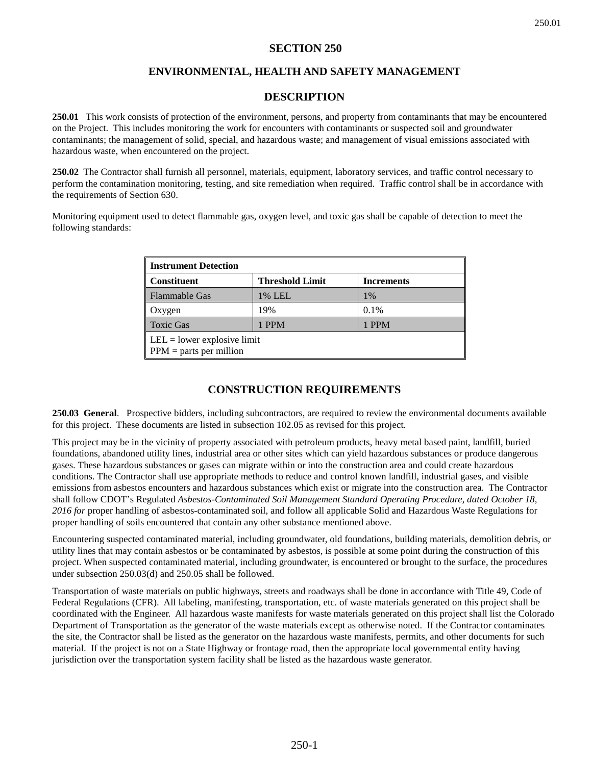# SECTION 250

## ENVIRONMENTAL, HEALTH AND SAFETY MANAGEMENT

## DESCRIPTION

**250.01** This work consists of protection of the environment, persons, and property from contaminants that may be encountered on the Project. This includes monitoring the work for encounters with contaminants or suspected soil and groundwater contaminants; the management of solid, special, and hazardous waste; and management of visual emissions associated with hazardous waste, when encountered on the project.

**250.02** The Contractor shall furnish all personnel, materials, equipment, laboratory services, and traffic control necessary to perform the contamination monitoring, testing, and site remediation when required. Traffic control shall be in accordance with the requirements of Section 630.

Monitoring equipment used to detect flammable gas, oxygen level, and toxic gas shall be capable of detection to meet the following standards:

| Instrument Detection | | |
|---|---|---|
| **Constituent** | **Threshold Limit** | **Increments** |
| Flammable Gas | 1% LEL | 1% |
| Oxygen | 19% | 0.1% |
| Toxic Gas | 1 PPM | 1 PPM |
| LEL = lower explosive limit<br>PPM = parts per million | | |

## CONSTRUCTION REQUIREMENTS

**250.03 General**. Prospective bidders, including subcontractors, are required to review the environmental documents available for this project. These documents are listed in subsection 102.05 as revised for this project.

This project may be in the vicinity of property associated with petroleum products, heavy metal based paint, landfill, buried foundations, abandoned utility lines, industrial area or other sites which can yield hazardous substances or produce dangerous gases. These hazardous substances or gases can migrate within or into the construction area and could create hazardous conditions. The Contractor shall use appropriate methods to reduce and control known landfill, industrial gases, and visible emissions from asbestos encounters and hazardous substances which exist or migrate into the construction area. The Contractor shall follow CDOT's Regulated *Asbestos-Contaminated Soil Management Standard Operating Procedure, dated October 18, 2016 for* proper handling of asbestos-contaminated soil, and follow all applicable Solid and Hazardous Waste Regulations for proper handling of soils encountered that contain any other substance mentioned above.

Encountering suspected contaminated material, including groundwater, old foundations, building materials, demolition debris, or utility lines that may contain asbestos or be contaminated by asbestos, is possible at some point during the construction of this project. When suspected contaminated material, including groundwater, is encountered or brought to the surface, the procedures under subsection 250.03(d) and 250.05 shall be followed.

Transportation of waste materials on public highways, streets and roadways shall be done in accordance with Title 49, Code of Federal Regulations (CFR). All labeling, manifesting, transportation, etc. of waste materials generated on this project shall be coordinated with the Engineer. All hazardous waste manifests for waste materials generated on this project shall list the Colorado Department of Transportation as the generator of the waste materials except as otherwise noted. If the Contractor contaminates the site, the Contractor shall be listed as the generator on the hazardous waste manifests, permits, and other documents for such material. If the project is not on a State Highway or frontage road, then the appropriate local governmental entity having jurisdiction over the transportation system facility shall be listed as the hazardous waste generator.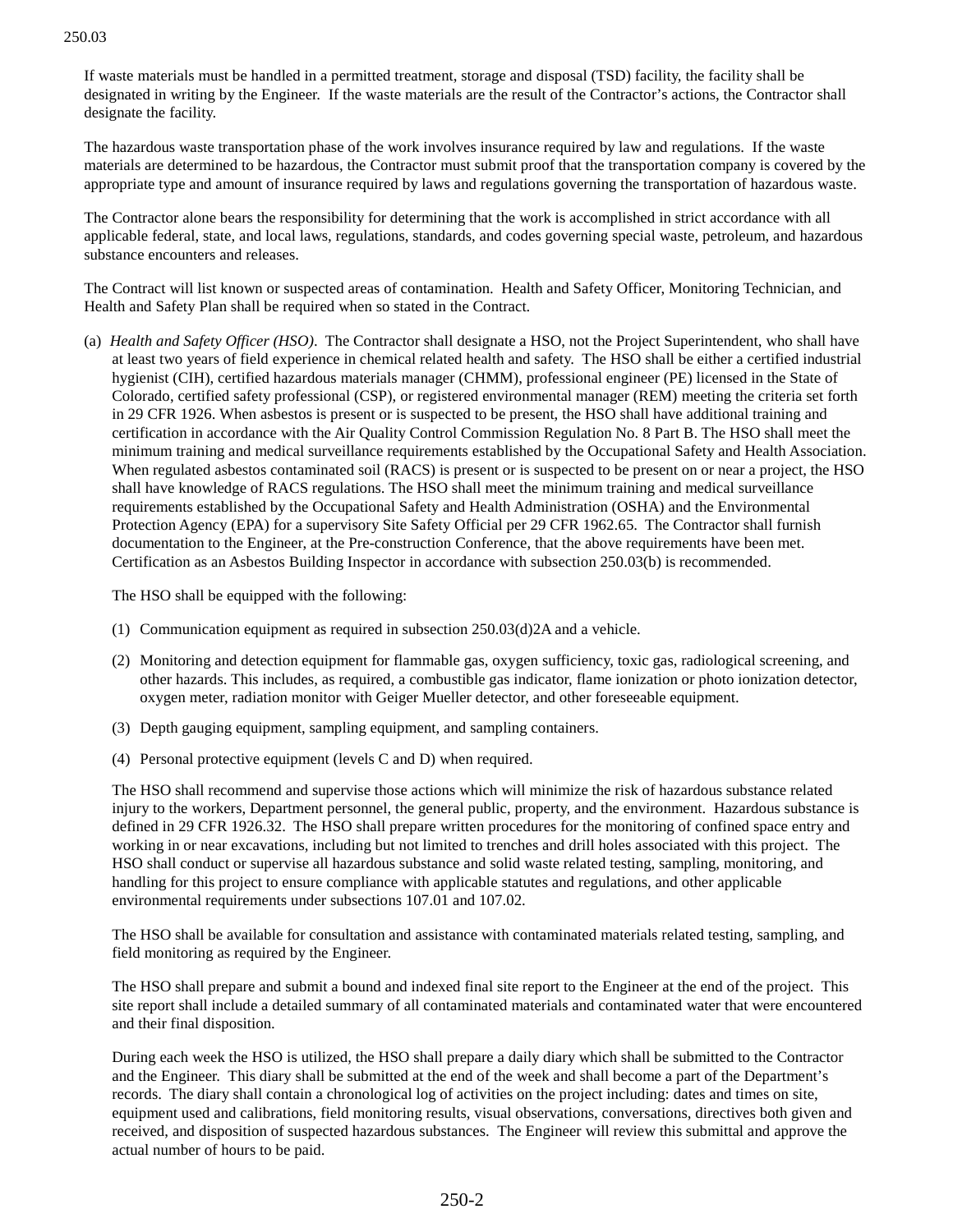If waste materials must be handled in a permitted treatment, storage and disposal (TSD) facility, the facility shall be designated in writing by the Engineer. If the waste materials are the result of the Contractor's actions, the Contractor shall designate the facility.

The hazardous waste transportation phase of the work involves insurance required by law and regulations. If the waste materials are determined to be hazardous, the Contractor must submit proof that the transportation company is covered by the appropriate type and amount of insurance required by laws and regulations governing the transportation of hazardous waste.

The Contractor alone bears the responsibility for determining that the work is accomplished in strict accordance with all applicable federal, state, and local laws, regulations, standards, and codes governing special waste, petroleum, and hazardous substance encounters and releases.

The Contract will list known or suspected areas of contamination. Health and Safety Officer, Monitoring Technician, and Health and Safety Plan shall be required when so stated in the Contract.

(a) *Health and Safety Officer (HSO)*. The Contractor shall designate a HSO, not the Project Superintendent, who shall have at least two years of field experience in chemical related health and safety. The HSO shall be either a certified industrial hygienist (CIH), certified hazardous materials manager (CHMM), professional engineer (PE) licensed in the State of Colorado, certified safety professional (CSP), or registered environmental manager (REM) meeting the criteria set forth in 29 CFR 1926. When asbestos is present or is suspected to be present, the HSO shall have additional training and certification in accordance with the Air Quality Control Commission Regulation No. 8 Part B. The HSO shall meet the minimum training and medical surveillance requirements established by the Occupational Safety and Health Association. When regulated asbestos contaminated soil (RACS) is present or is suspected to be present on or near a project, the HSO shall have knowledge of RACS regulations. The HSO shall meet the minimum training and medical surveillance requirements established by the Occupational Safety and Health Administration (OSHA) and the Environmental Protection Agency (EPA) for a supervisory Site Safety Official per 29 CFR 1962.65. The Contractor shall furnish documentation to the Engineer, at the Pre-construction Conference, that the above requirements have been met. Certification as an Asbestos Building Inspector in accordance with subsection 250.03(b) is recommended.

The HSO shall be equipped with the following:

(1) Communication equipment as required in subsection 250.03(d)2A and a vehicle.

(2) Monitoring and detection equipment for flammable gas, oxygen sufficiency, toxic gas, radiological screening, and other hazards. This includes, as required, a combustible gas indicator, flame ionization or photo ionization detector, oxygen meter, radiation monitor with Geiger Mueller detector, and other foreseeable equipment.

(3) Depth gauging equipment, sampling equipment, and sampling containers.

(4) Personal protective equipment (levels C and D) when required.

The HSO shall recommend and supervise those actions which will minimize the risk of hazardous substance related injury to the workers, Department personnel, the general public, property, and the environment. Hazardous substance is defined in 29 CFR 1926.32. The HSO shall prepare written procedures for the monitoring of confined space entry and working in or near excavations, including but not limited to trenches and drill holes associated with this project. The HSO shall conduct or supervise all hazardous substance and solid waste related testing, sampling, monitoring, and handling for this project to ensure compliance with applicable statutes and regulations, and other applicable environmental requirements under subsections 107.01 and 107.02.

The HSO shall be available for consultation and assistance with contaminated materials related testing, sampling, and field monitoring as required by the Engineer.

The HSO shall prepare and submit a bound and indexed final site report to the Engineer at the end of the project. This site report shall include a detailed summary of all contaminated materials and contaminated water that were encountered and their final disposition.

During each week the HSO is utilized, the HSO shall prepare a daily diary which shall be submitted to the Contractor and the Engineer. This diary shall be submitted at the end of the week and shall become a part of the Department's records. The diary shall contain a chronological log of activities on the project including: dates and times on site, equipment used and calibrations, field monitoring results, visual observations, conversations, directives both given and received, and disposition of suspected hazardous substances. The Engineer will review this submittal and approve the actual number of hours to be paid.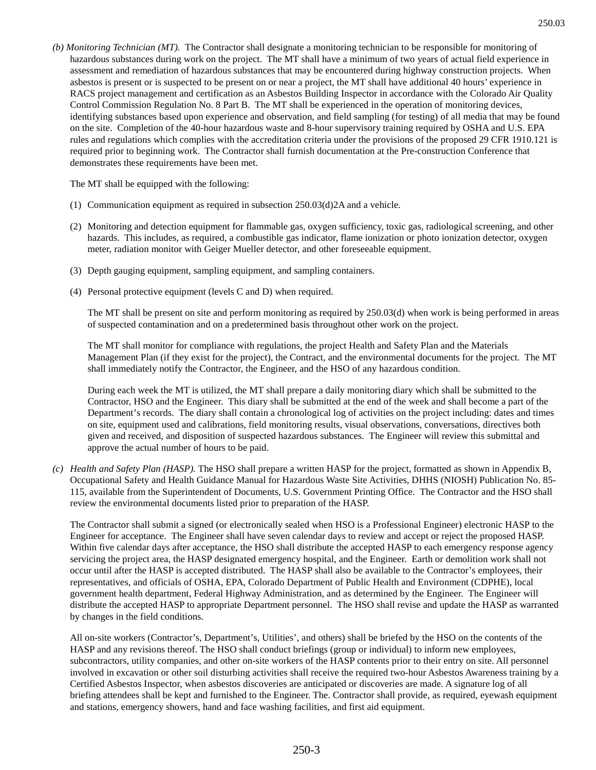*(b) Monitoring Technician (MT).* The Contractor shall designate a monitoring technician to be responsible for monitoring of hazardous substances during work on the project. The MT shall have a minimum of two years of actual field experience in assessment and remediation of hazardous substances that may be encountered during highway construction projects. When asbestos is present or is suspected to be present on or near a project, the MT shall have additional 40 hours' experience in RACS project management and certification as an Asbestos Building Inspector in accordance with the Colorado Air Quality Control Commission Regulation No. 8 Part B. The MT shall be experienced in the operation of monitoring devices, identifying substances based upon experience and observation, and field sampling (for testing) of all media that may be found on the site. Completion of the 40-hour hazardous waste and 8-hour supervisory training required by OSHA and U.S. EPA rules and regulations which complies with the accreditation criteria under the provisions of the proposed 29 CFR 1910.121 is required prior to beginning work. The Contractor shall furnish documentation at the Pre-construction Conference that demonstrates these requirements have been met.

The MT shall be equipped with the following:

(1) Communication equipment as required in subsection 250.03(d)2A and a vehicle.

(2) Monitoring and detection equipment for flammable gas, oxygen sufficiency, toxic gas, radiological screening, and other hazards. This includes, as required, a combustible gas indicator, flame ionization or photo ionization detector, oxygen meter, radiation monitor with Geiger Mueller detector, and other foreseeable equipment.

(3) Depth gauging equipment, sampling equipment, and sampling containers.

(4) Personal protective equipment (levels C and D) when required.

The MT shall be present on site and perform monitoring as required by 250.03(d) when work is being performed in areas of suspected contamination and on a predetermined basis throughout other work on the project.

The MT shall monitor for compliance with regulations, the project Health and Safety Plan and the Materials Management Plan (if they exist for the project), the Contract, and the environmental documents for the project. The MT shall immediately notify the Contractor, the Engineer, and the HSO of any hazardous condition.

During each week the MT is utilized, the MT shall prepare a daily monitoring diary which shall be submitted to the Contractor, HSO and the Engineer. This diary shall be submitted at the end of the week and shall become a part of the Department's records. The diary shall contain a chronological log of activities on the project including: dates and times on site, equipment used and calibrations, field monitoring results, visual observations, conversations, directives both given and received, and disposition of suspected hazardous substances. The Engineer will review this submittal and approve the actual number of hours to be paid.

*(c) Health and Safety Plan (HASP).* The HSO shall prepare a written HASP for the project, formatted as shown in Appendix B, Occupational Safety and Health Guidance Manual for Hazardous Waste Site Activities, DHHS (NIOSH) Publication No. 85-115, available from the Superintendent of Documents, U.S. Government Printing Office. The Contractor and the HSO shall review the environmental documents listed prior to preparation of the HASP.

The Contractor shall submit a signed (or electronically sealed when HSO is a Professional Engineer) electronic HASP to the Engineer for acceptance. The Engineer shall have seven calendar days to review and accept or reject the proposed HASP. Within five calendar days after acceptance, the HSO shall distribute the accepted HASP to each emergency response agency servicing the project area, the HASP designated emergency hospital, and the Engineer. Earth or demolition work shall not occur until after the HASP is accepted distributed. The HASP shall also be available to the Contractor's employees, their representatives, and officials of OSHA, EPA, Colorado Department of Public Health and Environment (CDPHE), local government health department, Federal Highway Administration, and as determined by the Engineer. The Engineer will distribute the accepted HASP to appropriate Department personnel. The HSO shall revise and update the HASP as warranted by changes in the field conditions.

All on-site workers (Contractor's, Department's, Utilities', and others) shall be briefed by the HSO on the contents of the HASP and any revisions thereof. The HSO shall conduct briefings (group or individual) to inform new employees, subcontractors, utility companies, and other on-site workers of the HASP contents prior to their entry on site. All personnel involved in excavation or other soil disturbing activities shall receive the required two-hour Asbestos Awareness training by a Certified Asbestos Inspector, when asbestos discoveries are anticipated or discoveries are made. A signature log of all briefing attendees shall be kept and furnished to the Engineer. The. Contractor shall provide, as required, eyewash equipment and stations, emergency showers, hand and face washing facilities, and first aid equipment.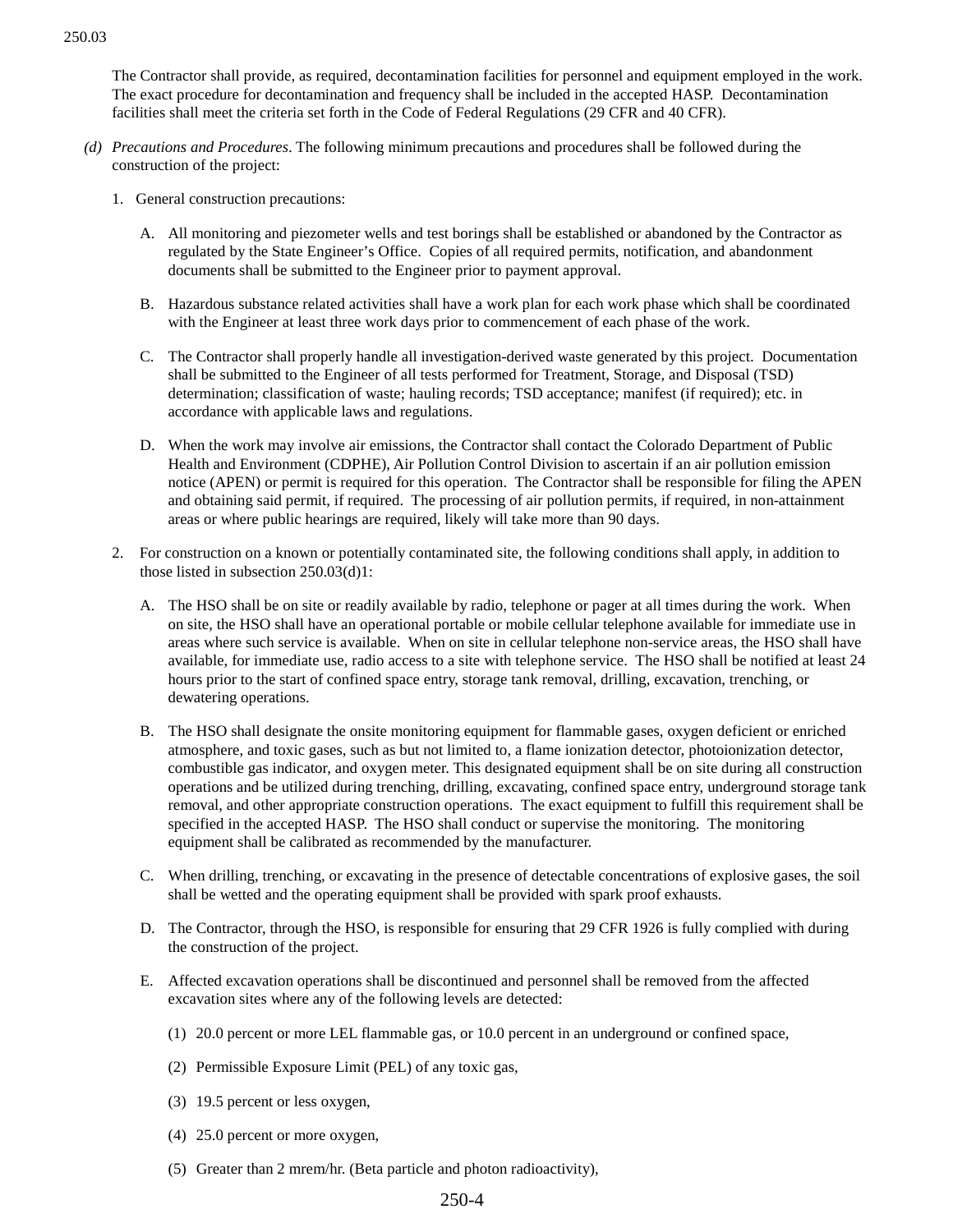The Contractor shall provide, as required, decontamination facilities for personnel and equipment employed in the work. The exact procedure for decontamination and frequency shall be included in the accepted HASP. Decontamination facilities shall meet the criteria set forth in the Code of Federal Regulations (29 CFR and 40 CFR).

(d) *Precautions and Procedures*. The following minimum precautions and procedures shall be followed during the construction of the project:

1. General construction precautions:

   A. All monitoring and piezometer wells and test borings shall be established or abandoned by the Contractor as regulated by the State Engineer's Office. Copies of all required permits, notification, and abandonment documents shall be submitted to the Engineer prior to payment approval.

   B. Hazardous substance related activities shall have a work plan for each work phase which shall be coordinated with the Engineer at least three work days prior to commencement of each phase of the work.

   C. The Contractor shall properly handle all investigation-derived waste generated by this project. Documentation shall be submitted to the Engineer of all tests performed for Treatment, Storage, and Disposal (TSD) determination; classification of waste; hauling records; TSD acceptance; manifest (if required); etc. in accordance with applicable laws and regulations.

   D. When the work may involve air emissions, the Contractor shall contact the Colorado Department of Public Health and Environment (CDPHE), Air Pollution Control Division to ascertain if an air pollution emission notice (APEN) or permit is required for this operation. The Contractor shall be responsible for filing the APEN and obtaining said permit, if required. The processing of air pollution permits, if required, in non-attainment areas or where public hearings are required, likely will take more than 90 days.

2. For construction on a known or potentially contaminated site, the following conditions shall apply, in addition to those listed in subsection 250.03(d)1:

   A. The HSO shall be on site or readily available by radio, telephone or pager at all times during the work. When on site, the HSO shall have an operational portable or mobile cellular telephone available for immediate use in areas where such service is available. When on site in cellular telephone non-service areas, the HSO shall have available, for immediate use, radio access to a site with telephone service. The HSO shall be notified at least 24 hours prior to the start of confined space entry, storage tank removal, drilling, excavation, trenching, or dewatering operations.

   B. The HSO shall designate the onsite monitoring equipment for flammable gases, oxygen deficient or enriched atmosphere, and toxic gases, such as but not limited to, a flame ionization detector, photoionization detector, combustible gas indicator, and oxygen meter. This designated equipment shall be on site during all construction operations and be utilized during trenching, drilling, excavating, confined space entry, underground storage tank removal, and other appropriate construction operations. The exact equipment to fulfill this requirement shall be specified in the accepted HASP. The HSO shall conduct or supervise the monitoring. The monitoring equipment shall be calibrated as recommended by the manufacturer.

   C. When drilling, trenching, or excavating in the presence of detectable concentrations of explosive gases, the soil shall be wetted and the operating equipment shall be provided with spark proof exhausts.

   D. The Contractor, through the HSO, is responsible for ensuring that 29 CFR 1926 is fully complied with during the construction of the project.

   E. Affected excavation operations shall be discontinued and personnel shall be removed from the affected excavation sites where any of the following levels are detected:

      (1) 20.0 percent or more LEL flammable gas, or 10.0 percent in an underground or confined space,

      (2) Permissible Exposure Limit (PEL) of any toxic gas,

      (3) 19.5 percent or less oxygen,

      (4) 25.0 percent or more oxygen,

      (5) Greater than 2 mrem/hr. (Beta particle and photon radioactivity),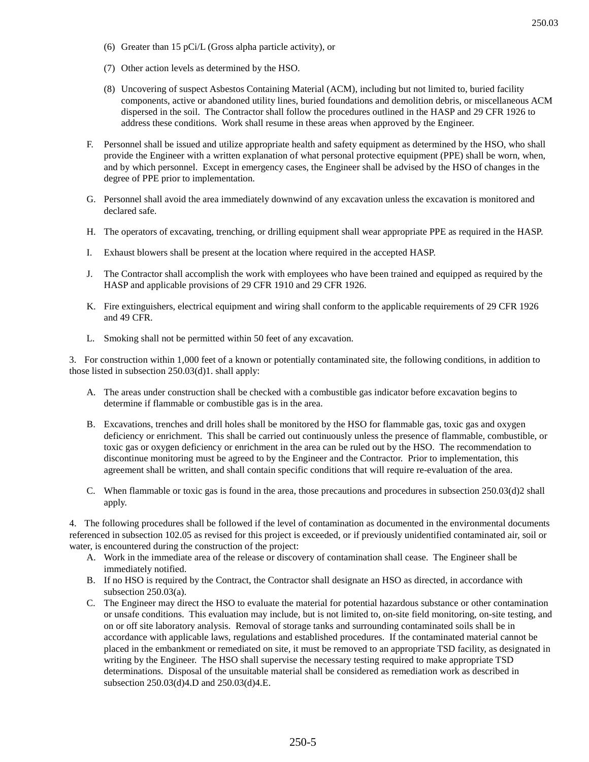(6) Greater than 15 pCi/L (Gross alpha particle activity), or

(7) Other action levels as determined by the HSO.

(8) Uncovering of suspect Asbestos Containing Material (ACM), including but not limited to, buried facility components, active or abandoned utility lines, buried foundations and demolition debris, or miscellaneous ACM dispersed in the soil. The Contractor shall follow the procedures outlined in the HASP and 29 CFR 1926 to address these conditions. Work shall resume in these areas when approved by the Engineer.

F. Personnel shall be issued and utilize appropriate health and safety equipment as determined by the HSO, who shall provide the Engineer with a written explanation of what personal protective equipment (PPE) shall be worn, when, and by which personnel. Except in emergency cases, the Engineer shall be advised by the HSO of changes in the degree of PPE prior to implementation.

G. Personnel shall avoid the area immediately downwind of any excavation unless the excavation is monitored and declared safe.

H. The operators of excavating, trenching, or drilling equipment shall wear appropriate PPE as required in the HASP.

I. Exhaust blowers shall be present at the location where required in the accepted HASP.

J. The Contractor shall accomplish the work with employees who have been trained and equipped as required by the HASP and applicable provisions of 29 CFR 1910 and 29 CFR 1926.

K. Fire extinguishers, electrical equipment and wiring shall conform to the applicable requirements of 29 CFR 1926 and 49 CFR.

L. Smoking shall not be permitted within 50 feet of any excavation.

3. For construction within 1,000 feet of a known or potentially contaminated site, the following conditions, in addition to those listed in subsection 250.03(d)1. shall apply:

A. The areas under construction shall be checked with a combustible gas indicator before excavation begins to determine if flammable or combustible gas is in the area.

B. Excavations, trenches and drill holes shall be monitored by the HSO for flammable gas, toxic gas and oxygen deficiency or enrichment. This shall be carried out continuously unless the presence of flammable, combustible, or toxic gas or oxygen deficiency or enrichment in the area can be ruled out by the HSO. The recommendation to discontinue monitoring must be agreed to by the Engineer and the Contractor. Prior to implementation, this agreement shall be written, and shall contain specific conditions that will require re-evaluation of the area.

C. When flammable or toxic gas is found in the area, those precautions and procedures in subsection 250.03(d)2 shall apply.

4. The following procedures shall be followed if the level of contamination as documented in the environmental documents referenced in subsection 102.05 as revised for this project is exceeded, or if previously unidentified contaminated air, soil or water, is encountered during the construction of the project:

A. Work in the immediate area of the release or discovery of contamination shall cease. The Engineer shall be immediately notified.

B. If no HSO is required by the Contract, the Contractor shall designate an HSO as directed, in accordance with subsection 250.03(a).

C. The Engineer may direct the HSO to evaluate the material for potential hazardous substance or other contamination or unsafe conditions. This evaluation may include, but is not limited to, on-site field monitoring, on-site testing, and on or off site laboratory analysis. Removal of storage tanks and surrounding contaminated soils shall be in accordance with applicable laws, regulations and established procedures. If the contaminated material cannot be placed in the embankment or remediated on site, it must be removed to an appropriate TSD facility, as designated in writing by the Engineer. The HSO shall supervise the necessary testing required to make appropriate TSD determinations. Disposal of the unsuitable material shall be considered as remediation work as described in subsection 250.03(d)4.D and 250.03(d)4.E.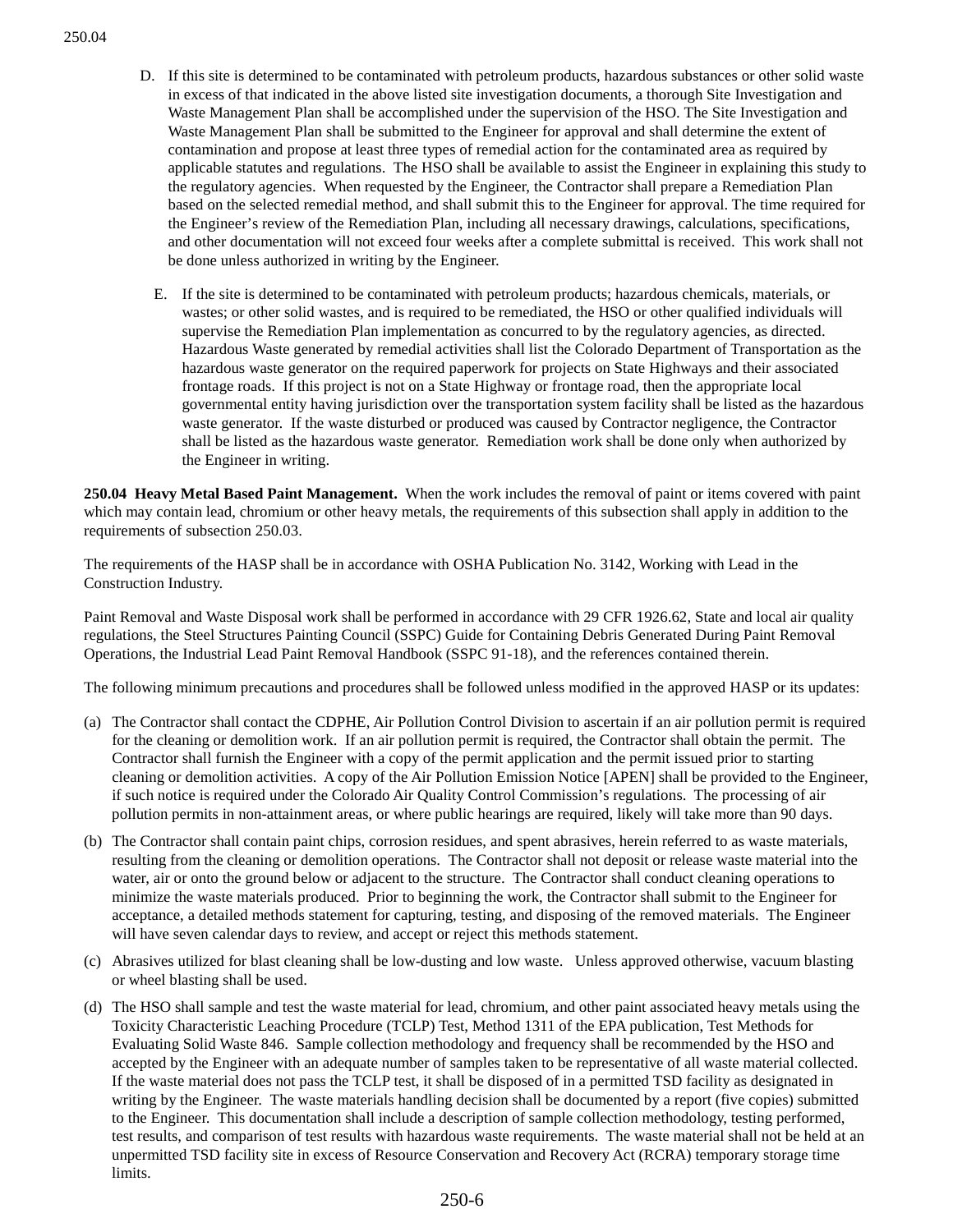D. If this site is determined to be contaminated with petroleum products, hazardous substances or other solid waste in excess of that indicated in the above listed site investigation documents, a thorough Site Investigation and Waste Management Plan shall be accomplished under the supervision of the HSO. The Site Investigation and Waste Management Plan shall be submitted to the Engineer for approval and shall determine the extent of contamination and propose at least three types of remedial action for the contaminated area as required by applicable statutes and regulations. The HSO shall be available to assist the Engineer in explaining this study to the regulatory agencies. When requested by the Engineer, the Contractor shall prepare a Remediation Plan based on the selected remedial method, and shall submit this to the Engineer for approval. The time required for the Engineer's review of the Remediation Plan, including all necessary drawings, calculations, specifications, and other documentation will not exceed four weeks after a complete submittal is received. This work shall not be done unless authorized in writing by the Engineer.

E. If the site is determined to be contaminated with petroleum products; hazardous chemicals, materials, or wastes; or other solid wastes, and is required to be remediated, the HSO or other qualified individuals will supervise the Remediation Plan implementation as concurred to by the regulatory agencies, as directed. Hazardous Waste generated by remedial activities shall list the Colorado Department of Transportation as the hazardous waste generator on the required paperwork for projects on State Highways and their associated frontage roads. If this project is not on a State Highway or frontage road, then the appropriate local governmental entity having jurisdiction over the transportation system facility shall be listed as the hazardous waste generator. If the waste disturbed or produced was caused by Contractor negligence, the Contractor shall be listed as the hazardous waste generator. Remediation work shall be done only when authorized by the Engineer in writing.

**250.04 Heavy Metal Based Paint Management.** When the work includes the removal of paint or items covered with paint which may contain lead, chromium or other heavy metals, the requirements of this subsection shall apply in addition to the requirements of subsection 250.03.

The requirements of the HASP shall be in accordance with OSHA Publication No. 3142, Working with Lead in the Construction Industry.

Paint Removal and Waste Disposal work shall be performed in accordance with 29 CFR 1926.62, State and local air quality regulations, the Steel Structures Painting Council (SSPC) Guide for Containing Debris Generated During Paint Removal Operations, the Industrial Lead Paint Removal Handbook (SSPC 91-18), and the references contained therein.

The following minimum precautions and procedures shall be followed unless modified in the approved HASP or its updates:

(a) The Contractor shall contact the CDPHE, Air Pollution Control Division to ascertain if an air pollution permit is required for the cleaning or demolition work. If an air pollution permit is required, the Contractor shall obtain the permit. The Contractor shall furnish the Engineer with a copy of the permit application and the permit issued prior to starting cleaning or demolition activities. A copy of the Air Pollution Emission Notice [APEN] shall be provided to the Engineer, if such notice is required under the Colorado Air Quality Control Commission's regulations. The processing of air pollution permits in non-attainment areas, or where public hearings are required, likely will take more than 90 days.

(b) The Contractor shall contain paint chips, corrosion residues, and spent abrasives, herein referred to as waste materials, resulting from the cleaning or demolition operations. The Contractor shall not deposit or release waste material into the water, air or onto the ground below or adjacent to the structure. The Contractor shall conduct cleaning operations to minimize the waste materials produced. Prior to beginning the work, the Contractor shall submit to the Engineer for acceptance, a detailed methods statement for capturing, testing, and disposing of the removed materials. The Engineer will have seven calendar days to review, and accept or reject this methods statement.

(c) Abrasives utilized for blast cleaning shall be low-dusting and low waste. Unless approved otherwise, vacuum blasting or wheel blasting shall be used.

(d) The HSO shall sample and test the waste material for lead, chromium, and other paint associated heavy metals using the Toxicity Characteristic Leaching Procedure (TCLP) Test, Method 1311 of the EPA publication, Test Methods for Evaluating Solid Waste 846. Sample collection methodology and frequency shall be recommended by the HSO and accepted by the Engineer with an adequate number of samples taken to be representative of all waste material collected. If the waste material does not pass the TCLP test, it shall be disposed of in a permitted TSD facility as designated in writing by the Engineer. The waste materials handling decision shall be documented by a report (five copies) submitted to the Engineer. This documentation shall include a description of sample collection methodology, testing performed, test results, and comparison of test results with hazardous waste requirements. The waste material shall not be held at an unpermitted TSD facility site in excess of Resource Conservation and Recovery Act (RCRA) temporary storage time limits.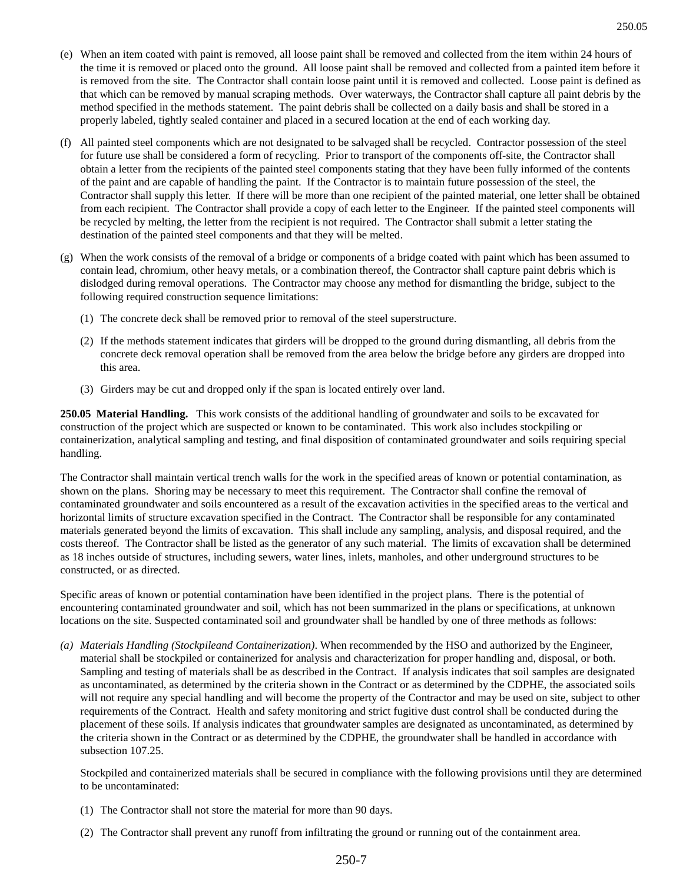(e) When an item coated with paint is removed, all loose paint shall be removed and collected from the item within 24 hours of the time it is removed or placed onto the ground. All loose paint shall be removed and collected from a painted item before it is removed from the site. The Contractor shall contain loose paint until it is removed and collected. Loose paint is defined as that which can be removed by manual scraping methods. Over waterways, the Contractor shall capture all paint debris by the method specified in the methods statement. The paint debris shall be collected on a daily basis and shall be stored in a properly labeled, tightly sealed container and placed in a secured location at the end of each working day.

(f) All painted steel components which are not designated to be salvaged shall be recycled. Contractor possession of the steel for future use shall be considered a form of recycling. Prior to transport of the components off-site, the Contractor shall obtain a letter from the recipients of the painted steel components stating that they have been fully informed of the contents of the paint and are capable of handling the paint. If the Contractor is to maintain future possession of the steel, the Contractor shall supply this letter. If there will be more than one recipient of the painted material, one letter shall be obtained from each recipient. The Contractor shall provide a copy of each letter to the Engineer. If the painted steel components will be recycled by melting, the letter from the recipient is not required. The Contractor shall submit a letter stating the destination of the painted steel components and that they will be melted.

(g) When the work consists of the removal of a bridge or components of a bridge coated with paint which has been assumed to contain lead, chromium, other heavy metals, or a combination thereof, the Contractor shall capture paint debris which is dislodged during removal operations. The Contractor may choose any method for dismantling the bridge, subject to the following required construction sequence limitations:

   (1) The concrete deck shall be removed prior to removal of the steel superstructure.

   (2) If the methods statement indicates that girders will be dropped to the ground during dismantling, all debris from the concrete deck removal operation shall be removed from the area below the bridge before any girders are dropped into this area.

   (3) Girders may be cut and dropped only if the span is located entirely over land.

**250.05 Material Handling.** This work consists of the additional handling of groundwater and soils to be excavated for construction of the project which are suspected or known to be contaminated. This work also includes stockpiling or containerization, analytical sampling and testing, and final disposition of contaminated groundwater and soils requiring special handling.

The Contractor shall maintain vertical trench walls for the work in the specified areas of known or potential contamination, as shown on the plans. Shoring may be necessary to meet this requirement. The Contractor shall confine the removal of contaminated groundwater and soils encountered as a result of the excavation activities in the specified areas to the vertical and horizontal limits of structure excavation specified in the Contract. The Contractor shall be responsible for any contaminated materials generated beyond the limits of excavation. This shall include any sampling, analysis, and disposal required, and the costs thereof. The Contractor shall be listed as the generator of any such material. The limits of excavation shall be determined as 18 inches outside of structures, including sewers, water lines, inlets, manholes, and other underground structures to be constructed, or as directed.

Specific areas of known or potential contamination have been identified in the project plans. There is the potential of encountering contaminated groundwater and soil, which has not been summarized in the plans or specifications, at unknown locations on the site. Suspected contaminated soil and groundwater shall be handled by one of three methods as follows:

*(a) Materials Handling (Stockpileand Containerization)*. When recommended by the HSO and authorized by the Engineer, material shall be stockpiled or containerized for analysis and characterization for proper handling and, disposal, or both. Sampling and testing of materials shall be as described in the Contract. If analysis indicates that soil samples are designated as uncontaminated, as determined by the criteria shown in the Contract or as determined by the CDPHE, the associated soils will not require any special handling and will become the property of the Contractor and may be used on site, subject to other requirements of the Contract. Health and safety monitoring and strict fugitive dust control shall be conducted during the placement of these soils. If analysis indicates that groundwater samples are designated as uncontaminated, as determined by the criteria shown in the Contract or as determined by the CDPHE, the groundwater shall be handled in accordance with subsection 107.25.

   Stockpiled and containerized materials shall be secured in compliance with the following provisions until they are determined to be uncontaminated:

   (1) The Contractor shall not store the material for more than 90 days.

   (2) The Contractor shall prevent any runoff from infiltrating the ground or running out of the containment area.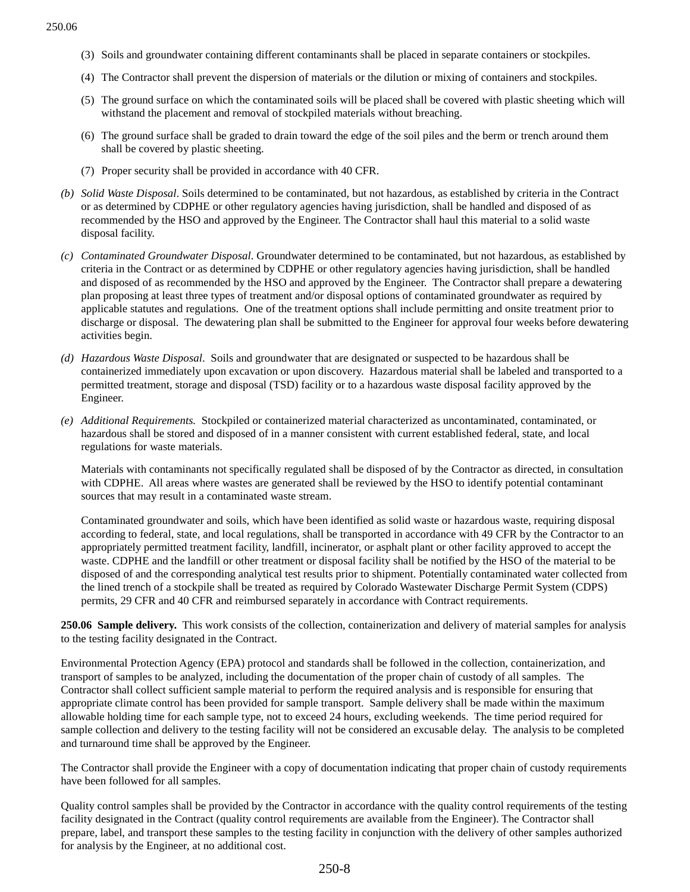(3) Soils and groundwater containing different contaminants shall be placed in separate containers or stockpiles.

(4) The Contractor shall prevent the dispersion of materials or the dilution or mixing of containers and stockpiles.

(5) The ground surface on which the contaminated soils will be placed shall be covered with plastic sheeting which will withstand the placement and removal of stockpiled materials without breaching.

(6) The ground surface shall be graded to drain toward the edge of the soil piles and the berm or trench around them shall be covered by plastic sheeting.

(7) Proper security shall be provided in accordance with 40 CFR.

*(b) Solid Waste Disposal*. Soils determined to be contaminated, but not hazardous, as established by criteria in the Contract or as determined by CDPHE or other regulatory agencies having jurisdiction, shall be handled and disposed of as recommended by the HSO and approved by the Engineer. The Contractor shall haul this material to a solid waste disposal facility.

*(c) Contaminated Groundwater Disposal*. Groundwater determined to be contaminated, but not hazardous, as established by criteria in the Contract or as determined by CDPHE or other regulatory agencies having jurisdiction, shall be handled and disposed of as recommended by the HSO and approved by the Engineer. The Contractor shall prepare a dewatering plan proposing at least three types of treatment and/or disposal options of contaminated groundwater as required by applicable statutes and regulations. One of the treatment options shall include permitting and onsite treatment prior to discharge or disposal. The dewatering plan shall be submitted to the Engineer for approval four weeks before dewatering activities begin.

*(d) Hazardous Waste Disposal*. Soils and groundwater that are designated or suspected to be hazardous shall be containerized immediately upon excavation or upon discovery. Hazardous material shall be labeled and transported to a permitted treatment, storage and disposal (TSD) facility or to a hazardous waste disposal facility approved by the Engineer.

*(e) Additional Requirements.* Stockpiled or containerized material characterized as uncontaminated, contaminated, or hazardous shall be stored and disposed of in a manner consistent with current established federal, state, and local regulations for waste materials.

Materials with contaminants not specifically regulated shall be disposed of by the Contractor as directed, in consultation with CDPHE. All areas where wastes are generated shall be reviewed by the HSO to identify potential contaminant sources that may result in a contaminated waste stream.

Contaminated groundwater and soils, which have been identified as solid waste or hazardous waste, requiring disposal according to federal, state, and local regulations, shall be transported in accordance with 49 CFR by the Contractor to an appropriately permitted treatment facility, landfill, incinerator, or asphalt plant or other facility approved to accept the waste. CDPHE and the landfill or other treatment or disposal facility shall be notified by the HSO of the material to be disposed of and the corresponding analytical test results prior to shipment. Potentially contaminated water collected from the lined trench of a stockpile shall be treated as required by Colorado Wastewater Discharge Permit System (CDPS) permits, 29 CFR and 40 CFR and reimbursed separately in accordance with Contract requirements.

**250.06 Sample delivery.** This work consists of the collection, containerization and delivery of material samples for analysis to the testing facility designated in the Contract.

Environmental Protection Agency (EPA) protocol and standards shall be followed in the collection, containerization, and transport of samples to be analyzed, including the documentation of the proper chain of custody of all samples. The Contractor shall collect sufficient sample material to perform the required analysis and is responsible for ensuring that appropriate climate control has been provided for sample transport. Sample delivery shall be made within the maximum allowable holding time for each sample type, not to exceed 24 hours, excluding weekends. The time period required for sample collection and delivery to the testing facility will not be considered an excusable delay. The analysis to be completed and turnaround time shall be approved by the Engineer.

The Contractor shall provide the Engineer with a copy of documentation indicating that proper chain of custody requirements have been followed for all samples.

Quality control samples shall be provided by the Contractor in accordance with the quality control requirements of the testing facility designated in the Contract (quality control requirements are available from the Engineer). The Contractor shall prepare, label, and transport these samples to the testing facility in conjunction with the delivery of other samples authorized for analysis by the Engineer, at no additional cost.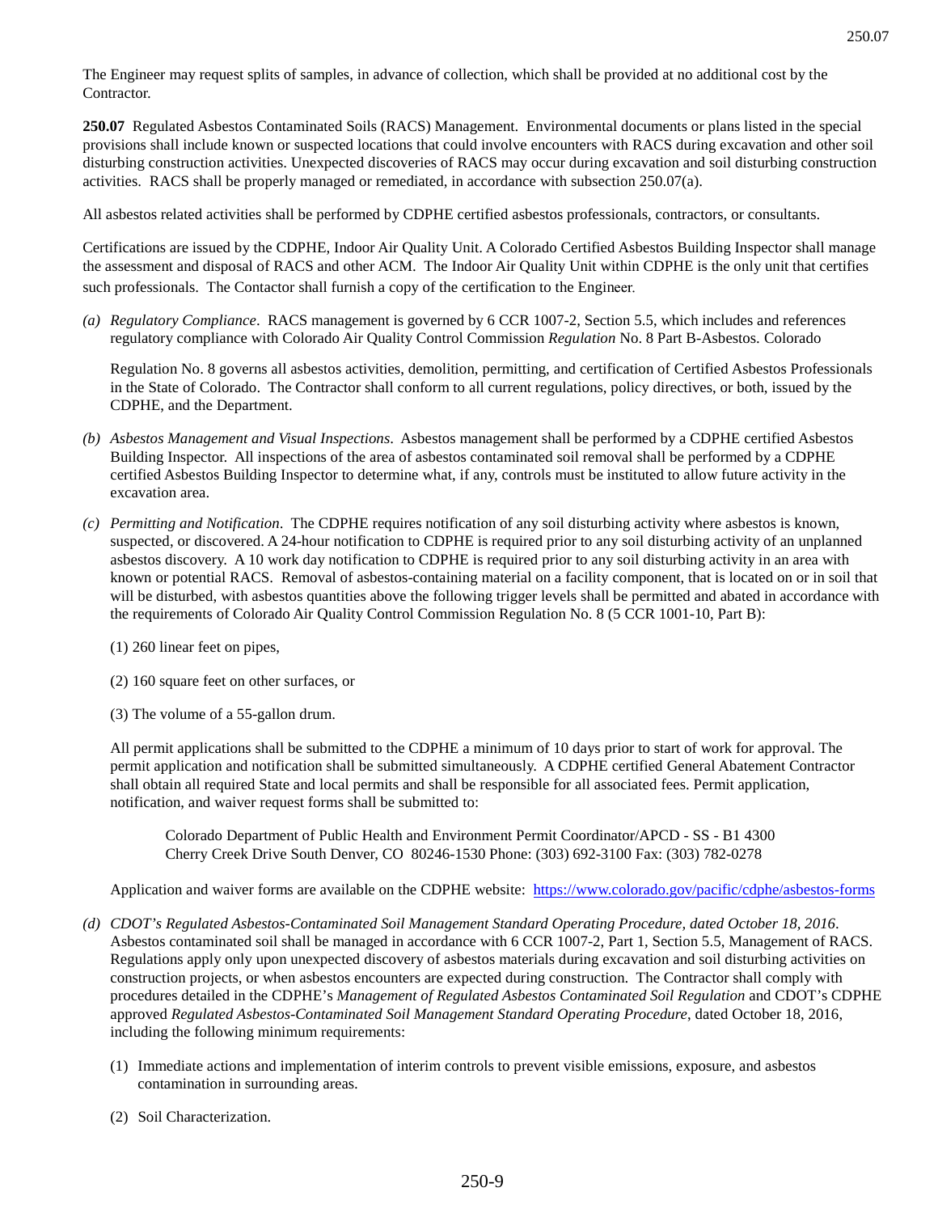The Engineer may request splits of samples, in advance of collection, which shall be provided at no additional cost by the Contractor.

**250.07** Regulated Asbestos Contaminated Soils (RACS) Management. Environmental documents or plans listed in the special provisions shall include known or suspected locations that could involve encounters with RACS during excavation and other soil disturbing construction activities. Unexpected discoveries of RACS may occur during excavation and soil disturbing construction activities. RACS shall be properly managed or remediated, in accordance with subsection 250.07(a).

All asbestos related activities shall be performed by CDPHE certified asbestos professionals, contractors, or consultants.

Certifications are issued by the CDPHE, Indoor Air Quality Unit. A Colorado Certified Asbestos Building Inspector shall manage the assessment and disposal of RACS and other ACM. The Indoor Air Quality Unit within CDPHE is the only unit that certifies such professionals. The Contactor shall furnish a copy of the certification to the Engineer.

(a) *Regulatory Compliance*. RACS management is governed by 6 CCR 1007-2, Section 5.5, which includes and references regulatory compliance with Colorado Air Quality Control Commission *Regulation* No. 8 Part B-Asbestos. Colorado

Regulation No. 8 governs all asbestos activities, demolition, permitting, and certification of Certified Asbestos Professionals in the State of Colorado. The Contractor shall conform to all current regulations, policy directives, or both, issued by the CDPHE, and the Department.

(b) *Asbestos Management and Visual Inspections*. Asbestos management shall be performed by a CDPHE certified Asbestos Building Inspector. All inspections of the area of asbestos contaminated soil removal shall be performed by a CDPHE certified Asbestos Building Inspector to determine what, if any, controls must be instituted to allow future activity in the excavation area.

(c) *Permitting and Notification*. The CDPHE requires notification of any soil disturbing activity where asbestos is known, suspected, or discovered. A 24-hour notification to CDPHE is required prior to any soil disturbing activity of an unplanned asbestos discovery. A 10 work day notification to CDPHE is required prior to any soil disturbing activity in an area with known or potential RACS. Removal of asbestos-containing material on a facility component, that is located on or in soil that will be disturbed, with asbestos quantities above the following trigger levels shall be permitted and abated in accordance with the requirements of Colorado Air Quality Control Commission Regulation No. 8 (5 CCR 1001-10, Part B):

(1) 260 linear feet on pipes,

(2) 160 square feet on other surfaces, or

(3) The volume of a 55-gallon drum.

All permit applications shall be submitted to the CDPHE a minimum of 10 days prior to start of work for approval. The permit application and notification shall be submitted simultaneously. A CDPHE certified General Abatement Contractor shall obtain all required State and local permits and shall be responsible for all associated fees. Permit application, notification, and waiver request forms shall be submitted to:

> Colorado Department of Public Health and Environment Permit Coordinator/APCD - SS - B1 4300 Cherry Creek Drive South Denver, CO 80246-1530 Phone: (303) 692-3100 Fax: (303) 782-0278

Application and waiver forms are available on the CDPHE website: https://www.colorado.gov/pacific/cdphe/asbestos-forms

(d) *CDOT's Regulated Asbestos-Contaminated Soil Management Standard Operating Procedure, dated October 18, 2016*. Asbestos contaminated soil shall be managed in accordance with 6 CCR 1007-2, Part 1, Section 5.5, Management of RACS. Regulations apply only upon unexpected discovery of asbestos materials during excavation and soil disturbing activities on construction projects, or when asbestos encounters are expected during construction. The Contractor shall comply with procedures detailed in the CDPHE's *Management of Regulated Asbestos Contaminated Soil Regulation* and CDOT's CDPHE approved *Regulated Asbestos-Contaminated Soil Management Standard Operating Procedure*, dated October 18, 2016, including the following minimum requirements:

(1) Immediate actions and implementation of interim controls to prevent visible emissions, exposure, and asbestos contamination in surrounding areas.

(2) Soil Characterization.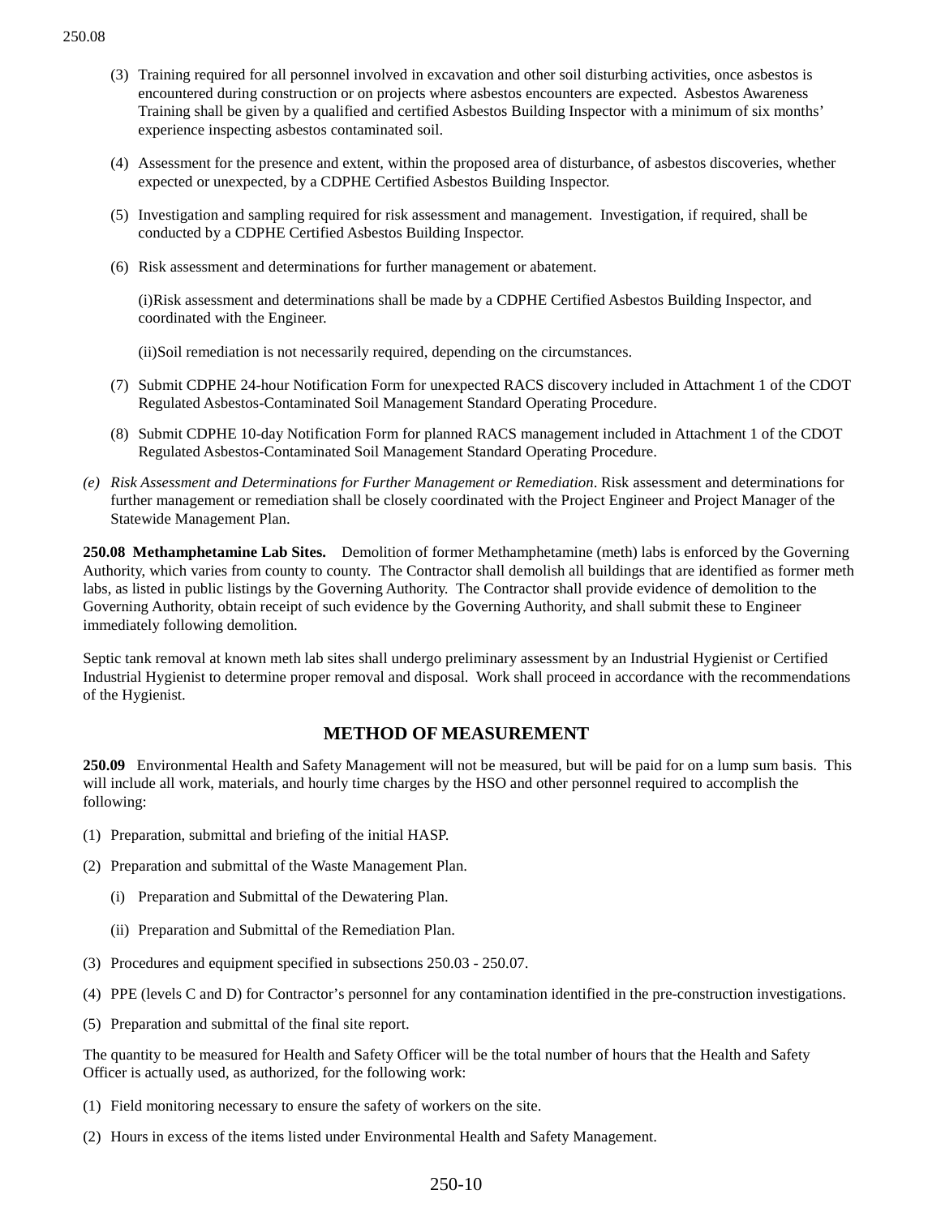(3) Training required for all personnel involved in excavation and other soil disturbing activities, once asbestos is encountered during construction or on projects where asbestos encounters are expected. Asbestos Awareness Training shall be given by a qualified and certified Asbestos Building Inspector with a minimum of six months' experience inspecting asbestos contaminated soil.

(4) Assessment for the presence and extent, within the proposed area of disturbance, of asbestos discoveries, whether expected or unexpected, by a CDPHE Certified Asbestos Building Inspector.

(5) Investigation and sampling required for risk assessment and management. Investigation, if required, shall be conducted by a CDPHE Certified Asbestos Building Inspector.

(6) Risk assessment and determinations for further management or abatement.

(i)Risk assessment and determinations shall be made by a CDPHE Certified Asbestos Building Inspector, and coordinated with the Engineer.

(ii)Soil remediation is not necessarily required, depending on the circumstances.

(7) Submit CDPHE 24-hour Notification Form for unexpected RACS discovery included in Attachment 1 of the CDOT Regulated Asbestos-Contaminated Soil Management Standard Operating Procedure.

(8) Submit CDPHE 10-day Notification Form for planned RACS management included in Attachment 1 of the CDOT Regulated Asbestos-Contaminated Soil Management Standard Operating Procedure.

*(e) Risk Assessment and Determinations for Further Management or Remediation*. Risk assessment and determinations for further management or remediation shall be closely coordinated with the Project Engineer and Project Manager of the Statewide Management Plan.

**250.08 Methamphetamine Lab Sites.** Demolition of former Methamphetamine (meth) labs is enforced by the Governing Authority, which varies from county to county. The Contractor shall demolish all buildings that are identified as former meth labs, as listed in public listings by the Governing Authority. The Contractor shall provide evidence of demolition to the Governing Authority, obtain receipt of such evidence by the Governing Authority, and shall submit these to Engineer immediately following demolition.

Septic tank removal at known meth lab sites shall undergo preliminary assessment by an Industrial Hygienist or Certified Industrial Hygienist to determine proper removal and disposal. Work shall proceed in accordance with the recommendations of the Hygienist.

## METHOD OF MEASUREMENT

**250.09** Environmental Health and Safety Management will not be measured, but will be paid for on a lump sum basis. This will include all work, materials, and hourly time charges by the HSO and other personnel required to accomplish the following:

(1) Preparation, submittal and briefing of the initial HASP.

(2) Preparation and submittal of the Waste Management Plan.

  (i) Preparation and Submittal of the Dewatering Plan.

  (ii) Preparation and Submittal of the Remediation Plan.

(3) Procedures and equipment specified in subsections 250.03 - 250.07.

(4) PPE (levels C and D) for Contractor's personnel for any contamination identified in the pre-construction investigations.

(5) Preparation and submittal of the final site report.

The quantity to be measured for Health and Safety Officer will be the total number of hours that the Health and Safety Officer is actually used, as authorized, for the following work:

(1) Field monitoring necessary to ensure the safety of workers on the site.

(2) Hours in excess of the items listed under Environmental Health and Safety Management.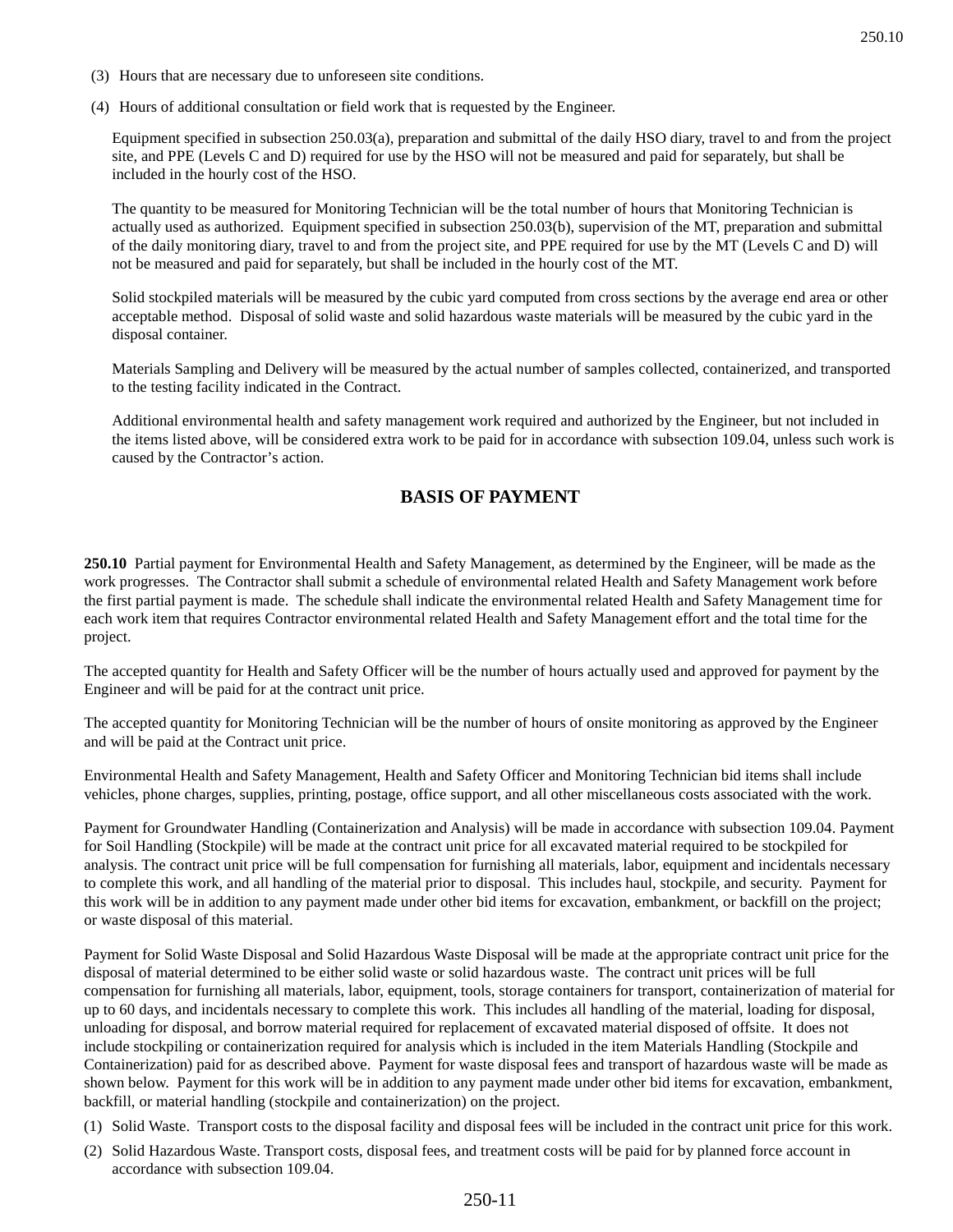(3) Hours that are necessary due to unforeseen site conditions.

(4) Hours of additional consultation or field work that is requested by the Engineer.

Equipment specified in subsection 250.03(a), preparation and submittal of the daily HSO diary, travel to and from the project site, and PPE (Levels C and D) required for use by the HSO will not be measured and paid for separately, but shall be included in the hourly cost of the HSO.

The quantity to be measured for Monitoring Technician will be the total number of hours that Monitoring Technician is actually used as authorized. Equipment specified in subsection 250.03(b), supervision of the MT, preparation and submittal of the daily monitoring diary, travel to and from the project site, and PPE required for use by the MT (Levels C and D) will not be measured and paid for separately, but shall be included in the hourly cost of the MT.

Solid stockpiled materials will be measured by the cubic yard computed from cross sections by the average end area or other acceptable method. Disposal of solid waste and solid hazardous waste materials will be measured by the cubic yard in the disposal container.

Materials Sampling and Delivery will be measured by the actual number of samples collected, containerized, and transported to the testing facility indicated in the Contract.

Additional environmental health and safety management work required and authorized by the Engineer, but not included in the items listed above, will be considered extra work to be paid for in accordance with subsection 109.04, unless such work is caused by the Contractor's action.

## BASIS OF PAYMENT

**250.10** Partial payment for Environmental Health and Safety Management, as determined by the Engineer, will be made as the work progresses. The Contractor shall submit a schedule of environmental related Health and Safety Management work before the first partial payment is made. The schedule shall indicate the environmental related Health and Safety Management time for each work item that requires Contractor environmental related Health and Safety Management effort and the total time for the project.

The accepted quantity for Health and Safety Officer will be the number of hours actually used and approved for payment by the Engineer and will be paid for at the contract unit price.

The accepted quantity for Monitoring Technician will be the number of hours of onsite monitoring as approved by the Engineer and will be paid at the Contract unit price.

Environmental Health and Safety Management, Health and Safety Officer and Monitoring Technician bid items shall include vehicles, phone charges, supplies, printing, postage, office support, and all other miscellaneous costs associated with the work.

Payment for Groundwater Handling (Containerization and Analysis) will be made in accordance with subsection 109.04. Payment for Soil Handling (Stockpile) will be made at the contract unit price for all excavated material required to be stockpiled for analysis. The contract unit price will be full compensation for furnishing all materials, labor, equipment and incidentals necessary to complete this work, and all handling of the material prior to disposal. This includes haul, stockpile, and security. Payment for this work will be in addition to any payment made under other bid items for excavation, embankment, or backfill on the project; or waste disposal of this material.

Payment for Solid Waste Disposal and Solid Hazardous Waste Disposal will be made at the appropriate contract unit price for the disposal of material determined to be either solid waste or solid hazardous waste. The contract unit prices will be full compensation for furnishing all materials, labor, equipment, tools, storage containers for transport, containerization of material for up to 60 days, and incidentals necessary to complete this work. This includes all handling of the material, loading for disposal, unloading for disposal, and borrow material required for replacement of excavated material disposed of offsite. It does not include stockpiling or containerization required for analysis which is included in the item Materials Handling (Stockpile and Containerization) paid for as described above. Payment for waste disposal fees and transport of hazardous waste will be made as shown below. Payment for this work will be in addition to any payment made under other bid items for excavation, embankment, backfill, or material handling (stockpile and containerization) on the project.

(1) Solid Waste. Transport costs to the disposal facility and disposal fees will be included in the contract unit price for this work.

(2) Solid Hazardous Waste. Transport costs, disposal fees, and treatment costs will be paid for by planned force account in accordance with subsection 109.04.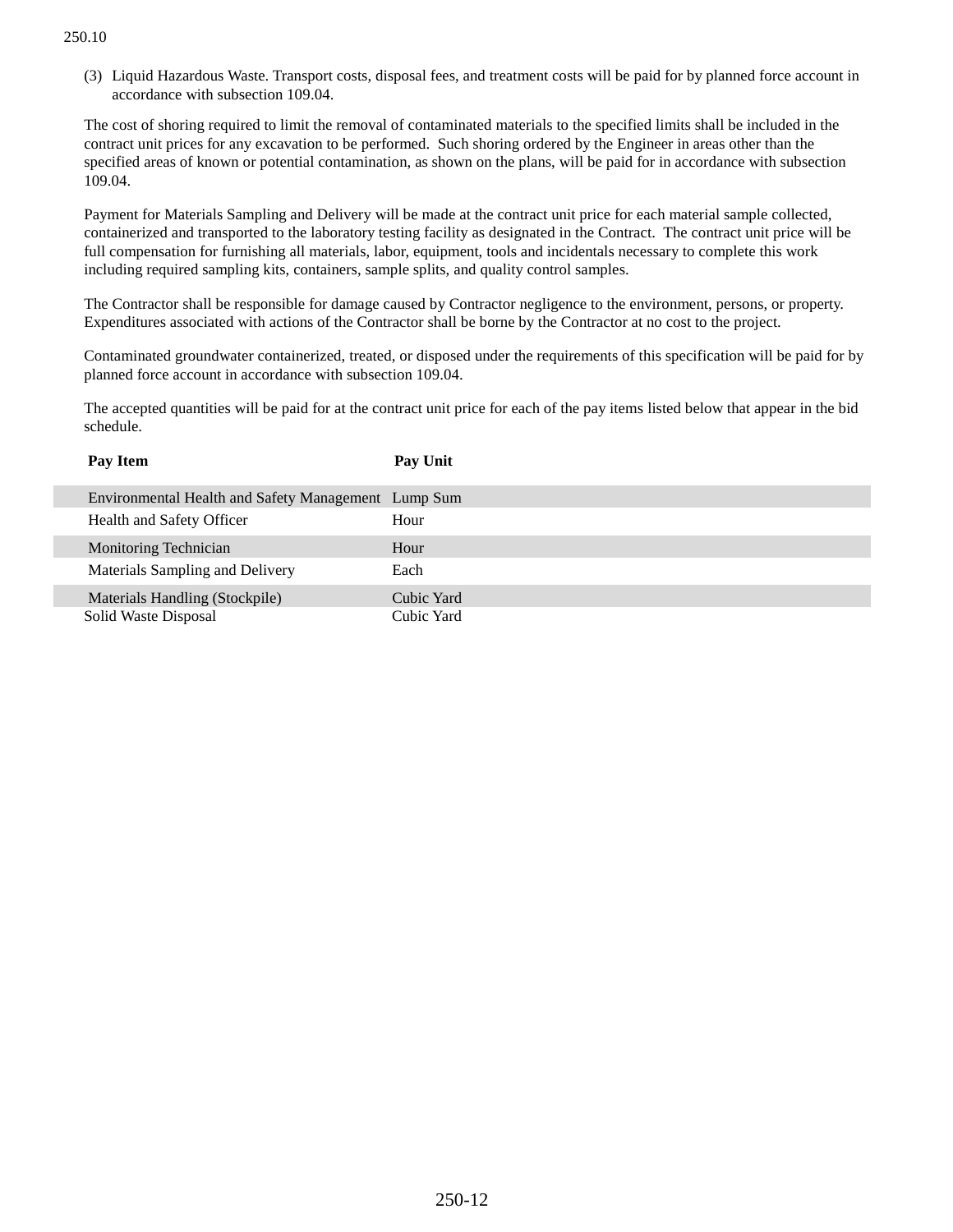(3) Liquid Hazardous Waste. Transport costs, disposal fees, and treatment costs will be paid for by planned force account in accordance with subsection 109.04.

The cost of shoring required to limit the removal of contaminated materials to the specified limits shall be included in the contract unit prices for any excavation to be performed. Such shoring ordered by the Engineer in areas other than the specified areas of known or potential contamination, as shown on the plans, will be paid for in accordance with subsection 109.04.

Payment for Materials Sampling and Delivery will be made at the contract unit price for each material sample collected, containerized and transported to the laboratory testing facility as designated in the Contract. The contract unit price will be full compensation for furnishing all materials, labor, equipment, tools and incidentals necessary to complete this work including required sampling kits, containers, sample splits, and quality control samples.

The Contractor shall be responsible for damage caused by Contractor negligence to the environment, persons, or property. Expenditures associated with actions of the Contractor shall be borne by the Contractor at no cost to the project.

Contaminated groundwater containerized, treated, or disposed under the requirements of this specification will be paid for by planned force account in accordance with subsection 109.04.

The accepted quantities will be paid for at the contract unit price for each of the pay items listed below that appear in the bid schedule.

| Pay Item | Pay Unit |
|---|---|
| Environmental Health and Safety Management | Lump Sum |
| Health and Safety Officer | Hour |
| Monitoring Technician | Hour |
| Materials Sampling and Delivery | Each |
| Materials Handling (Stockpile) | Cubic Yard |
| Solid Waste Disposal | Cubic Yard |